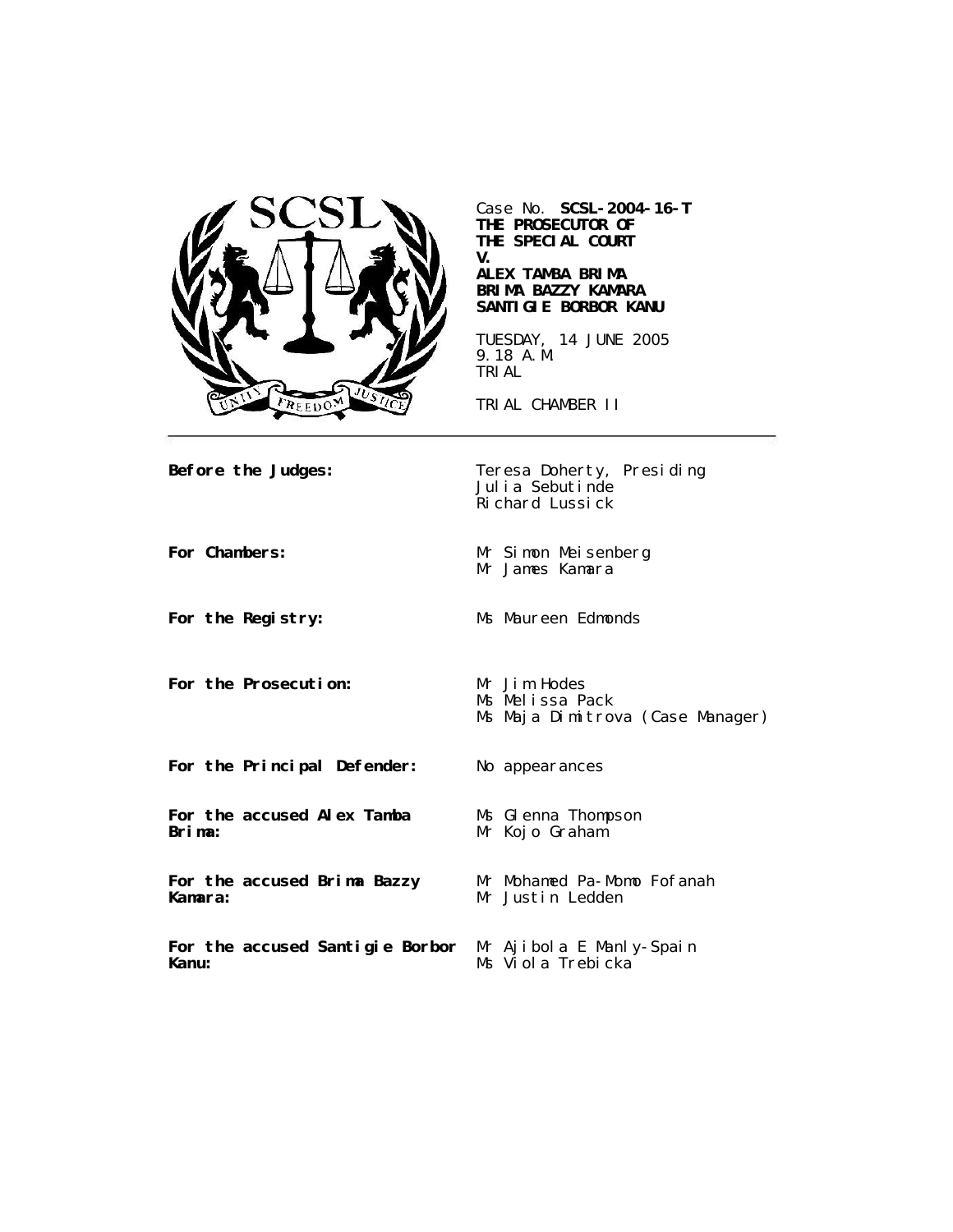Case No. **SCSL-2004-16-T**
**THE PROSECUTOR OF THE SPECIAL COURT**
**V.**
**ALEX TAMBA BRIMA**
**BRIMA BAZZY KAMARA**
**SANTIGIE BORBOR KANU**

TUESDAY, 14 JUNE 2005
9.18 A.M.
TRIAL

TRIAL CHAMBER II

---

| | |
|---|---|
| **Before the Judges:** | Teresa Doherty, Presiding<br>Julia Sebutinde<br>Richard Lussick |
| **For Chambers:** | Mr Simon Meisenberg<br>Mr James Kamara |
| **For the Registry:** | Ms Maureen Edmonds |
| **For the Prosecution:** | Mr Jim Hodes<br>Ms Melissa Pack<br>Ms Maja Dimitrova (Case Manager) |
| **For the Principal Defender:** | No appearances |
| **For the accused Alex Tamba Brima:** | Ms Glenna Thompson<br>Mr Kojo Graham |
| **For the accused Brima Bazzy Kamara:** | Mr Mohamed Pa-Momo Fofanah<br>Mr Justin Ledden |
| **For the accused Santigie Borbor Kanu:** | Mr Ajibola E Manly-Spain<br>Ms Viola Trebicka |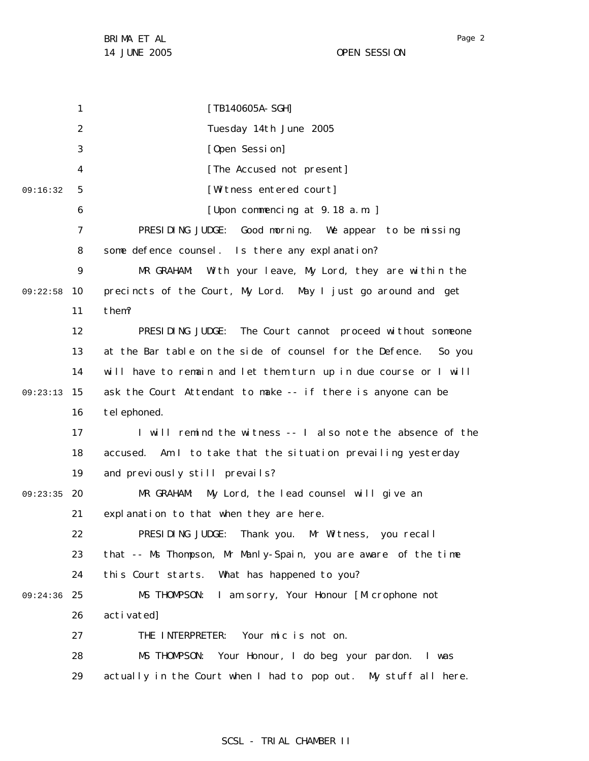[TB140605A-SGH]

Tuesday 14th June 2005

[Open Session]

[The Accused not present]

[Witness entered court]

[Upon commencing at 9.18 a.m.]

PRESIDING JUDGE: Good morning. We appear to be missing some defence counsel. Is there any explanation?

MR GRAHAM: With your leave, My Lord, they are within the precincts of the Court, My Lord. May I just go around and get them?

PRESIDING JUDGE: The Court cannot proceed without someone at the Bar table on the side of counsel for the Defence. So you will have to remain and let them turn up in due course or I will ask the Court Attendant to make -- if there is anyone can be telephoned.

I will remind the witness -- I also note the absence of the accused. Am I to take that the situation prevailing yesterday and previously still prevails?

MR GRAHAM: My Lord, the lead counsel will give an explanation to that when they are here.

PRESIDING JUDGE: Thank you. Mr Witness, you recall that -- Ms Thompson, Mr Manly-Spain, you are aware of the time this Court starts. What has happened to you?

MS THOMPSON: I am sorry, Your Honour [Microphone not activated]

THE INTERPRETER: Your mic is not on.

MS THOMPSON: Your Honour, I do beg your pardon. I was actually in the Court when I had to pop out. My stuff all here.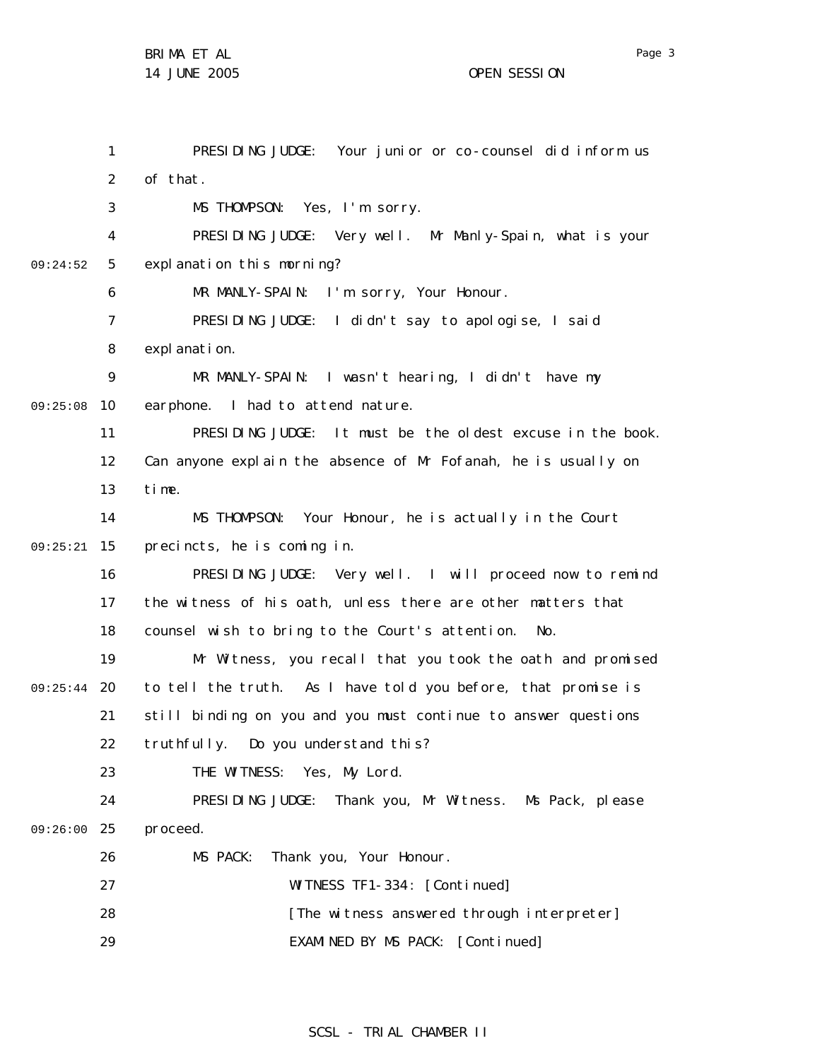PRESIDING JUDGE: Your junior or co-counsel did inform us of that.

MS THOMPSON: Yes, I'm sorry.

PRESIDING JUDGE: Very well. Mr Manly-Spain, what is your explanation this morning?

MR MANLY-SPAIN: I'm sorry, Your Honour.

PRESIDING JUDGE: I didn't say to apologise, I said explanation.

MR MANLY-SPAIN: I wasn't hearing, I didn't have my earphone. I had to attend nature.

PRESIDING JUDGE: It must be the oldest excuse in the book. Can anyone explain the absence of Mr Fofanah, he is usually on time.

MS THOMPSON: Your Honour, he is actually in the Court precincts, he is coming in.

PRESIDING JUDGE: Very well. I will proceed now to remind the witness of his oath, unless there are other matters that counsel wish to bring to the Court's attention. No.

Mr Witness, you recall that you took the oath and promised to tell the truth. As I have told you before, that promise is still binding on you and you must continue to answer questions truthfully. Do you understand this?

THE WITNESS: Yes, My Lord.

PRESIDING JUDGE: Thank you, Mr Witness. Ms Pack, please proceed.

MS PACK: Thank you, Your Honour.

WITNESS TF1-334: [Continued]

[The witness answered through interpreter]

EXAMINED BY MS PACK: [Continued]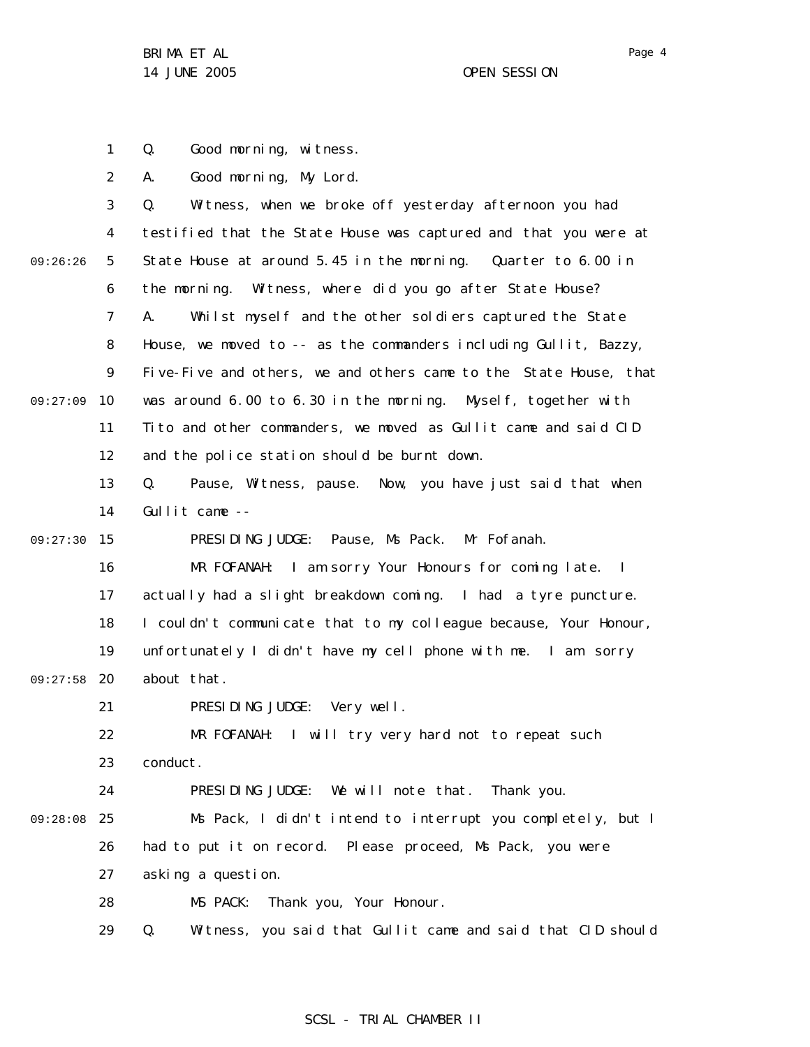Q. Good morning, witness.

A. Good morning, My Lord.

Q. Witness, when we broke off yesterday afternoon you had testified that the State House was captured and that you were at State House at around 5.45 in the morning. Quarter to 6.00 in the morning. Witness, where did you go after State House?

A. Whilst myself and the other soldiers captured the State House, we moved to -- as the commanders including Gullit, Bazzy, Five-Five and others, we and others came to the State House, that was around 6.00 to 6.30 in the morning. Myself, together with Tito and other commanders, we moved as Gullit came and said CID and the police station should be burnt down.

Q. Pause, Witness, pause. Now, you have just said that when Gullit came --

PRESIDING JUDGE: Pause, Ms Pack. Mr Fofanah.

MR FOFANAH: I am sorry Your Honours for coming late. I actually had a slight breakdown coming. I had a tyre puncture. I couldn't communicate that to my colleague because, Your Honour, unfortunately I didn't have my cell phone with me. I am sorry about that.

PRESIDING JUDGE: Very well.

MR FOFANAH: I will try very hard not to repeat such conduct.

PRESIDING JUDGE: We will note that. Thank you.

Ms Pack, I didn't intend to interrupt you completely, but I had to put it on record. Please proceed, Ms Pack, you were asking a question.

MS PACK: Thank you, Your Honour.

Q. Witness, you said that Gullit came and said that CID should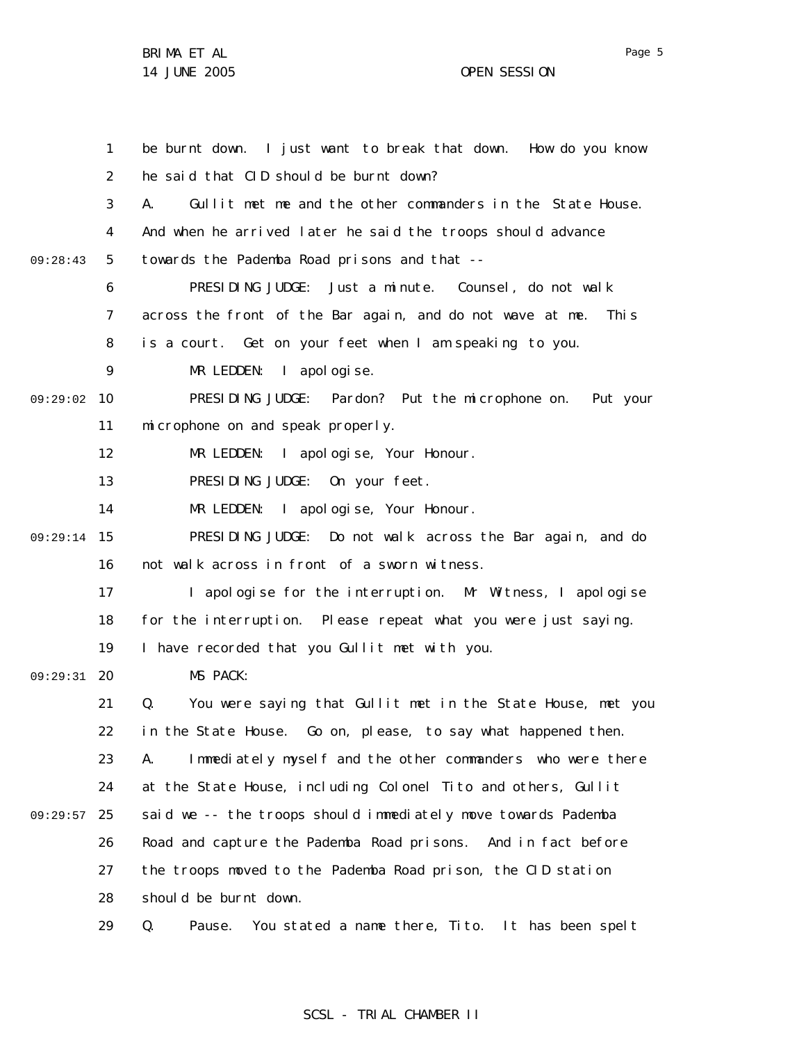be burnt down. I just want to break that down. How do you know he said that CID should be burnt down?

A. Gullit met me and the other commanders in the State House. And when he arrived later he said the troops should advance towards the Pademba Road prisons and that --

PRESIDING JUDGE: Just a minute. Counsel, do not walk across the front of the Bar again, and do not wave at me. This is a court. Get on your feet when I am speaking to you.

MR LEDDEN: I apologise.

PRESIDING JUDGE: Pardon? Put the microphone on. Put your microphone on and speak properly.

MR LEDDEN: I apologise, Your Honour.

PRESIDING JUDGE: On your feet.

MR LEDDEN: I apologise, Your Honour.

PRESIDING JUDGE: Do not walk across the Bar again, and do not walk across in front of a sworn witness.

I apologise for the interruption. Mr Witness, I apologise for the interruption. Please repeat what you were just saying. I have recorded that you Gullit met with you.

MS PACK:

Q. You were saying that Gullit met in the State House, met you in the State House. Go on, please, to say what happened then.

A. Immediately myself and the other commanders who were there at the State House, including Colonel Tito and others, Gullit said we -- the troops should immediately move towards Pademba Road and capture the Pademba Road prisons. And in fact before the troops moved to the Pademba Road prison, the CID station should be burnt down.

Q. Pause. You stated a name there, Tito. It has been spelt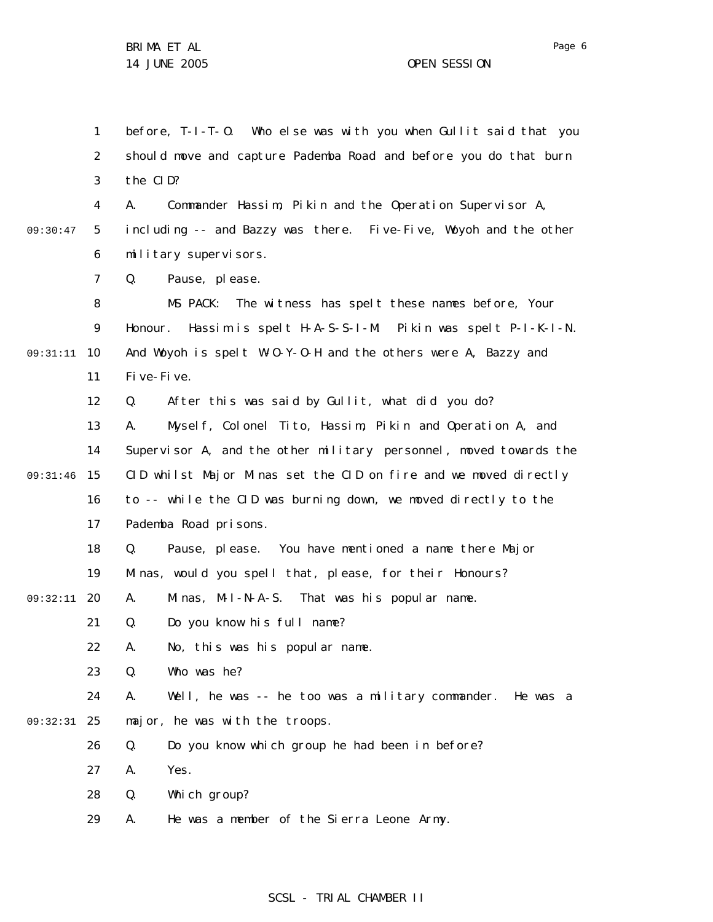before, T-I-T-O. Who else was with you when Gullit said that you should move and capture Pademba Road and before you do that burn the CID?

A. Commander Hassim, Pikin and the Operation Supervisor A, including -- and Bazzy was there. Five-Five, Woyoh and the other military supervisors.

Q. Pause, please.

MS PACK: The witness has spelt these names before, Your Honour. Hassim is spelt H-A-S-S-I-M. Pikin was spelt P-I-K-I-N. And Woyoh is spelt W-O-Y-O-H and the others were A, Bazzy and Five-Five.

Q. After this was said by Gullit, what did you do?

A. Myself, Colonel Tito, Hassim, Pikin and Operation A, and Supervisor A, and the other military personnel, moved towards the CID whilst Major Minas set the CID on fire and we moved directly to -- while the CID was burning down, we moved directly to the Pademba Road prisons.

Q. Pause, please. You have mentioned a name there Major Minas, would you spell that, please, for their Honours?

A. Minas, M-I-N-A-S. That was his popular name.

Q. Do you know his full name?

A. No, this was his popular name.

Q. Who was he?

A. Well, he was -- he too was a military commander. He was a major, he was with the troops.

Q. Do you know which group he had been in before?

A. Yes.

Q. Which group?

A. He was a member of the Sierra Leone Army.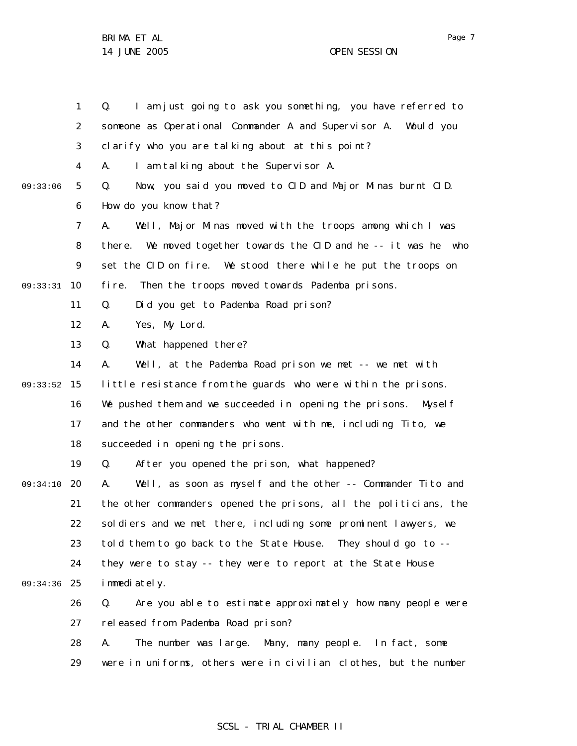Q. I am just going to ask you something, you have referred to someone as Operational Commander A and Supervisor A. Would you clarify who you are talking about at this point?

A. I am talking about the Supervisor A.

Q. Now, you said you moved to CID and Major Minas burnt CID. How do you know that?

A. Well, Major Minas moved with the troops among which I was there. We moved together towards the CID and he -- it was he who set the CID on fire. We stood there while he put the troops on fire. Then the troops moved towards Pademba prisons.

Q. Did you get to Pademba Road prison?

A. Yes, My Lord.

Q. What happened there?

A. Well, at the Pademba Road prison we met -- we met with little resistance from the guards who were within the prisons. We pushed them and we succeeded in opening the prisons. Myself and the other commanders who went with me, including Tito, we succeeded in opening the prisons.

Q. After you opened the prison, what happened?

A. Well, as soon as myself and the other -- Commander Tito and the other commanders opened the prisons, all the politicians, the soldiers and we met there, including some prominent lawyers, we told them to go back to the State House. They should go to -- they were to stay -- they were to report at the State House immediately.

Q. Are you able to estimate approximately how many people were released from Pademba Road prison?

A. The number was large. Many, many people. In fact, some were in uniforms, others were in civilian clothes, but the number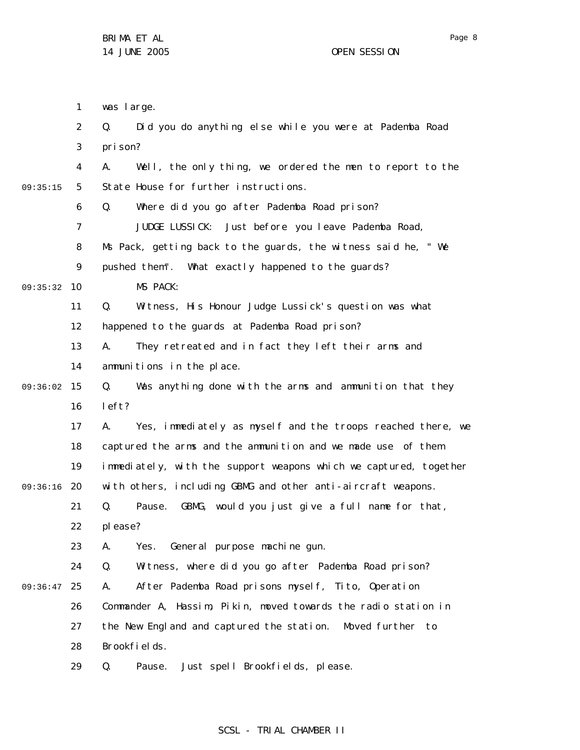was large.

Q. Did you do anything else while you were at Pademba Road prison?

A. Well, the only thing, we ordered the men to report to the State House for further instructions.

Q. Where did you go after Pademba Road prison?

JUDGE LUSSICK: Just before you leave Pademba Road, Ms Pack, getting back to the guards, the witness said he, "We pushed them". What exactly happened to the guards?

MS PACK:

Q. Witness, His Honour Judge Lussick's question was what happened to the guards at Pademba Road prison?

A. They retreated and in fact they left their arms and ammunitions in the place.

Q. Was anything done with the arms and ammunition that they left?

A. Yes, immediately as myself and the troops reached there, we captured the arms and the ammunition and we made use of them immediately, with the support weapons which we captured, together with others, including GBMG and other anti-aircraft weapons.

Q. Pause. GBMG, would you just give a full name for that, please?

A. Yes. General purpose machine gun.

Q. Witness, where did you go after Pademba Road prison?

A. After Pademba Road prisons myself, Tito, Operation Commander A, Hassim, Pikin, moved towards the radio station in the New England and captured the station. Moved further to Brookfields.

Q. Pause. Just spell Brookfields, please.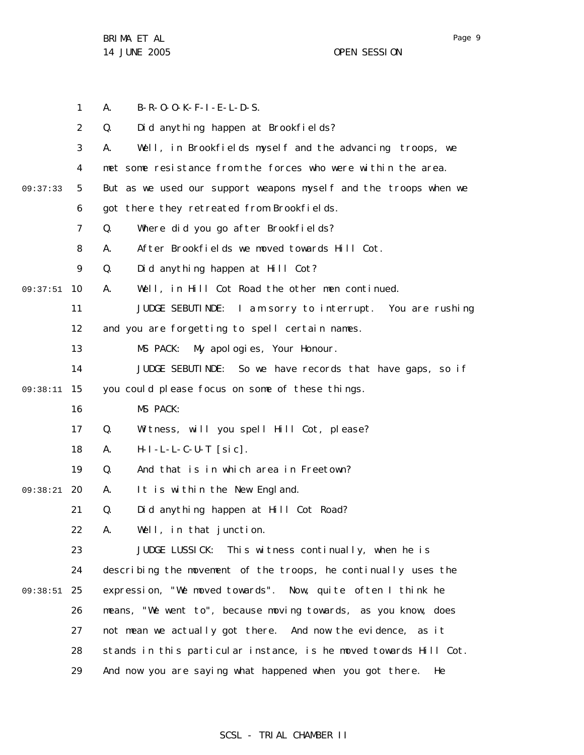A. B-R-O-O-K-F-I-E-L-D-S.

Q. Did anything happen at Brookfields?

A. Well, in Brookfields myself and the advancing troops, we met some resistance from the forces who were within the area. But as we used our support weapons myself and the troops when we got there they retreated from Brookfields.

Q. Where did you go after Brookfields?

A. After Brookfields we moved towards Hill Cot.

Q. Did anything happen at Hill Cot?

A. Well, in Hill Cot Road the other men continued.

JUDGE SEBUTINDE: I am sorry to interrupt. You are rushing and you are forgetting to spell certain names.

MS PACK: My apologies, Your Honour.

JUDGE SEBUTINDE: So we have records that have gaps, so if you could please focus on some of these things.

MS PACK:

Q. Witness, will you spell Hill Cot, please?

A. H-I-L-L-C-U-T [sic].

Q. And that is in which area in Freetown?

A. It is within the New England.

Q. Did anything happen at Hill Cot Road?

A. Well, in that junction.

JUDGE LUSSICK: This witness continually, when he is describing the movement of the troops, he continually uses the expression, "We moved towards". Now, quite often I think he means, "We went to", because moving towards, as you know, does not mean we actually got there. And now the evidence, as it stands in this particular instance, is he moved towards Hill Cot. And now you are saying what happened when you got there. He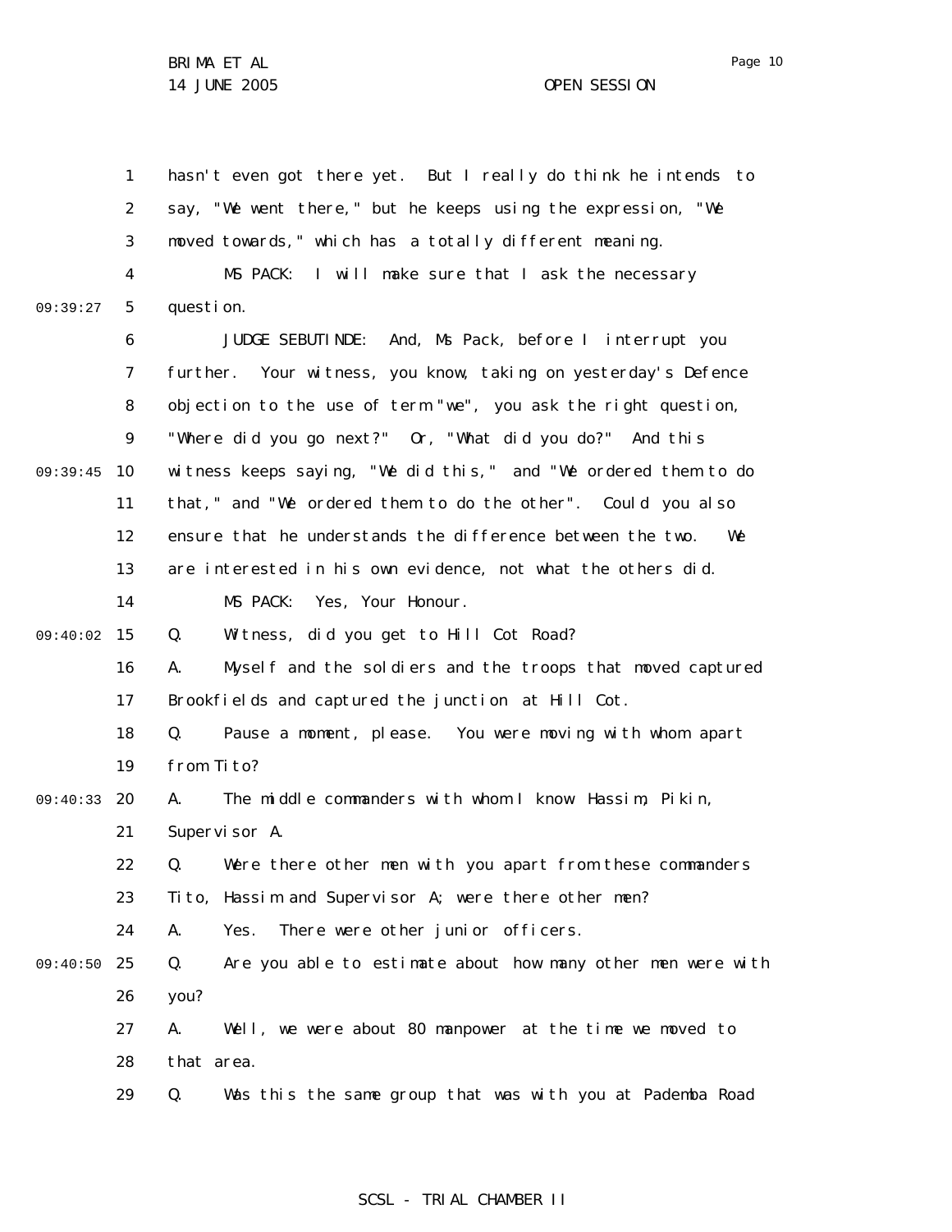hasn't even got there yet. But I really do think he intends to say, "We went there," but he keeps using the expression, "We moved towards," which has a totally different meaning.

MS PACK: I will make sure that I ask the necessary question.

JUDGE SEBUTINDE: And, Ms Pack, before I interrupt you further. Your witness, you know, taking on yesterday's Defence objection to the use of term "we", you ask the right question, "Where did you go next?" Or, "What did you do?" And this witness keeps saying, "We did this," and "We ordered them to do that," and "We ordered them to do the other". Could you also ensure that he understands the difference between the two. We are interested in his own evidence, not what the others did.

MS PACK: Yes, Your Honour.

Q. Witness, did you get to Hill Cot Road?

A. Myself and the soldiers and the troops that moved captured Brookfields and captured the junction at Hill Cot.

Q. Pause a moment, please. You were moving with whom apart from Tito?

A. The middle commanders with whom I know: Hassim, Pikin, Supervisor A.

Q. Were there other men with you apart from these commanders Tito, Hassim and Supervisor A; were there other men?

A. Yes. There were other junior officers.

Q. Are you able to estimate about how many other men were with you?

A. Well, we were about 80 manpower at the time we moved to that area.

Q. Was this the same group that was with you at Pademba Road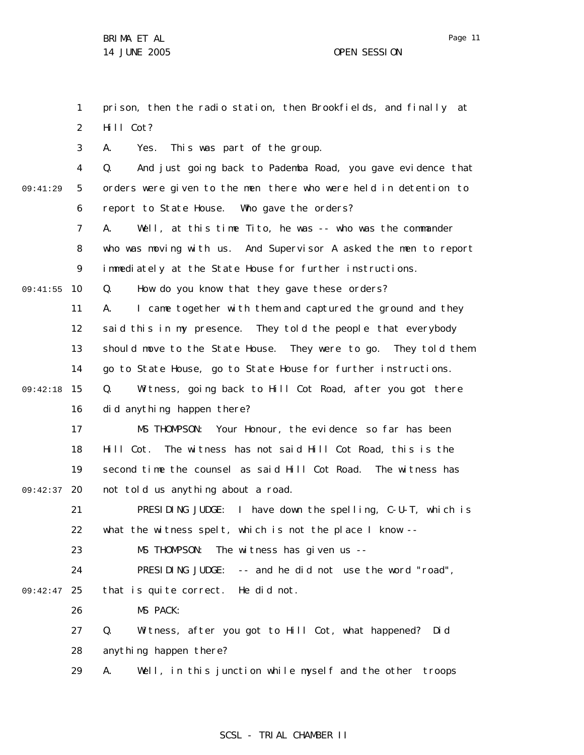prison, then the radio station, then Brookfields, and finally at Hill Cot?

A. Yes. This was part of the group.

Q. And just going back to Pademba Road, you gave evidence that orders were given to the men there who were held in detention to report to State House. Who gave the orders?

A. Well, at this time Tito, he was -- who was the commander who was moving with us. And Supervisor A asked the men to report immediately at the State House for further instructions.

Q. How do you know that they gave these orders?

A. I came together with them and captured the ground and they said this in my presence. They told the people that everybody should move to the State House. They were to go. They told them go to State House, go to State House for further instructions.

Q. Witness, going back to Hill Cot Road, after you got there did anything happen there?

MS THOMPSON: Your Honour, the evidence so far has been Hill Cot. The witness has not said Hill Cot Road, this is the second time the counsel as said Hill Cot Road. The witness has not told us anything about a road.

PRESIDING JUDGE: I have down the spelling, C-U-T, which is what the witness spelt, which is not the place I know --

MS THOMPSON: The witness has given us --

PRESIDING JUDGE: -- and he did not use the word "road", that is quite correct. He did not.

MS PACK:

Q. Witness, after you got to Hill Cot, what happened? Did anything happen there?

A. Well, in this junction while myself and the other troops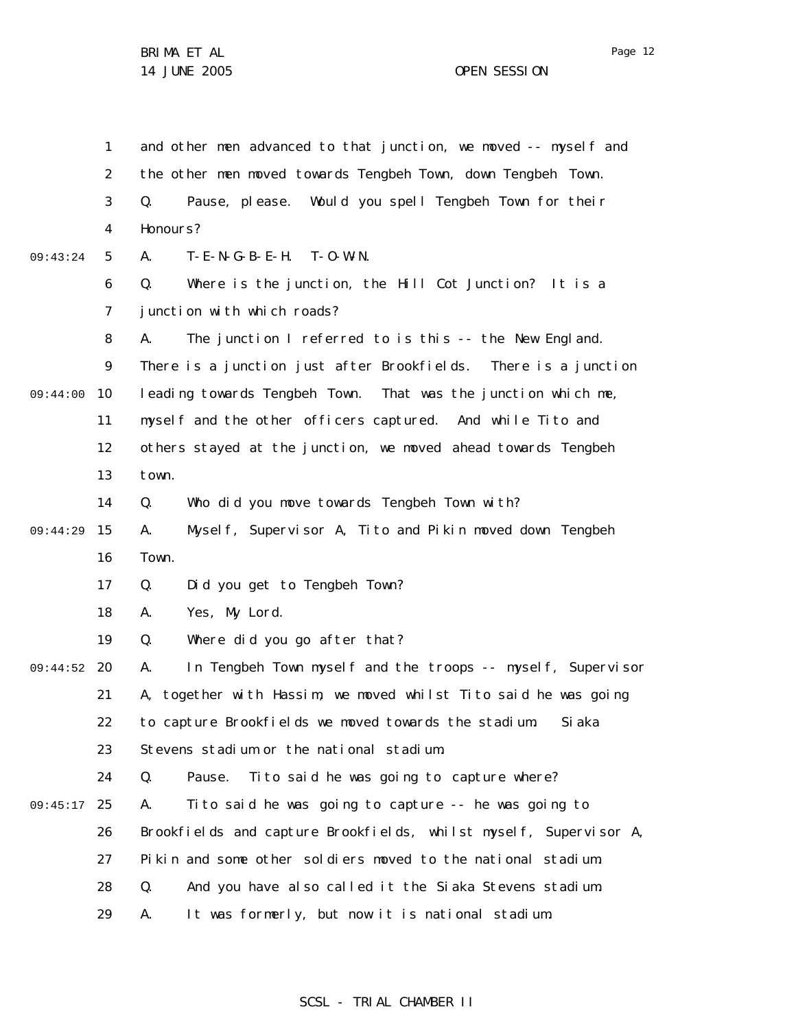and other men advanced to that junction, we moved -- myself and the other men moved towards Tengbeh Town, down Tengbeh Town.

Q. Pause, please. Would you spell Tengbeh Town for their Honours?

A. T-E-N-G-B-E-H. T-O-W-N.

Q. Where is the junction, the Hill Cot Junction? It is a junction with which roads?

A. The junction I referred to is this -- the New England. There is a junction just after Brookfields. There is a junction leading towards Tengbeh Town. That was the junction which me, myself and the other officers captured. And while Tito and others stayed at the junction, we moved ahead towards Tengbeh town.

Q. Who did you move towards Tengbeh Town with?

A. Myself, Supervisor A, Tito and Pikin moved down Tengbeh Town.

Q. Did you get to Tengbeh Town?

A. Yes, My Lord.

Q. Where did you go after that?

A. In Tengbeh Town myself and the troops -- myself, Supervisor A, together with Hassim, we moved whilst Tito said he was going to capture Brookfields we moved towards the stadium. Siaka Stevens stadium or the national stadium.

Q. Pause. Tito said he was going to capture where?

A. Tito said he was going to capture -- he was going to Brookfields and capture Brookfields, whilst myself, Supervisor A, Pikin and some other soldiers moved to the national stadium.

Q. And you have also called it the Siaka Stevens stadium.

A. It was formerly, but now it is national stadium.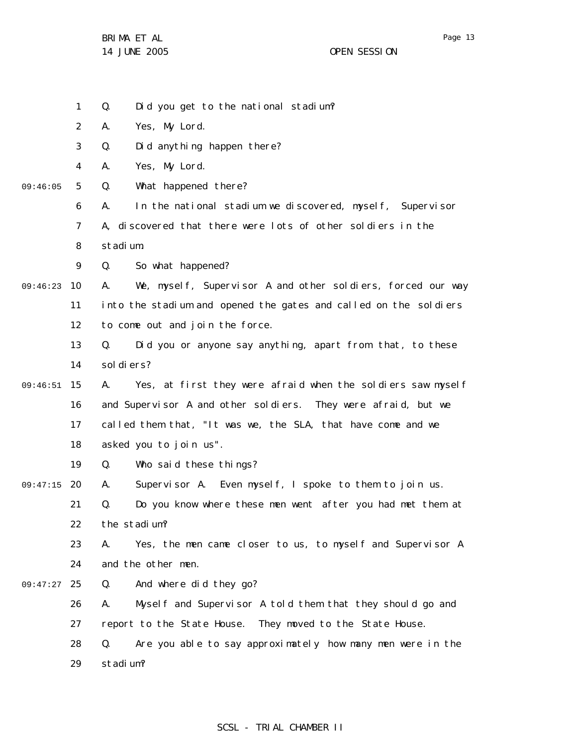Q. Did you get to the national stadium?

A. Yes, My Lord.

Q. Did anything happen there?

A. Yes, My Lord.

Q. What happened there?

A. In the national stadium we discovered, myself, Supervisor A, discovered that there were lots of other soldiers in the stadium.

Q. So what happened?

A. We, myself, Supervisor A and other soldiers, forced our way into the stadium and opened the gates and called on the soldiers to come out and join the force.

Q. Did you or anyone say anything, apart from that, to these soldiers?

A. Yes, at first they were afraid when the soldiers saw myself and Supervisor A and other soldiers. They were afraid, but we called them that, "It was we, the SLA, that have come and we asked you to join us".

Q. Who said these things?

A. Supervisor A. Even myself, I spoke to them to join us.

Q. Do you know where these men went after you had met them at the stadium?

A. Yes, the men came closer to us, to myself and Supervisor A and the other men.

Q. And where did they go?

A. Myself and Supervisor A told them that they should go and report to the State House. They moved to the State House.

Q. Are you able to say approximately how many men were in the stadium?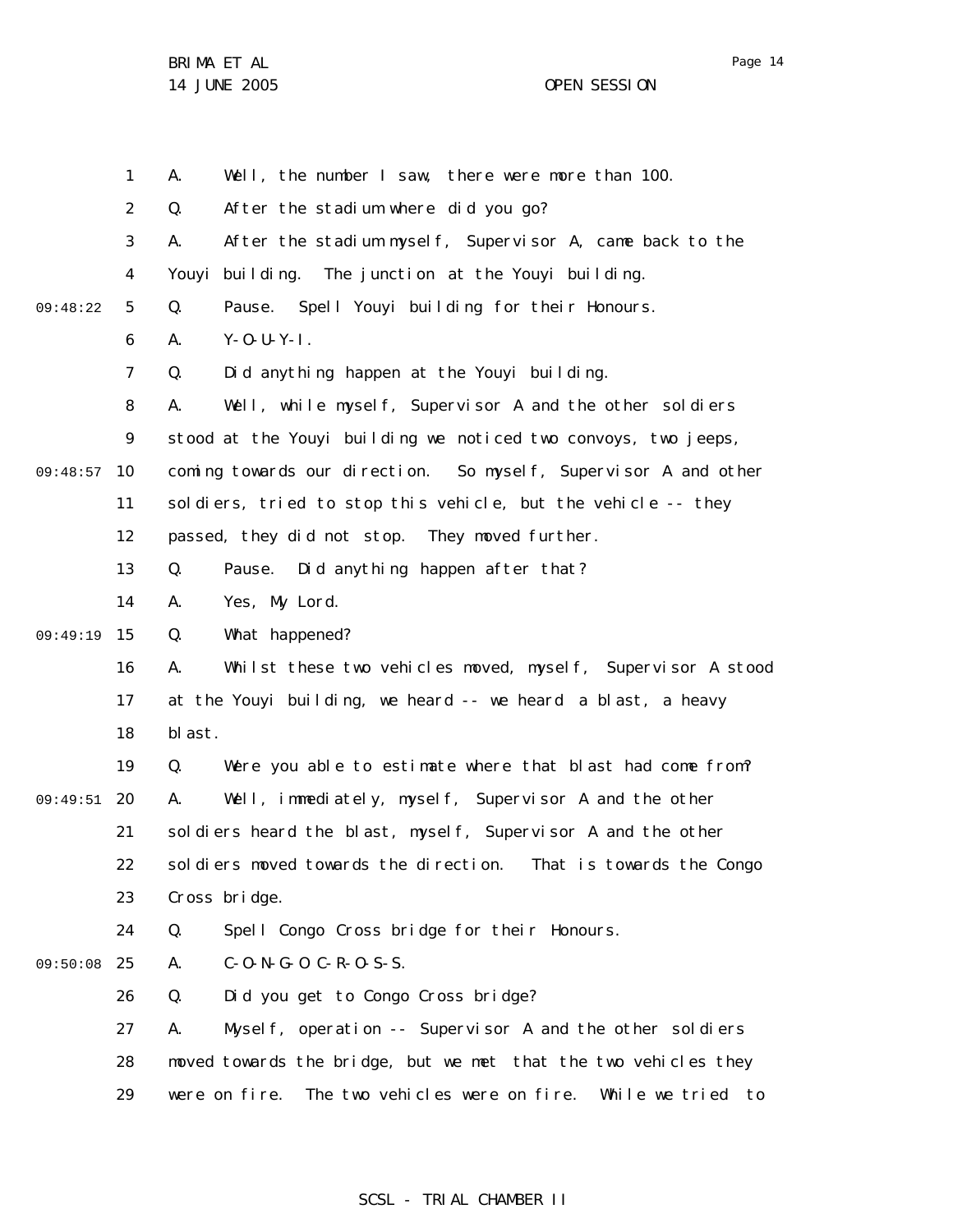A. Well, the number I saw, there were more than 100.

Q. After the stadium where did you go?

A. After the stadium myself, Supervisor A, came back to the Youyi building. The junction at the Youyi building.

Q. Pause. Spell Youyi building for their Honours.

A. Y-O-U-Y-I.

Q. Did anything happen at the Youyi building.

A. Well, while myself, Supervisor A and the other soldiers stood at the Youyi building we noticed two convoys, two jeeps, coming towards our direction. So myself, Supervisor A and other soldiers, tried to stop this vehicle, but the vehicle -- they passed, they did not stop. They moved further.

Q. Pause. Did anything happen after that?

A. Yes, My Lord.

Q. What happened?

A. Whilst these two vehicles moved, myself, Supervisor A stood at the Youyi building, we heard -- we heard a blast, a heavy blast.

Q. Were you able to estimate where that blast had come from?

A. Well, immediately, myself, Supervisor A and the other soldiers heard the blast, myself, Supervisor A and the other soldiers moved towards the direction. That is towards the Congo Cross bridge.

Q. Spell Congo Cross bridge for their Honours.

A. C-O-N-G-O C-R-O-S-S.

Q. Did you get to Congo Cross bridge?

A. Myself, operation -- Supervisor A and the other soldiers moved towards the bridge, but we met that the two vehicles they were on fire. The two vehicles were on fire. While we tried to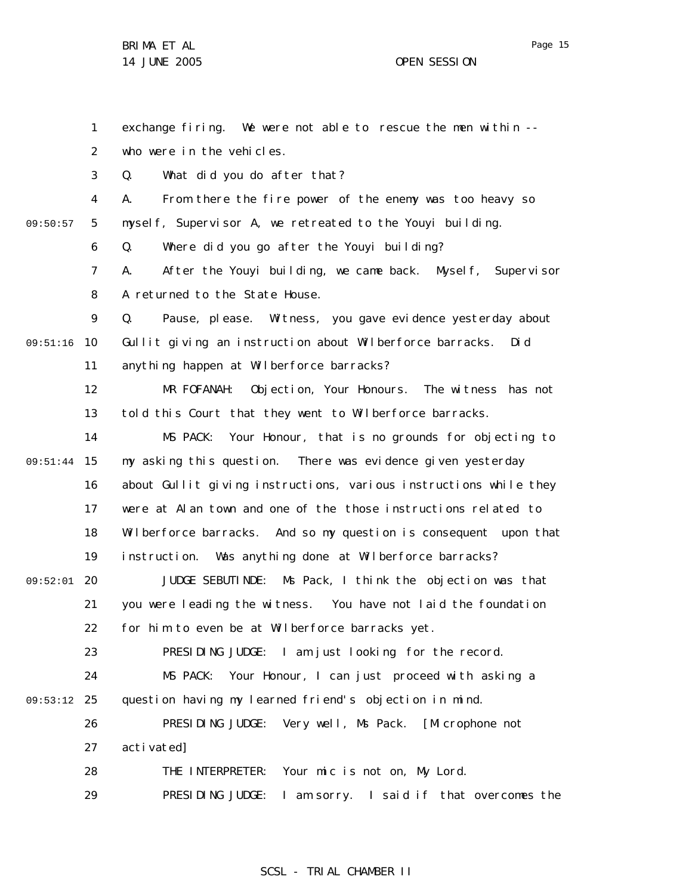exchange firing. We were not able to rescue the men within -- who were in the vehicles.

Q. What did you do after that?

A. From there the fire power of the enemy was too heavy so myself, Supervisor A, we retreated to the Youyi building.

Q. Where did you go after the Youyi building?

A. After the Youyi building, we came back. Myself, Supervisor A returned to the State House.

Q. Pause, please. Witness, you gave evidence yesterday about Gullit giving an instruction about Wilberforce barracks. Did anything happen at Wilberforce barracks?

MR FOFANAH: Objection, Your Honours. The witness has not told this Court that they went to Wilberforce barracks.

MS PACK: Your Honour, that is no grounds for objecting to my asking this question. There was evidence given yesterday about Gullit giving instructions, various instructions while they were at Alan town and one of the those instructions related to Wilberforce barracks. And so my question is consequent upon that instruction. Was anything done at Wilberforce barracks?

JUDGE SEBUTINDE: Ms Pack, I think the objection was that you were leading the witness. You have not laid the foundation for him to even be at Wilberforce barracks yet.

PRESIDING JUDGE: I am just looking for the record.

MS PACK: Your Honour, I can just proceed with asking a question having my learned friend's objection in mind.

PRESIDING JUDGE: Very well, Ms Pack. [Microphone not activated]

THE INTERPRETER: Your mic is not on, My Lord.

PRESIDING JUDGE: I am sorry. I said if that overcomes the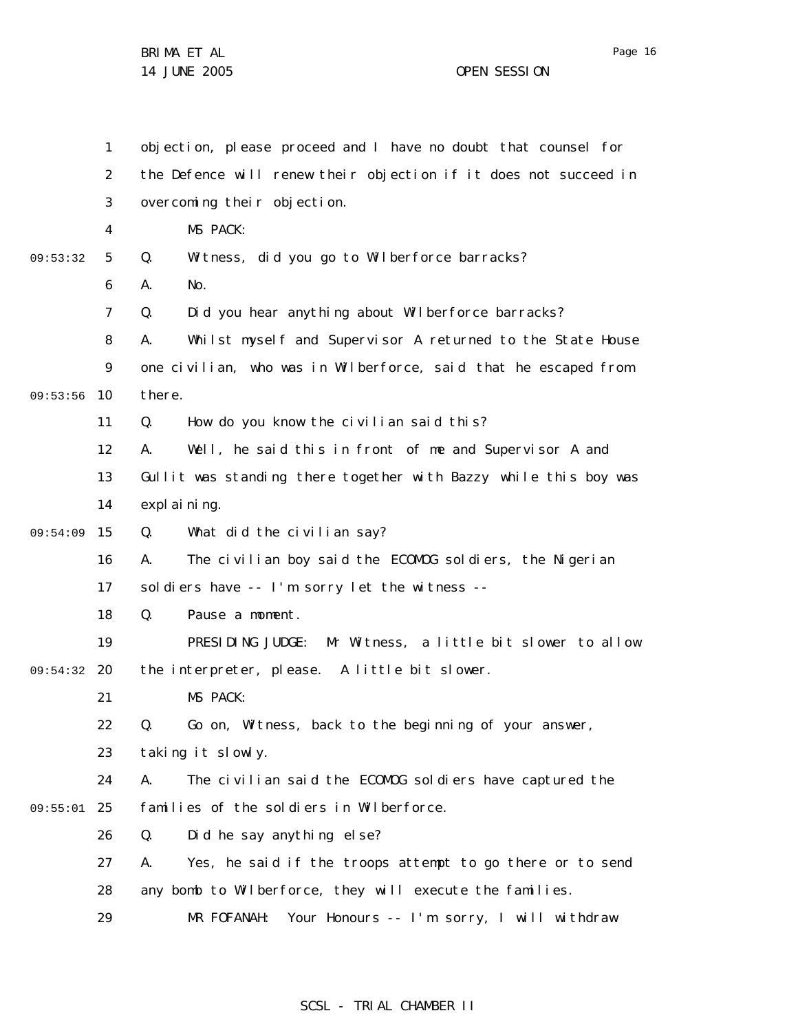objection, please proceed and I have no doubt that counsel for the Defence will renew their objection if it does not succeed in overcoming their objection.

MS PACK:

Q. Witness, did you go to Wilberforce barracks?

A. No.

Q. Did you hear anything about Wilberforce barracks?

A. Whilst myself and Supervisor A returned to the State House one civilian, who was in Wilberforce, said that he escaped from there.

Q. How do you know the civilian said this?

A. Well, he said this in front of me and Supervisor A and Gullit was standing there together with Bazzy while this boy was explaining.

Q. What did the civilian say?

A. The civilian boy said the ECOMOG soldiers, the Nigerian soldiers have -- I'm sorry let the witness --

Q. Pause a moment.

PRESIDING JUDGE: Mr Witness, a little bit slower to allow the interpreter, please. A little bit slower.

MS PACK:

Q. Go on, Witness, back to the beginning of your answer, taking it slowly.

A. The civilian said the ECOMOG soldiers have captured the families of the soldiers in Wilberforce.

Q. Did he say anything else?

A. Yes, he said if the troops attempt to go there or to send any bomb to Wilberforce, they will execute the families.

MR FOFANAH: Your Honours -- I'm sorry, I will withdraw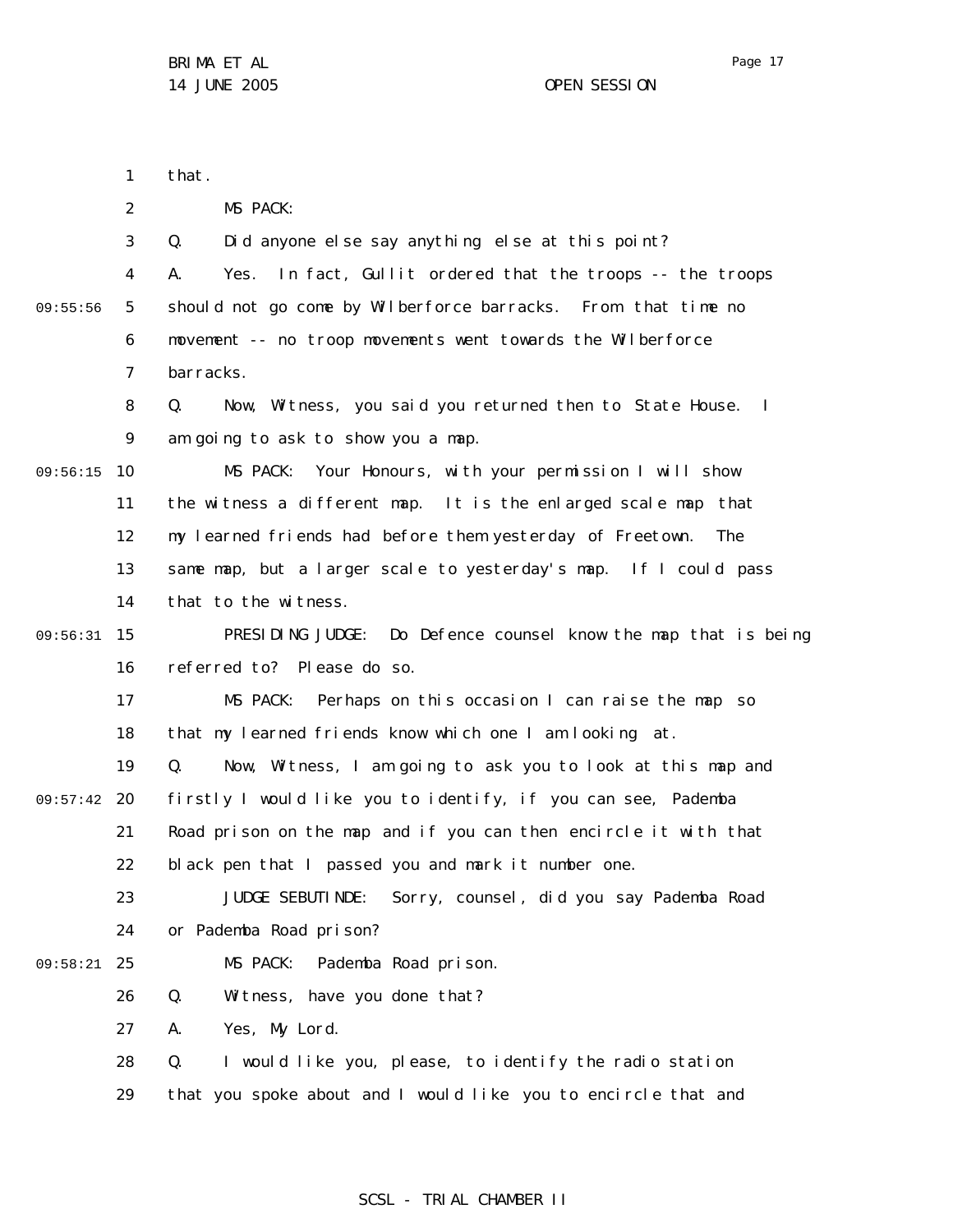that.

MS PACK:

Q. Did anyone else say anything else at this point?

A. Yes. In fact, Gullit ordered that the troops -- the troops should not go come by Wilberforce barracks. From that time no movement -- no troop movements went towards the Wilberforce barracks.

Q. Now, Witness, you said you returned then to State House. I am going to ask to show you a map.

MS PACK: Your Honours, with your permission I will show the witness a different map. It is the enlarged scale map that my learned friends had before them yesterday of Freetown. The same map, but a larger scale to yesterday's map. If I could pass that to the witness.

PRESIDING JUDGE: Do Defence counsel know the map that is being referred to? Please do so.

MS PACK: Perhaps on this occasion I can raise the map so that my learned friends know which one I am looking at.

Q. Now, Witness, I am going to ask you to look at this map and firstly I would like you to identify, if you can see, Pademba Road prison on the map and if you can then encircle it with that black pen that I passed you and mark it number one.

JUDGE SEBUTINDE: Sorry, counsel, did you say Pademba Road or Pademba Road prison?

MS PACK: Pademba Road prison.

Q. Witness, have you done that?

A. Yes, My Lord.

Q. I would like you, please, to identify the radio station that you spoke about and I would like you to encircle that and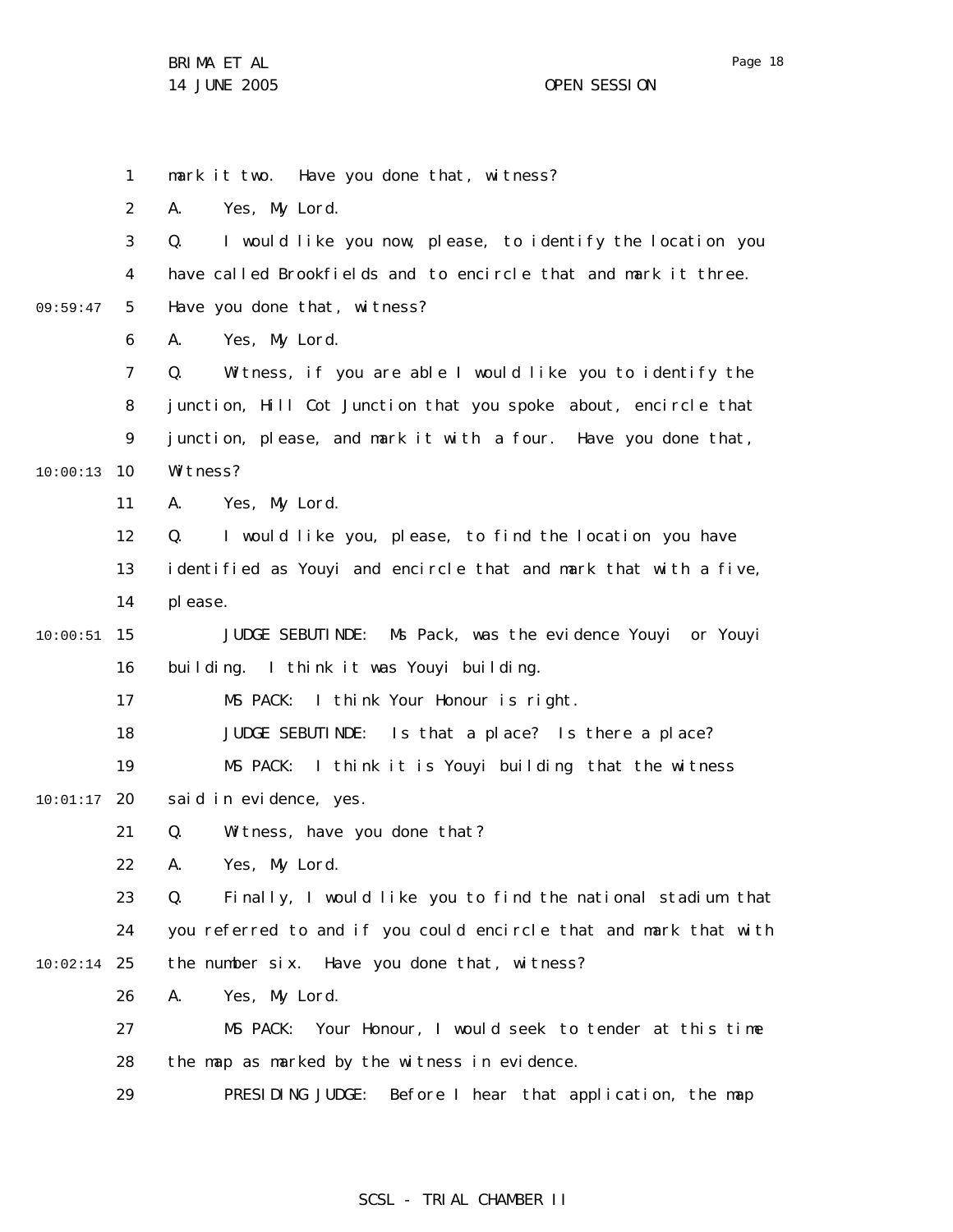mark it two. Have you done that, witness?

A. Yes, My Lord.

Q. I would like you now, please, to identify the location you have called Brookfields and to encircle that and mark it three. Have you done that, witness?

A. Yes, My Lord.

Q. Witness, if you are able I would like you to identify the junction, Hill Cot Junction that you spoke about, encircle that junction, please, and mark it with a four. Have you done that, Witness?

A. Yes, My Lord.

Q. I would like you, please, to find the location you have identified as Youyi and encircle that and mark that with a five, please.

JUDGE SEBUTINDE: Ms Pack, was the evidence Youyi or Youyi building. I think it was Youyi building.

MS PACK: I think Your Honour is right.

JUDGE SEBUTINDE: Is that a place? Is there a place?

MS PACK: I think it is Youyi building that the witness said in evidence, yes.

Q. Witness, have you done that?

A. Yes, My Lord.

Q. Finally, I would like you to find the national stadium that you referred to and if you could encircle that and mark that with the number six. Have you done that, witness?

A. Yes, My Lord.

MS PACK: Your Honour, I would seek to tender at this time the map as marked by the witness in evidence.

PRESIDING JUDGE: Before I hear that application, the map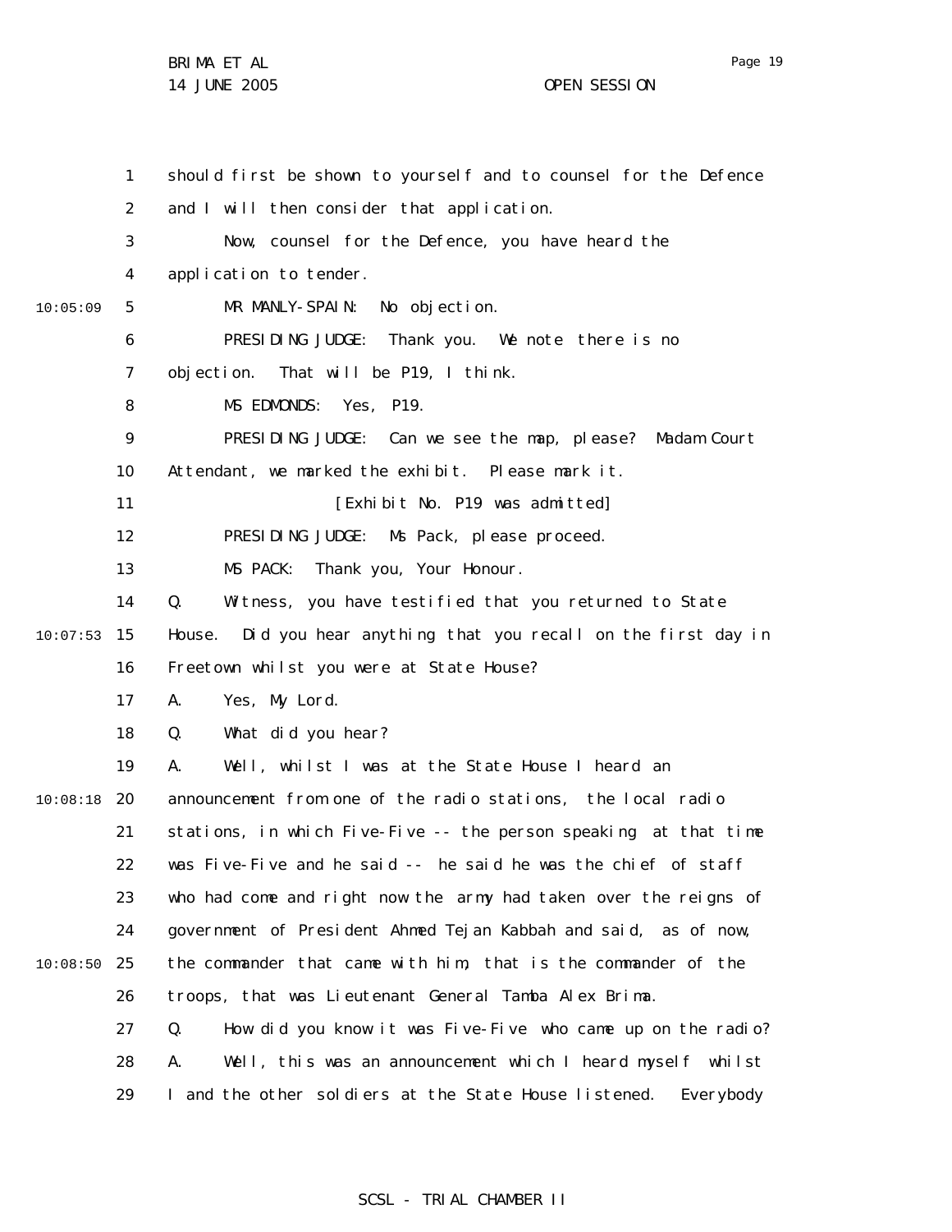should first be shown to yourself and to counsel for the Defence and I will then consider that application.

Now, counsel for the Defence, you have heard the application to tender.

MR MANLY-SPAIN: No objection.

PRESIDING JUDGE: Thank you. We note there is no objection. That will be P19, I think.

MS EDMONDS: Yes, P19.

PRESIDING JUDGE: Can we see the map, please? Madam Court Attendant, we marked the exhibit. Please mark it.

[Exhibit No. P19 was admitted]

PRESIDING JUDGE: Ms Pack, please proceed.

MS PACK: Thank you, Your Honour.

Q. Witness, you have testified that you returned to State House. Did you hear anything that you recall on the first day in Freetown whilst you were at State House?

A. Yes, My Lord.

Q. What did you hear?

A. Well, whilst I was at the State House I heard an announcement from one of the radio stations, the local radio stations, in which Five-Five -- the person speaking at that time was Five-Five and he said -- he said he was the chief of staff who had come and right now the army had taken over the reigns of government of President Ahmed Tejan Kabbah and said, as of now, the commander that came with him, that is the commander of the troops, that was Lieutenant General Tamba Alex Brima.

Q. How did you know it was Five-Five who came up on the radio?

A. Well, this was an announcement which I heard myself whilst I and the other soldiers at the State House listened. Everybody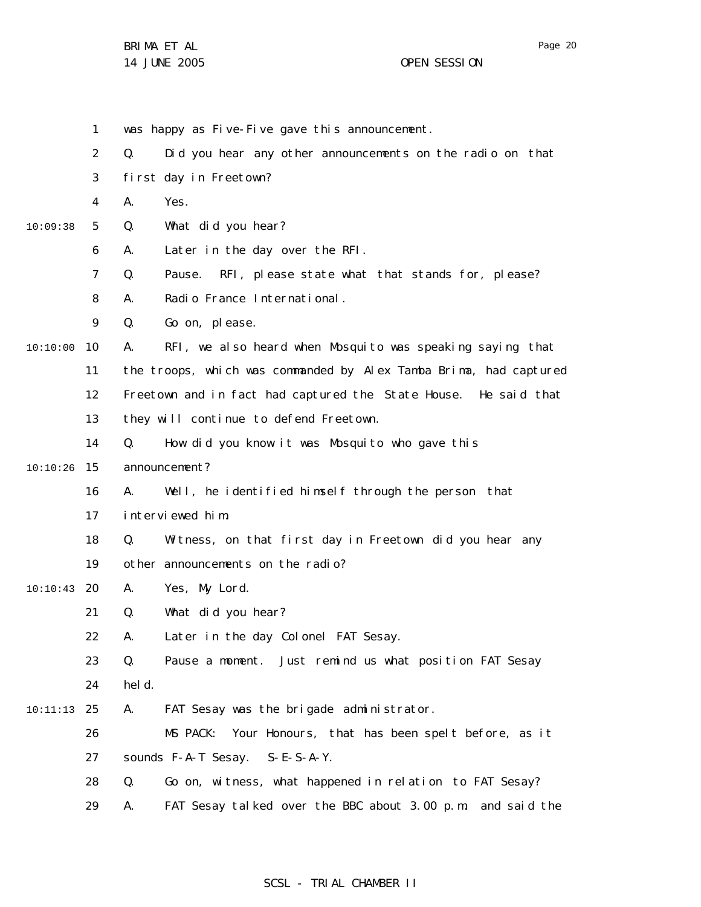was happy as Five-Five gave this announcement.

Q. Did you hear any other announcements on the radio on that first day in Freetown?

A. Yes.

Q. What did you hear?

A. Later in the day over the RFI.

Q. Pause. RFI, please state what that stands for, please?

A. Radio France International.

Q. Go on, please.

A. RFI, we also heard when Mosquito was speaking saying that the troops, which was commanded by Alex Tamba Brima, had captured Freetown and in fact had captured the State House. He said that they will continue to defend Freetown.

Q. How did you know it was Mosquito who gave this announcement?

A. Well, he identified himself through the person that interviewed him.

Q. Witness, on that first day in Freetown did you hear any other announcements on the radio?

A. Yes, My Lord.

Q. What did you hear?

A. Later in the day Colonel FAT Sesay.

Q. Pause a moment. Just remind us what position FAT Sesay held.

A. FAT Sesay was the brigade administrator.

MS PACK: Your Honours, that has been spelt before, as it sounds F-A-T Sesay. S-E-S-A-Y.

Q. Go on, witness, what happened in relation to FAT Sesay?

A. FAT Sesay talked over the BBC about 3.00 p.m. and said the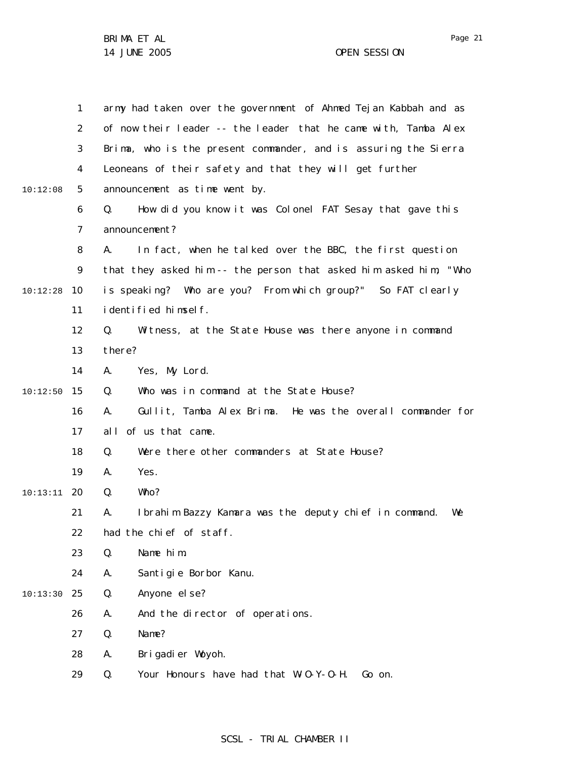army had taken over the government of Ahmed Tejan Kabbah and as of now their leader -- the leader that he came with, Tamba Alex Brima, who is the present commander, and is assuring the Sierra Leoneans of their safety and that they will get further announcement as time went by.

Q. How did you know it was Colonel FAT Sesay that gave this announcement?

A. In fact, when he talked over the BBC, the first question that they asked him -- the person that asked him asked him, "Who is speaking? Who are you? From which group?" So FAT clearly identified himself.

Q. Witness, at the State House was there anyone in command there?

A. Yes, My Lord.

Q. Who was in command at the State House?

A. Gullit, Tamba Alex Brima. He was the overall commander for all of us that came.

Q. Were there other commanders at State House?

A. Yes.

Q. Who?

A. Ibrahim Bazzy Kamara was the deputy chief in command. We had the chief of staff.

Q. Name him.

A. Santigie Borbor Kanu.

Q. Anyone else?

A. And the director of operations.

Q. Name?

A. Brigadier Woyoh.

Q. Your Honours have had that W-O-Y-O-H. Go on.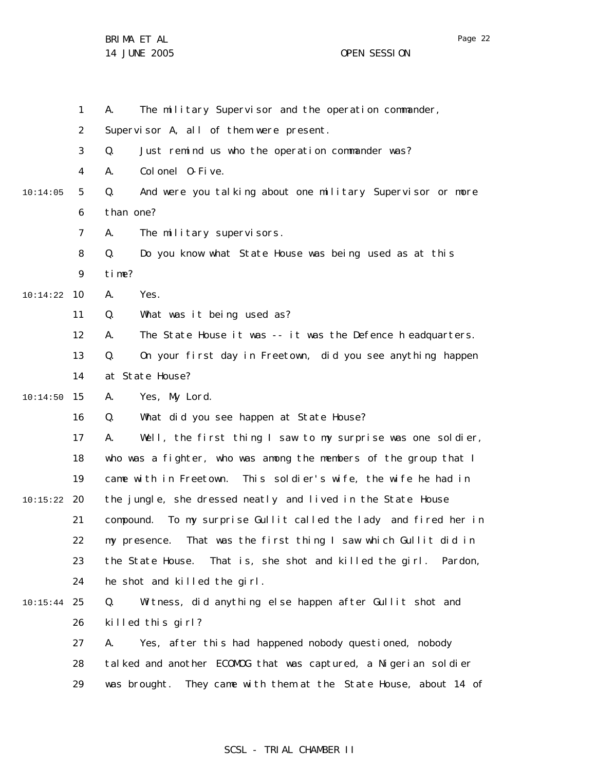A. The military Supervisor and the operation commander, Supervisor A, all of them were present.

Q. Just remind us who the operation commander was?

A. Colonel O-Five.

Q. And were you talking about one military Supervisor or more than one?

A. The military supervisors.

Q. Do you know what State House was being used as at this time?

A. Yes.

Q. What was it being used as?

A. The State House it was -- it was the Defence headquarters.

Q. On your first day in Freetown, did you see anything happen at State House?

A. Yes, My Lord.

Q. What did you see happen at State House?

A. Well, the first thing I saw to my surprise was one soldier, who was a fighter, who was among the members of the group that I came with in Freetown. This soldier's wife, the wife he had in the jungle, she dressed neatly and lived in the State House compound. To my surprise Gullit called the lady and fired her in my presence. That was the first thing I saw which Gullit did in the State House. That is, she shot and killed the girl. Pardon, he shot and killed the girl.

Q. Witness, did anything else happen after Gullit shot and killed this girl?

A. Yes, after this had happened nobody questioned, nobody talked and another ECOMOG that was captured, a Nigerian soldier was brought. They came with them at the State House, about 14 of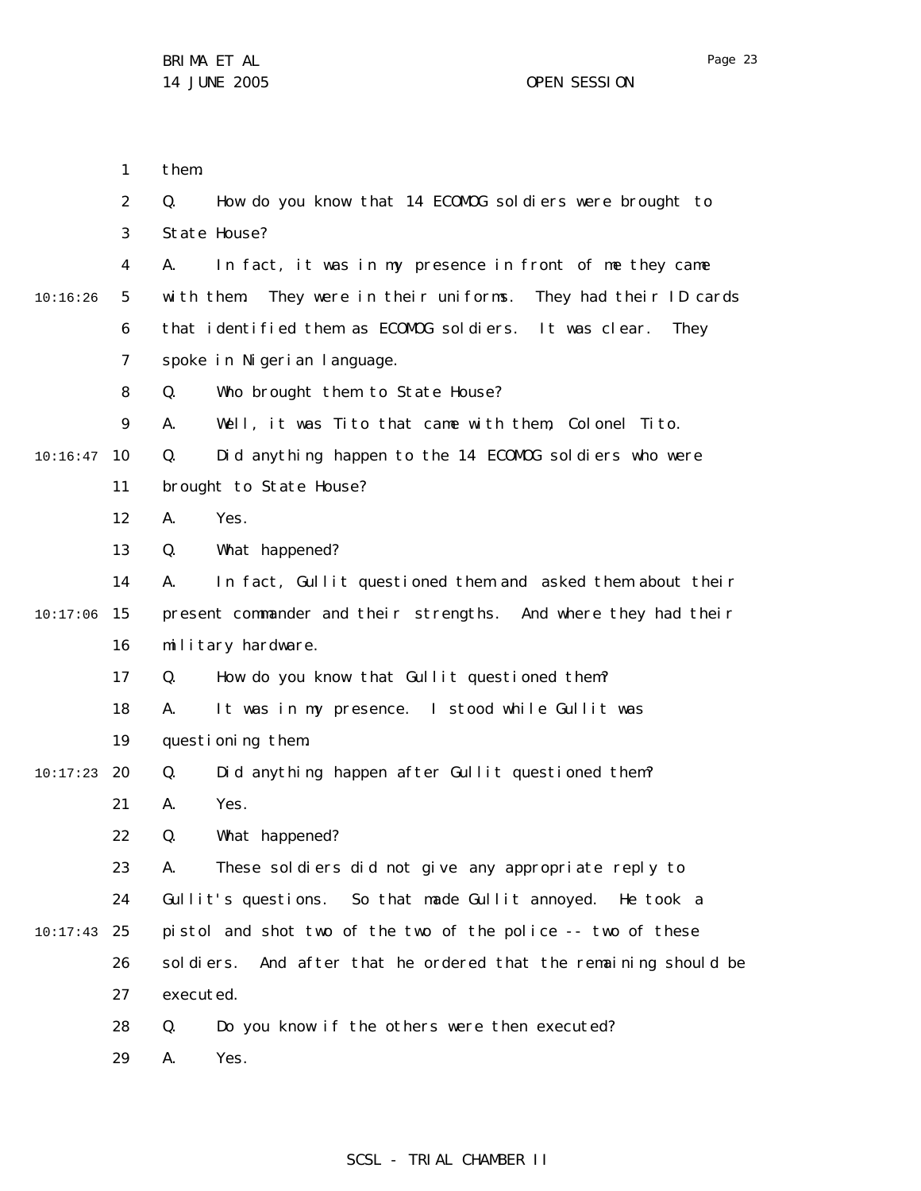them.

Q. How do you know that 14 ECOMOG soldiers were brought to State House?

A. In fact, it was in my presence in front of me they came with them. They were in their uniforms. They had their ID cards that identified them as ECOMOG soldiers. It was clear. They spoke in Nigerian language.

Q. Who brought them to State House?

A. Well, it was Tito that came with them, Colonel Tito.

Q. Did anything happen to the 14 ECOMOG soldiers who were brought to State House?

A. Yes.

Q. What happened?

A. In fact, Gullit questioned them and asked them about their present commander and their strengths. And where they had their military hardware.

Q. How do you know that Gullit questioned them?

A. It was in my presence. I stood while Gullit was questioning them.

Q. Did anything happen after Gullit questioned them?

A. Yes.

Q. What happened?

A. These soldiers did not give any appropriate reply to Gullit's questions. So that made Gullit annoyed. He took a pistol and shot two of the two of the police -- two of these soldiers. And after that he ordered that the remaining should be executed.

Q. Do you know if the others were then executed?

A. Yes.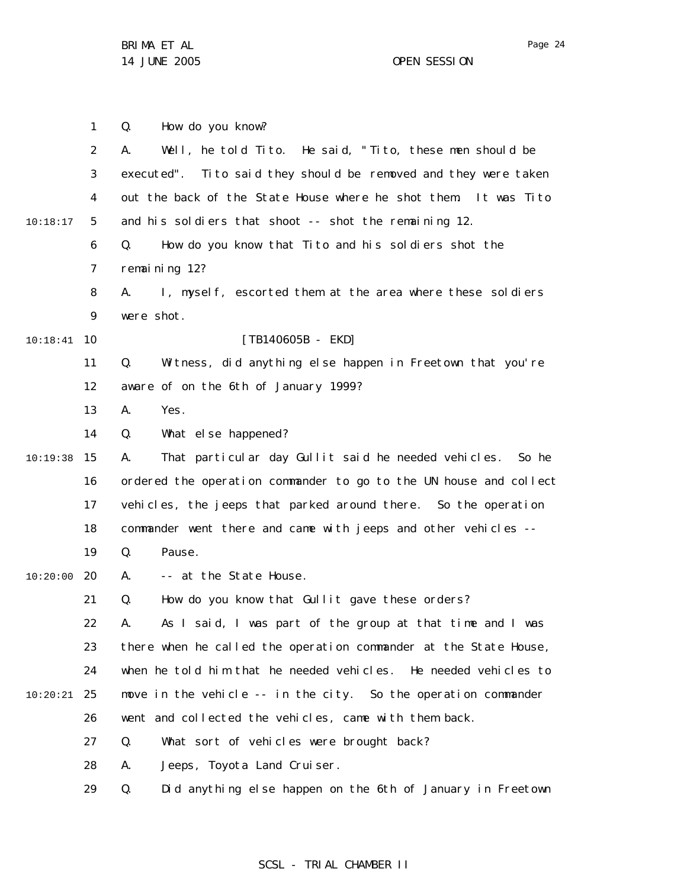Q. How do you know?

A. Well, he told Tito. He said, "Tito, these men should be executed". Tito said they should be removed and they were taken out the back of the State House where he shot them. It was Tito and his soldiers that shoot -- shot the remaining 12.

Q. How do you know that Tito and his soldiers shot the remaining 12?

A. I, myself, escorted them at the area where these soldiers were shot.

[TB140605B - EKD]

Q. Witness, did anything else happen in Freetown that you're aware of on the 6th of January 1999?

A. Yes.

Q. What else happened?

A. That particular day Gullit said he needed vehicles. So he ordered the operation commander to go to the UN house and collect vehicles, the jeeps that parked around there. So the operation commander went there and came with jeeps and other vehicles --

Q. Pause.

A. -- at the State House.

Q. How do you know that Gullit gave these orders?

A. As I said, I was part of the group at that time and I was there when he called the operation commander at the State House, when he told him that he needed vehicles. He needed vehicles to move in the vehicle -- in the city. So the operation commander went and collected the vehicles, came with them back.

Q. What sort of vehicles were brought back?

A. Jeeps, Toyota Land Cruiser.

Q. Did anything else happen on the 6th of January in Freetown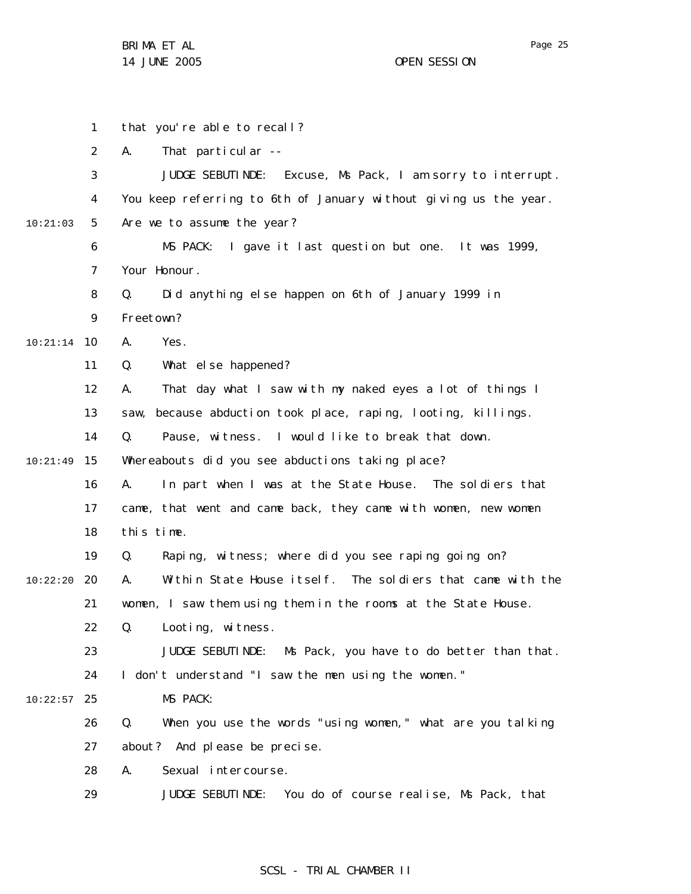that you're able to recall?

A. That particular --

JUDGE SEBUTINDE: Excuse, Ms Pack, I am sorry to interrupt. You keep referring to 6th of January without giving us the year. Are we to assume the year?

MS PACK: I gave it last question but one. It was 1999, Your Honour.

Q. Did anything else happen on 6th of January 1999 in Freetown?

A. Yes.

Q. What else happened?

A. That day what I saw with my naked eyes a lot of things I saw, because abduction took place, raping, looting, killings.

Q. Pause, witness. I would like to break that down. Whereabouts did you see abductions taking place?

A. In part when I was at the State House. The soldiers that came, that went and came back, they came with women, new women this time.

Q. Raping, witness; where did you see raping going on?

A. Within State House itself. The soldiers that came with the women, I saw them using them in the rooms at the State House.

Q. Looting, witness.

JUDGE SEBUTINDE: Ms Pack, you have to do better than that. I don't understand "I saw the men using the women."

MS PACK:

Q. When you use the words "using women," what are you talking about? And please be precise.

A. Sexual intercourse.

JUDGE SEBUTINDE: You do of course realise, Ms Pack, that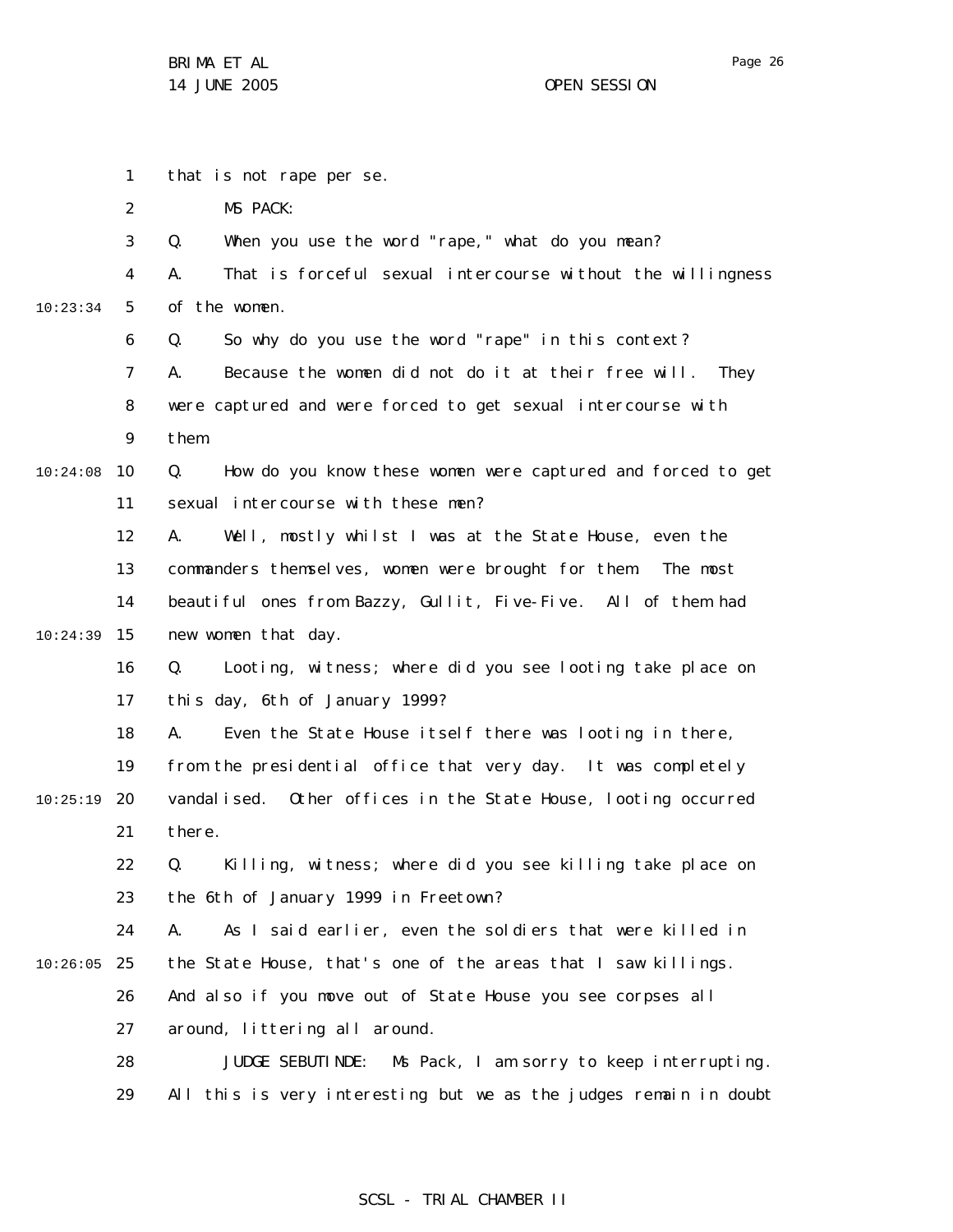that is not rape per se.

MS PACK:

Q. When you use the word "rape," what do you mean?

A. That is forceful sexual intercourse without the willingness of the women.

Q. So why do you use the word "rape" in this context?

A. Because the women did not do it at their free will. They were captured and were forced to get sexual intercourse with them.

Q. How do you know these women were captured and forced to get sexual intercourse with these men?

A. Well, mostly whilst I was at the State House, even the commanders themselves, women were brought for them. The most beautiful ones from Bazzy, Gullit, Five-Five. All of them had new women that day.

Q. Looting, witness; where did you see looting take place on this day, 6th of January 1999?

A. Even the State House itself there was looting in there, from the presidential office that very day. It was completely vandalised. Other offices in the State House, looting occurred there.

Q. Killing, witness; where did you see killing take place on the 6th of January 1999 in Freetown?

A. As I said earlier, even the soldiers that were killed in the State House, that's one of the areas that I saw killings. And also if you move out of State House you see corpses all around, littering all around.

JUDGE SEBUTINDE: Ms Pack, I am sorry to keep interrupting. All this is very interesting but we as the judges remain in doubt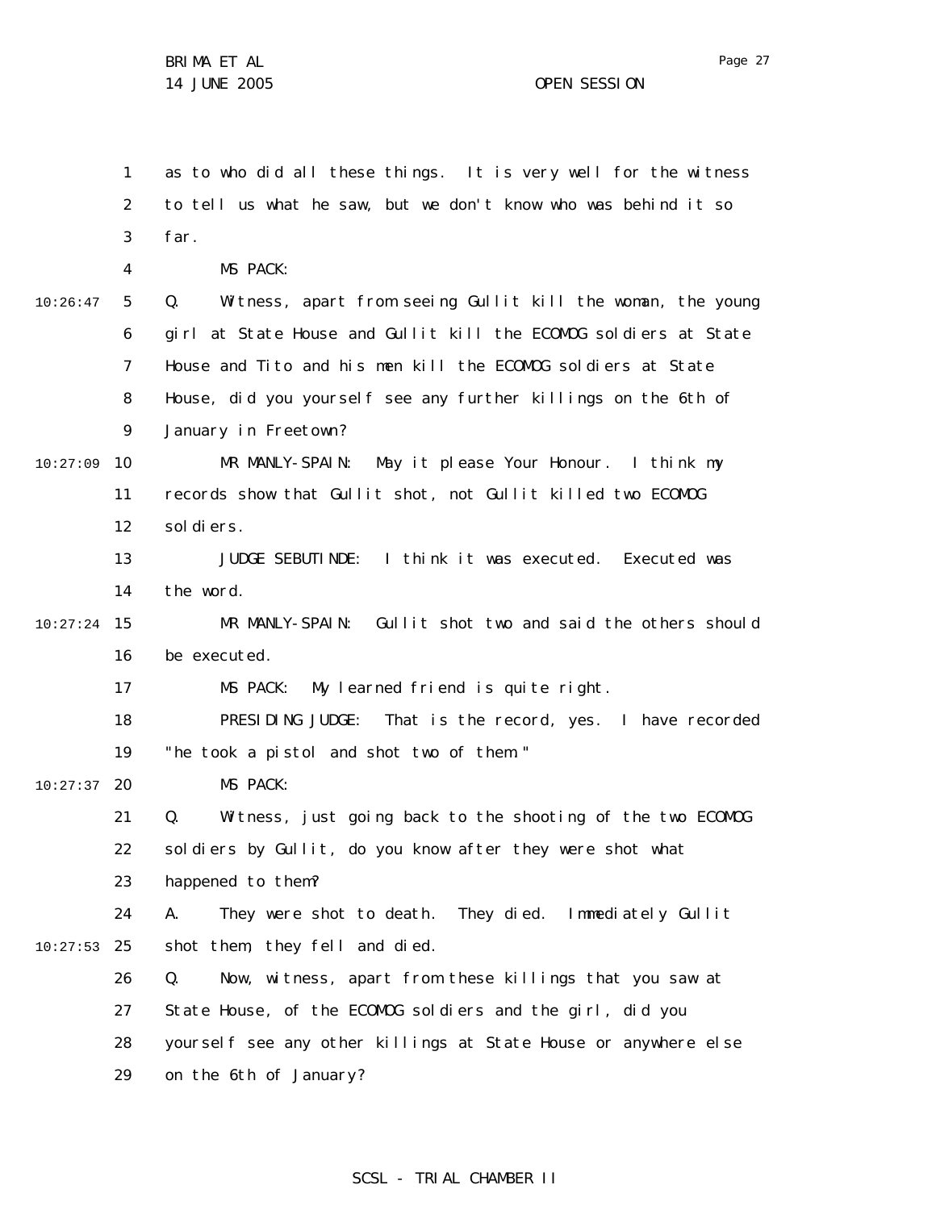as to who did all these things. It is very well for the witness to tell us what he saw, but we don't know who was behind it so far.

MS PACK:

Q. Witness, apart from seeing Gullit kill the woman, the young girl at State House and Gullit kill the ECOMOG soldiers at State House and Tito and his men kill the ECOMOG soldiers at State House, did you yourself see any further killings on the 6th of January in Freetown?

MR MANLY-SPAIN: May it please Your Honour. I think my records show that Gullit shot, not Gullit killed two ECOMOG soldiers.

JUDGE SEBUTINDE: I think it was executed. Executed was the word.

MR MANLY-SPAIN: Gullit shot two and said the others should be executed.

MS PACK: My learned friend is quite right.

PRESIDING JUDGE: That is the record, yes. I have recorded "he took a pistol and shot two of them."

MS PACK:

Q. Witness, just going back to the shooting of the two ECOMOG soldiers by Gullit, do you know after they were shot what happened to them?

A. They were shot to death. They died. Immediately Gullit shot them, they fell and died.

Q. Now, witness, apart from these killings that you saw at State House, of the ECOMOG soldiers and the girl, did you yourself see any other killings at State House or anywhere else on the 6th of January?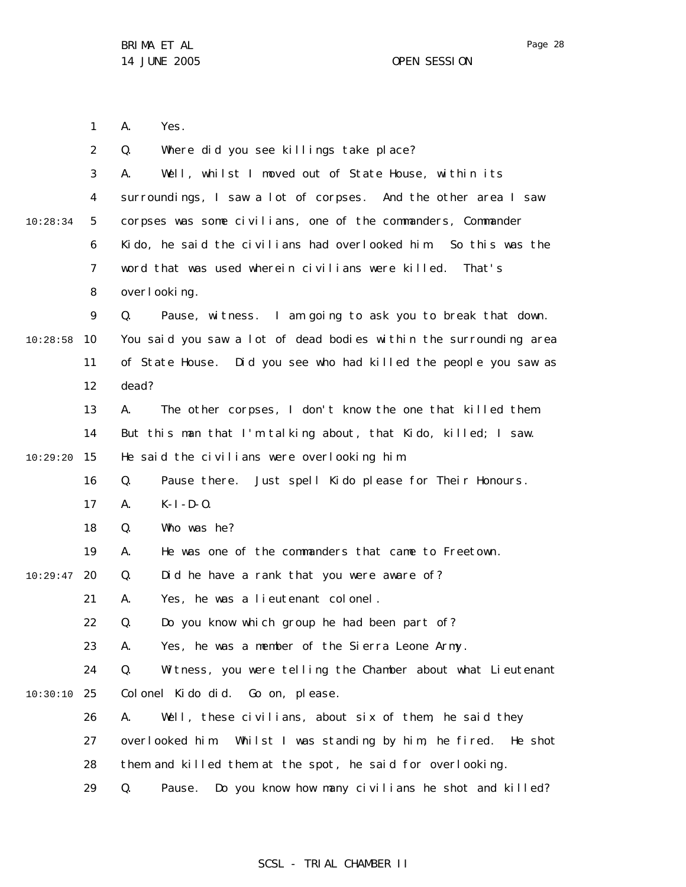A. Yes.

Q. Where did you see killings take place?

A. Well, whilst I moved out of State House, within its surroundings, I saw a lot of corpses. And the other area I saw corpses was some civilians, one of the commanders, Commander Kido, he said the civilians had overlooked him. So this was the word that was used wherein civilians were killed. That's overlooking.

Q. Pause, witness. I am going to ask you to break that down. You said you saw a lot of dead bodies within the surrounding area of State House. Did you see who had killed the people you saw as dead?

A. The other corpses, I don't know the one that killed them. But this man that I'm talking about, that Kido, killed; I saw. He said the civilians were overlooking him.

Q. Pause there. Just spell Kido please for Their Honours.

A. K-I-D-O.

Q. Who was he?

A. He was one of the commanders that came to Freetown.

Q. Did he have a rank that you were aware of?

A. Yes, he was a lieutenant colonel.

Q. Do you know which group he had been part of?

A. Yes, he was a member of the Sierra Leone Army.

Q. Witness, you were telling the Chamber about what Lieutenant Colonel Kido did. Go on, please.

A. Well, these civilians, about six of them, he said they overlooked him. Whilst I was standing by him, he fired. He shot them and killed them at the spot, he said for overlooking.

Q. Pause. Do you know how many civilians he shot and killed?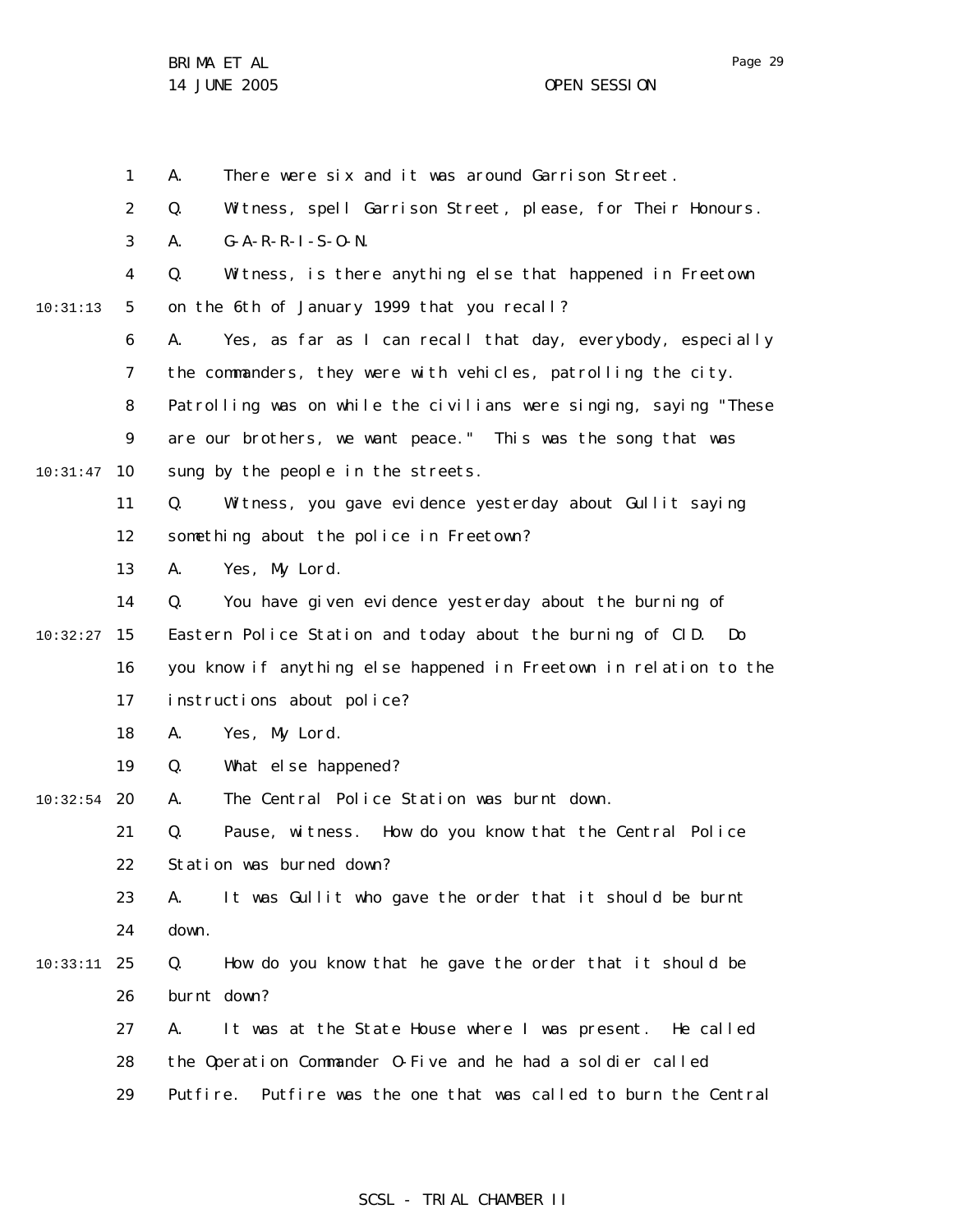A. There were six and it was around Garrison Street.

Q. Witness, spell Garrison Street, please, for Their Honours.

A. G-A-R-R-I-S-O-N.

Q. Witness, is there anything else that happened in Freetown on the 6th of January 1999 that you recall?

A. Yes, as far as I can recall that day, everybody, especially the commanders, they were with vehicles, patrolling the city. Patrolling was on while the civilians were singing, saying "These are our brothers, we want peace." This was the song that was sung by the people in the streets.

Q. Witness, you gave evidence yesterday about Gullit saying something about the police in Freetown?

A. Yes, My Lord.

Q. You have given evidence yesterday about the burning of Eastern Police Station and today about the burning of CID. Do you know if anything else happened in Freetown in relation to the instructions about police?

A. Yes, My Lord.

Q. What else happened?

A. The Central Police Station was burnt down.

Q. Pause, witness. How do you know that the Central Police Station was burned down?

A. It was Gullit who gave the order that it should be burnt down.

Q. How do you know that he gave the order that it should be burnt down?

A. It was at the State House where I was present. He called the Operation Commander O-Five and he had a soldier called Putfire. Putfire was the one that was called to burn the Central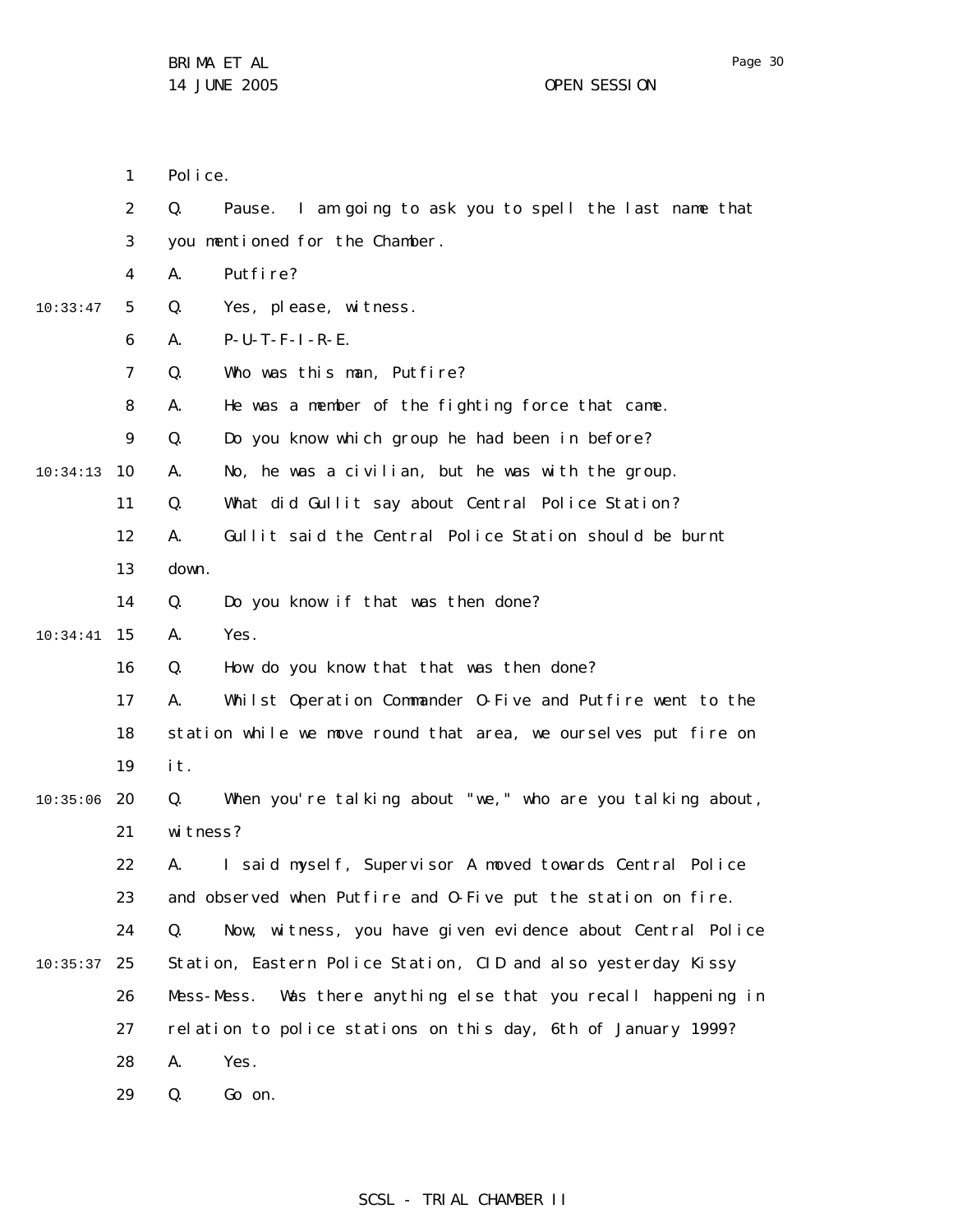Police.

Q. Pause. I am going to ask you to spell the last name that you mentioned for the Chamber.

A. Putfire?

Q. Yes, please, witness.

A. P-U-T-F-I-R-E.

Q. Who was this man, Putfire?

A. He was a member of the fighting force that came.

Q. Do you know which group he had been in before?

A. No, he was a civilian, but he was with the group.

Q. What did Gullit say about Central Police Station?

A. Gullit said the Central Police Station should be burnt down.

Q. Do you know if that was then done?

A. Yes.

Q. How do you know that that was then done?

A. Whilst Operation Commander O-Five and Putfire went to the station while we move round that area, we ourselves put fire on it.

Q. When you're talking about "we," who are you talking about, witness?

A. I said myself, Supervisor A moved towards Central Police and observed when Putfire and O-Five put the station on fire.

Q. Now, witness, you have given evidence about Central Police Station, Eastern Police Station, CID and also yesterday Kissy Mess-Mess. Was there anything else that you recall happening in relation to police stations on this day, 6th of January 1999?

A. Yes.

Q. Go on.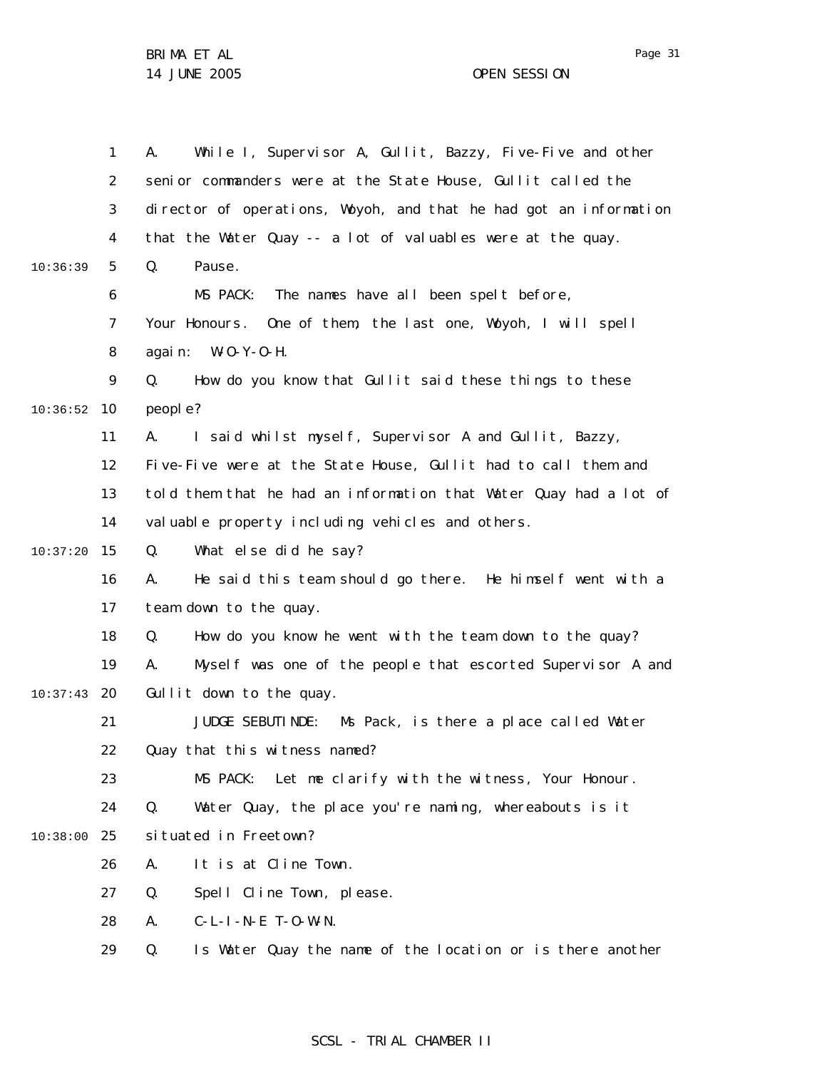A. While I, Supervisor A, Gullit, Bazzy, Five-Five and other senior commanders were at the State House, Gullit called the director of operations, Woyoh, and that he had got an information that the Water Quay -- a lot of valuables were at the quay.

Q. Pause.

MS PACK: The names have all been spelt before, Your Honours. One of them, the last one, Woyoh, I will spell again: W-O-Y-O-H.

Q. How do you know that Gullit said these things to these people?

A. I said whilst myself, Supervisor A and Gullit, Bazzy, Five-Five were at the State House, Gullit had to call them and told them that he had an information that Water Quay had a lot of valuable property including vehicles and others.

Q. What else did he say?

A. He said this team should go there. He himself went with a team down to the quay.

Q. How do you know he went with the team down to the quay?

A. Myself was one of the people that escorted Supervisor A and Gullit down to the quay.

JUDGE SEBUTINDE: Ms Pack, is there a place called Water Quay that this witness named?

MS PACK: Let me clarify with the witness, Your Honour.

Q. Water Quay, the place you're naming, whereabouts is it situated in Freetown?

A. It is at Cline Town.

Q. Spell Cline Town, please.

A. C-L-I-N-E T-O-W-N.

Q. Is Water Quay the name of the location or is there another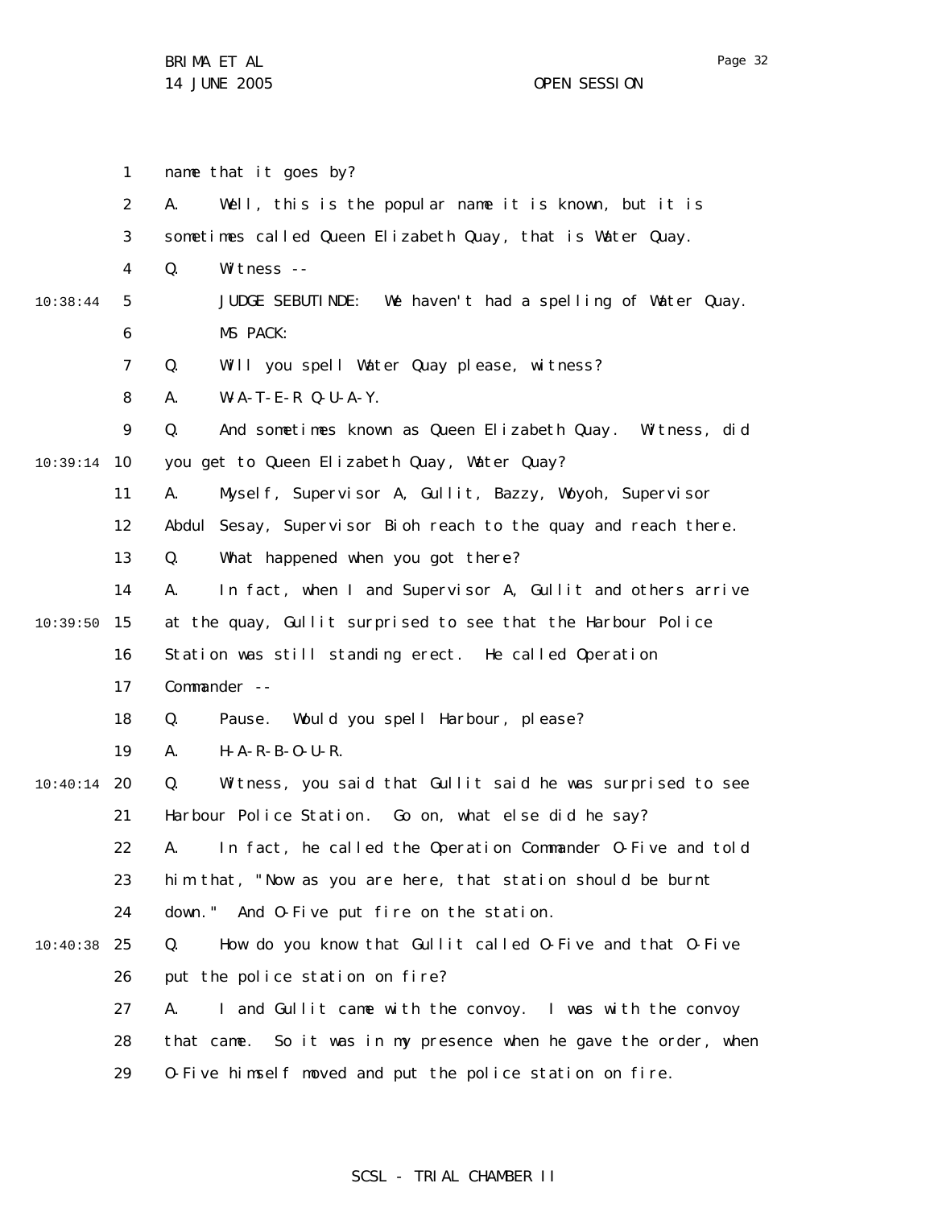name that it goes by?

A. Well, this is the popular name it is known, but it is sometimes called Queen Elizabeth Quay, that is Water Quay.

Q. Witness --

JUDGE SEBUTINDE: We haven't had a spelling of Water Quay.

MS PACK:

Q. Will you spell Water Quay please, witness?

A. W-A-T-E-R Q-U-A-Y.

Q. And sometimes known as Queen Elizabeth Quay. Witness, did you get to Queen Elizabeth Quay, Water Quay?

A. Myself, Supervisor A, Gullit, Bazzy, Woyoh, Supervisor Abdul Sesay, Supervisor Bioh reach to the quay and reach there.

Q. What happened when you got there?

A. In fact, when I and Supervisor A, Gullit and others arrive at the quay, Gullit surprised to see that the Harbour Police Station was still standing erect. He called Operation Commander --

Q. Pause. Would you spell Harbour, please?

A. H-A-R-B-O-U-R.

Q. Witness, you said that Gullit said he was surprised to see Harbour Police Station. Go on, what else did he say?

A. In fact, he called the Operation Commander O-Five and told him that, "Now as you are here, that station should be burnt down." And O-Five put fire on the station.

Q. How do you know that Gullit called O-Five and that O-Five put the police station on fire?

A. I and Gullit came with the convoy. I was with the convoy that came. So it was in my presence when he gave the order, when O-Five himself moved and put the police station on fire.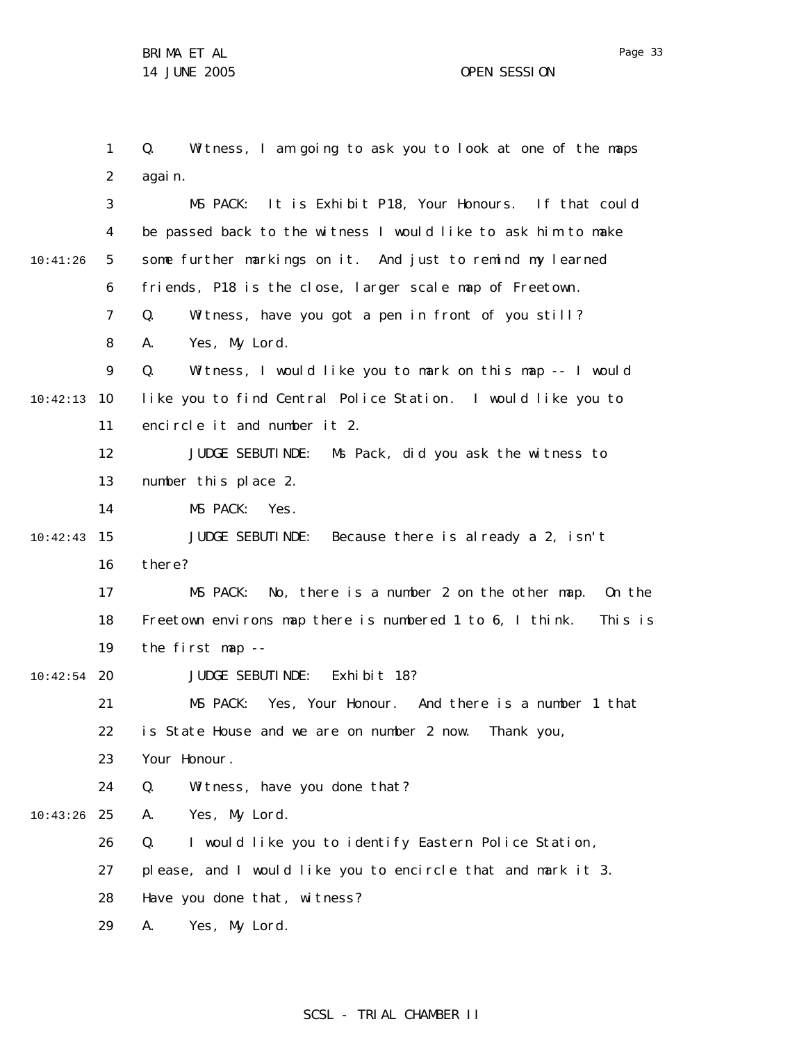Q. Witness, I am going to ask you to look at one of the maps again.

MS PACK: It is Exhibit P18, Your Honours. If that could be passed back to the witness I would like to ask him to make some further markings on it. And just to remind my learned friends, P18 is the close, larger scale map of Freetown.

Q. Witness, have you got a pen in front of you still?

A. Yes, My Lord.

Q. Witness, I would like you to mark on this map -- I would like you to find Central Police Station. I would like you to encircle it and number it 2.

JUDGE SEBUTINDE: Ms Pack, did you ask the witness to number this place 2.

MS PACK: Yes.

JUDGE SEBUTINDE: Because there is already a 2, isn't there?

MS PACK: No, there is a number 2 on the other map. On the Freetown environs map there is numbered 1 to 6, I think. This is the first map --

JUDGE SEBUTINDE: Exhibit 18?

MS PACK: Yes, Your Honour. And there is a number 1 that is State House and we are on number 2 now. Thank you, Your Honour.

Q. Witness, have you done that?

A. Yes, My Lord.

Q. I would like you to identify Eastern Police Station, please, and I would like you to encircle that and mark it 3. Have you done that, witness?

A. Yes, My Lord.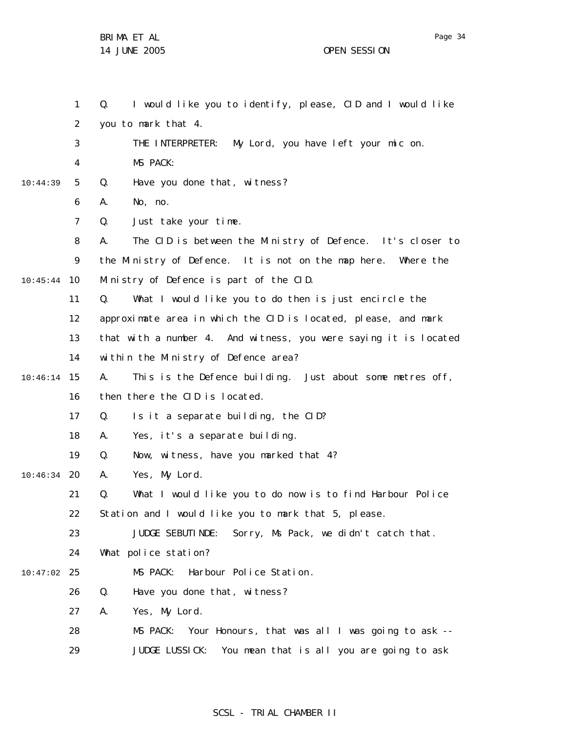Q. I would like you to identify, please, CID and I would like you to mark that 4.

THE INTERPRETER: My Lord, you have left your mic on.

MS PACK:

Q. Have you done that, witness?

A. No, no.

Q. Just take your time.

A. The CID is between the Ministry of Defence. It's closer to the Ministry of Defence. It is not on the map here. Where the Ministry of Defence is part of the CID.

Q. What I would like you to do then is just encircle the approximate area in which the CID is located, please, and mark that with a number 4. And witness, you were saying it is located within the Ministry of Defence area?

A. This is the Defence building. Just about some metres off, then there the CID is located.

Q. Is it a separate building, the CID?

A. Yes, it's a separate building.

Q. Now, witness, have you marked that 4?

A. Yes, My Lord.

Q. What I would like you to do now is to find Harbour Police Station and I would like you to mark that 5, please.

JUDGE SEBUTINDE: Sorry, Ms Pack, we didn't catch that. What police station?

MS PACK: Harbour Police Station.

Q. Have you done that, witness?

A. Yes, My Lord.

MS PACK: Your Honours, that was all I was going to ask --

JUDGE LUSSICK: You mean that is all you are going to ask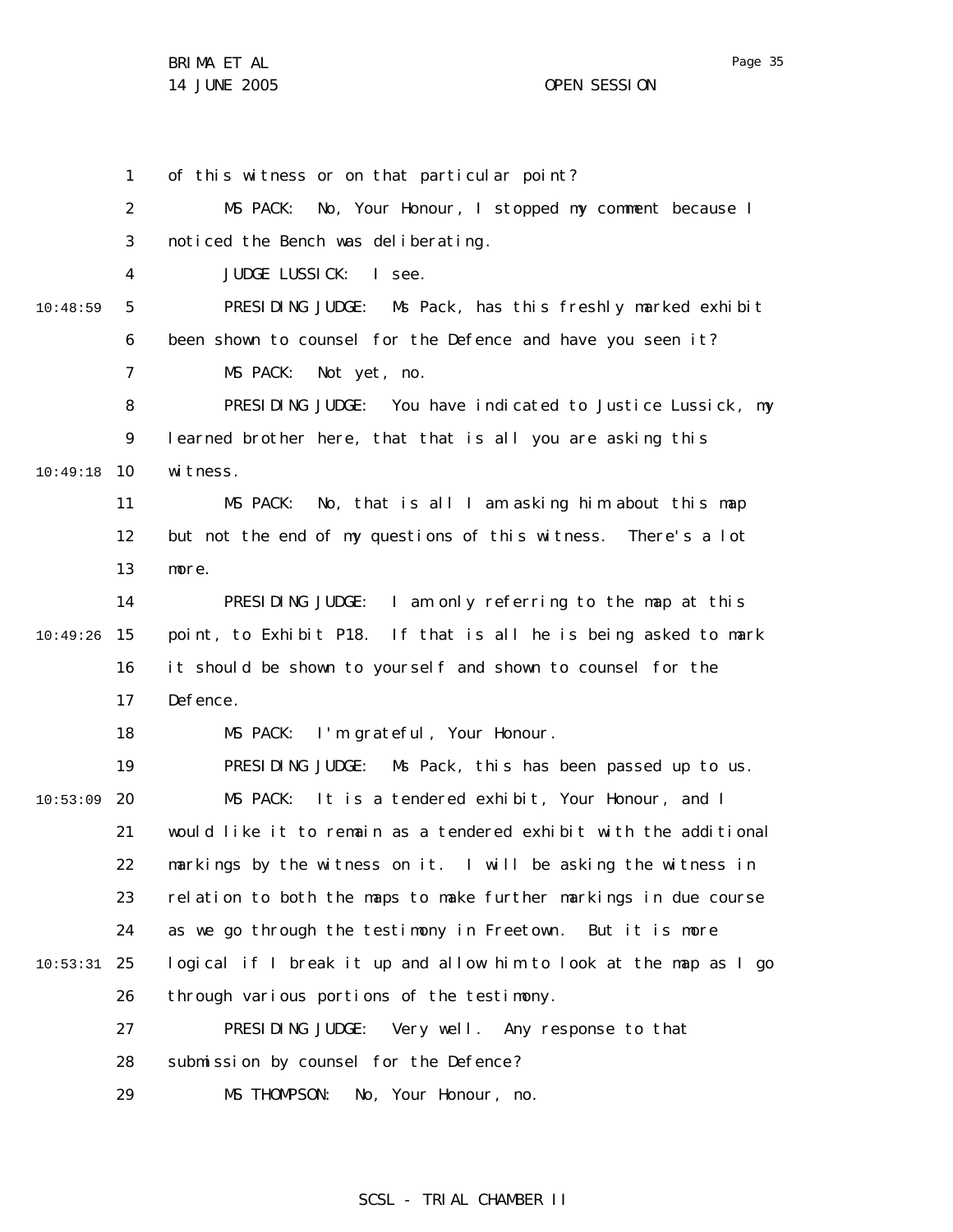of this witness or on that particular point?

MS PACK: No, Your Honour, I stopped my comment because I noticed the Bench was deliberating.

JUDGE LUSSICK: I see.

PRESIDING JUDGE: Ms Pack, has this freshly marked exhibit been shown to counsel for the Defence and have you seen it?

MS PACK: Not yet, no.

PRESIDING JUDGE: You have indicated to Justice Lussick, my learned brother here, that that is all you are asking this witness.

MS PACK: No, that is all I am asking him about this map but not the end of my questions of this witness. There's a lot more.

PRESIDING JUDGE: I am only referring to the map at this point, to Exhibit P18. If that is all he is being asked to mark it should be shown to yourself and shown to counsel for the Defence.

MS PACK: I'm grateful, Your Honour.

PRESIDING JUDGE: Ms Pack, this has been passed up to us.

MS PACK: It is a tendered exhibit, Your Honour, and I would like it to remain as a tendered exhibit with the additional markings by the witness on it. I will be asking the witness in relation to both the maps to make further markings in due course as we go through the testimony in Freetown. But it is more logical if I break it up and allow him to look at the map as I go through various portions of the testimony.

PRESIDING JUDGE: Very well. Any response to that submission by counsel for the Defence?

MS THOMPSON: No, Your Honour, no.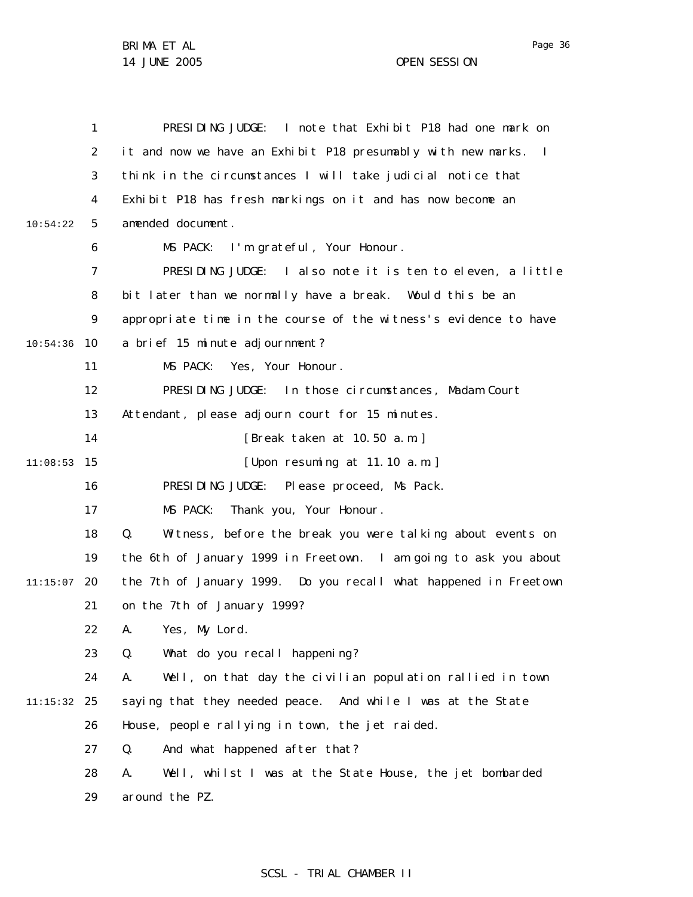PRESIDING JUDGE: I note that Exhibit P18 had one mark on it and now we have an Exhibit P18 presumably with new marks. I think in the circumstances I will take judicial notice that Exhibit P18 has fresh markings on it and has now become an amended document.

MS PACK: I'm grateful, Your Honour.

PRESIDING JUDGE: I also note it is ten to eleven, a little bit later than we normally have a break. Would this be an appropriate time in the course of the witness's evidence to have a brief 15 minute adjournment?

MS PACK: Yes, Your Honour.

PRESIDING JUDGE: In those circumstances, Madam Court Attendant, please adjourn court for 15 minutes.

[Break taken at 10.50 a.m.]

[Upon resuming at 11.10 a.m.]

PRESIDING JUDGE: Please proceed, Ms Pack.

MS PACK: Thank you, Your Honour.

Q. Witness, before the break you were talking about events on the 6th of January 1999 in Freetown. I am going to ask you about the 7th of January 1999. Do you recall what happened in Freetown on the 7th of January 1999?

A. Yes, My Lord.

Q. What do you recall happening?

A. Well, on that day the civilian population rallied in town saying that they needed peace. And while I was at the State House, people rallying in town, the jet raided.

Q. And what happened after that?

A. Well, whilst I was at the State House, the jet bombarded around the PZ.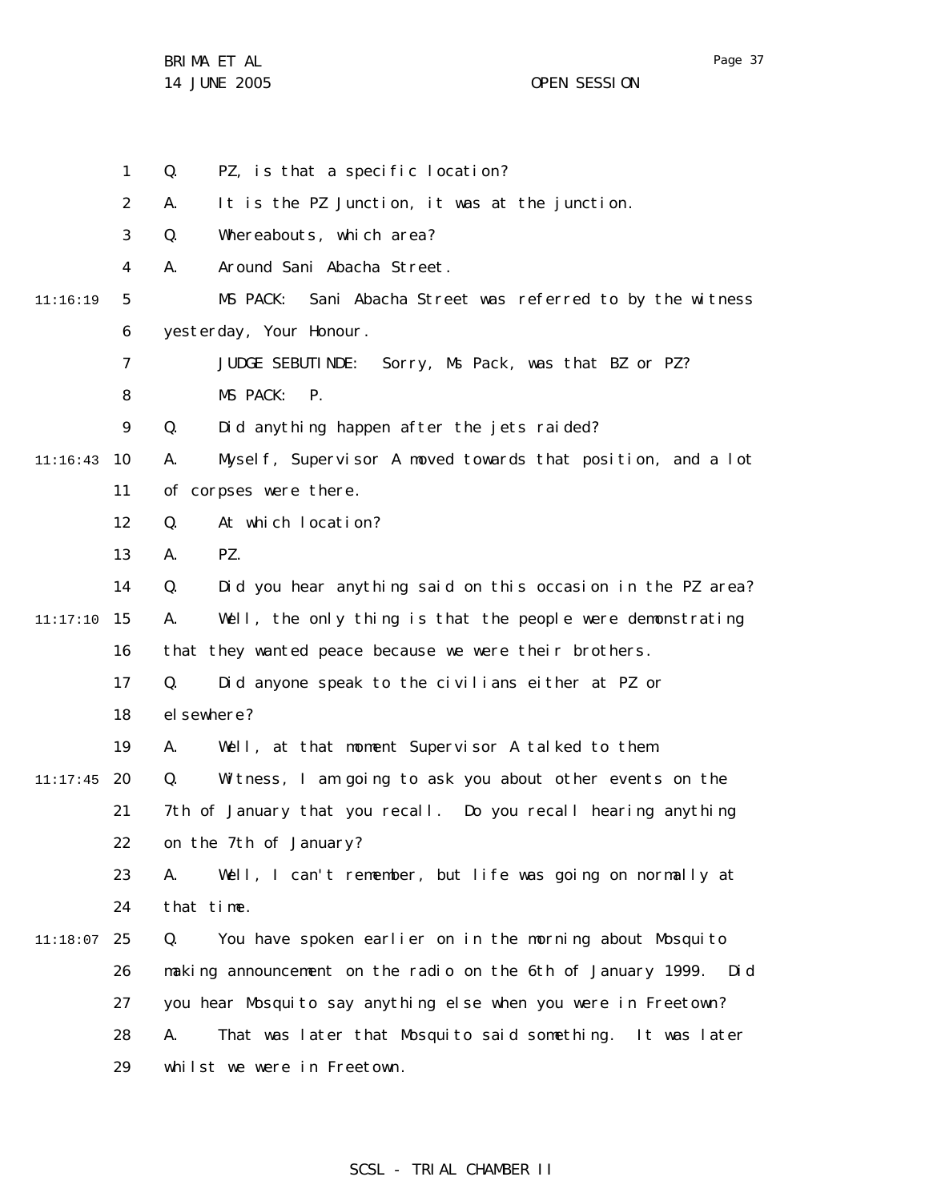Q. PZ, is that a specific location?

A. It is the PZ Junction, it was at the junction.

Q. Whereabouts, which area?

A. Around Sani Abacha Street.

MS PACK: Sani Abacha Street was referred to by the witness yesterday, Your Honour.

JUDGE SEBUTINDE: Sorry, Ms Pack, was that BZ or PZ?

MS PACK: P.

Q. Did anything happen after the jets raided?

A. Myself, Supervisor A moved towards that position, and a lot of corpses were there.

Q. At which location?

A. PZ.

Q. Did you hear anything said on this occasion in the PZ area?

A. Well, the only thing is that the people were demonstrating that they wanted peace because we were their brothers.

Q. Did anyone speak to the civilians either at PZ or elsewhere?

A. Well, at that moment Supervisor A talked to them.

Q. Witness, I am going to ask you about other events on the 7th of January that you recall. Do you recall hearing anything on the 7th of January?

A. Well, I can't remember, but life was going on normally at that time.

Q. You have spoken earlier on in the morning about Mosquito making announcement on the radio on the 6th of January 1999. Did you hear Mosquito say anything else when you were in Freetown?

A. That was later that Mosquito said something. It was later whilst we were in Freetown.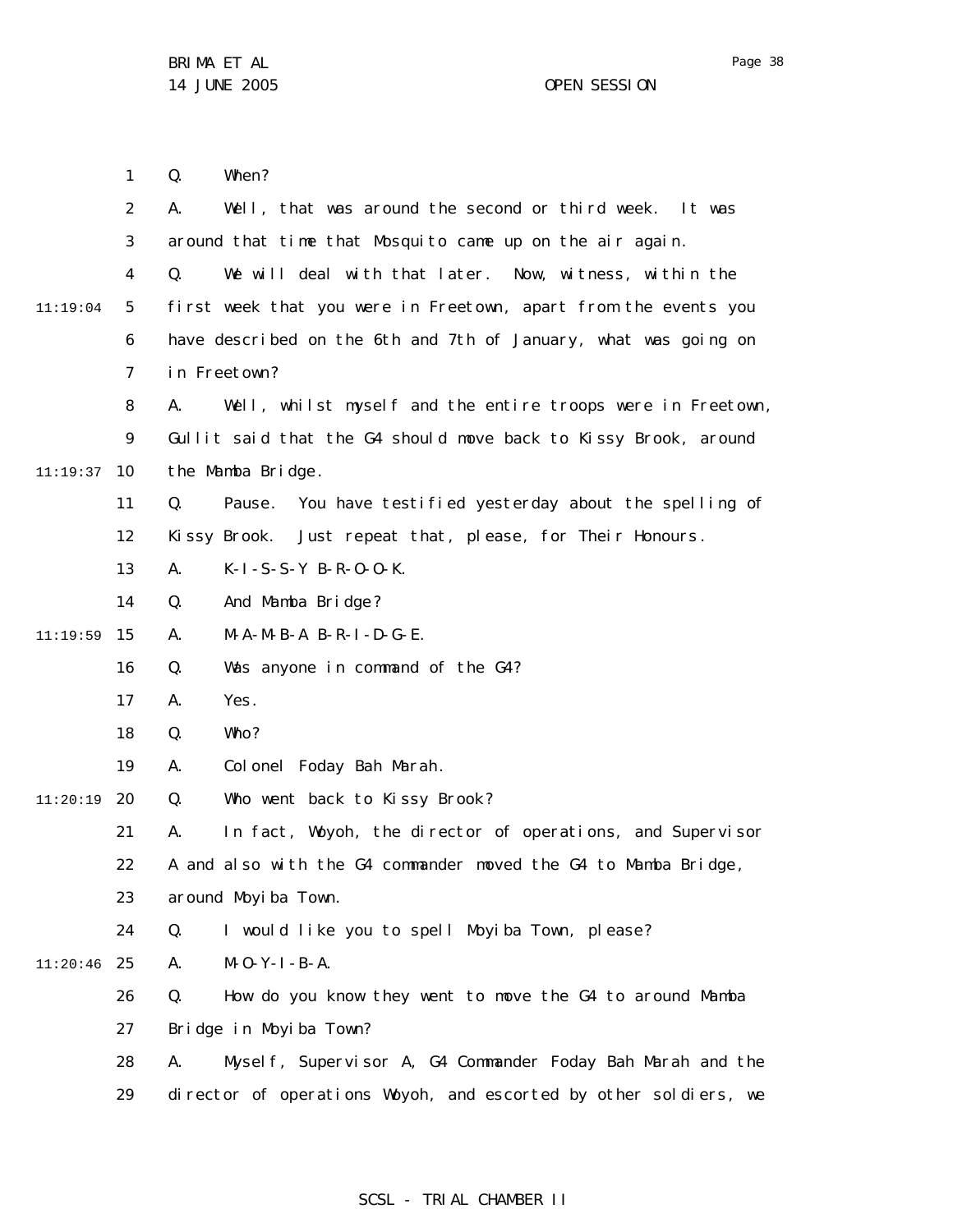Q. When?

A. Well, that was around the second or third week. It was around that time that Mosquito came up on the air again.

Q. We will deal with that later. Now, witness, within the first week that you were in Freetown, apart from the events you have described on the 6th and 7th of January, what was going on in Freetown?

A. Well, whilst myself and the entire troops were in Freetown, Gullit said that the G4 should move back to Kissy Brook, around the Mamba Bridge.

Q. Pause. You have testified yesterday about the spelling of Kissy Brook. Just repeat that, please, for Their Honours.

A. K-I-S-S-Y B-R-O-O-K.

Q. And Mamba Bridge?

A. M-A-M-B-A B-R-I-D-G-E.

Q. Was anyone in command of the G4?

A. Yes.

Q. Who?

A. Colonel Foday Bah Marah.

Q. Who went back to Kissy Brook?

A. In fact, Woyoh, the director of operations, and Supervisor A and also with the G4 commander moved the G4 to Mamba Bridge, around Moyiba Town.

Q. I would like you to spell Moyiba Town, please?

A. M-O-Y-I-B-A.

Q. How do you know they went to move the G4 to around Mamba Bridge in Moyiba Town?

A. Myself, Supervisor A, G4 Commander Foday Bah Marah and the director of operations Woyoh, and escorted by other soldiers, we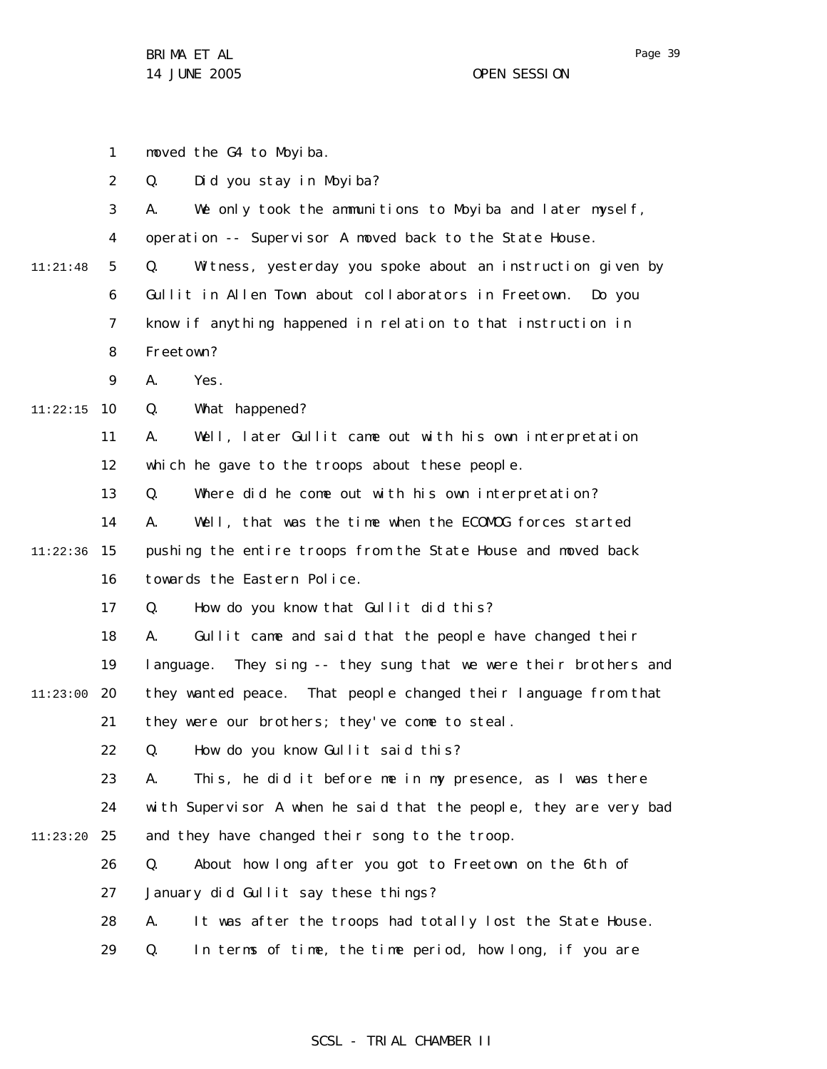moved the G4 to Moyiba.

Q. Did you stay in Moyiba?

A. We only took the ammunitions to Moyiba and later myself, operation -- Supervisor A moved back to the State House.

Q. Witness, yesterday you spoke about an instruction given by Gullit in Allen Town about collaborators in Freetown. Do you know if anything happened in relation to that instruction in Freetown?

A. Yes.

Q. What happened?

A. Well, later Gullit came out with his own interpretation which he gave to the troops about these people.

Q. Where did he come out with his own interpretation?

A. Well, that was the time when the ECOMOG forces started pushing the entire troops from the State House and moved back towards the Eastern Police.

Q. How do you know that Gullit did this?

A. Gullit came and said that the people have changed their language. They sing -- they sung that we were their brothers and they wanted peace. That people changed their language from that they were our brothers; they've come to steal.

Q. How do you know Gullit said this?

A. This, he did it before me in my presence, as I was there with Supervisor A when he said that the people, they are very bad and they have changed their song to the troop.

Q. About how long after you got to Freetown on the 6th of January did Gullit say these things?

A. It was after the troops had totally lost the State House.

Q. In terms of time, the time period, how long, if you are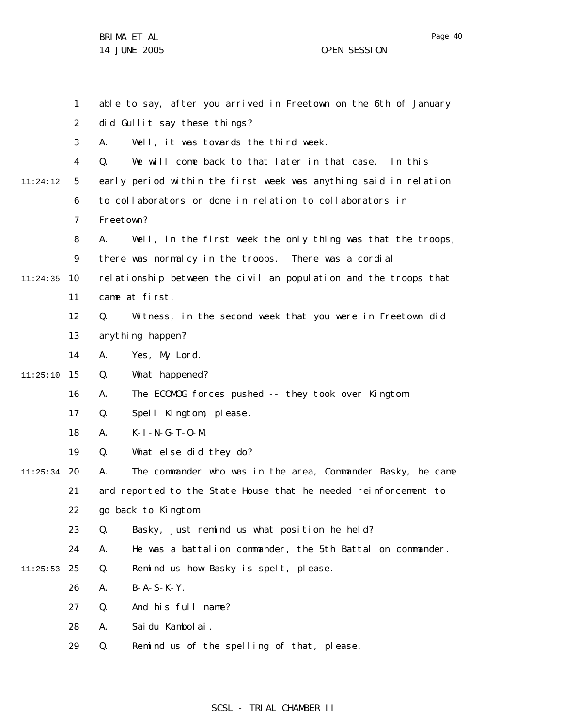able to say, after you arrived in Freetown on the 6th of January did Gullit say these things?

A. Well, it was towards the third week.

Q. We will come back to that later in that case. In this early period within the first week was anything said in relation to collaborators or done in relation to collaborators in Freetown?

A. Well, in the first week the only thing was that the troops, there was normalcy in the troops. There was a cordial relationship between the civilian population and the troops that came at first.

Q. Witness, in the second week that you were in Freetown did anything happen?

A. Yes, My Lord.

Q. What happened?

A. The ECOMOG forces pushed -- they took over Kingtom.

Q. Spell Kingtom, please.

A. K-I-N-G-T-O-M.

Q. What else did they do?

A. The commander who was in the area, Commander Basky, he came and reported to the State House that he needed reinforcement to go back to Kingtom.

Q. Basky, just remind us what position he held?

A. He was a battalion commander, the 5th Battalion commander.

Q. Remind us how Basky is spelt, please.

A. B-A-S-K-Y.

Q. And his full name?

A. Saidu Kambolai.

Q. Remind us of the spelling of that, please.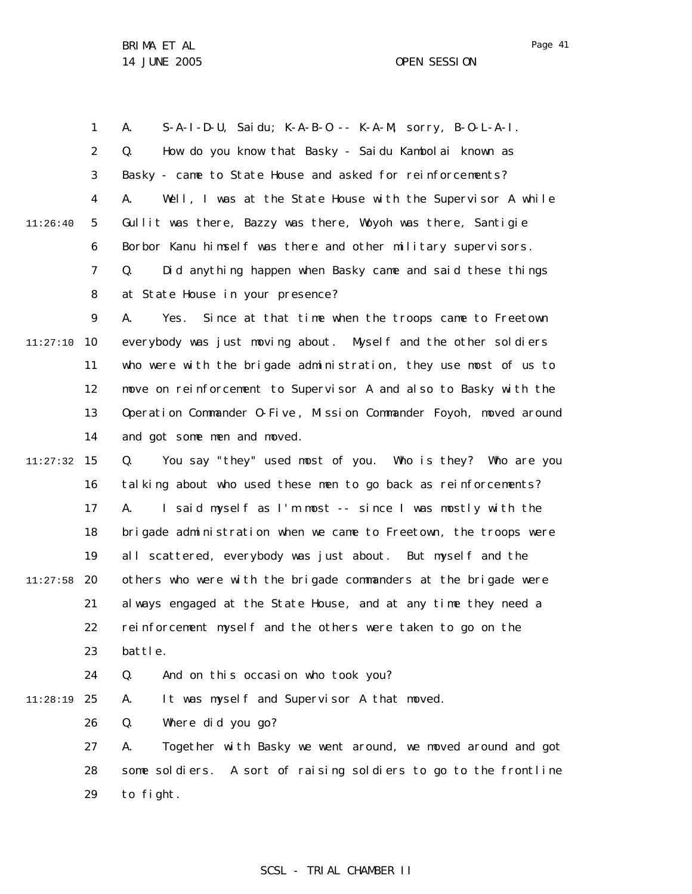1 A. S-A-I-D-U, Saidu; K-A-B-O -- K-A-M, sorry, B-O-L-A-I.

2 Q. How do you know that Basky - Saidu Kambolai known as

3 Basky - came to State House and asked for reinforcements?

4 A. Well, I was at the State House with the Supervisor A while

11:26:40 5 Gullit was there, Bazzy was there, Woyoh was there, Santigie

6 Borbor Kanu himself was there and other military supervisors.

7 Q. Did anything happen when Basky came and said these things

8 at State House in your presence?

9 A. Yes. Since at that time when the troops came to Freetown

11:27:10 10 everybody was just moving about. Myself and the other soldiers

11 who were with the brigade administration, they use most of us to

12 move on reinforcement to Supervisor A and also to Basky with the

13 Operation Commander O-Five, Mission Commander Foyoh, moved around

14 and got some men and moved.

11:27:32 15 Q. You say "they" used most of you. Who is they? Who are you

16 talking about who used these men to go back as reinforcements?

17 A. I said myself as I'm most -- since I was mostly with the

18 brigade administration when we came to Freetown, the troops were

19 all scattered, everybody was just about. But myself and the

11:27:58 20 others who were with the brigade commanders at the brigade were

21 always engaged at the State House, and at any time they need a

22 reinforcement myself and the others were taken to go on the

23 battle.

24 Q. And on this occasion who took you?

11:28:19 25 A. It was myself and Supervisor A that moved.

26 Q. Where did you go?

27 A. Together with Basky we went around, we moved around and got

28 some soldiers. A sort of raising soldiers to go to the frontline

29 to fight.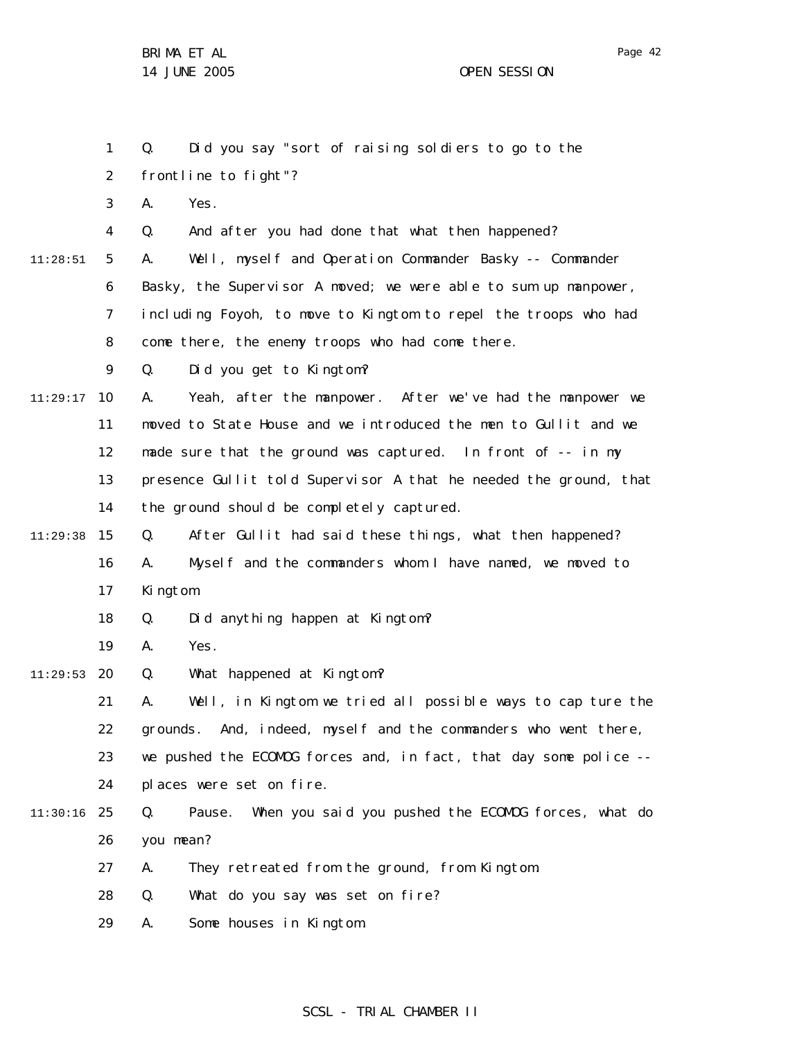Q. Did you say "sort of raising soldiers to go to the frontline to fight"?

A. Yes.

Q. And after you had done that what then happened?

11:28:51 A. Well, myself and Operation Commander Basky -- Commander Basky, the Supervisor A moved; we were able to sum up manpower, including Foyoh, to move to Kingtom to repel the troops who had come there, the enemy troops who had come there.

Q. Did you get to Kingtom?

11:29:17 A. Yeah, after the manpower. After we've had the manpower we moved to State House and we introduced the men to Gullit and we made sure that the ground was captured. In front of -- in my presence Gullit told Supervisor A that he needed the ground, that the ground should be completely captured.

11:29:38 Q. After Gullit had said these things, what then happened?

A. Myself and the commanders whom I have named, we moved to Kingtom.

Q. Did anything happen at Kingtom?

A. Yes.

11:29:53 Q. What happened at Kingtom?

A. Well, in Kingtom we tried all possible ways to cap ture the grounds. And, indeed, myself and the commanders who went there, we pushed the ECOMOG forces and, in fact, that day some police -- places were set on fire.

11:30:16 Q. Pause. When you said you pushed the ECOMOG forces, what do you mean?

A. They retreated from the ground, from Kingtom.

Q. What do you say was set on fire?

A. Some houses in Kingtom.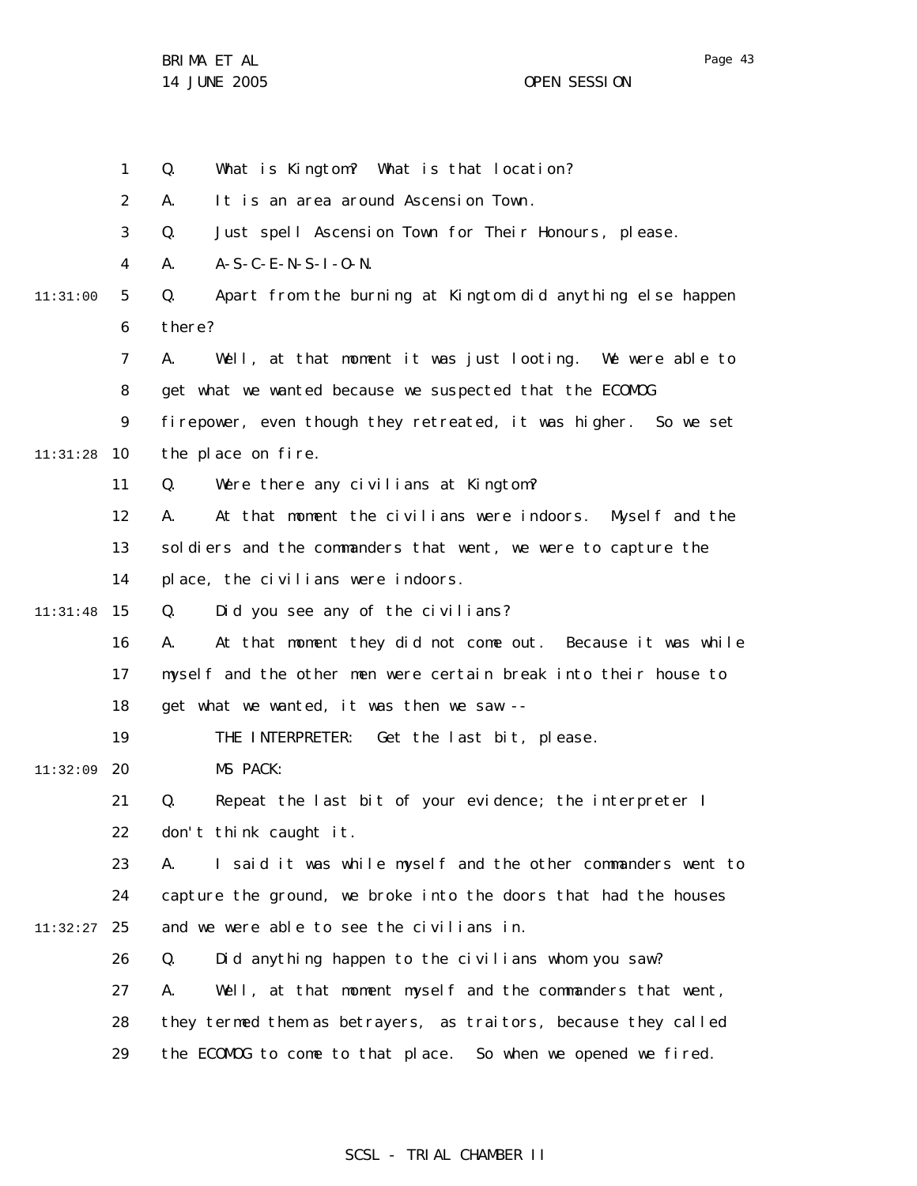Q. What is Kingtom? What is that location?

A. It is an area around Ascension Town.

Q. Just spell Ascension Town for Their Honours, please.

A. A-S-C-E-N-S-I-O-N.

Q. Apart from the burning at Kingtom did anything else happen there?

A. Well, at that moment it was just looting. We were able to get what we wanted because we suspected that the ECOMOG firepower, even though they retreated, it was higher. So we set the place on fire.

Q. Were there any civilians at Kingtom?

A. At that moment the civilians were indoors. Myself and the soldiers and the commanders that went, we were to capture the place, the civilians were indoors.

Q. Did you see any of the civilians?

A. At that moment they did not come out. Because it was while myself and the other men were certain break into their house to get what we wanted, it was then we saw --

THE INTERPRETER: Get the last bit, please.

MS PACK:

Q. Repeat the last bit of your evidence; the interpreter I don't think caught it.

A. I said it was while myself and the other commanders went to capture the ground, we broke into the doors that had the houses and we were able to see the civilians in.

Q. Did anything happen to the civilians whom you saw?

A. Well, at that moment myself and the commanders that went, they termed them as betrayers, as traitors, because they called the ECOMOG to come to that place. So when we opened we fired.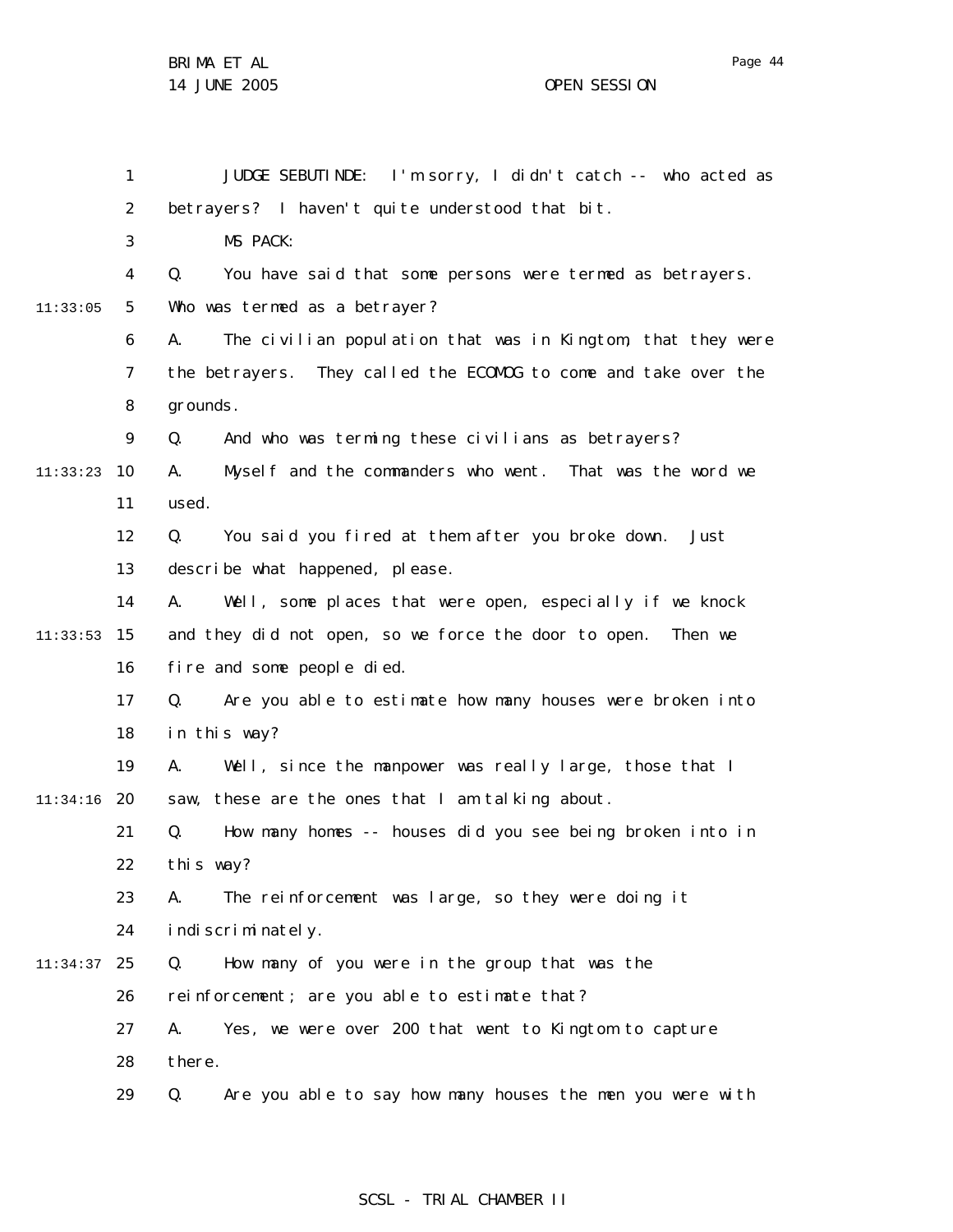JUDGE SEBUTINDE: I'm sorry, I didn't catch -- who acted as betrayers? I haven't quite understood that bit.

MS PACK:

Q. You have said that some persons were termed as betrayers. Who was termed as a betrayer?

A. The civilian population that was in Kingtom, that they were the betrayers. They called the ECOMOG to come and take over the grounds.

Q. And who was terming these civilians as betrayers?

A. Myself and the commanders who went. That was the word we used.

Q. You said you fired at them after you broke down. Just describe what happened, please.

A. Well, some places that were open, especially if we knock and they did not open, so we force the door to open. Then we fire and some people died.

Q. Are you able to estimate how many houses were broken into in this way?

A. Well, since the manpower was really large, those that I saw, these are the ones that I am talking about.

Q. How many homes -- houses did you see being broken into in this way?

A. The reinforcement was large, so they were doing it indiscriminately.

Q. How many of you were in the group that was the reinforcement; are you able to estimate that?

A. Yes, we were over 200 that went to Kingtom to capture there.

Q. Are you able to say how many houses the men you were with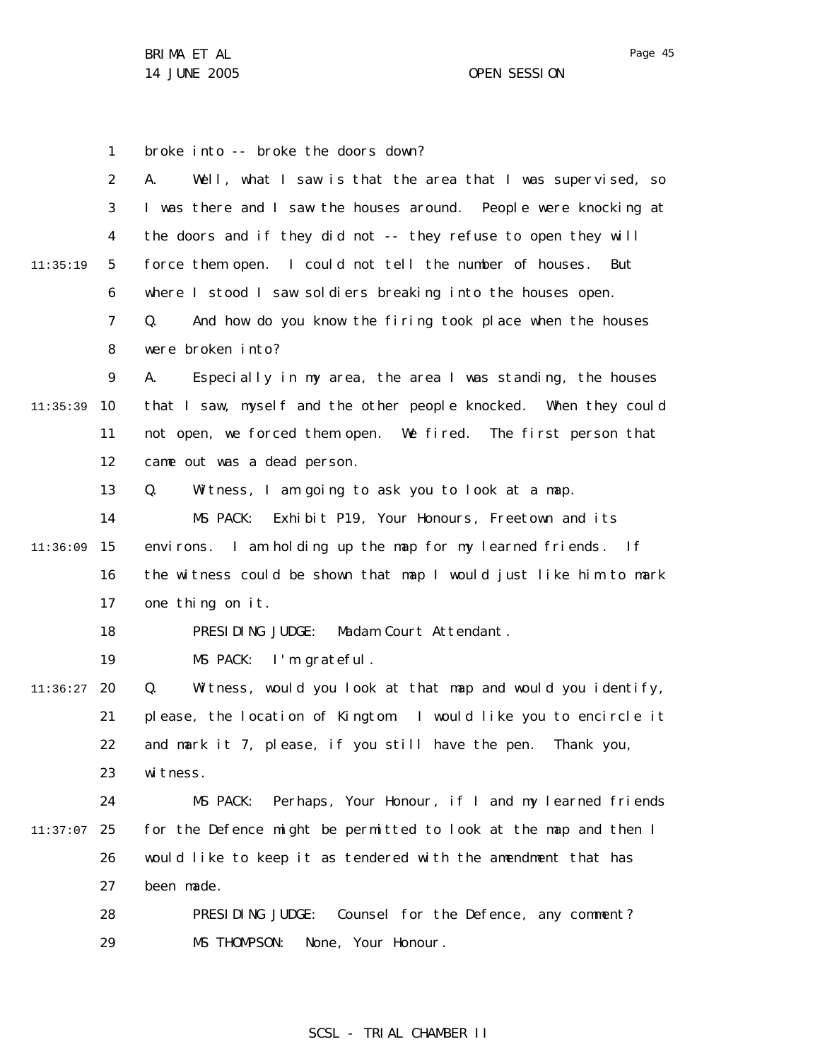broke into -- broke the doors down?

A. Well, what I saw is that the area that I was supervised, so I was there and I saw the houses around. People were knocking at the doors and if they did not -- they refuse to open they will force them open. I could not tell the number of houses. But where I stood I saw soldiers breaking into the houses open.

Q. And how do you know the firing took place when the houses were broken into?

A. Especially in my area, the area I was standing, the houses that I saw, myself and the other people knocked. When they could not open, we forced them open. We fired. The first person that came out was a dead person.

Q. Witness, I am going to ask you to look at a map.

MS PACK: Exhibit P19, Your Honours, Freetown and its environs. I am holding up the map for my learned friends. If the witness could be shown that map I would just like him to mark one thing on it.

PRESIDING JUDGE: Madam Court Attendant.

MS PACK: I'm grateful.

Q. Witness, would you look at that map and would you identify, please, the location of Kingtom. I would like you to encircle it and mark it 7, please, if you still have the pen. Thank you, witness.

MS PACK: Perhaps, Your Honour, if I and my learned friends for the Defence might be permitted to look at the map and then I would like to keep it as tendered with the amendment that has been made.

PRESIDING JUDGE: Counsel for the Defence, any comment?

MS THOMPSON: None, Your Honour.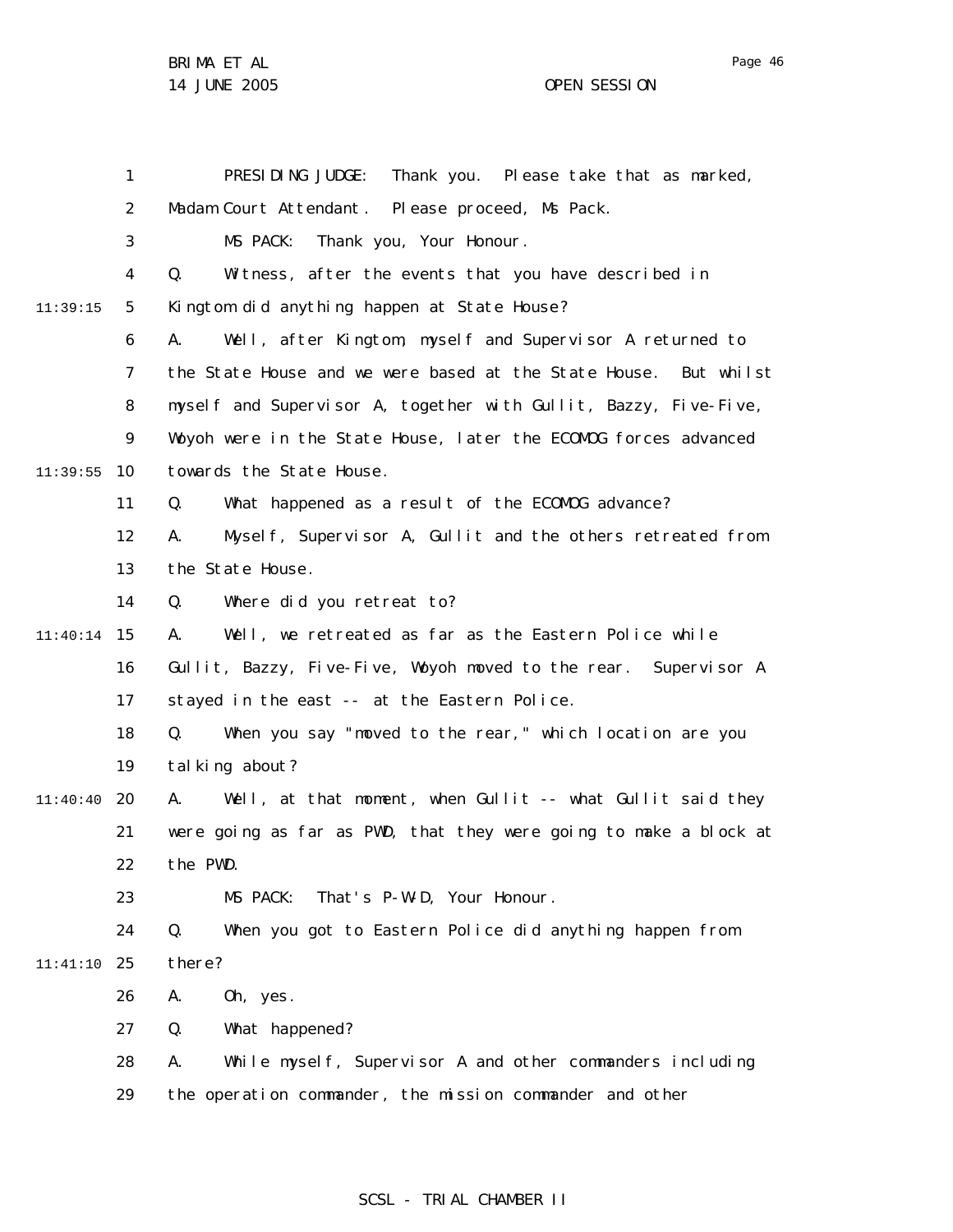PRESIDING JUDGE: Thank you. Please take that as marked, Madam Court Attendant. Please proceed, Ms Pack.

MS PACK: Thank you, Your Honour.

Q. Witness, after the events that you have described in Kingtom did anything happen at State House?

A. Well, after Kingtom, myself and Supervisor A returned to the State House and we were based at the State House. But whilst myself and Supervisor A, together with Gullit, Bazzy, Five-Five, Woyoh were in the State House, later the ECOMOG forces advanced towards the State House.

Q. What happened as a result of the ECOMOG advance?

A. Myself, Supervisor A, Gullit and the others retreated from the State House.

Q. Where did you retreat to?

A. Well, we retreated as far as the Eastern Police while Gullit, Bazzy, Five-Five, Woyoh moved to the rear. Supervisor A stayed in the east -- at the Eastern Police.

Q. When you say "moved to the rear," which location are you talking about?

A. Well, at that moment, when Gullit -- what Gullit said they were going as far as PWD, that they were going to make a block at the PWD.

MS PACK: That's P-W-D, Your Honour.

Q. When you got to Eastern Police did anything happen from there?

A. Oh, yes.

Q. What happened?

A. While myself, Supervisor A and other commanders including the operation commander, the mission commander and other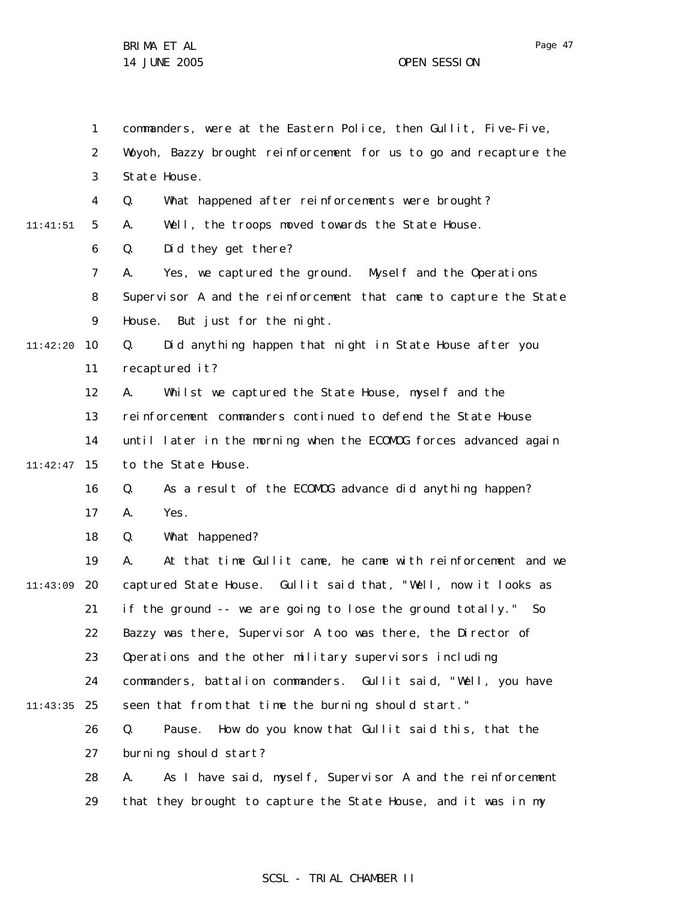commanders, were at the Eastern Police, then Gullit, Five-Five, Woyoh, Bazzy brought reinforcement for us to go and recapture the State House.

Q. What happened after reinforcements were brought?

A. Well, the troops moved towards the State House.

Q. Did they get there?

A. Yes, we captured the ground. Myself and the Operations Supervisor A and the reinforcement that came to capture the State House. But just for the night.

Q. Did anything happen that night in State House after you recaptured it?

A. Whilst we captured the State House, myself and the reinforcement commanders continued to defend the State House until later in the morning when the ECOMOG forces advanced again to the State House.

Q. As a result of the ECOMOG advance did anything happen?

A. Yes.

Q. What happened?

A. At that time Gullit came, he came with reinforcement and we captured State House. Gullit said that, "Well, now it looks as if the ground -- we are going to lose the ground totally." So Bazzy was there, Supervisor A too was there, the Director of Operations and the other military supervisors including commanders, battalion commanders. Gullit said, "Well, you have seen that from that time the burning should start."

Q. Pause. How do you know that Gullit said this, that the burning should start?

A. As I have said, myself, Supervisor A and the reinforcement that they brought to capture the State House, and it was in my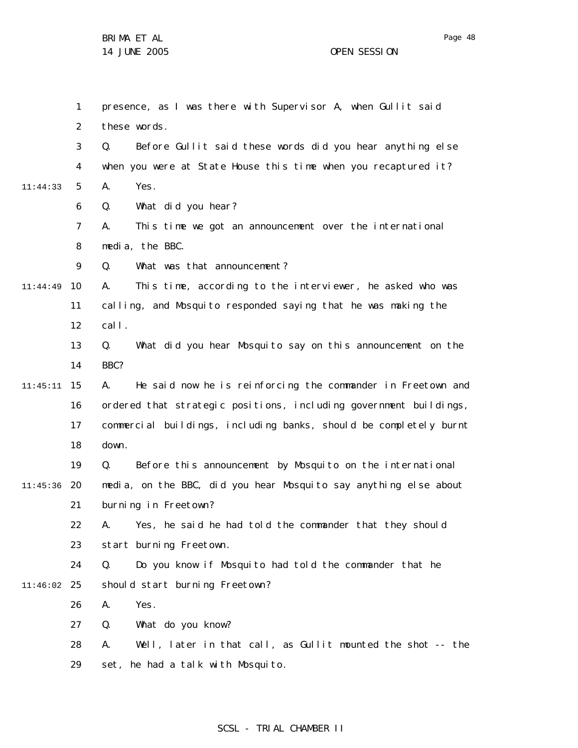presence, as I was there with Supervisor A, when Gullit said these words.

Q. Before Gullit said these words did you hear anything else when you were at State House this time when you recaptured it?

A. Yes.

Q. What did you hear?

A. This time we got an announcement over the international media, the BBC.

Q. What was that announcement?

A. This time, according to the interviewer, he asked who was calling, and Mosquito responded saying that he was making the call.

Q. What did you hear Mosquito say on this announcement on the BBC?

A. He said now he is reinforcing the commander in Freetown and ordered that strategic positions, including government buildings, commercial buildings, including banks, should be completely burnt down.

Q. Before this announcement by Mosquito on the international media, on the BBC, did you hear Mosquito say anything else about burning in Freetown?

A. Yes, he said he had told the commander that they should start burning Freetown.

Q. Do you know if Mosquito had told the commander that he should start burning Freetown?

A. Yes.

Q. What do you know?

A. Well, later in that call, as Gullit mounted the shot -- the set, he had a talk with Mosquito.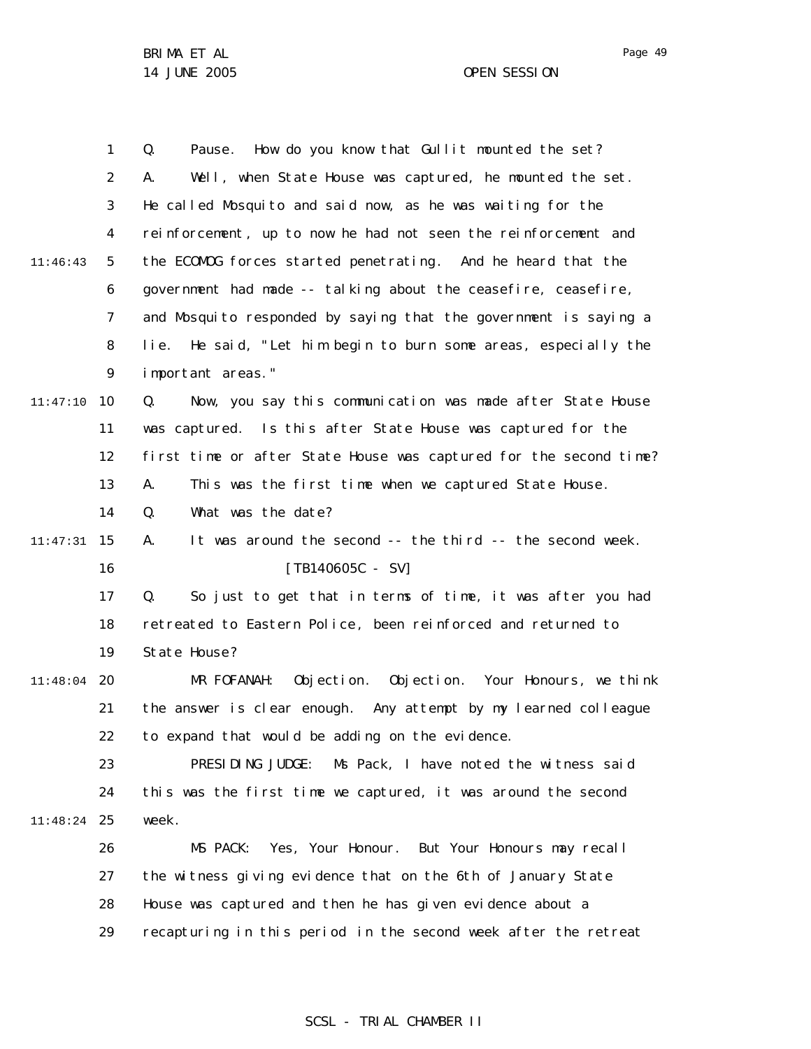Q. Pause. How do you know that Gullit mounted the set?

A. Well, when State House was captured, he mounted the set. He called Mosquito and said now, as he was waiting for the reinforcement, up to now he had not seen the reinforcement and the ECOMOG forces started penetrating. And he heard that the government had made -- talking about the ceasefire, ceasefire, and Mosquito responded by saying that the government is saying a lie. He said, "Let him begin to burn some areas, especially the important areas."

Q. Now, you say this communication was made after State House was captured. Is this after State House was captured for the first time or after State House was captured for the second time?

A. This was the first time when we captured State House.

Q. What was the date?

A. It was around the second -- the third -- the second week.

[TB140605C - SV]

Q. So just to get that in terms of time, it was after you had retreated to Eastern Police, been reinforced and returned to State House?

MR FOFANAH: Objection. Objection. Your Honours, we think the answer is clear enough. Any attempt by my learned colleague to expand that would be adding on the evidence.

PRESIDING JUDGE: Ms Pack, I have noted the witness said this was the first time we captured, it was around the second week.

MS PACK: Yes, Your Honour. But Your Honours may recall the witness giving evidence that on the 6th of January State House was captured and then he has given evidence about a recapturing in this period in the second week after the retreat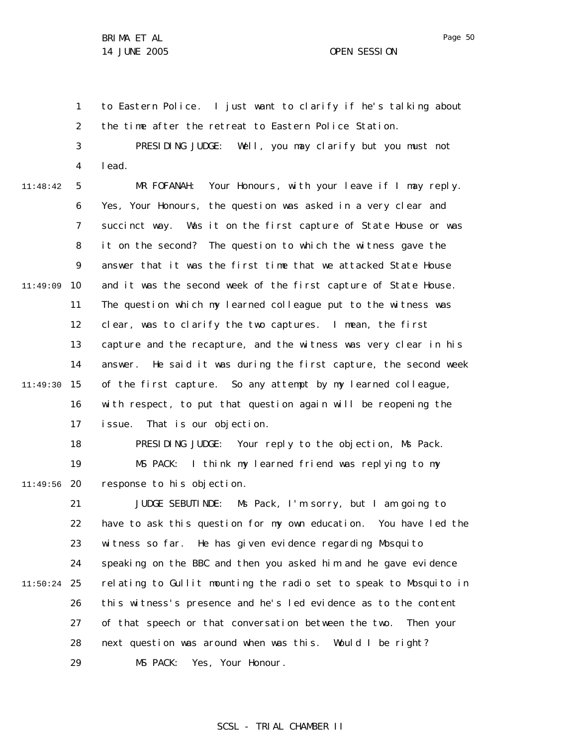to Eastern Police. I just want to clarify if he's talking about the time after the retreat to Eastern Police Station.

PRESIDING JUDGE: Well, you may clarify but you must not lead.

MR FOFANAH: Your Honours, with your leave if I may reply. Yes, Your Honours, the question was asked in a very clear and succinct way. Was it on the first capture of State House or was it on the second? The question to which the witness gave the answer that it was the first time that we attacked State House and it was the second week of the first capture of State House. The question which my learned colleague put to the witness was clear, was to clarify the two captures. I mean, the first capture and the recapture, and the witness was very clear in his answer. He said it was during the first capture, the second week of the first capture. So any attempt by my learned colleague, with respect, to put that question again will be reopening the issue. That is our objection.

PRESIDING JUDGE: Your reply to the objection, Ms Pack.

MS PACK: I think my learned friend was replying to my response to his objection.

JUDGE SEBUTINDE: Ms Pack, I'm sorry, but I am going to have to ask this question for my own education. You have led the witness so far. He has given evidence regarding Mosquito speaking on the BBC and then you asked him and he gave evidence relating to Gullit mounting the radio set to speak to Mosquito in this witness's presence and he's led evidence as to the content of that speech or that conversation between the two. Then your next question was around when was this. Would I be right?

MS PACK: Yes, Your Honour.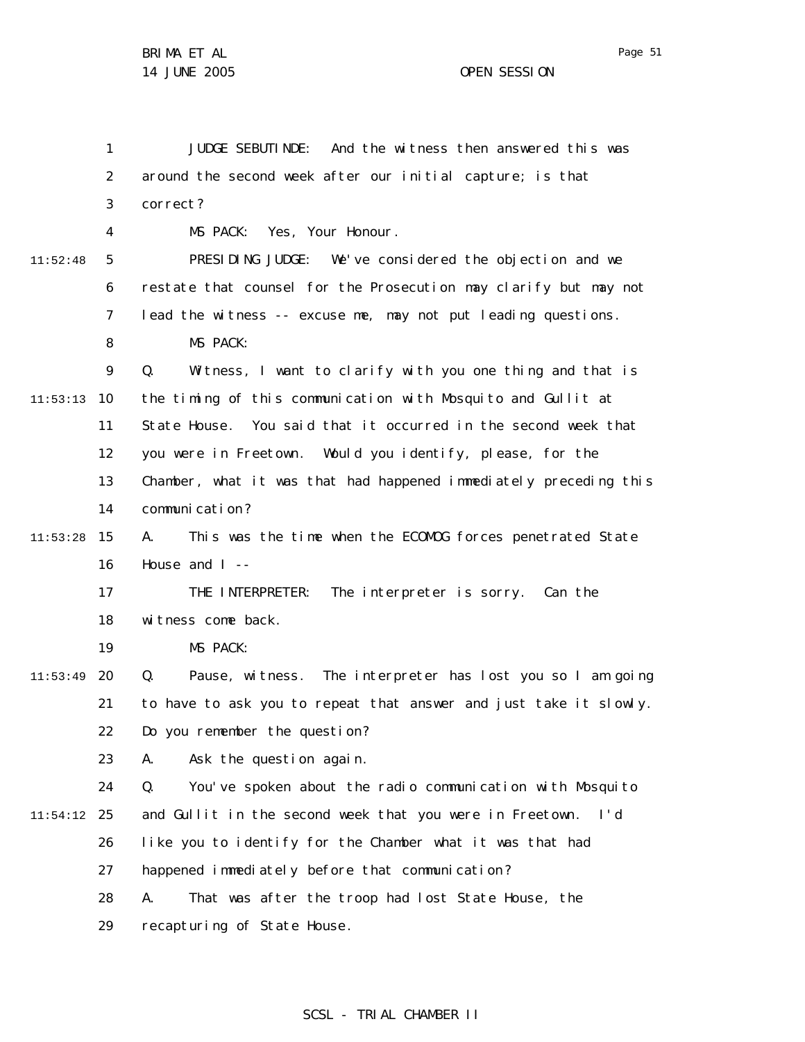JUDGE SEBUTINDE: And the witness then answered this was around the second week after our initial capture; is that correct?

MS PACK: Yes, Your Honour.

PRESIDING JUDGE: We've considered the objection and we restate that counsel for the Prosecution may clarify but may not lead the witness -- excuse me, may not put leading questions.

MS PACK:

Q. Witness, I want to clarify with you one thing and that is the timing of this communication with Mosquito and Gullit at State House. You said that it occurred in the second week that you were in Freetown. Would you identify, please, for the Chamber, what it was that had happened immediately preceding this communication?

A. This was the time when the ECOMOG forces penetrated State House and I --

THE INTERPRETER: The interpreter is sorry. Can the witness come back.

MS PACK:

Q. Pause, witness. The interpreter has lost you so I am going to have to ask you to repeat that answer and just take it slowly. Do you remember the question?

A. Ask the question again.

Q. You've spoken about the radio communication with Mosquito and Gullit in the second week that you were in Freetown. I'd like you to identify for the Chamber what it was that had happened immediately before that communication?

A. That was after the troop had lost State House, the recapturing of State House.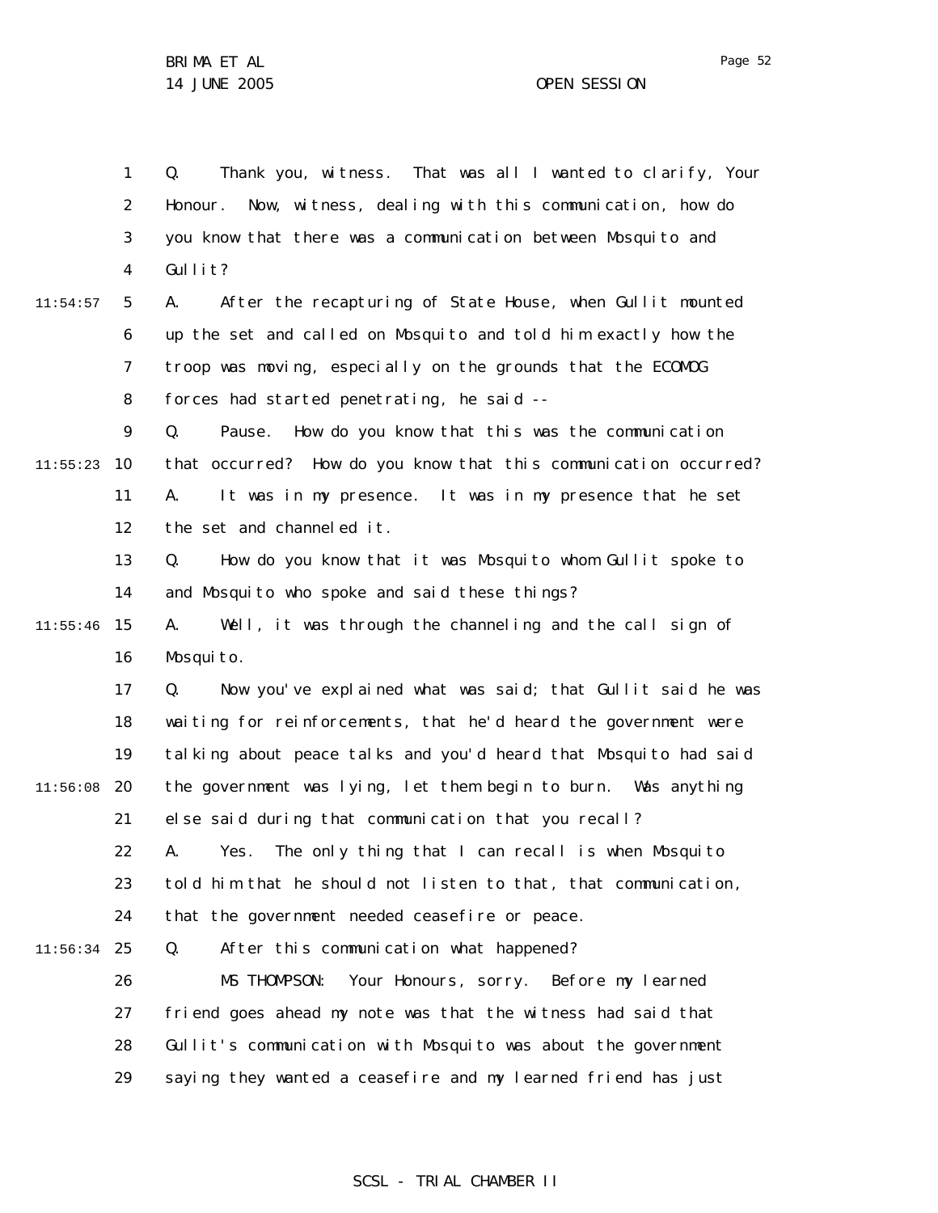Q. Thank you, witness. That was all I wanted to clarify, Your Honour. Now, witness, dealing with this communication, how do you know that there was a communication between Mosquito and Gullit?

A. After the recapturing of State House, when Gullit mounted up the set and called on Mosquito and told him exactly how the troop was moving, especially on the grounds that the ECOMOG forces had started penetrating, he said --

Q. Pause. How do you know that this was the communication that occurred? How do you know that this communication occurred?

A. It was in my presence. It was in my presence that he set the set and channeled it.

Q. How do you know that it was Mosquito whom Gullit spoke to and Mosquito who spoke and said these things?

A. Well, it was through the channeling and the call sign of Mosquito.

Q. Now you've explained what was said; that Gullit said he was waiting for reinforcements, that he'd heard the government were talking about peace talks and you'd heard that Mosquito had said the government was lying, let them begin to burn. Was anything else said during that communication that you recall?

A. Yes. The only thing that I can recall is when Mosquito told him that he should not listen to that, that communication, that the government needed ceasefire or peace.

Q. After this communication what happened?

MS THOMPSON: Your Honours, sorry. Before my learned friend goes ahead my note was that the witness had said that Gullit's communication with Mosquito was about the government saying they wanted a ceasefire and my learned friend has just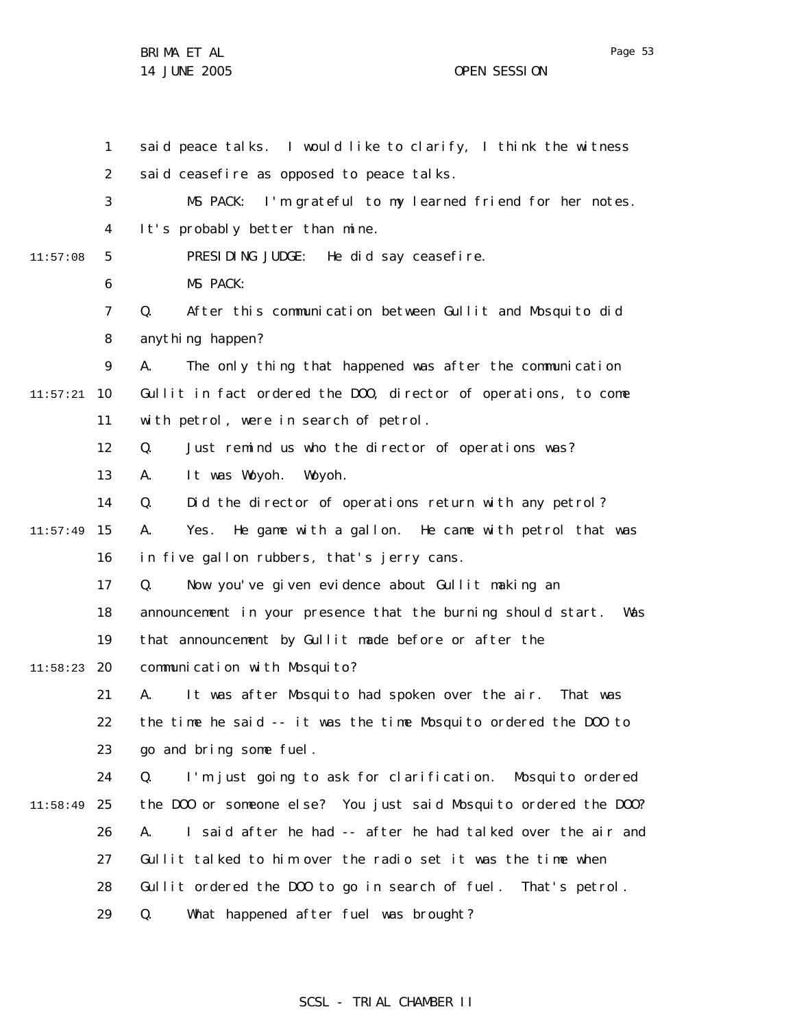1 said peace talks. I would like to clarify, I think the witness
2 said ceasefire as opposed to peace talks.
3 MS PACK: I'm grateful to my learned friend for her notes.
4 It's probably better than mine.
11:57:08 5 PRESIDING JUDGE: He did say ceasefire.
6 MS PACK:
7 Q. After this communication between Gullit and Mosquito did
8 anything happen?
9 A. The only thing that happened was after the communication
11:57:21 10 Gullit in fact ordered the DOO, director of operations, to come
11 with petrol, were in search of petrol.
12 Q. Just remind us who the director of operations was?
13 A. It was Woyoh. Woyoh.
14 Q. Did the director of operations return with any petrol?
11:57:49 15 A. Yes. He game with a gallon. He came with petrol that was
16 in five gallon rubbers, that's jerry cans.
17 Q. Now you've given evidence about Gullit making an
18 announcement in your presence that the burning should start. Was
19 that announcement by Gullit made before or after the
11:58:23 20 communication with Mosquito?
21 A. It was after Mosquito had spoken over the air. That was
22 the time he said -- it was the time Mosquito ordered the DOO to
23 go and bring some fuel.
24 Q. I'm just going to ask for clarification. Mosquito ordered
11:58:49 25 the DOO or someone else? You just said Mosquito ordered the DOO?
26 A. I said after he had -- after he had talked over the air and
27 Gullit talked to him over the radio set it was the time when
28 Gullit ordered the DOO to go in search of fuel. That's petrol.
29 Q. What happened after fuel was brought?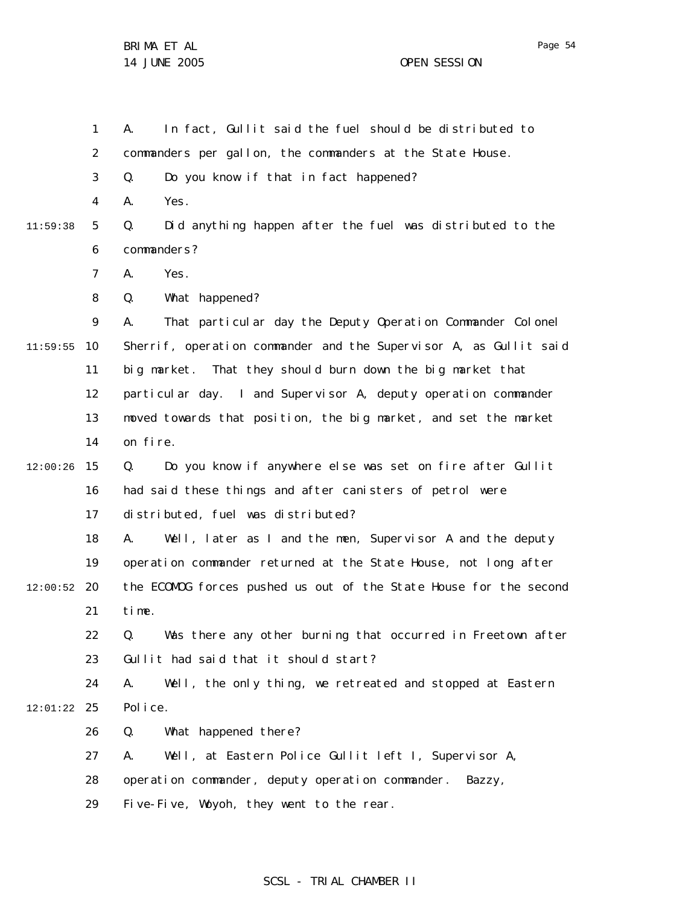A. In fact, Gullit said the fuel should be distributed to commanders per gallon, the commanders at the State House.

Q. Do you know if that in fact happened?

A. Yes.

Q. Did anything happen after the fuel was distributed to the commanders?

A. Yes.

Q. What happened?

A. That particular day the Deputy Operation Commander Colonel Sherrif, operation commander and the Supervisor A, as Gullit said big market. That they should burn down the big market that particular day. I and Supervisor A, deputy operation commander moved towards that position, the big market, and set the market on fire.

Q. Do you know if anywhere else was set on fire after Gullit had said these things and after canisters of petrol were distributed, fuel was distributed?

A. Well, later as I and the men, Supervisor A and the deputy operation commander returned at the State House, not long after the ECOMOG forces pushed us out of the State House for the second time.

Q. Was there any other burning that occurred in Freetown after Gullit had said that it should start?

A. Well, the only thing, we retreated and stopped at Eastern Police.

Q. What happened there?

A. Well, at Eastern Police Gullit left I, Supervisor A, operation commander, deputy operation commander. Bazzy, Five-Five, Woyoh, they went to the rear.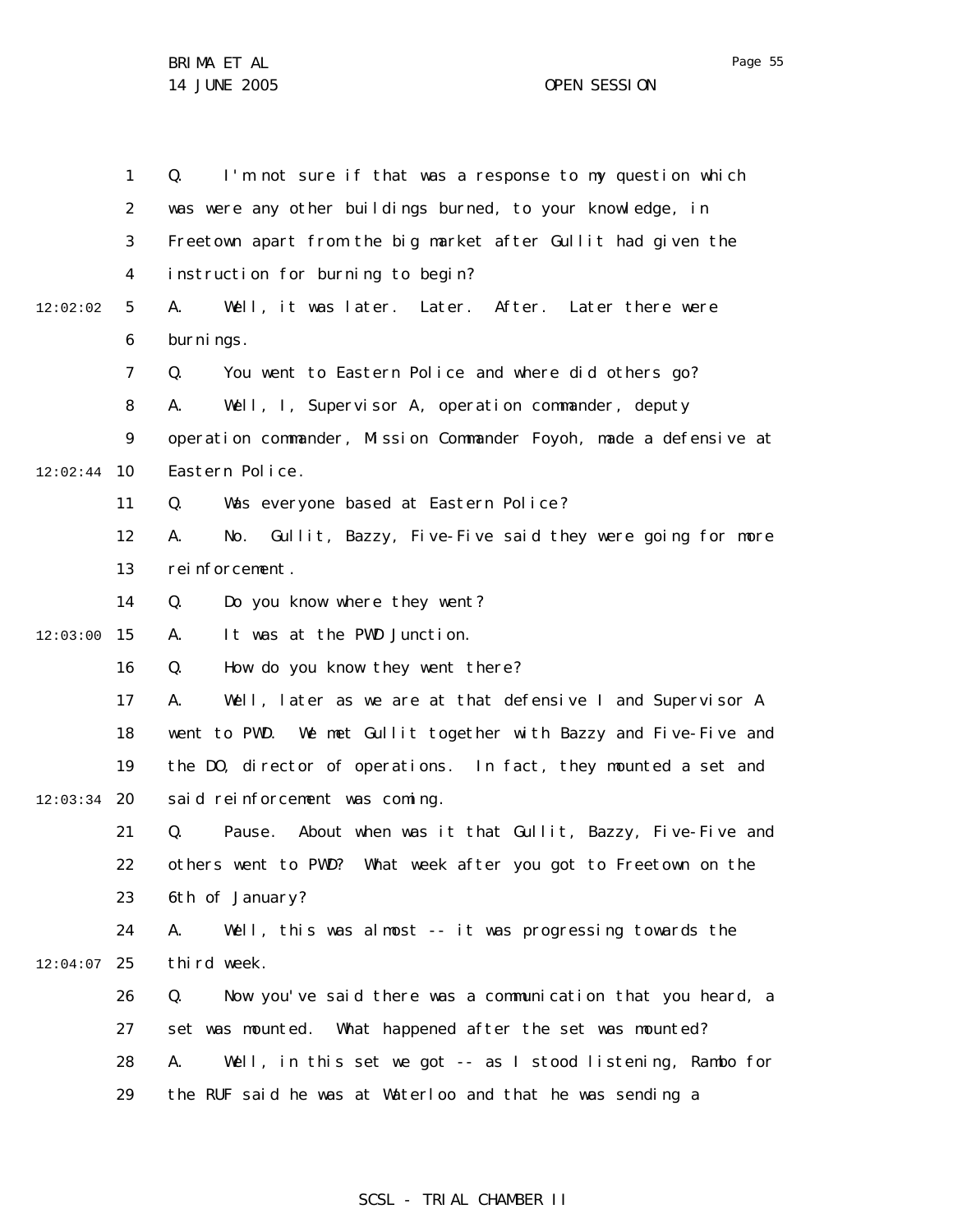Q. I'm not sure if that was a response to my question which was were any other buildings burned, to your knowledge, in Freetown apart from the big market after Gullit had given the instruction for burning to begin?

A. Well, it was later. Later. After. Later there were burnings.

Q. You went to Eastern Police and where did others go?

A. Well, I, Supervisor A, operation commander, deputy operation commander, Mission Commander Foyoh, made a defensive at Eastern Police.

Q. Was everyone based at Eastern Police?

A. No. Gullit, Bazzy, Five-Five said they were going for more reinforcement.

Q. Do you know where they went?

A. It was at the PWD Junction.

Q. How do you know they went there?

A. Well, later as we are at that defensive I and Supervisor A went to PWD. We met Gullit together with Bazzy and Five-Five and the DO, director of operations. In fact, they mounted a set and said reinforcement was coming.

Q. Pause. About when was it that Gullit, Bazzy, Five-Five and others went to PWD? What week after you got to Freetown on the 6th of January?

A. Well, this was almost -- it was progressing towards the third week.

Q. Now you've said there was a communication that you heard, a set was mounted. What happened after the set was mounted?

A. Well, in this set we got -- as I stood listening, Rambo for the RUF said he was at Waterloo and that he was sending a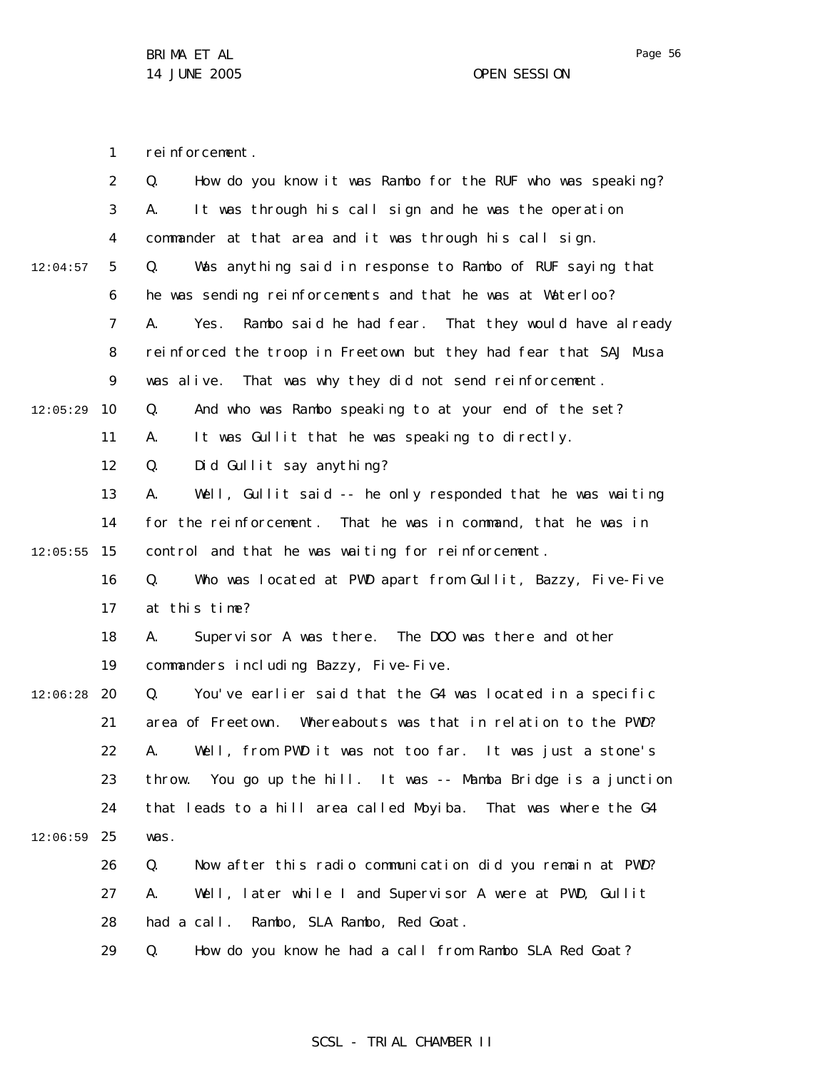reinforcement.

Q. How do you know it was Rambo for the RUF who was speaking?

A. It was through his call sign and he was the operation commander at that area and it was through his call sign.

Q. Was anything said in response to Rambo of RUF saying that he was sending reinforcements and that he was at Waterloo?

A. Yes. Rambo said he had fear. That they would have already reinforced the troop in Freetown but they had fear that SAJ Musa was alive. That was why they did not send reinforcement.

Q. And who was Rambo speaking to at your end of the set?

A. It was Gullit that he was speaking to directly.

Q. Did Gullit say anything?

A. Well, Gullit said -- he only responded that he was waiting for the reinforcement. That he was in command, that he was in control and that he was waiting for reinforcement.

Q. Who was located at PWD apart from Gullit, Bazzy, Five-Five at this time?

A. Supervisor A was there. The DOO was there and other commanders including Bazzy, Five-Five.

Q. You've earlier said that the G4 was located in a specific area of Freetown. Whereabouts was that in relation to the PWD?

A. Well, from PWD it was not too far. It was just a stone's throw. You go up the hill. It was -- Mamba Bridge is a junction that leads to a hill area called Moyiba. That was where the G4 was.

Q. Now after this radio communication did you remain at PWD?

A. Well, later while I and Supervisor A were at PWD, Gullit had a call. Rambo, SLA Rambo, Red Goat.

Q. How do you know he had a call from Rambo SLA Red Goat?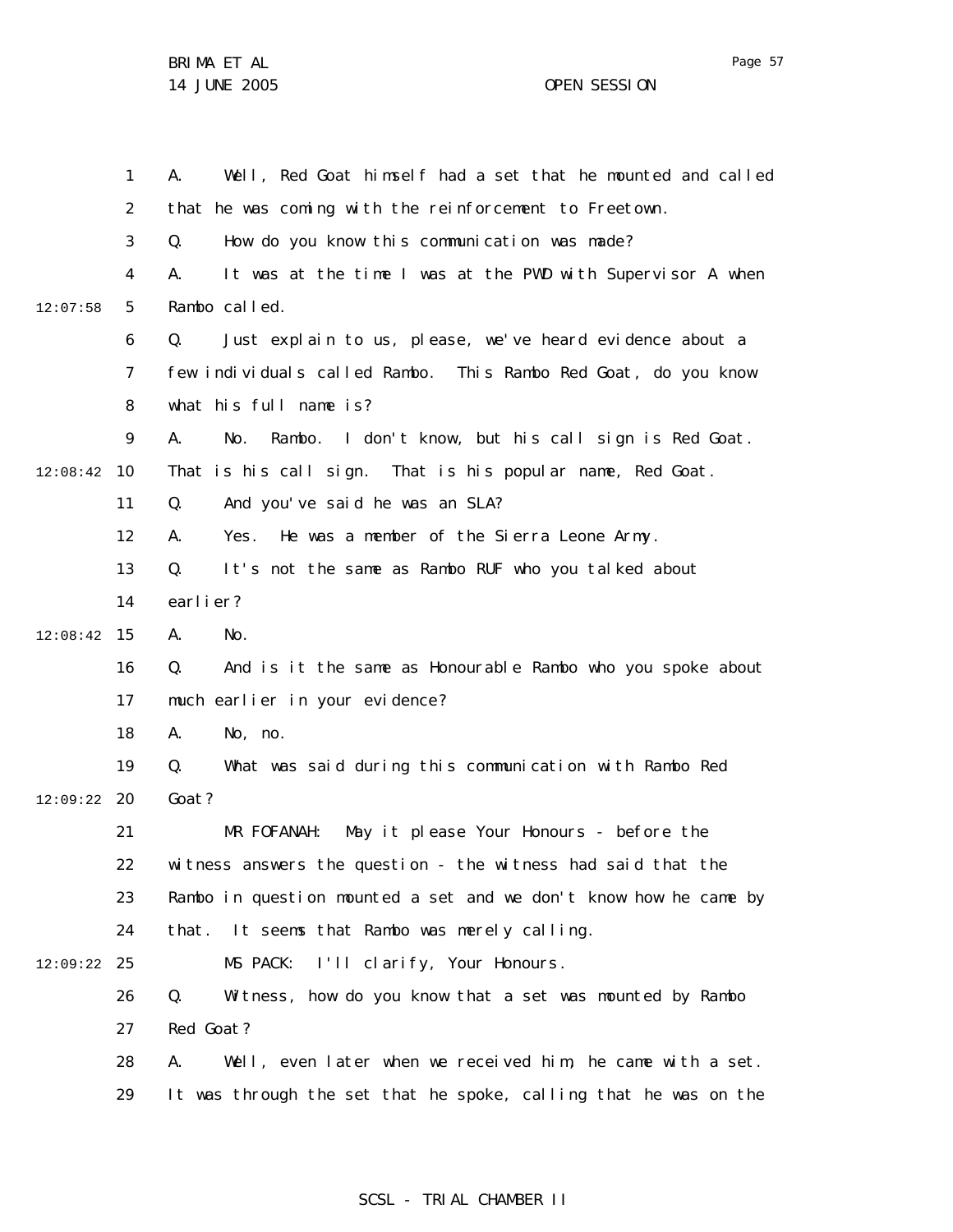A. Well, Red Goat himself had a set that he mounted and called that he was coming with the reinforcement to Freetown.

Q. How do you know this communication was made?

A. It was at the time I was at the PWD with Supervisor A when Rambo called.

Q. Just explain to us, please, we've heard evidence about a few individuals called Rambo. This Rambo Red Goat, do you know what his full name is?

A. No. Rambo. I don't know, but his call sign is Red Goat. That is his call sign. That is his popular name, Red Goat.

Q. And you've said he was an SLA?

A. Yes. He was a member of the Sierra Leone Army.

Q. It's not the same as Rambo RUF who you talked about earlier?

A. No.

Q. And is it the same as Honourable Rambo who you spoke about much earlier in your evidence?

A. No, no.

Q. What was said during this communication with Rambo Red Goat?

MR FOFANAH: May it please Your Honours - before the witness answers the question - the witness had said that the Rambo in question mounted a set and we don't know how he came by that. It seems that Rambo was merely calling.

MS PACK: I'll clarify, Your Honours.

Q. Witness, how do you know that a set was mounted by Rambo Red Goat?

A. Well, even later when we received him, he came with a set. It was through the set that he spoke, calling that he was on the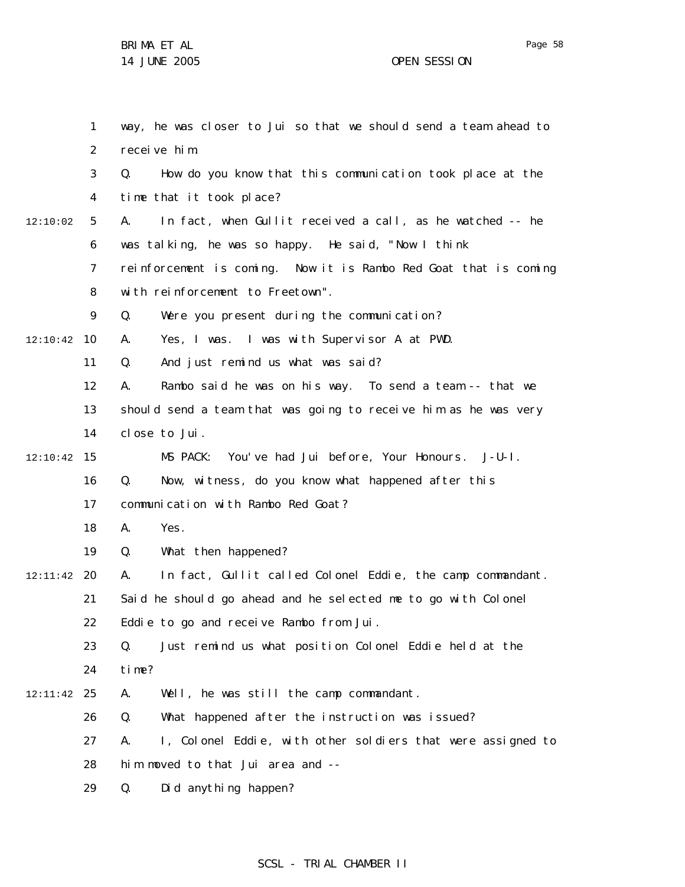way, he was closer to Jui so that we should send a team ahead to receive him.

Q. How do you know that this communication took place at the time that it took place?

A. In fact, when Gullit received a call, as he watched -- he was talking, he was so happy. He said, "Now I think reinforcement is coming. Now it is Rambo Red Goat that is coming with reinforcement to Freetown".

Q. Were you present during the communication?

A. Yes, I was. I was with Supervisor A at PWD.

Q. And just remind us what was said?

A. Rambo said he was on his way. To send a team -- that we should send a team that was going to receive him as he was very close to Jui.

MS PACK: You've had Jui before, Your Honours. J-U-I.

Q. Now, witness, do you know what happened after this communication with Rambo Red Goat?

A. Yes.

Q. What then happened?

A. In fact, Gullit called Colonel Eddie, the camp commandant. Said he should go ahead and he selected me to go with Colonel Eddie to go and receive Rambo from Jui.

Q. Just remind us what position Colonel Eddie held at the time?

A. Well, he was still the camp commandant.

Q. What happened after the instruction was issued?

A. I, Colonel Eddie, with other soldiers that were assigned to him moved to that Jui area and --

Q. Did anything happen?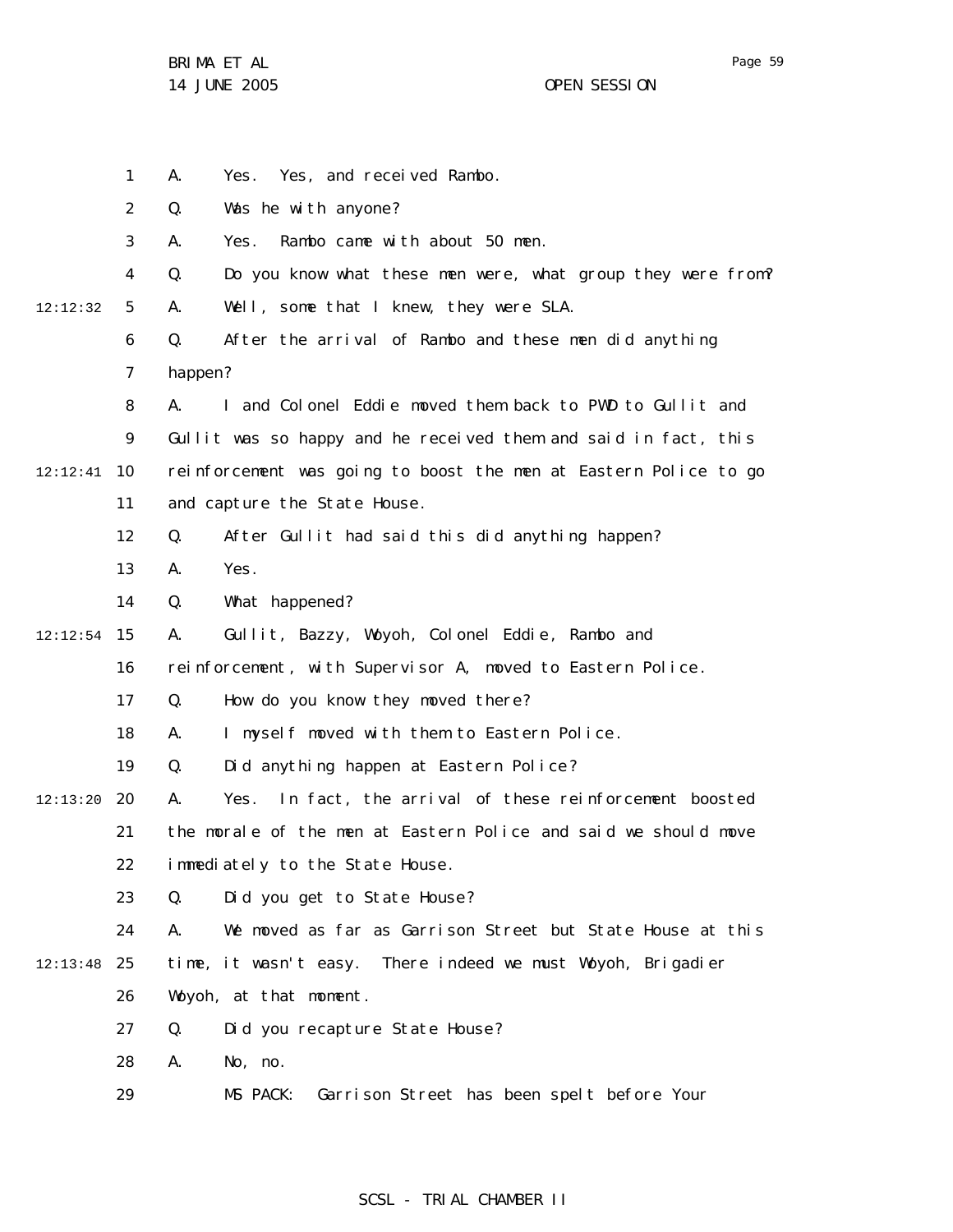A. Yes. Yes, and received Rambo.

Q. Was he with anyone?

A. Yes. Rambo came with about 50 men.

Q. Do you know what these men were, what group they were from?

A. Well, some that I knew, they were SLA.

Q. After the arrival of Rambo and these men did anything happen?

A. I and Colonel Eddie moved them back to PWD to Gullit and Gullit was so happy and he received them and said in fact, this reinforcement was going to boost the men at Eastern Police to go and capture the State House.

Q. After Gullit had said this did anything happen?

A. Yes.

Q. What happened?

A. Gullit, Bazzy, Woyoh, Colonel Eddie, Rambo and reinforcement, with Supervisor A, moved to Eastern Police.

Q. How do you know they moved there?

A. I myself moved with them to Eastern Police.

Q. Did anything happen at Eastern Police?

A. Yes. In fact, the arrival of these reinforcement boosted the morale of the men at Eastern Police and said we should move immediately to the State House.

Q. Did you get to State House?

A. We moved as far as Garrison Street but State House at this time, it wasn't easy. There indeed we must Woyoh, Brigadier Woyoh, at that moment.

Q. Did you recapture State House?

A. No, no.

MS PACK: Garrison Street has been spelt before Your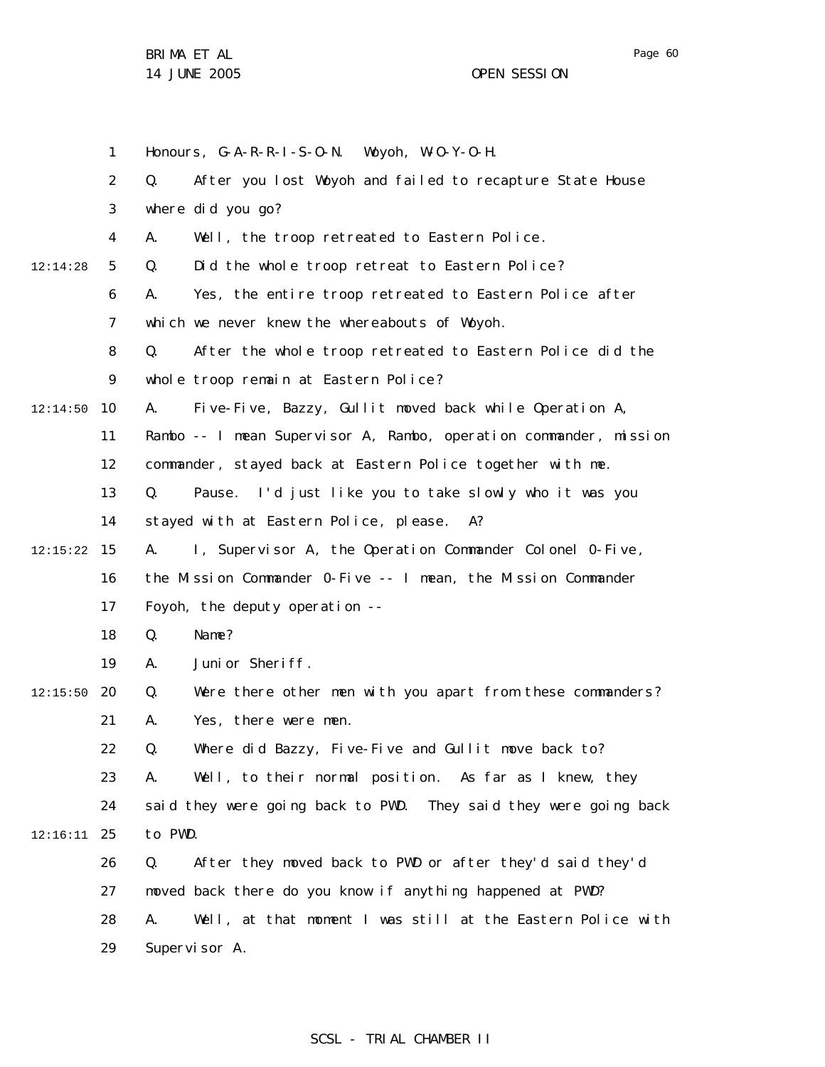Honours, G-A-R-R-I-S-O-N. Woyoh, W-O-Y-O-H.

Q. After you lost Woyoh and failed to recapture State House where did you go?

A. Well, the troop retreated to Eastern Police.

Q. Did the whole troop retreat to Eastern Police?

A. Yes, the entire troop retreated to Eastern Police after which we never knew the whereabouts of Woyoh.

Q. After the whole troop retreated to Eastern Police did the whole troop remain at Eastern Police?

A. Five-Five, Bazzy, Gullit moved back while Operation A, Rambo -- I mean Supervisor A, Rambo, operation commander, mission commander, stayed back at Eastern Police together with me.

Q. Pause. I'd just like you to take slowly who it was you stayed with at Eastern Police, please. A?

A. I, Supervisor A, the Operation Commander Colonel O-Five, the Mission Commander O-Five -- I mean, the Mission Commander Foyoh, the deputy operation --

Q. Name?

A. Junior Sheriff.

Q. Were there other men with you apart from these commanders?

A. Yes, there were men.

Q. Where did Bazzy, Five-Five and Gullit move back to?

A. Well, to their normal position. As far as I knew, they said they were going back to PWD. They said they were going back to PWD.

Q. After they moved back to PWD or after they'd said they'd moved back there do you know if anything happened at PWD?

A. Well, at that moment I was still at the Eastern Police with Supervisor A.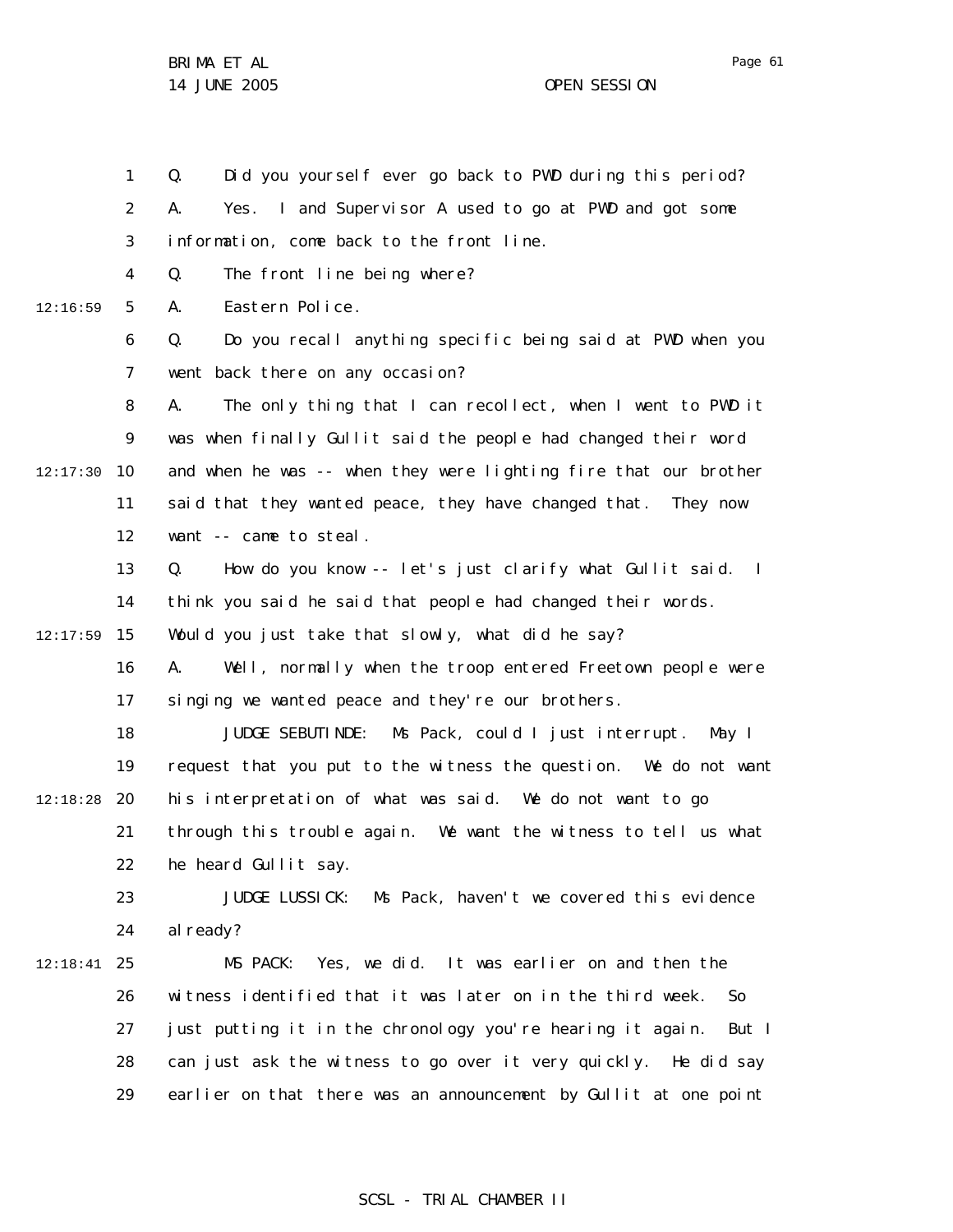Q. Did you yourself ever go back to PWD during this period?

A. Yes. I and Supervisor A used to go at PWD and got some information, come back to the front line.

Q. The front line being where?

A. Eastern Police.

Q. Do you recall anything specific being said at PWD when you went back there on any occasion?

A. The only thing that I can recollect, when I went to PWD it was when finally Gullit said the people had changed their word and when he was -- when they were lighting fire that our brother said that they wanted peace, they have changed that. They now want -- came to steal.

Q. How do you know -- let's just clarify what Gullit said. I think you said he said that people had changed their words. Would you just take that slowly, what did he say?

A. Well, normally when the troop entered Freetown people were singing we wanted peace and they're our brothers.

JUDGE SEBUTINDE: Ms Pack, could I just interrupt. May I request that you put to the witness the question. We do not want his interpretation of what was said. We do not want to go through this trouble again. We want the witness to tell us what he heard Gullit say.

JUDGE LUSSICK: Ms Pack, haven't we covered this evidence already?

MS PACK: Yes, we did. It was earlier on and then the witness identified that it was later on in the third week. So just putting it in the chronology you're hearing it again. But I can just ask the witness to go over it very quickly. He did say earlier on that there was an announcement by Gullit at one point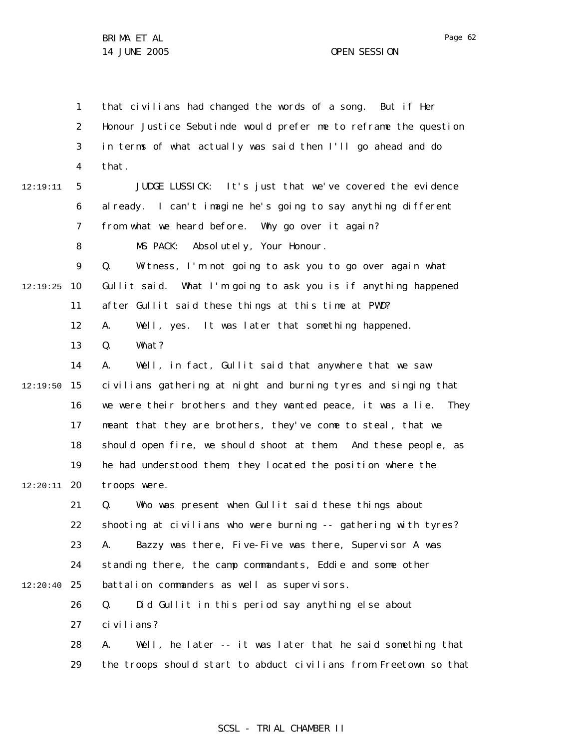that civilians had changed the words of a song. But if Her Honour Justice Sebutinde would prefer me to reframe the question in terms of what actually was said then I'll go ahead and do that.

JUDGE LUSSICK: It's just that we've covered the evidence already. I can't imagine he's going to say anything different from what we heard before. Why go over it again?

MS PACK: Absolutely, Your Honour.

Q. Witness, I'm not going to ask you to go over again what Gullit said. What I'm going to ask you is if anything happened after Gullit said these things at this time at PWD?

A. Well, yes. It was later that something happened.

Q. What?

A. Well, in fact, Gullit said that anywhere that we saw civilians gathering at night and burning tyres and singing that we were their brothers and they wanted peace, it was a lie. They meant that they are brothers, they've come to steal, that we should open fire, we should shoot at them. And these people, as he had understood them, they located the position where the troops were.

Q. Who was present when Gullit said these things about shooting at civilians who were burning -- gathering with tyres?

A. Bazzy was there, Five-Five was there, Supervisor A was standing there, the camp commandants, Eddie and some other battalion commanders as well as supervisors.

Q. Did Gullit in this period say anything else about civilians?

A. Well, he later -- it was later that he said something that the troops should start to abduct civilians from Freetown so that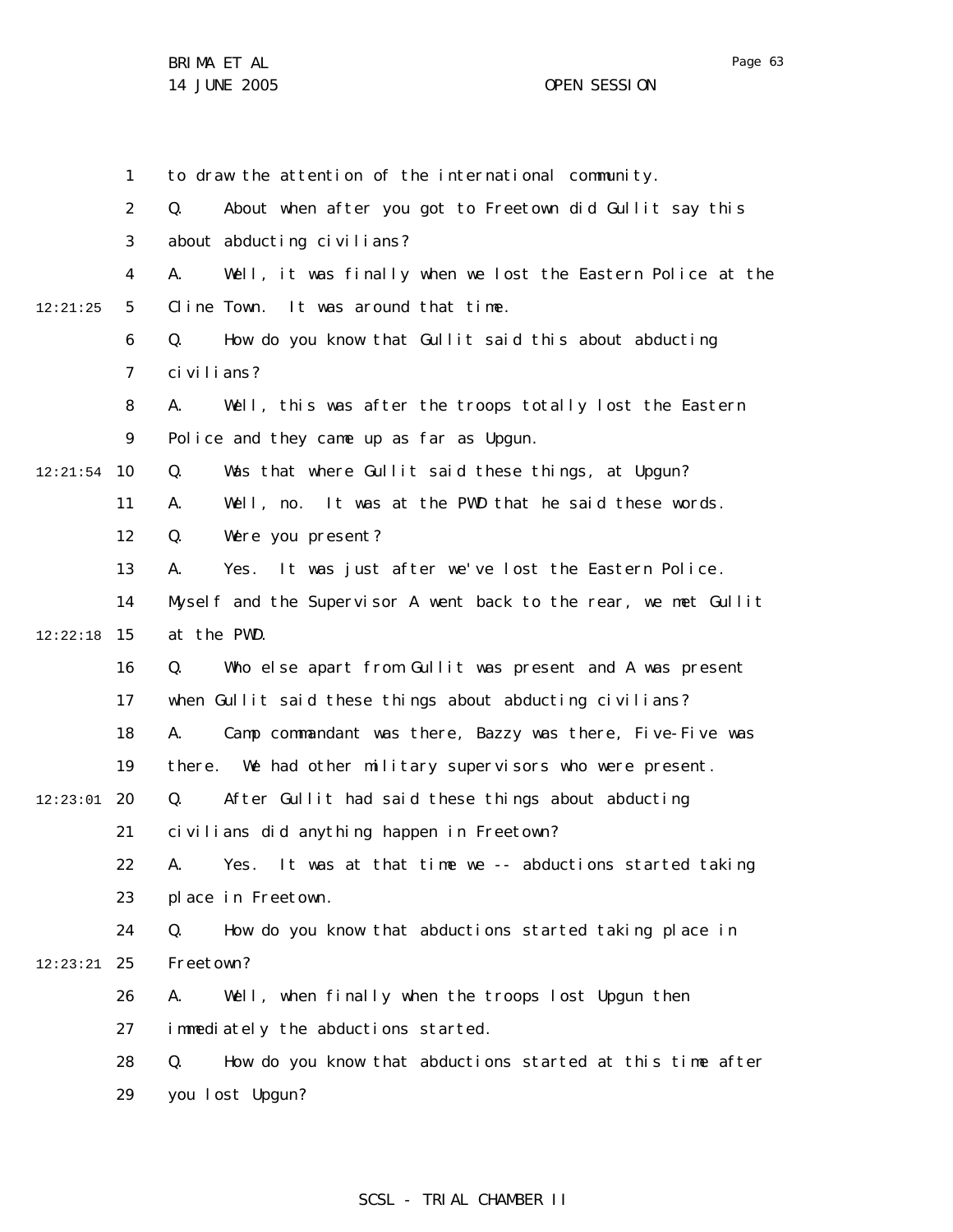to draw the attention of the international community.

Q. About when after you got to Freetown did Gullit say this about abducting civilians?

A. Well, it was finally when we lost the Eastern Police at the Cline Town. It was around that time.

Q. How do you know that Gullit said this about abducting civilians?

A. Well, this was after the troops totally lost the Eastern Police and they came up as far as Upgun.

Q. Was that where Gullit said these things, at Upgun?

A. Well, no. It was at the PWD that he said these words.

Q. Were you present?

A. Yes. It was just after we've lost the Eastern Police. Myself and the Supervisor A went back to the rear, we met Gullit at the PWD.

Q. Who else apart from Gullit was present and A was present when Gullit said these things about abducting civilians?

A. Camp commandant was there, Bazzy was there, Five-Five was there. We had other military supervisors who were present.

Q. After Gullit had said these things about abducting civilians did anything happen in Freetown?

A. Yes. It was at that time we -- abductions started taking place in Freetown.

Q. How do you know that abductions started taking place in Freetown?

A. Well, when finally when the troops lost Upgun then immediately the abductions started.

Q. How do you know that abductions started at this time after you lost Upgun?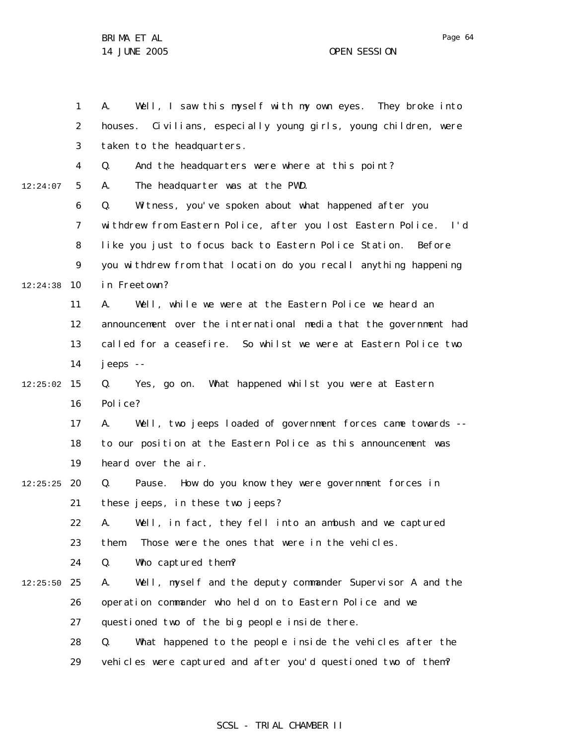A. Well, I saw this myself with my own eyes. They broke into houses. Civilians, especially young girls, young children, were taken to the headquarters.

Q. And the headquarters were where at this point?

A. The headquarter was at the PWD.

Q. Witness, you've spoken about what happened after you withdrew from Eastern Police, after you lost Eastern Police. I'd like you just to focus back to Eastern Police Station. Before you withdrew from that location do you recall anything happening in Freetown?

A. Well, while we were at the Eastern Police we heard an announcement over the international media that the government had called for a ceasefire. So whilst we were at Eastern Police two jeeps --

Q. Yes, go on. What happened whilst you were at Eastern Police?

A. Well, two jeeps loaded of government forces came towards -- to our position at the Eastern Police as this announcement was heard over the air.

Q. Pause. How do you know they were government forces in these jeeps, in these two jeeps?

A. Well, in fact, they fell into an ambush and we captured them. Those were the ones that were in the vehicles.

Q. Who captured them?

A. Well, myself and the deputy commander Supervisor A and the operation commander who held on to Eastern Police and we questioned two of the big people inside there.

Q. What happened to the people inside the vehicles after the vehicles were captured and after you'd questioned two of them?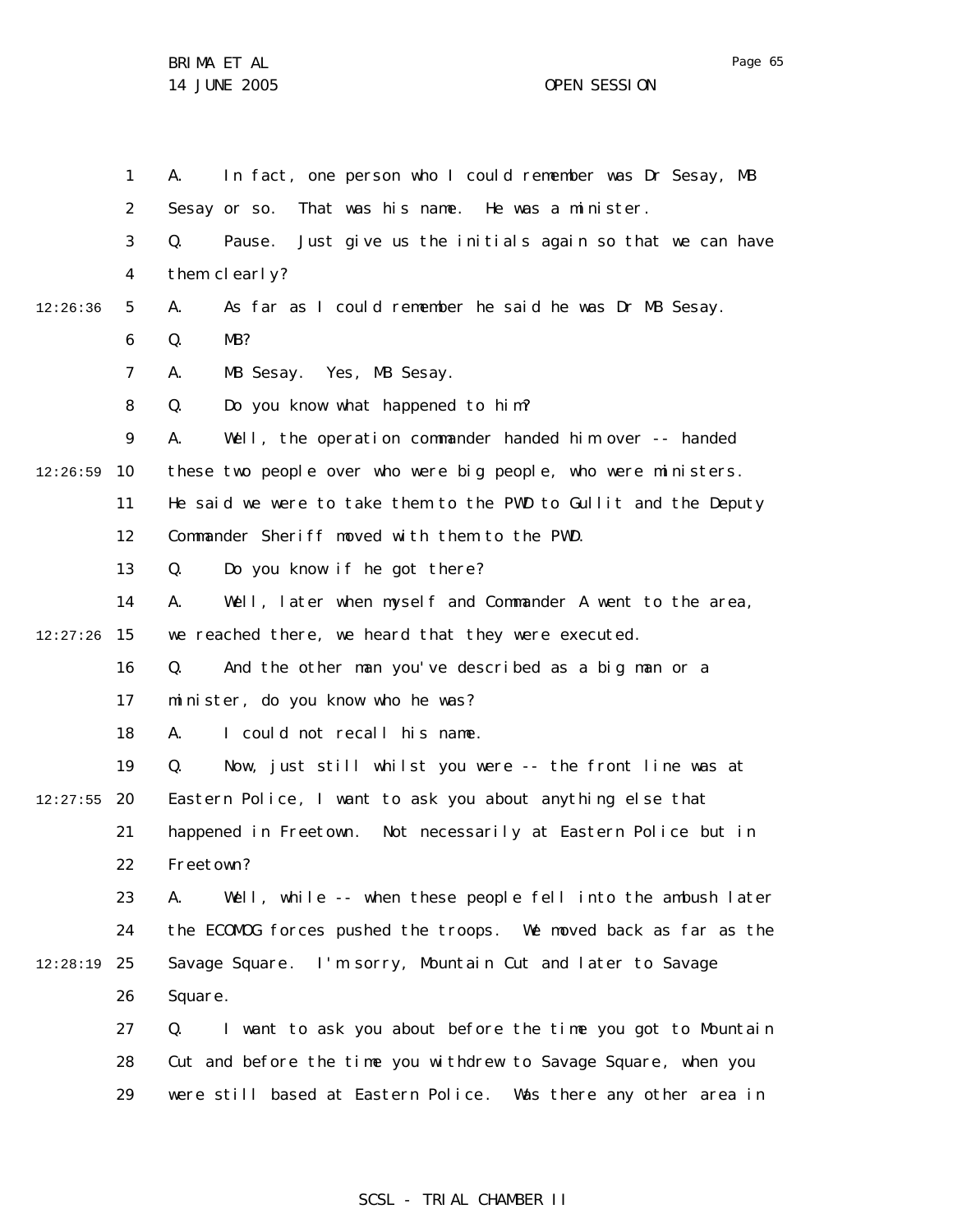A. In fact, one person who I could remember was Dr Sesay, MB Sesay or so. That was his name. He was a minister.

Q. Pause. Just give us the initials again so that we can have them clearly?

A. As far as I could remember he said he was Dr MB Sesay.

Q. MB?

A. MB Sesay. Yes, MB Sesay.

Q. Do you know what happened to him?

A. Well, the operation commander handed him over -- handed these two people over who were big people, who were ministers. He said we were to take them to the PWD to Gullit and the Deputy Commander Sheriff moved with them to the PWD.

Q. Do you know if he got there?

A. Well, later when myself and Commander A went to the area, we reached there, we heard that they were executed.

Q. And the other man you've described as a big man or a minister, do you know who he was?

A. I could not recall his name.

Q. Now, just still whilst you were -- the front line was at Eastern Police, I want to ask you about anything else that happened in Freetown. Not necessarily at Eastern Police but in Freetown?

A. Well, while -- when these people fell into the ambush later the ECOMOG forces pushed the troops. We moved back as far as the Savage Square. I'm sorry, Mountain Cut and later to Savage Square.

Q. I want to ask you about before the time you got to Mountain Cut and before the time you withdrew to Savage Square, when you were still based at Eastern Police. Was there any other area in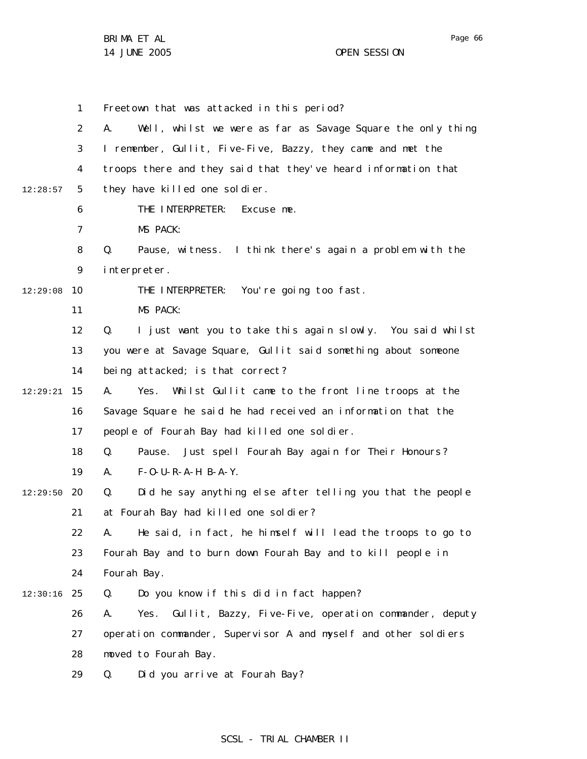Freetown that was attacked in this period?

A. Well, whilst we were as far as Savage Square the only thing I remember, Gullit, Five-Five, Bazzy, they came and met the troops there and they said that they've heard information that they have killed one soldier.

THE INTERPRETER: Excuse me.

MS PACK:

Q. Pause, witness. I think there's again a problem with the interpreter.

THE INTERPRETER: You're going too fast.

MS PACK:

Q. I just want you to take this again slowly. You said whilst you were at Savage Square, Gullit said something about someone being attacked; is that correct?

A. Yes. Whilst Gullit came to the front line troops at the Savage Square he said he had received an information that the people of Fourah Bay had killed one soldier.

Q. Pause. Just spell Fourah Bay again for Their Honours?

A. F-O-U-R-A-H B-A-Y.

Q. Did he say anything else after telling you that the people at Fourah Bay had killed one soldier?

A. He said, in fact, he himself will lead the troops to go to Fourah Bay and to burn down Fourah Bay and to kill people in Fourah Bay.

Q. Do you know if this did in fact happen?

A. Yes. Gullit, Bazzy, Five-Five, operation commander, deputy operation commander, Supervisor A and myself and other soldiers moved to Fourah Bay.

Q. Did you arrive at Fourah Bay?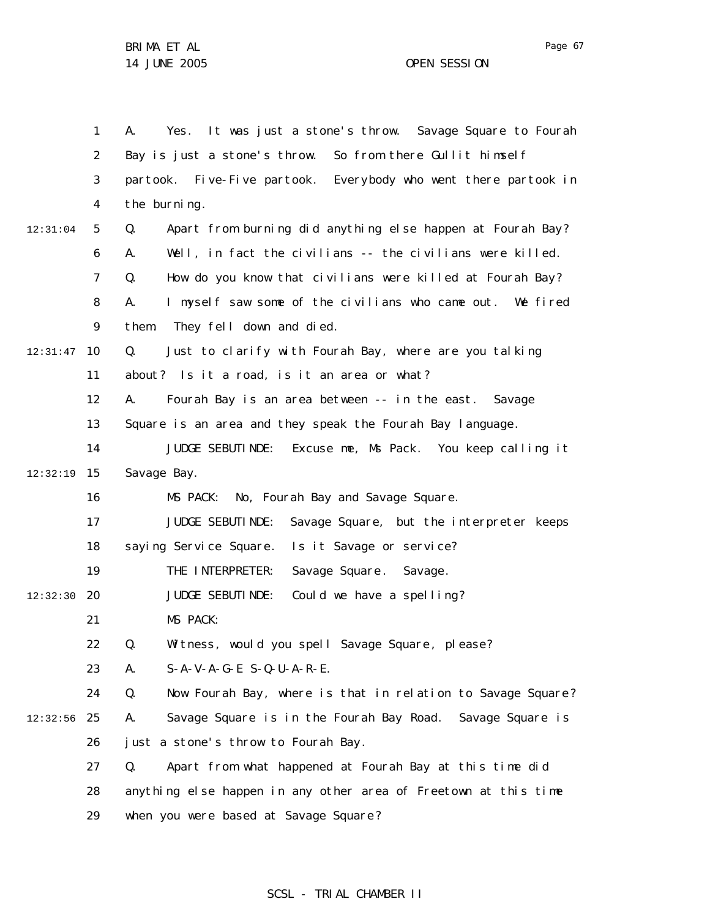A. Yes. It was just a stone's throw. Savage Square to Fourah Bay is just a stone's throw. So from there Gullit himself partook. Five-Five partook. Everybody who went there partook in the burning.

Q. Apart from burning did anything else happen at Fourah Bay?

A. Well, in fact the civilians -- the civilians were killed.

Q. How do you know that civilians were killed at Fourah Bay?

A. I myself saw some of the civilians who came out. We fired them. They fell down and died.

Q. Just to clarify with Fourah Bay, where are you talking about? Is it a road, is it an area or what?

A. Fourah Bay is an area between -- in the east. Savage Square is an area and they speak the Fourah Bay language.

JUDGE SEBUTINDE: Excuse me, Ms Pack. You keep calling it Savage Bay.

MS PACK: No, Fourah Bay and Savage Square.

JUDGE SEBUTINDE: Savage Square, but the interpreter keeps saying Service Square. Is it Savage or service?

THE INTERPRETER: Savage Square. Savage.

JUDGE SEBUTINDE: Could we have a spelling?

MS PACK:

Q. Witness, would you spell Savage Square, please?

A. S-A-V-A-G-E S-Q-U-A-R-E.

Q. Now Fourah Bay, where is that in relation to Savage Square?

A. Savage Square is in the Fourah Bay Road. Savage Square is just a stone's throw to Fourah Bay.

Q. Apart from what happened at Fourah Bay at this time did anything else happen in any other area of Freetown at this time when you were based at Savage Square?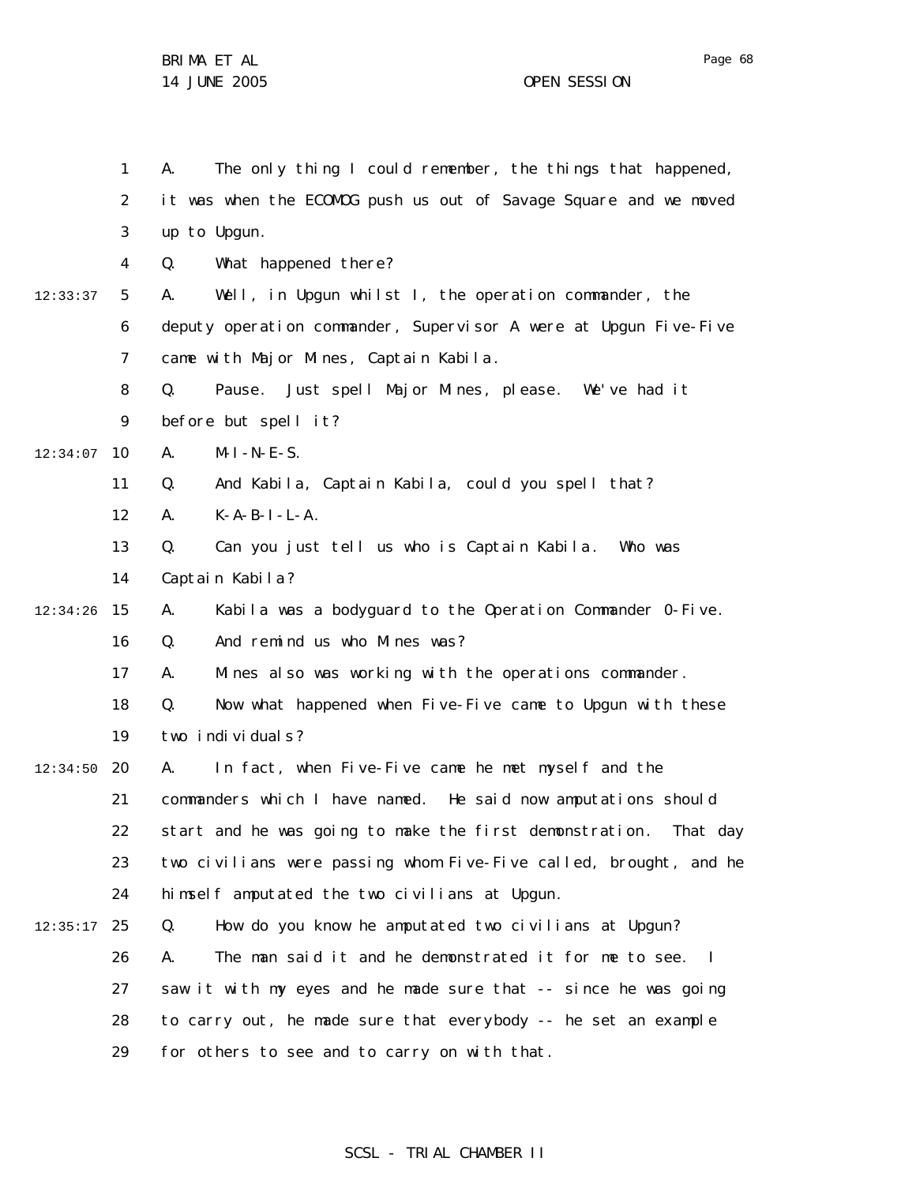A. The only thing I could remember, the things that happened, it was when the ECOMOG push us out of Savage Square and we moved up to Upgun.

Q. What happened there?

A. Well, in Upgun whilst I, the operation commander, the deputy operation commander, Supervisor A were at Upgun Five-Five came with Major Mines, Captain Kabila.

Q. Pause. Just spell Major Mines, please. We've had it before but spell it?

A. M-I-N-E-S.

Q. And Kabila, Captain Kabila, could you spell that?

A. K-A-B-I-L-A.

Q. Can you just tell us who is Captain Kabila. Who was Captain Kabila?

A. Kabila was a bodyguard to the Operation Commander O-Five.

Q. And remind us who Mines was?

A. Mines also was working with the operations commander.

Q. Now what happened when Five-Five came to Upgun with these two individuals?

A. In fact, when Five-Five came he met myself and the commanders which I have named. He said now amputations should start and he was going to make the first demonstration. That day two civilians were passing whom Five-Five called, brought, and he himself amputated the two civilians at Upgun.

Q. How do you know he amputated two civilians at Upgun?

A. The man said it and he demonstrated it for me to see. I saw it with my eyes and he made sure that -- since he was going to carry out, he made sure that everybody -- he set an example for others to see and to carry on with that.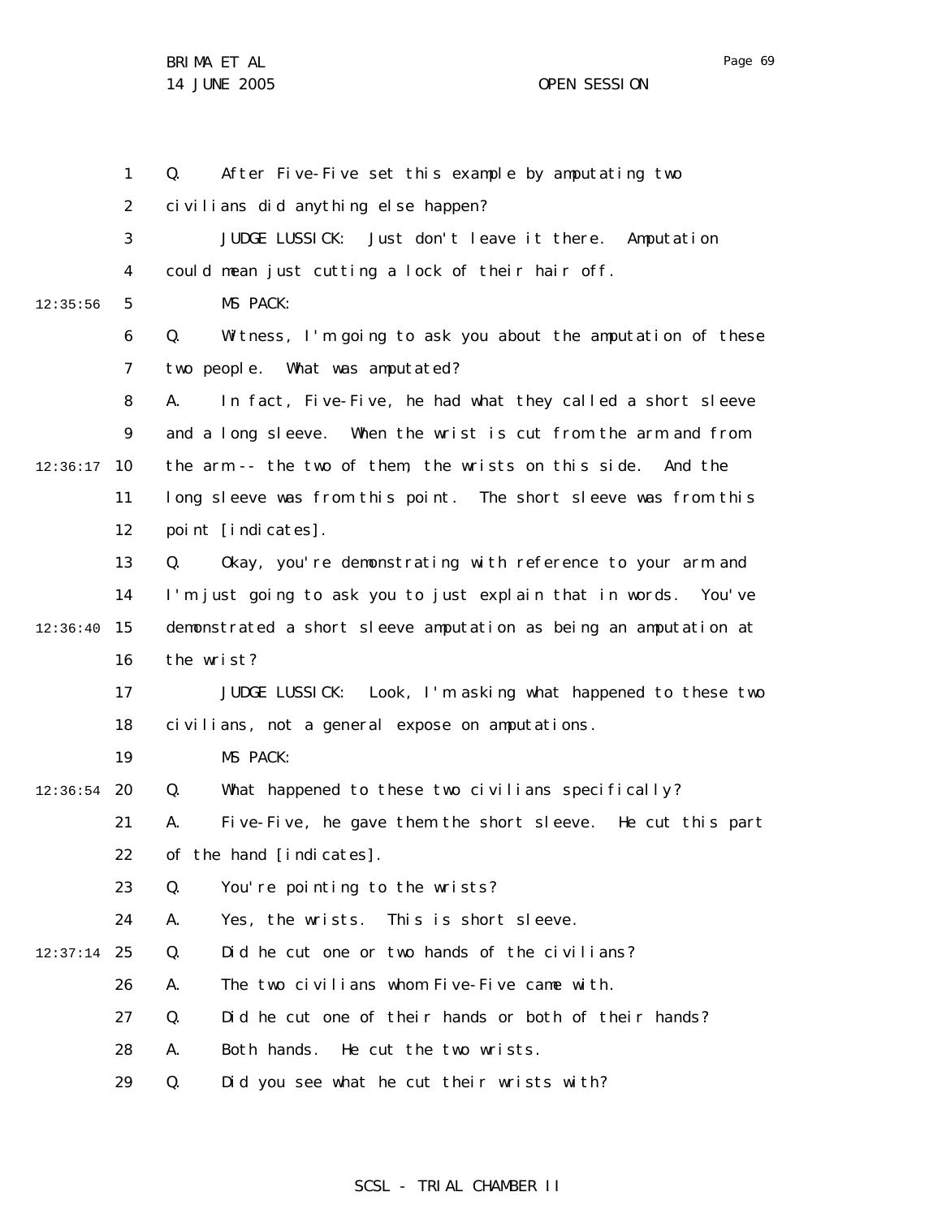Q. After Five-Five set this example by amputating two civilians did anything else happen?

JUDGE LUSSICK: Just don't leave it there. Amputation could mean just cutting a lock of their hair off.

MS PACK:

Q. Witness, I'm going to ask you about the amputation of these two people. What was amputated?

A. In fact, Five-Five, he had what they called a short sleeve and a long sleeve. When the wrist is cut from the arm and from the arm -- the two of them, the wrists on this side. And the long sleeve was from this point. The short sleeve was from this point [indicates].

Q. Okay, you're demonstrating with reference to your arm and I'm just going to ask you to just explain that in words. You've demonstrated a short sleeve amputation as being an amputation at the wrist?

JUDGE LUSSICK: Look, I'm asking what happened to these two civilians, not a general expose on amputations.

MS PACK:

Q. What happened to these two civilians specifically?

A. Five-Five, he gave them the short sleeve. He cut this part of the hand [indicates].

Q. You're pointing to the wrists?

A. Yes, the wrists. This is short sleeve.

Q. Did he cut one or two hands of the civilians?

A. The two civilians whom Five-Five came with.

Q. Did he cut one of their hands or both of their hands?

A. Both hands. He cut the two wrists.

Q. Did you see what he cut their wrists with?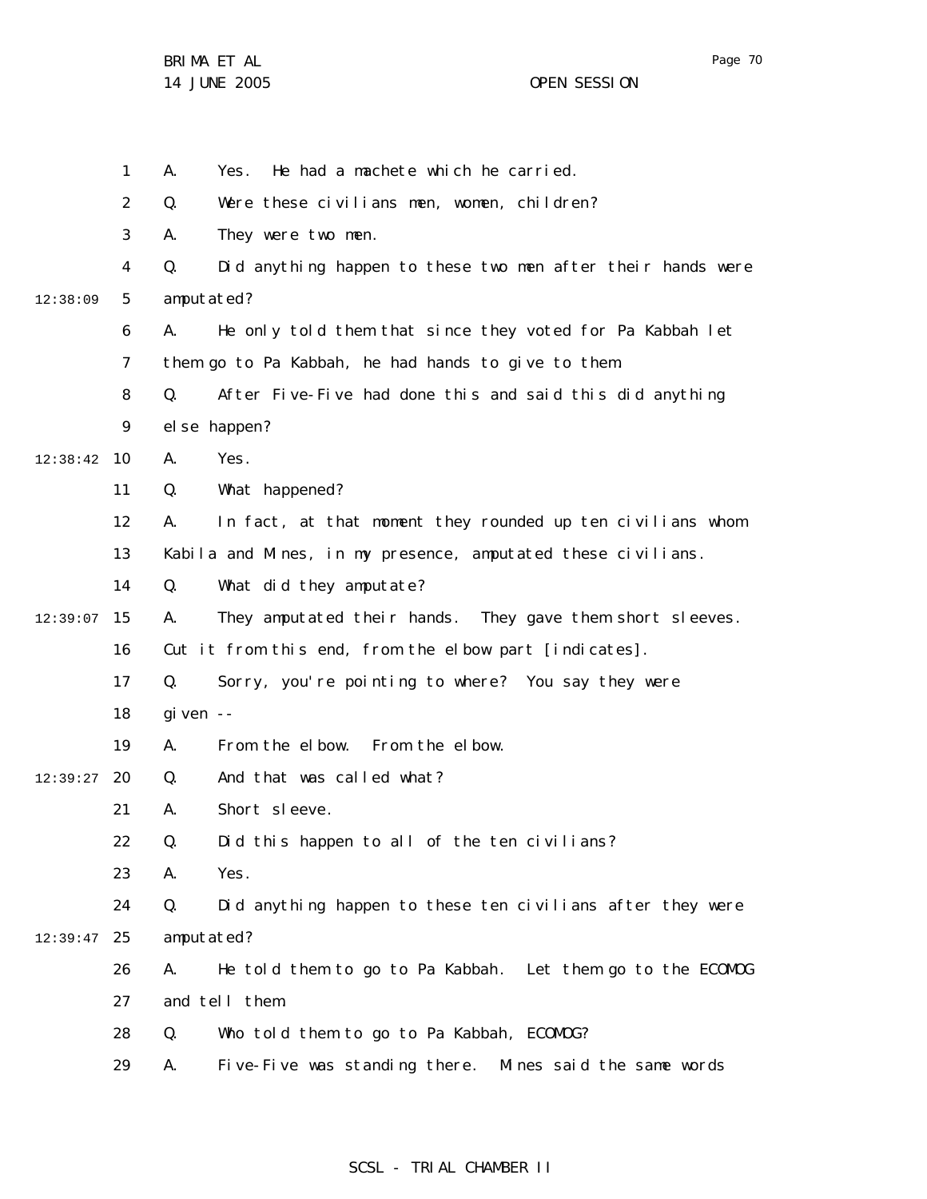1 A. Yes. He had a machete which he carried.

2 Q. Were these civilians men, women, children?

3 A. They were two men.

4 Q. Did anything happen to these two men after their hands were

12:38:09 5 amputated?

6 A. He only told them that since they voted for Pa Kabbah let

7 them go to Pa Kabbah, he had hands to give to them.

8 Q. After Five-Five had done this and said this did anything

9 else happen?

12:38:42 10 A. Yes.

11 Q. What happened?

12 A. In fact, at that moment they rounded up ten civilians whom

13 Kabila and Mines, in my presence, amputated these civilians.

14 Q. What did they amputate?

12:39:07 15 A. They amputated their hands. They gave them short sleeves.

16 Cut it from this end, from the elbow part [indicates].

17 Q. Sorry, you're pointing to where? You say they were

18 given --

19 A. From the elbow. From the elbow.

12:39:27 20 Q. And that was called what?

21 A. Short sleeve.

22 Q. Did this happen to all of the ten civilians?

23 A. Yes.

24 Q. Did anything happen to these ten civilians after they were

12:39:47 25 amputated?

26 A. He told them to go to Pa Kabbah. Let them go to the ECOMOG

27 and tell them.

28 Q. Who told them to go to Pa Kabbah, ECOMOG?

29 A. Five-Five was standing there. Mines said the same words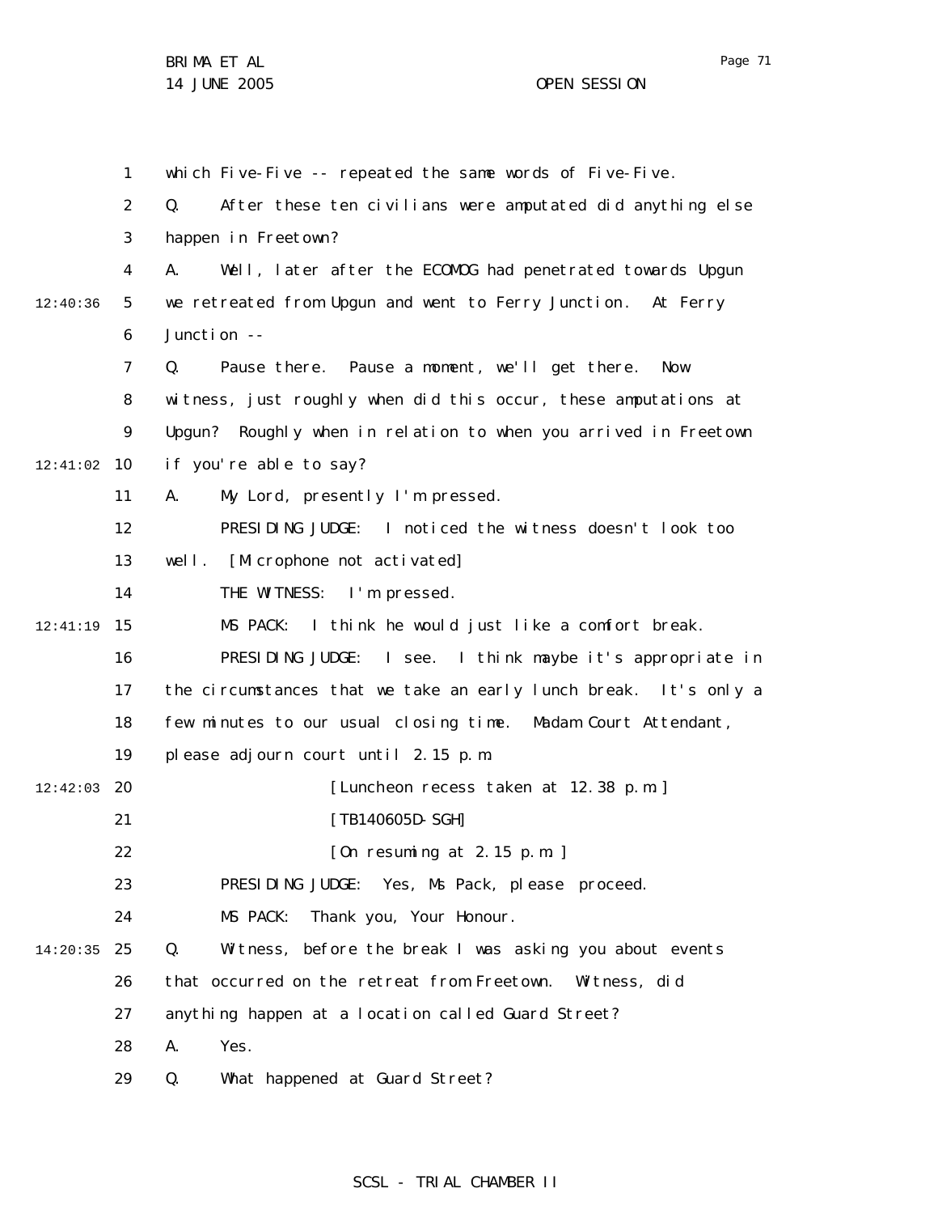which Five-Five -- repeated the same words of Five-Five.

Q. After these ten civilians were amputated did anything else happen in Freetown?

A. Well, later after the ECOMOG had penetrated towards Upgun we retreated from Upgun and went to Ferry Junction. At Ferry Junction --

Q. Pause there. Pause a moment, we'll get there. Now witness, just roughly when did this occur, these amputations at Upgun? Roughly when in relation to when you arrived in Freetown if you're able to say?

A. My Lord, presently I'm pressed.

PRESIDING JUDGE: I noticed the witness doesn't look too well. [Microphone not activated]

THE WITNESS: I'm pressed.

MS PACK: I think he would just like a comfort break.

PRESIDING JUDGE: I see. I think maybe it's appropriate in the circumstances that we take an early lunch break. It's only a few minutes to our usual closing time. Madam Court Attendant, please adjourn court until 2.15 p.m.

[Luncheon recess taken at 12.38 p.m.]

[TB140605D-SGH]

[On resuming at 2.15 p.m.]

PRESIDING JUDGE: Yes, Ms Pack, please proceed.

MS PACK: Thank you, Your Honour.

Q. Witness, before the break I was asking you about events that occurred on the retreat from Freetown. Witness, did anything happen at a location called Guard Street?

A. Yes.

Q. What happened at Guard Street?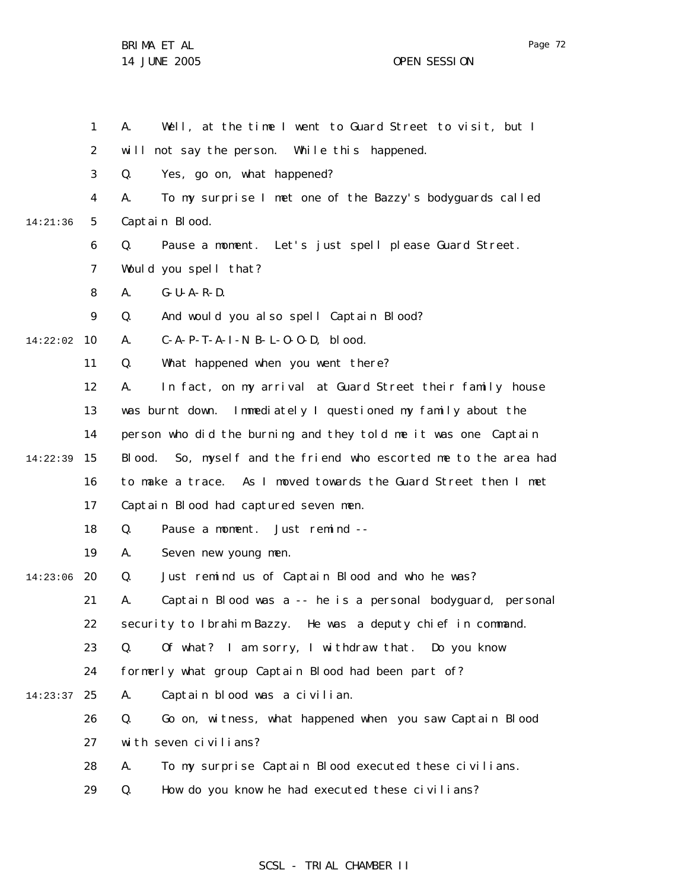A. Well, at the time I went to Guard Street to visit, but I will not say the person. While this happened.

Q. Yes, go on, what happened?

A. To my surprise I met one of the Bazzy's bodyguards called Captain Blood.

Q. Pause a moment. Let's just spell please Guard Street. Would you spell that?

A. G-U-A-R-D.

Q. And would you also spell Captain Blood?

A. C-A-P-T-A-I-N B-L-O-O-D, blood.

Q. What happened when you went there?

A. In fact, on my arrival at Guard Street their family house was burnt down. Immediately I questioned my family about the person who did the burning and they told me it was one Captain Blood. So, myself and the friend who escorted me to the area had to make a trace. As I moved towards the Guard Street then I met Captain Blood had captured seven men.

Q. Pause a moment. Just remind --

A. Seven new young men.

Q. Just remind us of Captain Blood and who he was?

A. Captain Blood was a -- he is a personal bodyguard, personal security to Ibrahim Bazzy. He was a deputy chief in command.

Q. Of what? I am sorry, I withdraw that. Do you know formerly what group Captain Blood had been part of?

A. Captain blood was a civilian.

Q. Go on, witness, what happened when you saw Captain Blood with seven civilians?

A. To my surprise Captain Blood executed these civilians.

Q. How do you know he had executed these civilians?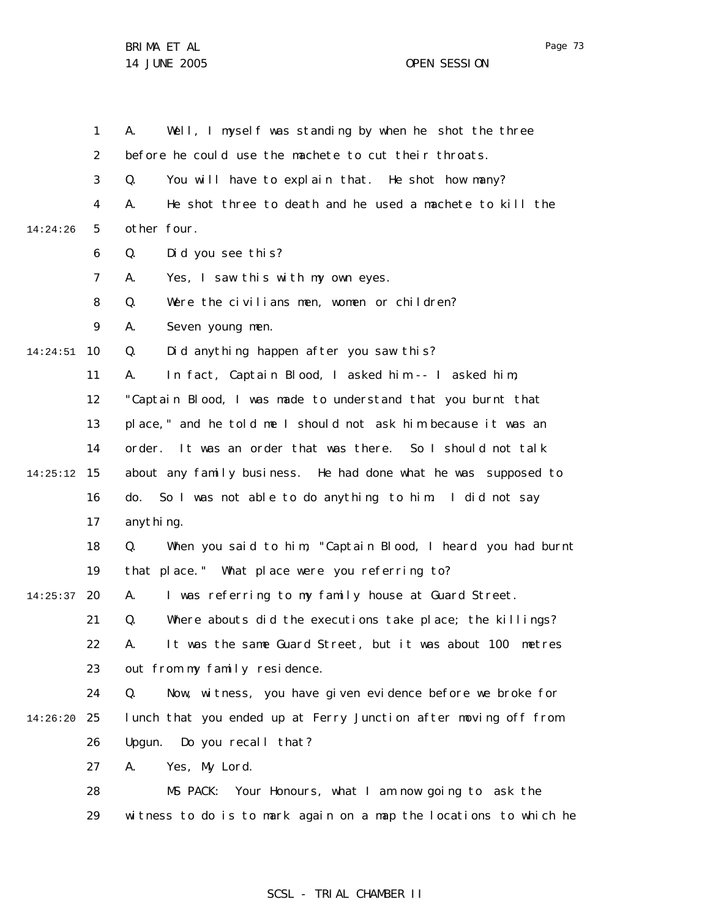A. Well, I myself was standing by when he shot the three before he could use the machete to cut their throats.

Q. You will have to explain that. He shot how many?

A. He shot three to death and he used a machete to kill the other four.

Q. Did you see this?

A. Yes, I saw this with my own eyes.

Q. Were the civilians men, women or children?

A. Seven young men.

Q. Did anything happen after you saw this?

A. In fact, Captain Blood, I asked him -- I asked him, "Captain Blood, I was made to understand that you burnt that place," and he told me I should not ask him because it was an order. It was an order that was there. So I should not talk about any family business. He had done what he was supposed to do. So I was not able to do anything to him. I did not say anything.

Q. When you said to him, "Captain Blood, I heard you had burnt that place." What place were you referring to?

A. I was referring to my family house at Guard Street.

Q. Where abouts did the executions take place; the killings?

A. It was the same Guard Street, but it was about 100 metres out from my family residence.

Q. Now, witness, you have given evidence before we broke for lunch that you ended up at Ferry Junction after moving off from Upgun. Do you recall that?

A. Yes, My Lord.

MS PACK: Your Honours, what I am now going to ask the witness to do is to mark again on a map the locations to which he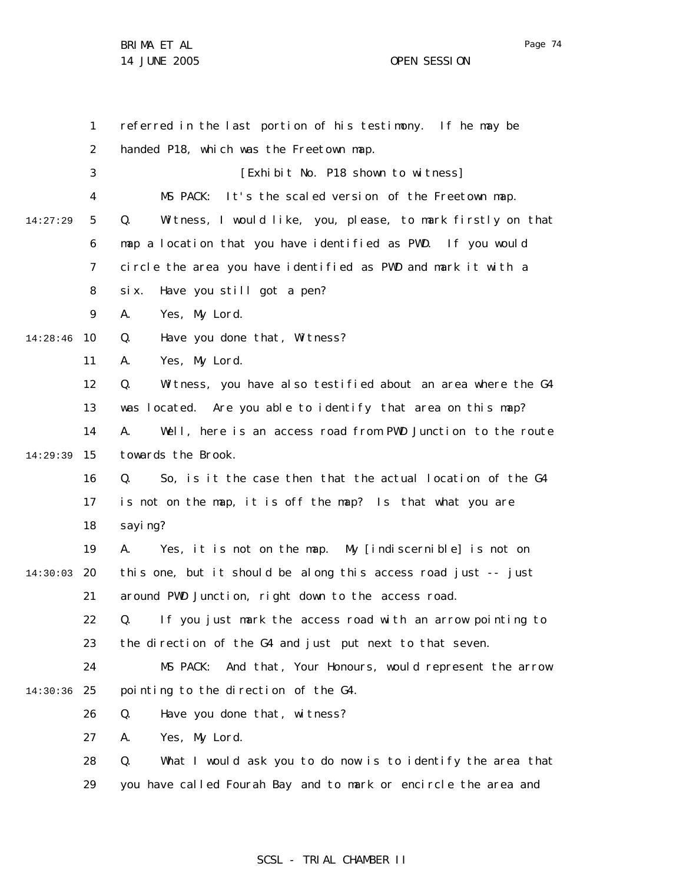referred in the last portion of his testimony. If he may be handed P18, which was the Freetown map.

[Exhibit No. P18 shown to witness]

MS PACK: It's the scaled version of the Freetown map.

Q. Witness, I would like, you, please, to mark firstly on that map a location that you have identified as PWD. If you would circle the area you have identified as PWD and mark it with a six. Have you still got a pen?

A. Yes, My Lord.

Q. Have you done that, Witness?

A. Yes, My Lord.

Q. Witness, you have also testified about an area where the G4 was located. Are you able to identify that area on this map?

A. Well, here is an access road from PWD Junction to the route towards the Brook.

Q. So, is it the case then that the actual location of the G4 is not on the map, it is off the map? Is that what you are saying?

A. Yes, it is not on the map. My [indiscernible] is not on this one, but it should be along this access road just -- just around PWD Junction, right down to the access road.

Q. If you just mark the access road with an arrow pointing to the direction of the G4 and just put next to that seven.

MS PACK: And that, Your Honours, would represent the arrow pointing to the direction of the G4.

Q. Have you done that, witness?

A. Yes, My Lord.

Q. What I would ask you to do now is to identify the area that you have called Fourah Bay and to mark or encircle the area and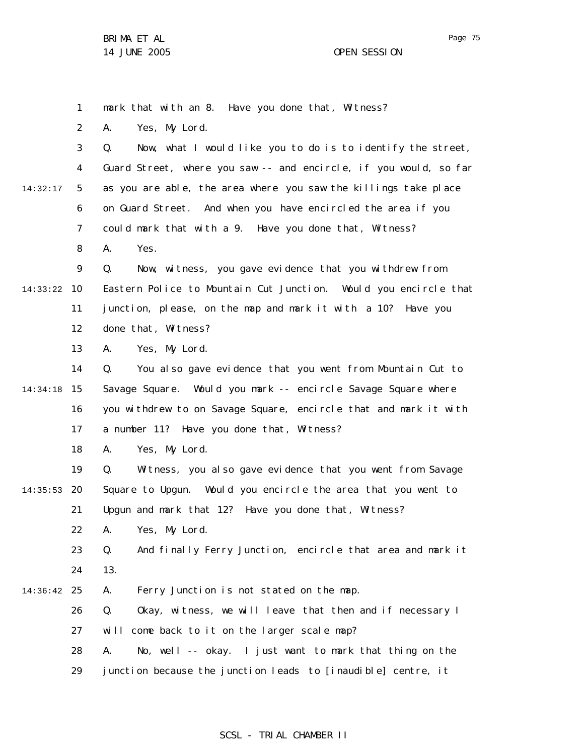mark that with an 8. Have you done that, Witness?

A. Yes, My Lord.

Q. Now, what I would like you to do is to identify the street, Guard Street, where you saw -- and encircle, if you would, so far as you are able, the area where you saw the killings take place on Guard Street. And when you have encircled the area if you could mark that with a 9. Have you done that, Witness?

A. Yes.

Q. Now, witness, you gave evidence that you withdrew from Eastern Police to Mountain Cut Junction. Would you encircle that junction, please, on the map and mark it with a 10? Have you done that, Witness?

A. Yes, My Lord.

Q. You also gave evidence that you went from Mountain Cut to Savage Square. Would you mark -- encircle Savage Square where you withdrew to on Savage Square, encircle that and mark it with a number 11? Have you done that, Witness?

A. Yes, My Lord.

Q. Witness, you also gave evidence that you went from Savage Square to Upgun. Would you encircle the area that you went to Upgun and mark that 12? Have you done that, Witness?

A. Yes, My Lord.

Q. And finally Ferry Junction, encircle that area and mark it 13.

A. Ferry Junction is not stated on the map.

Q. Okay, witness, we will leave that then and if necessary I will come back to it on the larger scale map?

A. No, well -- okay. I just want to mark that thing on the junction because the junction leads to [inaudible] centre, it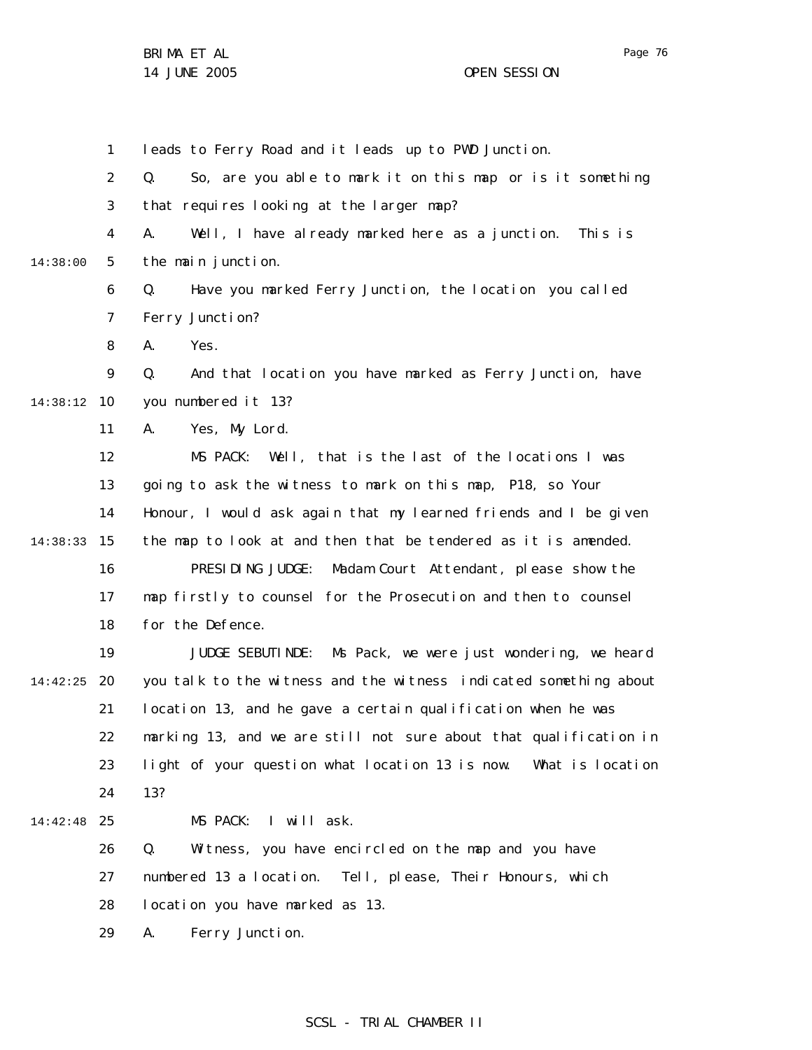leads to Ferry Road and it leads up to PWD Junction.

Q. So, are you able to mark it on this map or is it something that requires looking at the larger map?

A. Well, I have already marked here as a junction. This is the main junction.

Q. Have you marked Ferry Junction, the location you called Ferry Junction?

A. Yes.

Q. And that location you have marked as Ferry Junction, have you numbered it 13?

A. Yes, My Lord.

MS PACK: Well, that is the last of the locations I was going to ask the witness to mark on this map, P18, so Your Honour, I would ask again that my learned friends and I be given the map to look at and then that be tendered as it is amended.

PRESIDING JUDGE: Madam Court Attendant, please show the map firstly to counsel for the Prosecution and then to counsel for the Defence.

JUDGE SEBUTINDE: Ms Pack, we were just wondering, we heard you talk to the witness and the witness indicated something about location 13, and he gave a certain qualification when he was marking 13, and we are still not sure about that qualification in light of your question what location 13 is now. What is location 13?

MS PACK: I will ask.

Q. Witness, you have encircled on the map and you have numbered 13 a location. Tell, please, Their Honours, which location you have marked as 13.

A. Ferry Junction.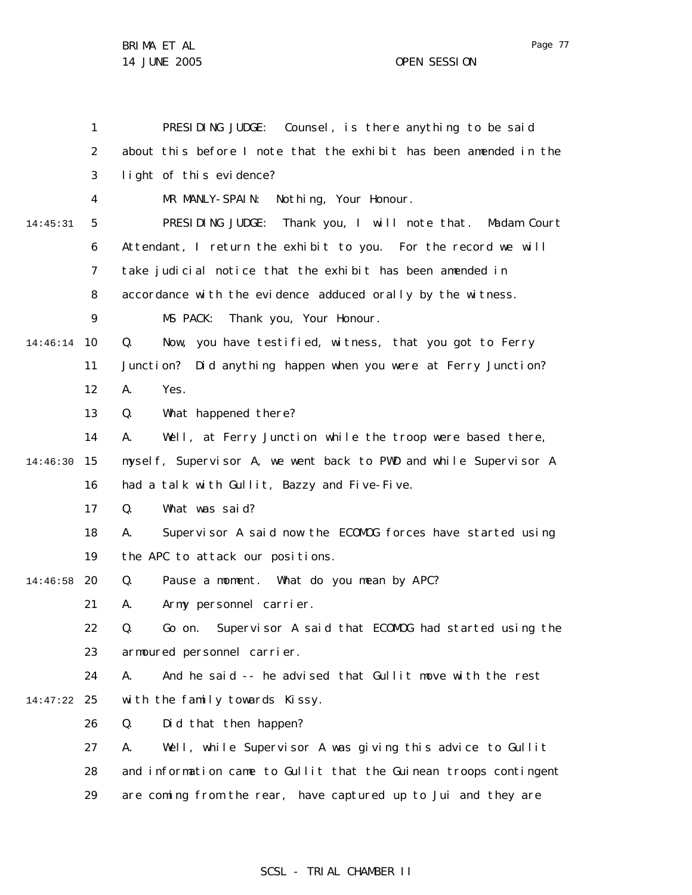PRESIDING JUDGE: Counsel, is there anything to be said about this before I note that the exhibit has been amended in the light of this evidence?

MR MANLY-SPAIN: Nothing, Your Honour.

PRESIDING JUDGE: Thank you, I will note that. Madam Court Attendant, I return the exhibit to you. For the record we will take judicial notice that the exhibit has been amended in accordance with the evidence adduced orally by the witness.

MS PACK: Thank you, Your Honour.

Q. Now, you have testified, witness, that you got to Ferry Junction? Did anything happen when you were at Ferry Junction?

A. Yes.

Q. What happened there?

A. Well, at Ferry Junction while the troop were based there, myself, Supervisor A, we went back to PWD and while Supervisor A had a talk with Gullit, Bazzy and Five-Five.

Q. What was said?

A. Supervisor A said now the ECOMOG forces have started using the APC to attack our positions.

Q. Pause a moment. What do you mean by APC?

A. Army personnel carrier.

Q. Go on. Supervisor A said that ECOMOG had started using the armoured personnel carrier.

A. And he said -- he advised that Gullit move with the rest with the family towards Kissy.

Q. Did that then happen?

A. Well, while Supervisor A was giving this advice to Gullit and information came to Gullit that the Guinean troops contingent are coming from the rear, have captured up to Jui and they are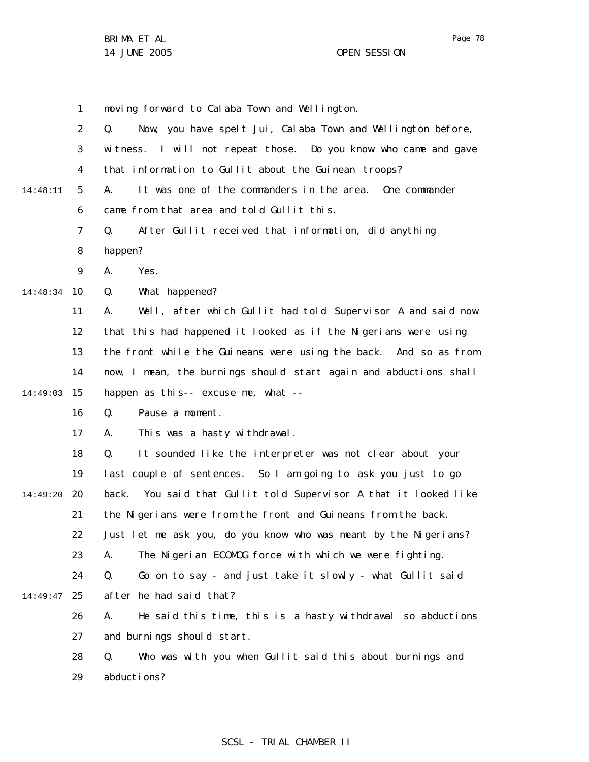1 moving forward to Calaba Town and Wellington.

2 Q. Now, you have spelt Jui, Calaba Town and Wellington before,

3 witness. I will not repeat those. Do you know who came and gave

4 that information to Gullit about the Guinean troops?

14:48:11 5 A. It was one of the commanders in the area. One commander

6 came from that area and told Gullit this.

7 Q. After Gullit received that information, did anything

8 happen?

9 A. Yes.

14:48:34 10 Q. What happened?

11 A. Well, after which Gullit had told Supervisor A and said now

12 that this had happened it looked as if the Nigerians were using

13 the front while the Guineans were using the back. And so as from

14 now, I mean, the burnings should start again and abductions shall

14:49:03 15 happen as this-- excuse me, what --

16 Q. Pause a moment.

17 A. This was a hasty withdrawal.

18 Q. It sounded like the interpreter was not clear about your

19 last couple of sentences. So I am going to ask you just to go

14:49:20 20 back. You said that Gullit told Supervisor A that it looked like

21 the Nigerians were from the front and Guineans from the back.

22 Just let me ask you, do you know who was meant by the Nigerians?

23 A. The Nigerian ECOMOG force with which we were fighting.

24 Q. Go on to say - and just take it slowly - what Gullit said

14:49:47 25 after he had said that?

26 A. He said this time, this is a hasty withdrawal so abductions

27 and burnings should start.

28 Q. Who was with you when Gullit said this about burnings and

29 abductions?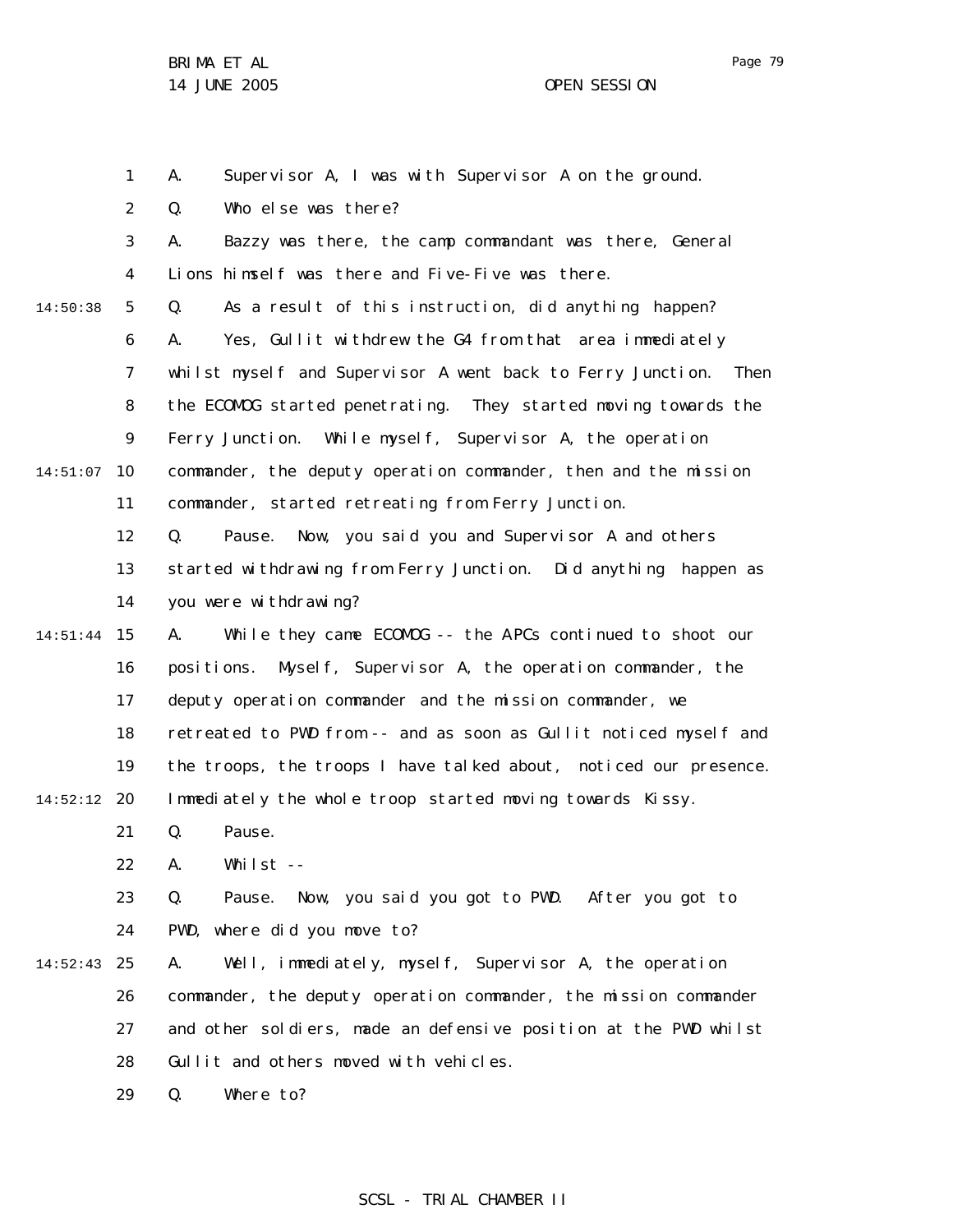A. Supervisor A, I was with Supervisor A on the ground.

Q. Who else was there?

A. Bazzy was there, the camp commandant was there, General Lions himself was there and Five-Five was there.

Q. As a result of this instruction, did anything happen?

A. Yes, Gullit withdrew the G4 from that area immediately whilst myself and Supervisor A went back to Ferry Junction. Then the ECOMOG started penetrating. They started moving towards the Ferry Junction. While myself, Supervisor A, the operation commander, the deputy operation commander, then and the mission commander, started retreating from Ferry Junction.

Q. Pause. Now, you said you and Supervisor A and others started withdrawing from Ferry Junction. Did anything happen as you were withdrawing?

A. While they came ECOMOG -- the APCs continued to shoot our positions. Myself, Supervisor A, the operation commander, the deputy operation commander and the mission commander, we retreated to PWD from -- and as soon as Gullit noticed myself and the troops, the troops I have talked about, noticed our presence. Immediately the whole troop started moving towards Kissy.

Q. Pause.

A. Whilst --

Q. Pause. Now, you said you got to PWD. After you got to PWD, where did you move to?

A. Well, immediately, myself, Supervisor A, the operation commander, the deputy operation commander, the mission commander and other soldiers, made an defensive position at the PWD whilst Gullit and others moved with vehicles.

Q. Where to?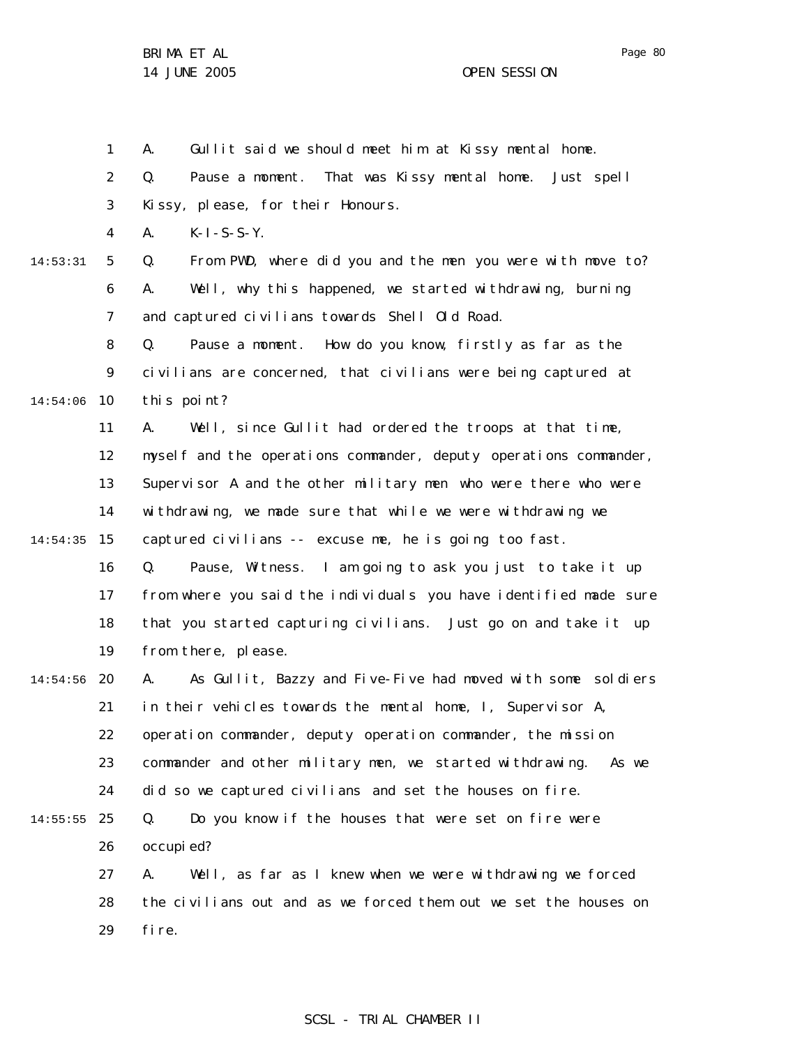A. Gullit said we should meet him at Kissy mental home.

Q. Pause a moment. That was Kissy mental home. Just spell Kissy, please, for their Honours.

A. K-I-S-S-Y.

Q. From PWD, where did you and the men you were with move to?

A. Well, why this happened, we started withdrawing, burning and captured civilians towards Shell Old Road.

Q. Pause a moment. How do you know, firstly as far as the civilians are concerned, that civilians were being captured at this point?

A. Well, since Gullit had ordered the troops at that time, myself and the operations commander, deputy operations commander, Supervisor A and the other military men who were there who were withdrawing, we made sure that while we were withdrawing we captured civilians -- excuse me, he is going too fast.

Q. Pause, Witness. I am going to ask you just to take it up from where you said the individuals you have identified made sure that you started capturing civilians. Just go on and take it up from there, please.

A. As Gullit, Bazzy and Five-Five had moved with some soldiers in their vehicles towards the mental home, I, Supervisor A, operation commander, deputy operation commander, the mission commander and other military men, we started withdrawing. As we did so we captured civilians and set the houses on fire.

Q. Do you know if the houses that were set on fire were occupied?

A. Well, as far as I knew when we were withdrawing we forced the civilians out and as we forced them out we set the houses on fire.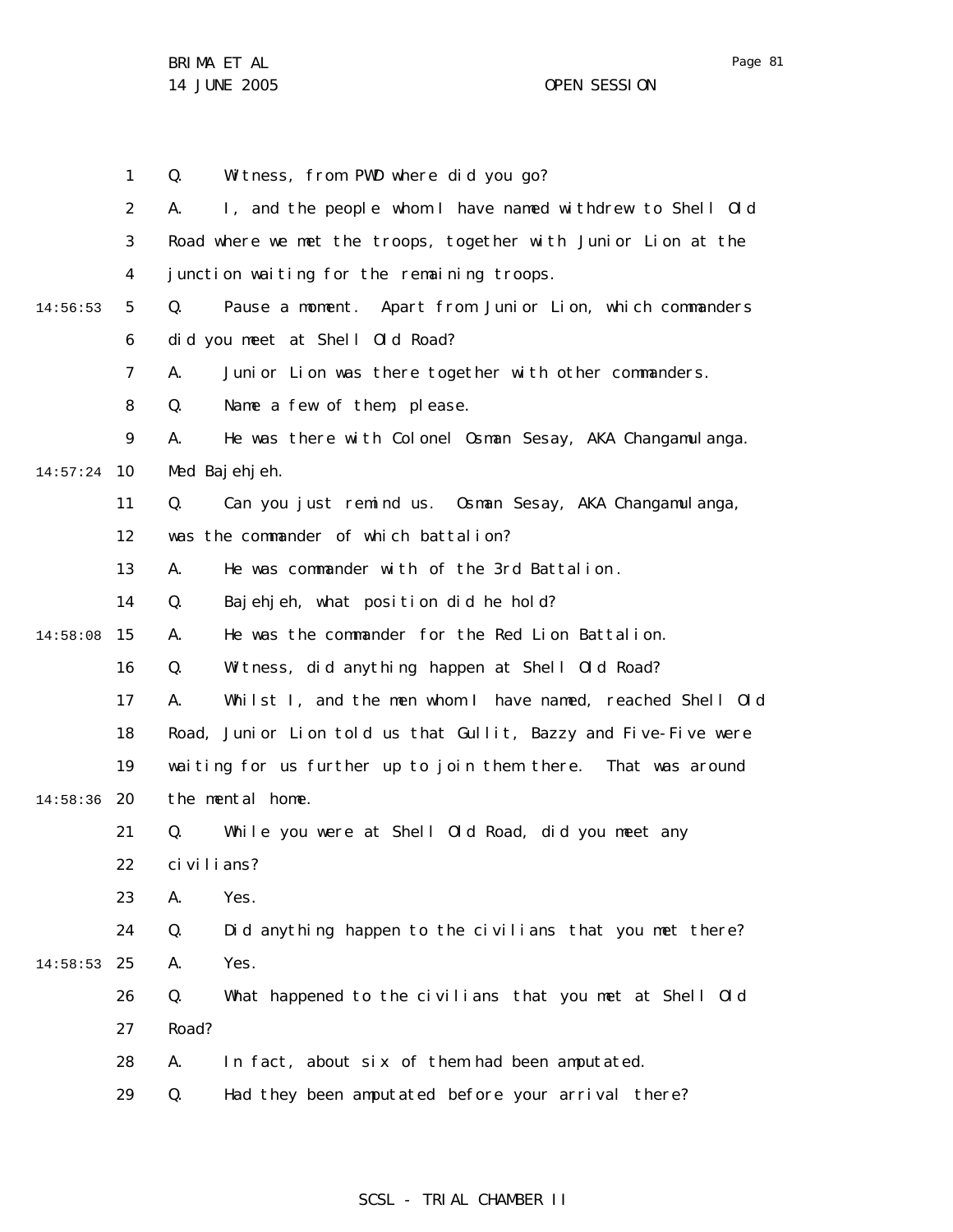Q. Witness, from PWD where did you go?

A. I, and the people whom I have named withdrew to Shell Old Road where we met the troops, together with Junior Lion at the junction waiting for the remaining troops.

Q. Pause a moment. Apart from Junior Lion, which commanders did you meet at Shell Old Road?

A. Junior Lion was there together with other commanders.

Q. Name a few of them, please.

A. He was there with Colonel Osman Sesay, AKA Changamulanga. Med Bajehjeh.

Q. Can you just remind us. Osman Sesay, AKA Changamulanga, was the commander of which battalion?

A. He was commander with of the 3rd Battalion.

Q. Bajehjeh, what position did he hold?

A. He was the commander for the Red Lion Battalion.

Q. Witness, did anything happen at Shell Old Road?

A. Whilst I, and the men whom I have named, reached Shell Old Road, Junior Lion told us that Gullit, Bazzy and Five-Five were waiting for us further up to join them there. That was around the mental home.

Q. While you were at Shell Old Road, did you meet any civilians?

A. Yes.

Q. Did anything happen to the civilians that you met there?

A. Yes.

Q. What happened to the civilians that you met at Shell Old Road?

A. In fact, about six of them had been amputated.

Q. Had they been amputated before your arrival there?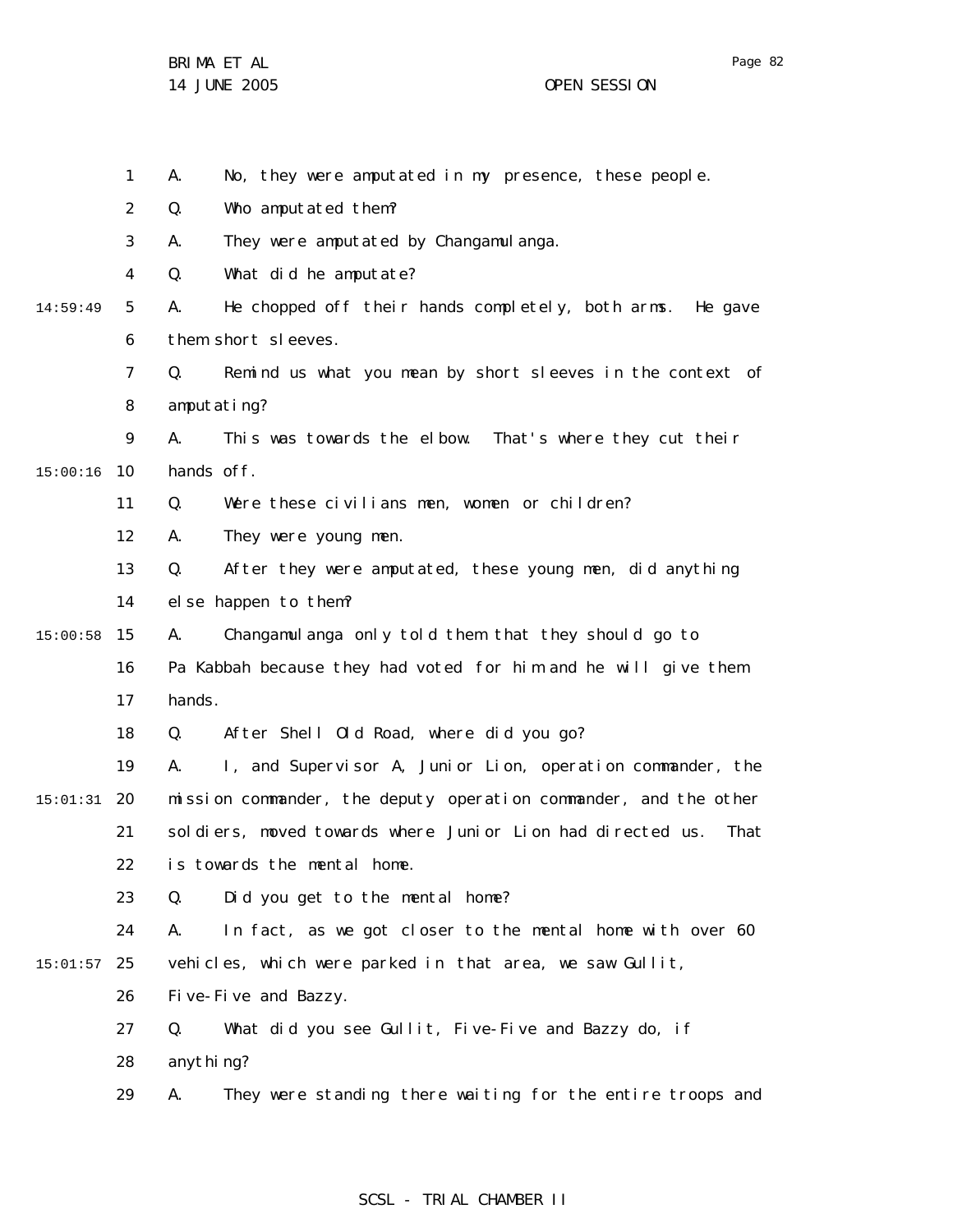A. No, they were amputated in my presence, these people.

Q. Who amputated them?

A. They were amputated by Changamulanga.

Q. What did he amputate?

A. He chopped off their hands completely, both arms. He gave them short sleeves.

Q. Remind us what you mean by short sleeves in the context of amputating?

A. This was towards the elbow. That's where they cut their hands off.

Q. Were these civilians men, women or children?

A. They were young men.

Q. After they were amputated, these young men, did anything else happen to them?

A. Changamulanga only told them that they should go to Pa Kabbah because they had voted for him and he will give them hands.

Q. After Shell Old Road, where did you go?

A. I, and Supervisor A, Junior Lion, operation commander, the mission commander, the deputy operation commander, and the other soldiers, moved towards where Junior Lion had directed us. That is towards the mental home.

Q. Did you get to the mental home?

A. In fact, as we got closer to the mental home with over 60 vehicles, which were parked in that area, we saw Gullit, Five-Five and Bazzy.

Q. What did you see Gullit, Five-Five and Bazzy do, if anything?

A. They were standing there waiting for the entire troops and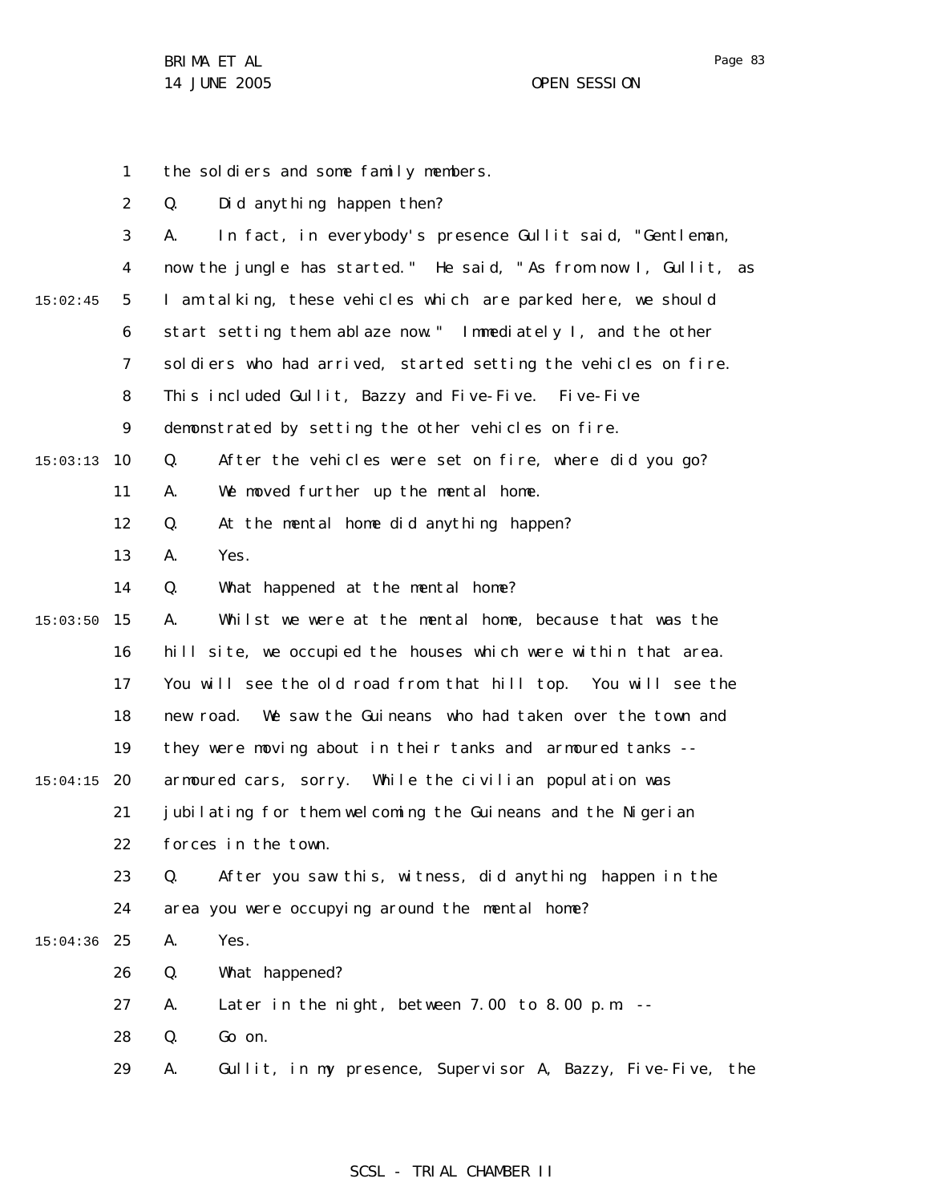the soldiers and some family members.

Q. Did anything happen then?

A. In fact, in everybody's presence Gullit said, "Gentleman, now the jungle has started." He said, "As from now I, Gullit, as I am talking, these vehicles which are parked here, we should start setting them ablaze now." Immediately I, and the other soldiers who had arrived, started setting the vehicles on fire. This included Gullit, Bazzy and Five-Five. Five-Five demonstrated by setting the other vehicles on fire.

Q. After the vehicles were set on fire, where did you go?

A. We moved further up the mental home.

Q. At the mental home did anything happen?

A. Yes.

Q. What happened at the mental home?

A. Whilst we were at the mental home, because that was the hill site, we occupied the houses which were within that area. You will see the old road from that hill top. You will see the new road. We saw the Guineans who had taken over the town and they were moving about in their tanks and armoured tanks -- armoured cars, sorry. While the civilian population was jubilating for them welcoming the Guineans and the Nigerian forces in the town.

Q. After you saw this, witness, did anything happen in the area you were occupying around the mental home?

A. Yes.

Q. What happened?

A. Later in the night, between 7.00 to 8.00 p.m. --

Q. Go on.

A. Gullit, in my presence, Supervisor A, Bazzy, Five-Five, the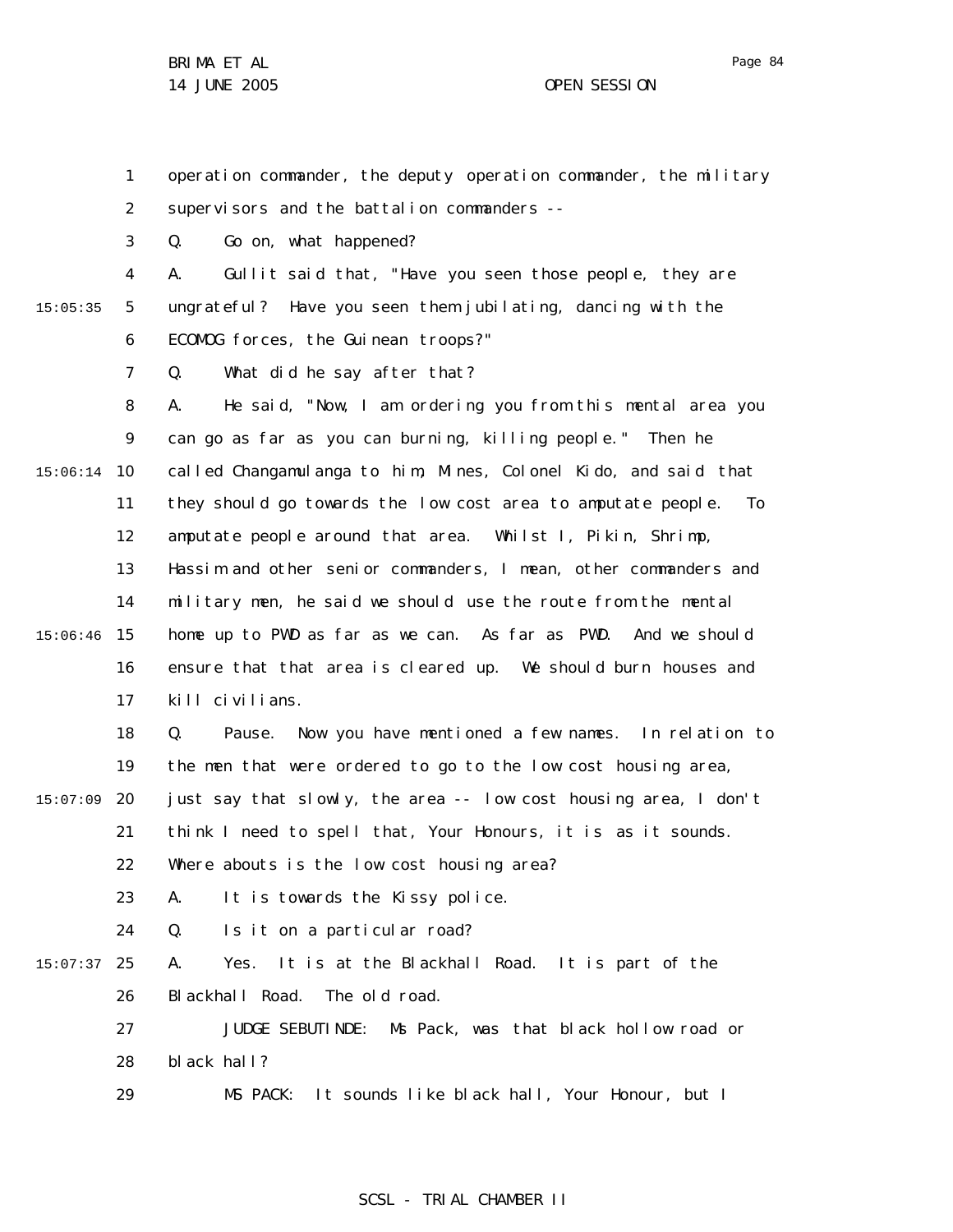operation commander, the deputy operation commander, the military supervisors and the battalion commanders --

Q. Go on, what happened?

A. Gullit said that, "Have you seen those people, they are ungrateful? Have you seen them jubilating, dancing with the ECOMOG forces, the Guinean troops?"

Q. What did he say after that?

A. He said, "Now, I am ordering you from this mental area you can go as far as you can burning, killing people." Then he called Changamulanga to him, Mines, Colonel Kido, and said that they should go towards the low cost area to amputate people. To amputate people around that area. Whilst I, Pikin, Shrimp, Hassim and other senior commanders, I mean, other commanders and military men, he said we should use the route from the mental home up to PWD as far as we can. As far as PWD. And we should ensure that that area is cleared up. We should burn houses and kill civilians.

Q. Pause. Now you have mentioned a few names. In relation to the men that were ordered to go to the low cost housing area, just say that slowly, the area -- low cost housing area, I don't think I need to spell that, Your Honours, it is as it sounds. Where abouts is the low cost housing area?

A. It is towards the Kissy police.

Q. Is it on a particular road?

A. Yes. It is at the Blackhall Road. It is part of the Blackhall Road. The old road.

JUDGE SEBUTINDE: Ms Pack, was that black hollow road or black hall?

MS PACK: It sounds like black hall, Your Honour, but I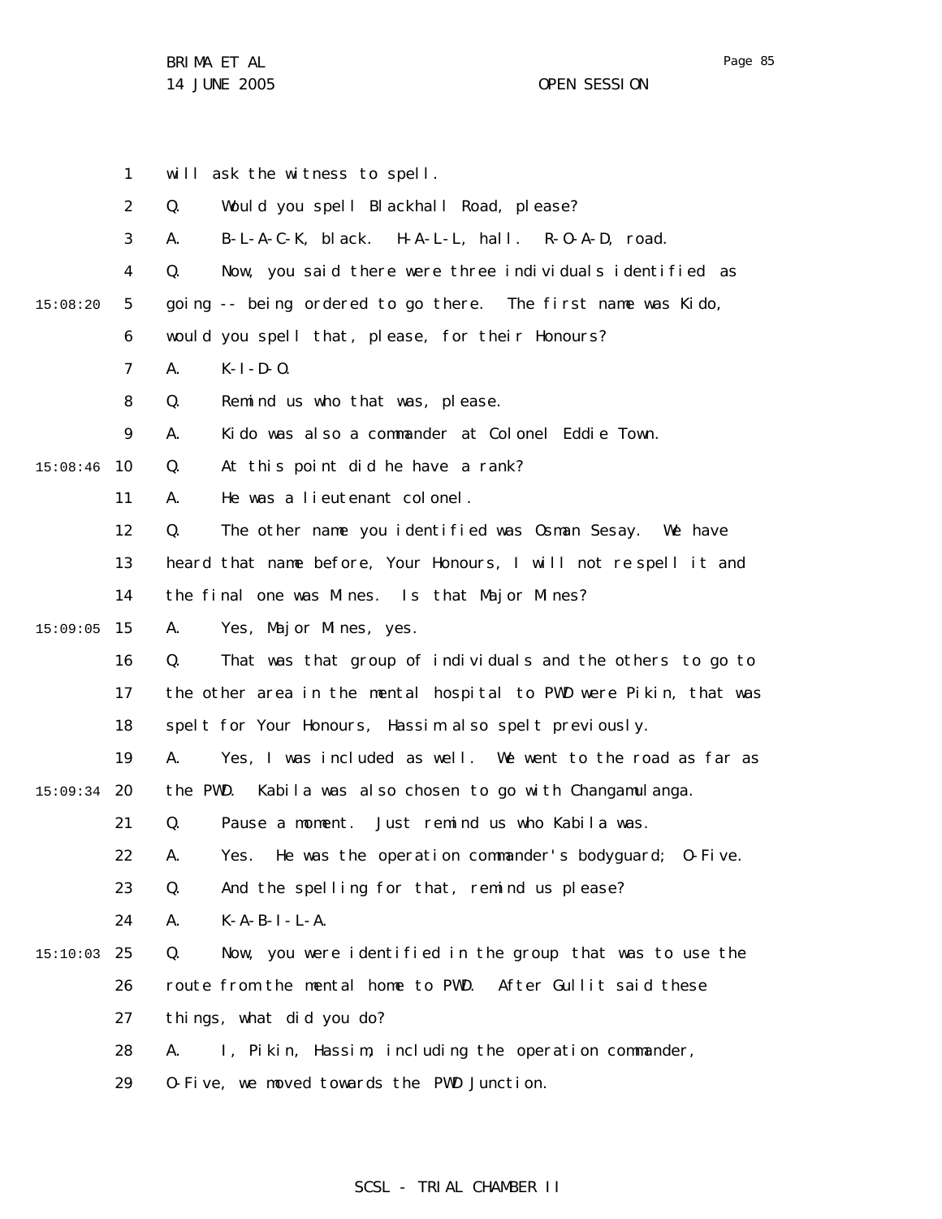will ask the witness to spell.

Q. Would you spell Blackhall Road, please?

A. B-L-A-C-K, black. H-A-L-L, hall. R-O-A-D, road.

Q. Now, you said there were three individuals identified as going -- being ordered to go there. The first name was Kido, would you spell that, please, for their Honours?

A. K-I-D-O.

Q. Remind us who that was, please.

A. Kido was also a commander at Colonel Eddie Town.

Q. At this point did he have a rank?

A. He was a lieutenant colonel.

Q. The other name you identified was Osman Sesay. We have heard that name before, Your Honours, I will not re spell it and the final one was Mines. Is that Major Mines?

A. Yes, Major Mines, yes.

Q. That was that group of individuals and the others to go to the other area in the mental hospital to PWD were Pikin, that was spelt for Your Honours, Hassim also spelt previously.

A. Yes, I was included as well. We went to the road as far as the PWD. Kabila was also chosen to go with Changamulanga.

Q. Pause a moment. Just remind us who Kabila was.

A. Yes. He was the operation commander's bodyguard; O-Five.

Q. And the spelling for that, remind us please?

A. K-A-B-I-L-A.

Q. Now, you were identified in the group that was to use the route from the mental home to PWD. After Gullit said these things, what did you do?

A. I, Pikin, Hassim, including the operation commander, O-Five, we moved towards the PWD Junction.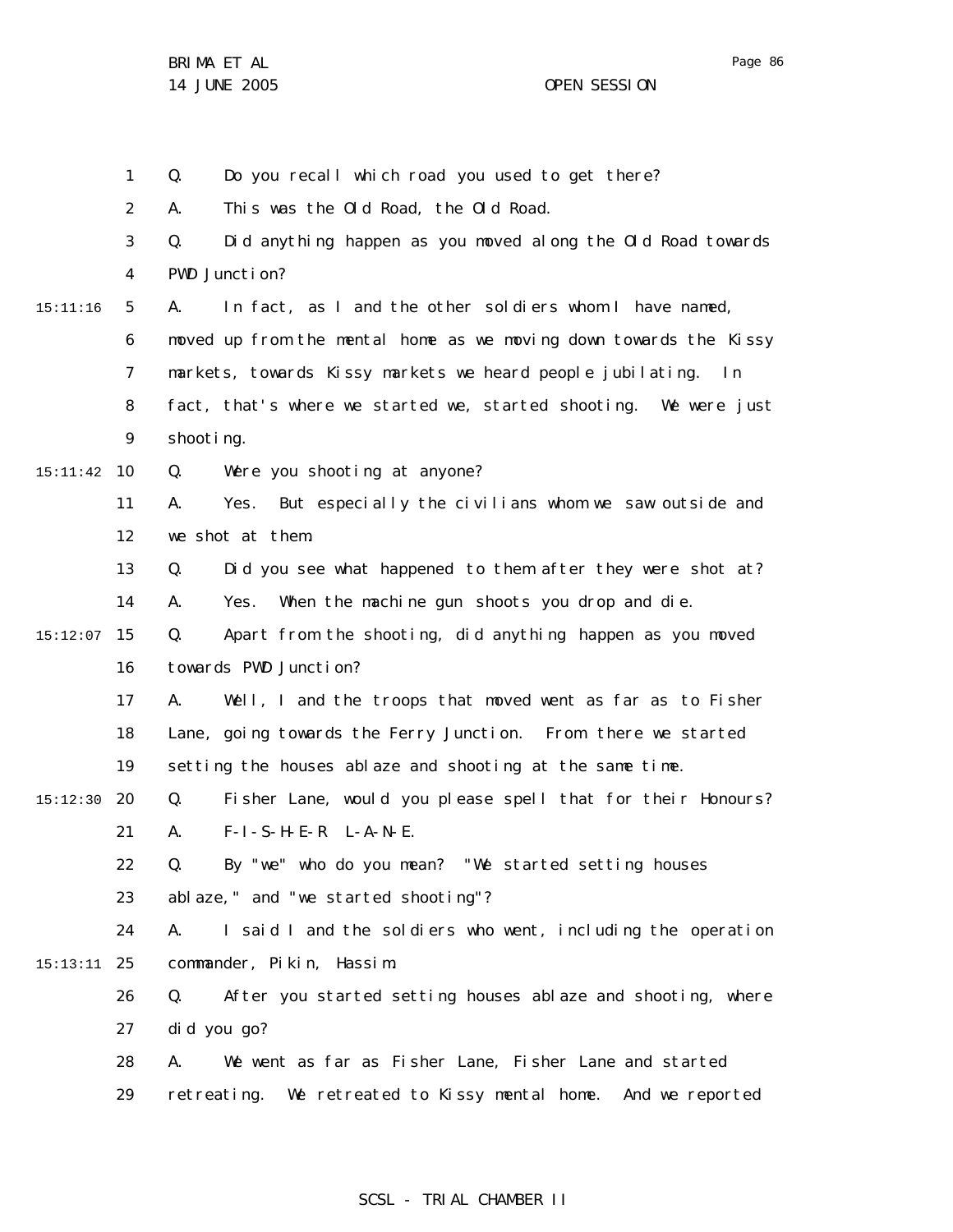Q. Do you recall which road you used to get there?

A. This was the Old Road, the Old Road.

Q. Did anything happen as you moved along the Old Road towards PWD Junction?

A. In fact, as I and the other soldiers whom I have named, moved up from the mental home as we moving down towards the Kissy markets, towards Kissy markets we heard people jubilating. In fact, that's where we started we, started shooting. We were just shooting.

Q. Were you shooting at anyone?

A. Yes. But especially the civilians whom we saw outside and we shot at them.

Q. Did you see what happened to them after they were shot at?

A. Yes. When the machine gun shoots you drop and die.

Q. Apart from the shooting, did anything happen as you moved towards PWD Junction?

A. Well, I and the troops that moved went as far as to Fisher Lane, going towards the Ferry Junction. From there we started setting the houses ablaze and shooting at the same time.

Q. Fisher Lane, would you please spell that for their Honours?

A. F-I-S-H-E-R L-A-N-E.

Q. By "we" who do you mean? "We started setting houses ablaze," and "we started shooting"?

A. I said I and the soldiers who went, including the operation commander, Pikin, Hassim.

Q. After you started setting houses ablaze and shooting, where did you go?

A. We went as far as Fisher Lane, Fisher Lane and started retreating. We retreated to Kissy mental home. And we reported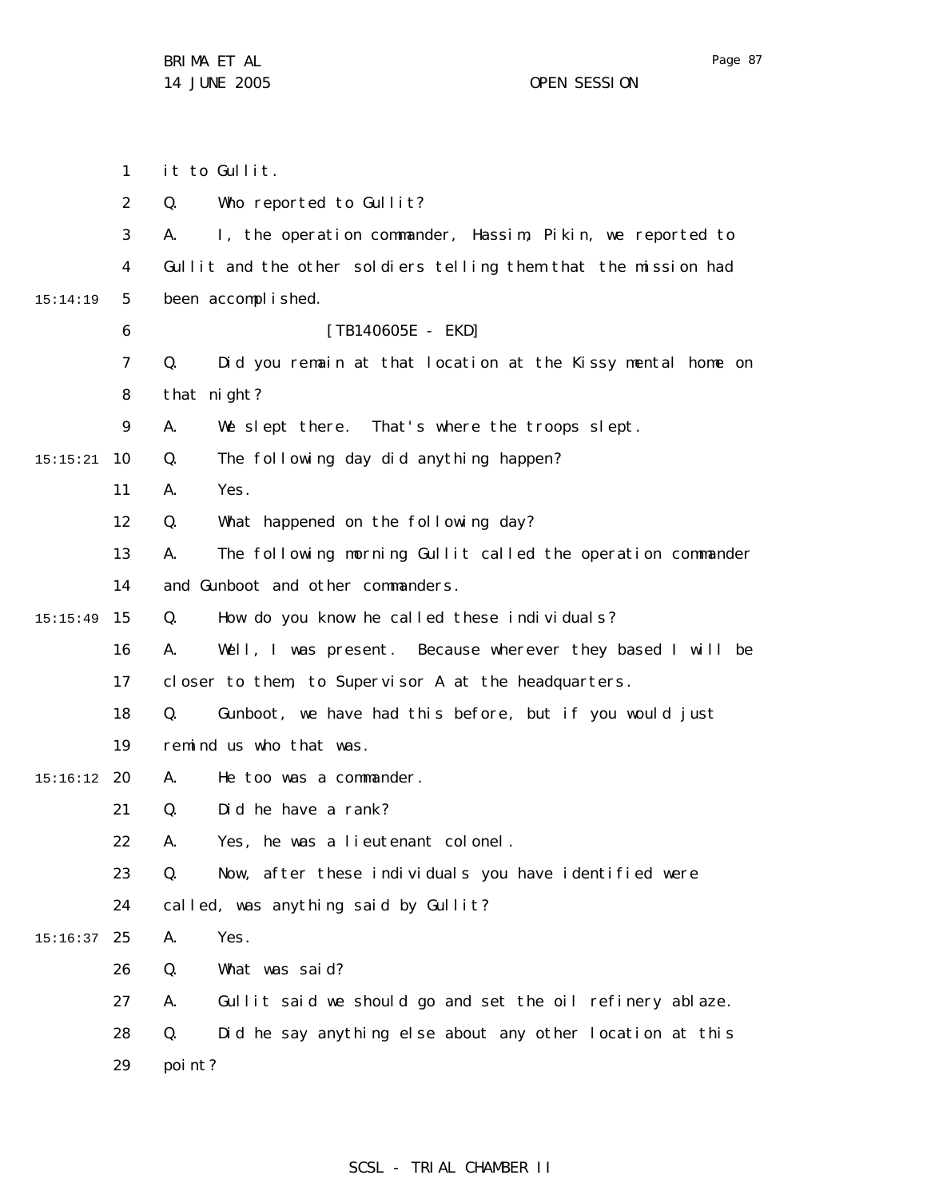it to Gullit.

Q. Who reported to Gullit?

A. I, the operation commander, Hassim, Pikin, we reported to Gullit and the other soldiers telling them that the mission had been accomplished.

[TB140605E - EKD]

Q. Did you remain at that location at the Kissy mental home on that night?

A. We slept there. That's where the troops slept.

Q. The following day did anything happen?

A. Yes.

Q. What happened on the following day?

A. The following morning Gullit called the operation commander and Gunboot and other commanders.

Q. How do you know he called these individuals?

A. Well, I was present. Because wherever they based I will be closer to them, to Supervisor A at the headquarters.

Q. Gunboot, we have had this before, but if you would just remind us who that was.

A. He too was a commander.

Q. Did he have a rank?

A. Yes, he was a lieutenant colonel.

Q. Now, after these individuals you have identified were called, was anything said by Gullit?

A. Yes.

Q. What was said?

A. Gullit said we should go and set the oil refinery ablaze.

Q. Did he say anything else about any other location at this point?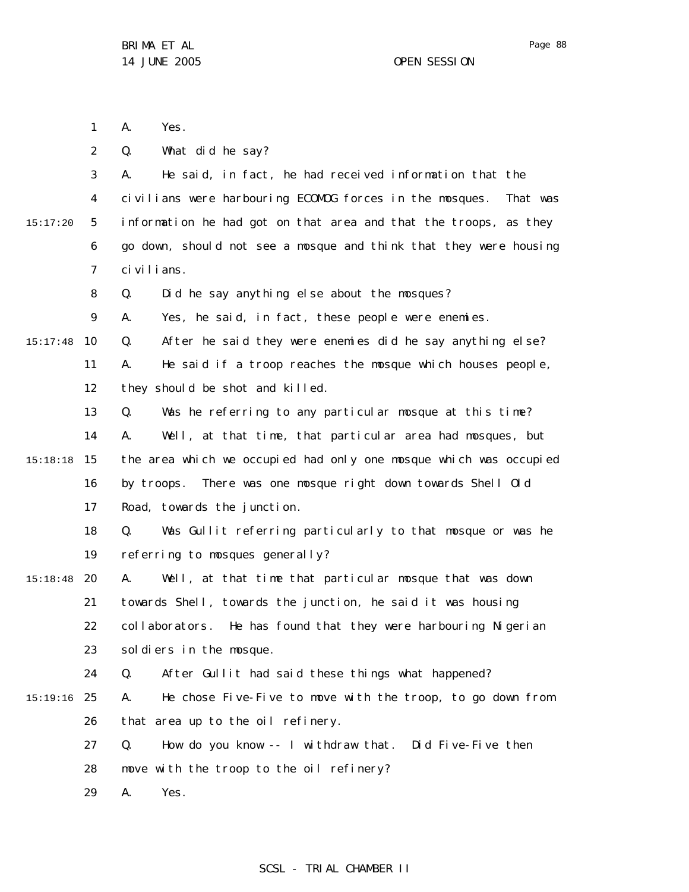A. Yes.

Q. What did he say?

A. He said, in fact, he had received information that the civilians were harbouring ECOMOG forces in the mosques. That was information he had got on that area and that the troops, as they go down, should not see a mosque and think that they were housing civilians.

Q. Did he say anything else about the mosques?

A. Yes, he said, in fact, these people were enemies.

Q. After he said they were enemies did he say anything else?

A. He said if a troop reaches the mosque which houses people, they should be shot and killed.

Q. Was he referring to any particular mosque at this time?

A. Well, at that time, that particular area had mosques, but the area which we occupied had only one mosque which was occupied by troops. There was one mosque right down towards Shell Old Road, towards the junction.

Q. Was Gullit referring particularly to that mosque or was he referring to mosques generally?

A. Well, at that time that particular mosque that was down towards Shell, towards the junction, he said it was housing collaborators. He has found that they were harbouring Nigerian soldiers in the mosque.

Q. After Gullit had said these things what happened?

A. He chose Five-Five to move with the troop, to go down from that area up to the oil refinery.

Q. How do you know -- I withdraw that. Did Five-Five then move with the troop to the oil refinery?

A. Yes.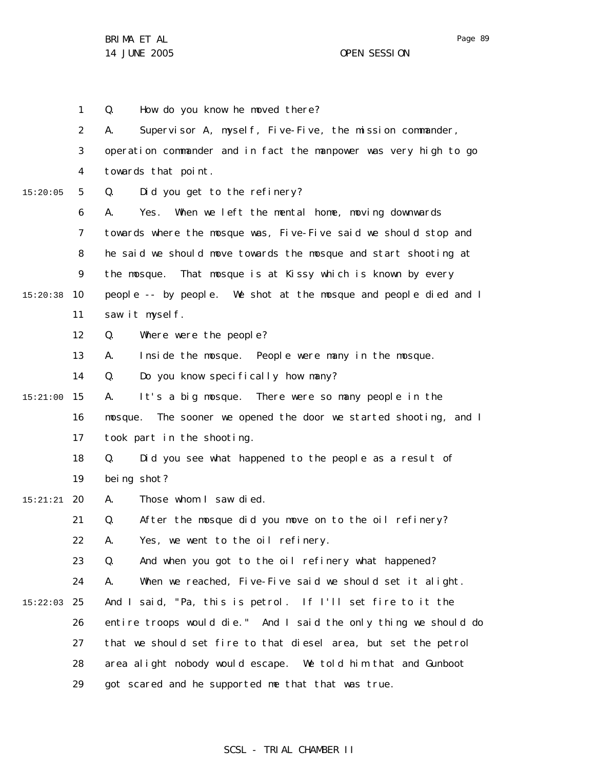Q. How do you know he moved there?

A. Supervisor A, myself, Five-Five, the mission commander, operation commander and in fact the manpower was very high to go towards that point.

Q. Did you get to the refinery?

A. Yes. When we left the mental home, moving downwards towards where the mosque was, Five-Five said we should stop and he said we should move towards the mosque and start shooting at the mosque. That mosque is at Kissy which is known by every people -- by people. We shot at the mosque and people died and I saw it myself.

Q. Where were the people?

A. Inside the mosque. People were many in the mosque.

Q. Do you know specifically how many?

A. It's a big mosque. There were so many people in the mosque. The sooner we opened the door we started shooting, and I took part in the shooting.

Q. Did you see what happened to the people as a result of being shot?

A. Those whom I saw died.

Q. After the mosque did you move on to the oil refinery?

A. Yes, we went to the oil refinery.

Q. And when you got to the oil refinery what happened?

A. When we reached, Five-Five said we should set it alight. And I said, "Pa, this is petrol. If I'll set fire to it the entire troops would die." And I said the only thing we should do that we should set fire to that diesel area, but set the petrol area alight nobody would escape. We told him that and Gunboot got scared and he supported me that that was true.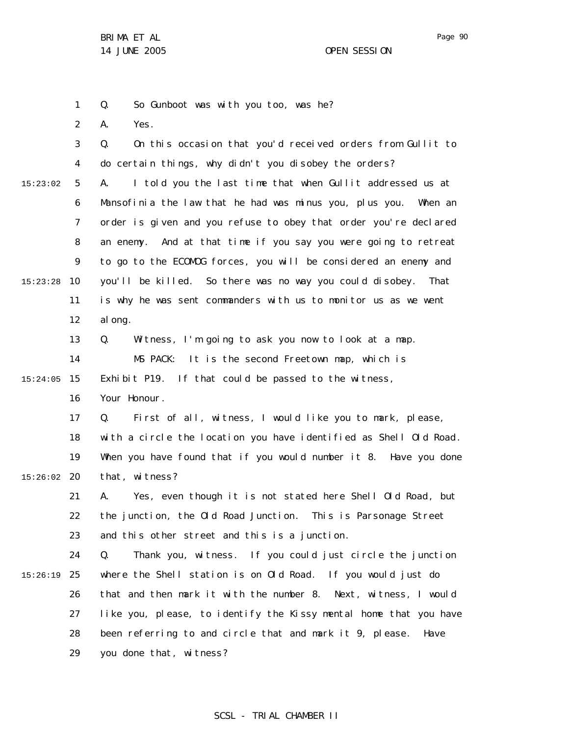Q. So Gunboot was with you too, was he?

A. Yes.

Q. On this occasion that you'd received orders from Gullit to do certain things, why didn't you disobey the orders?

A. I told you the last time that when Gullit addressed us at Mansofinia the law that he had was minus you, plus you. When an order is given and you refuse to obey that order you're declared an enemy. And at that time if you say you were going to retreat to go to the ECOMOG forces, you will be considered an enemy and you'll be killed. So there was no way you could disobey. That is why he was sent commanders with us to monitor us as we went along.

Q. Witness, I'm going to ask you now to look at a map.

MS PACK: It is the second Freetown map, which is Exhibit P19. If that could be passed to the witness, Your Honour.

Q. First of all, witness, I would like you to mark, please, with a circle the location you have identified as Shell Old Road. When you have found that if you would number it 8. Have you done that, witness?

A. Yes, even though it is not stated here Shell Old Road, but the junction, the Old Road Junction. This is Parsonage Street and this other street and this is a junction.

Q. Thank you, witness. If you could just circle the junction where the Shell station is on Old Road. If you would just do that and then mark it with the number 8. Next, witness, I would like you, please, to identify the Kissy mental home that you have been referring to and circle that and mark it 9, please. Have you done that, witness?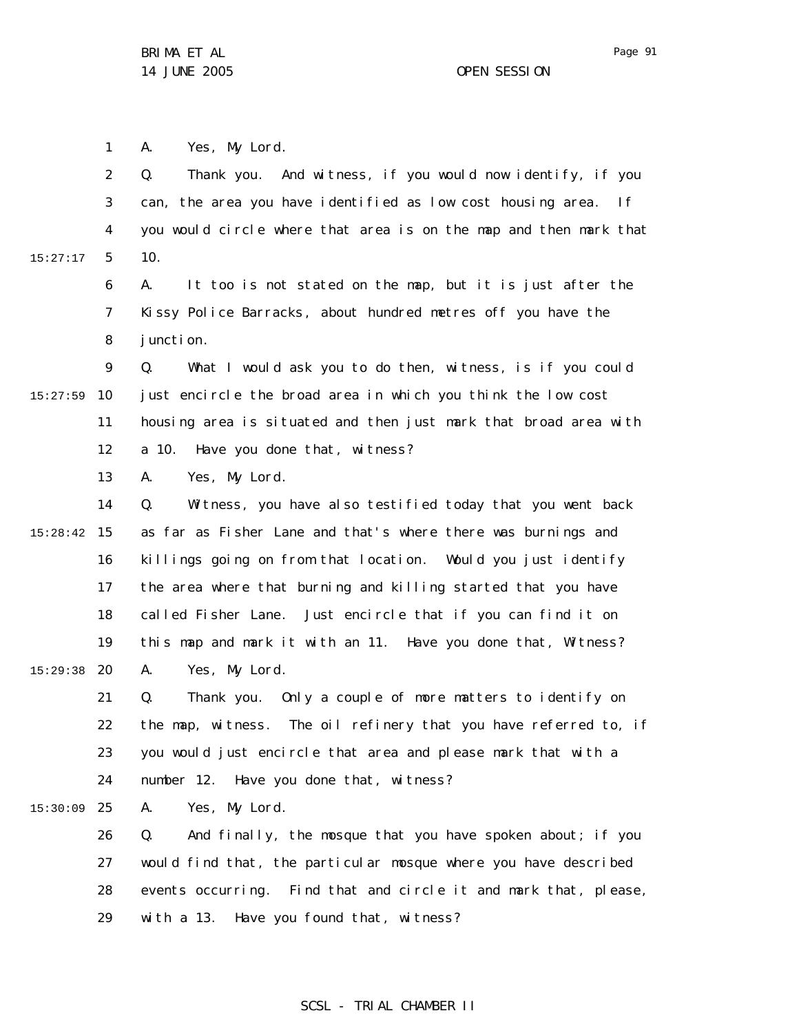A. Yes, My Lord.

Q. Thank you. And witness, if you would now identify, if you can, the area you have identified as low cost housing area. If you would circle where that area is on the map and then mark that 10.

A. It too is not stated on the map, but it is just after the Kissy Police Barracks, about hundred metres off you have the junction.

Q. What I would ask you to do then, witness, is if you could just encircle the broad area in which you think the low cost housing area is situated and then just mark that broad area with a 10. Have you done that, witness?

A. Yes, My Lord.

Q. Witness, you have also testified today that you went back as far as Fisher Lane and that's where there was burnings and killings going on from that location. Would you just identify the area where that burning and killing started that you have called Fisher Lane. Just encircle that if you can find it on this map and mark it with an 11. Have you done that, Witness?

A. Yes, My Lord.

Q. Thank you. Only a couple of more matters to identify on the map, witness. The oil refinery that you have referred to, if you would just encircle that area and please mark that with a number 12. Have you done that, witness?

A. Yes, My Lord.

Q. And finally, the mosque that you have spoken about; if you would find that, the particular mosque where you have described events occurring. Find that and circle it and mark that, please, with a 13. Have you found that, witness?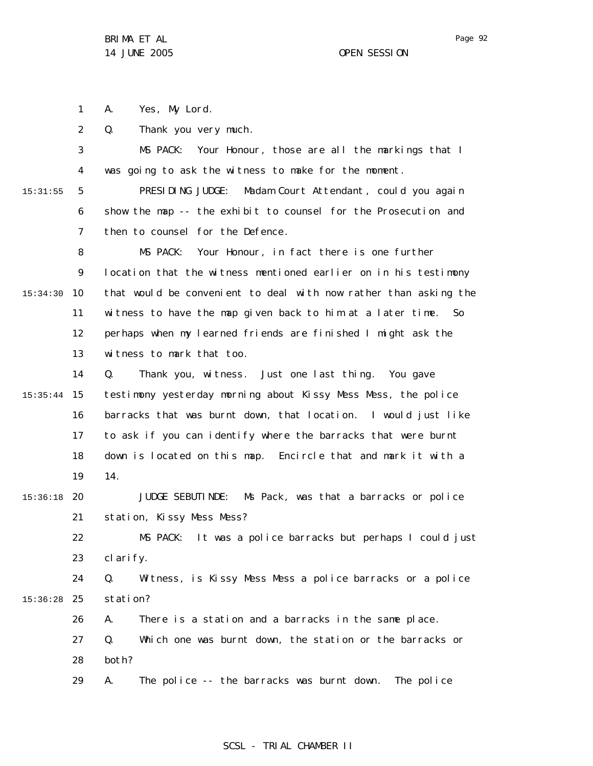A. Yes, My Lord.

Q. Thank you very much.

MS PACK: Your Honour, those are all the markings that I was going to ask the witness to make for the moment.

PRESIDING JUDGE: Madam Court Attendant, could you again show the map -- the exhibit to counsel for the Prosecution and then to counsel for the Defence.

MS PACK: Your Honour, in fact there is one further location that the witness mentioned earlier on in his testimony that would be convenient to deal with now rather than asking the witness to have the map given back to him at a later time. So perhaps when my learned friends are finished I might ask the witness to mark that too.

Q. Thank you, witness. Just one last thing. You gave testimony yesterday morning about Kissy Mess Mess, the police barracks that was burnt down, that location. I would just like to ask if you can identify where the barracks that were burnt down is located on this map. Encircle that and mark it with a 14.

JUDGE SEBUTINDE: Ms Pack, was that a barracks or police station, Kissy Mess Mess?

MS PACK: It was a police barracks but perhaps I could just clarify.

Q. Witness, is Kissy Mess Mess a police barracks or a police station?

A. There is a station and a barracks in the same place.

Q. Which one was burnt down, the station or the barracks or both?

A. The police -- the barracks was burnt down. The police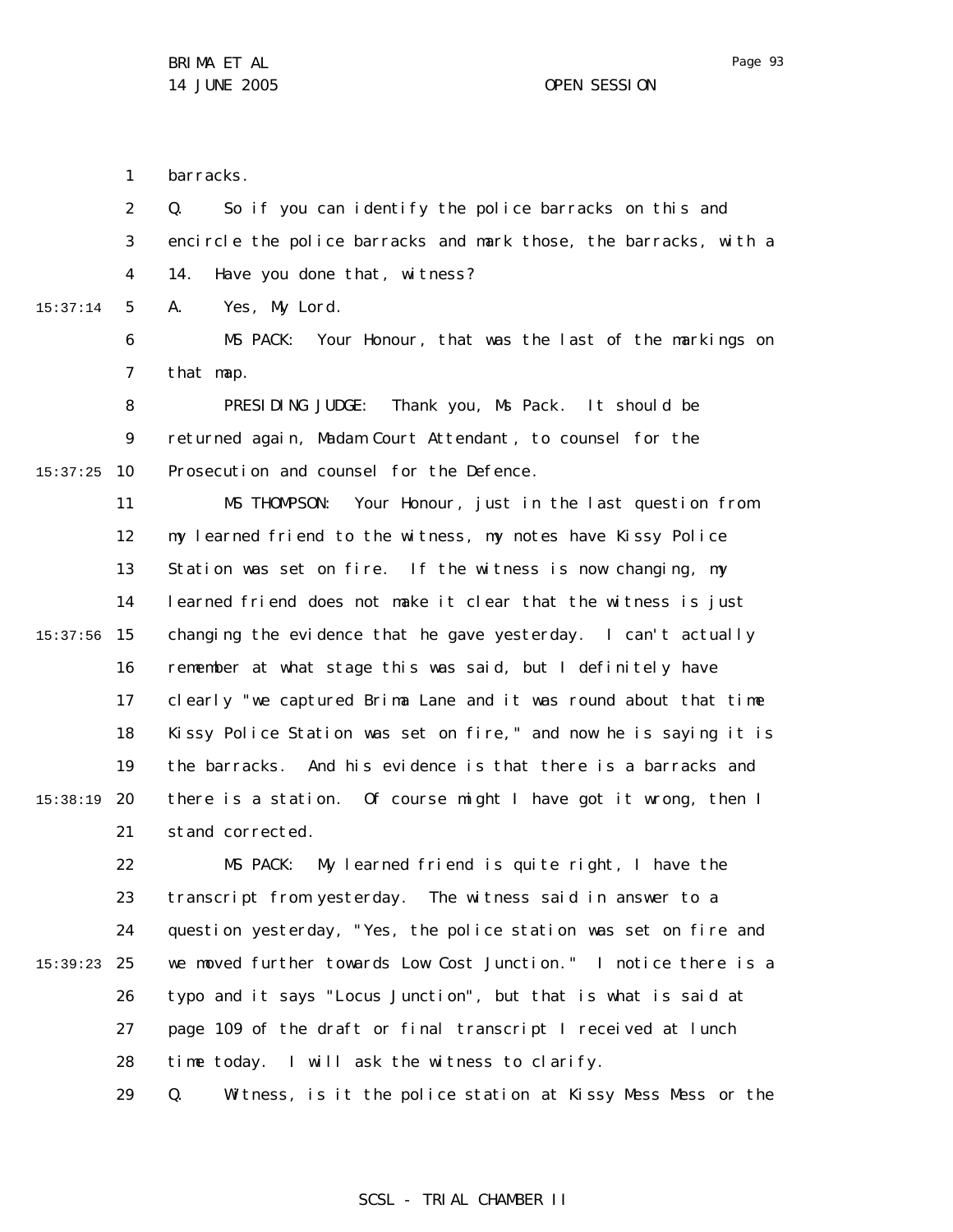barracks.

Q. So if you can identify the police barracks on this and encircle the police barracks and mark those, the barracks, with a 14. Have you done that, witness?

A. Yes, My Lord.

MS PACK: Your Honour, that was the last of the markings on that map.

PRESIDING JUDGE: Thank you, Ms Pack. It should be returned again, Madam Court Attendant, to counsel for the Prosecution and counsel for the Defence.

MS THOMPSON: Your Honour, just in the last question from my learned friend to the witness, my notes have Kissy Police Station was set on fire. If the witness is now changing, my learned friend does not make it clear that the witness is just changing the evidence that he gave yesterday. I can't actually remember at what stage this was said, but I definitely have clearly "we captured Brima Lane and it was round about that time Kissy Police Station was set on fire," and now he is saying it is the barracks. And his evidence is that there is a barracks and there is a station. Of course might I have got it wrong, then I stand corrected.

MS PACK: My learned friend is quite right, I have the transcript from yesterday. The witness said in answer to a question yesterday, "Yes, the police station was set on fire and we moved further towards Low Cost Junction." I notice there is a typo and it says "Locus Junction", but that is what is said at page 109 of the draft or final transcript I received at lunch time today. I will ask the witness to clarify.

Q. Witness, is it the police station at Kissy Mess Mess or the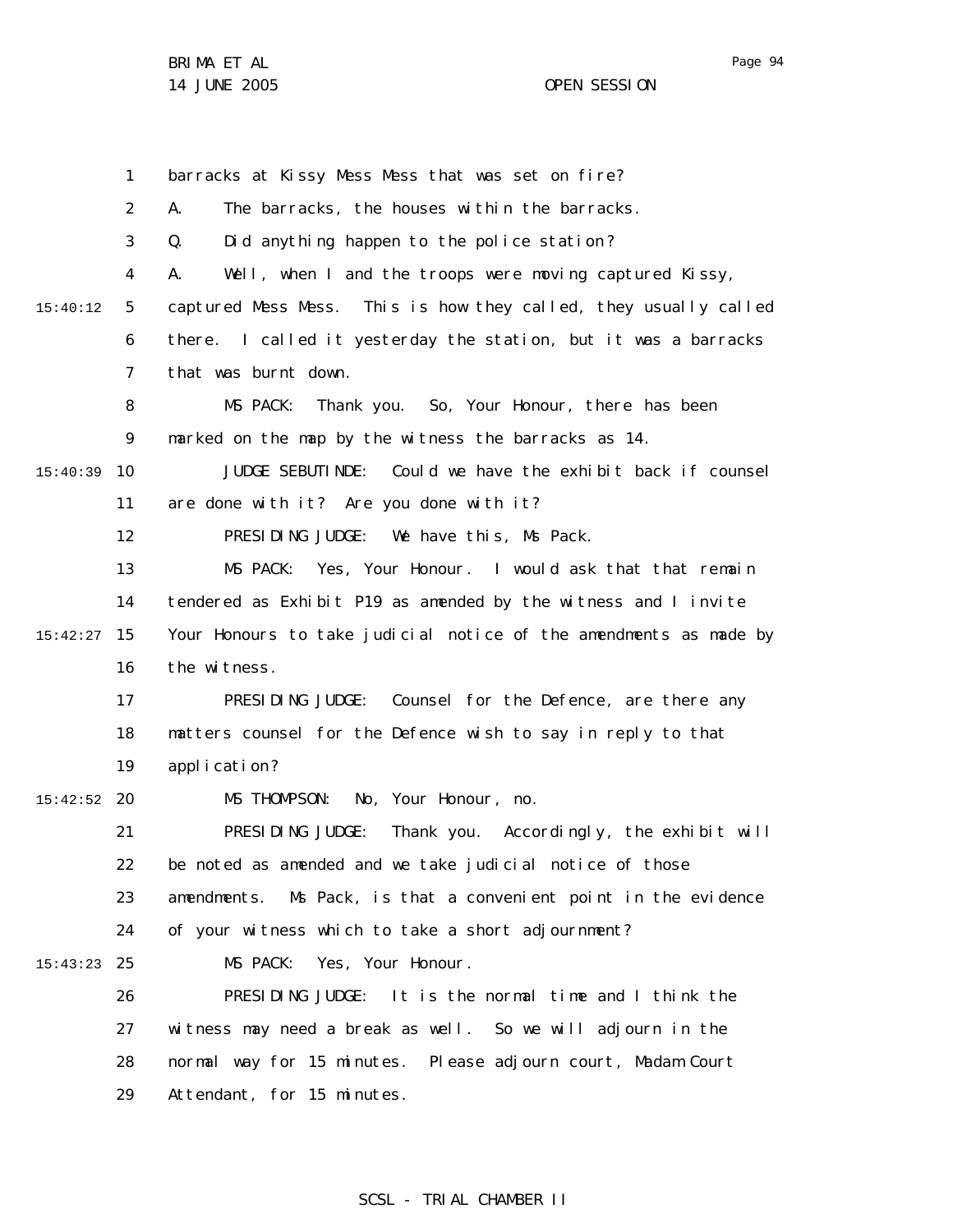barracks at Kissy Mess Mess that was set on fire?

A. The barracks, the houses within the barracks.

Q. Did anything happen to the police station?

A. Well, when I and the troops were moving captured Kissy, captured Mess Mess. This is how they called, they usually called there. I called it yesterday the station, but it was a barracks that was burnt down.

MS PACK: Thank you. So, Your Honour, there has been marked on the map by the witness the barracks as 14.

JUDGE SEBUTINDE: Could we have the exhibit back if counsel are done with it? Are you done with it?

PRESIDING JUDGE: We have this, Ms Pack.

MS PACK: Yes, Your Honour. I would ask that that remain tendered as Exhibit P19 as amended by the witness and I invite Your Honours to take judicial notice of the amendments as made by the witness.

PRESIDING JUDGE: Counsel for the Defence, are there any matters counsel for the Defence wish to say in reply to that application?

MS THOMPSON: No, Your Honour, no.

PRESIDING JUDGE: Thank you. Accordingly, the exhibit will be noted as amended and we take judicial notice of those amendments. Ms Pack, is that a convenient point in the evidence of your witness which to take a short adjournment?

MS PACK: Yes, Your Honour.

PRESIDING JUDGE: It is the normal time and I think the witness may need a break as well. So we will adjourn in the normal way for 15 minutes. Please adjourn court, Madam Court Attendant, for 15 minutes.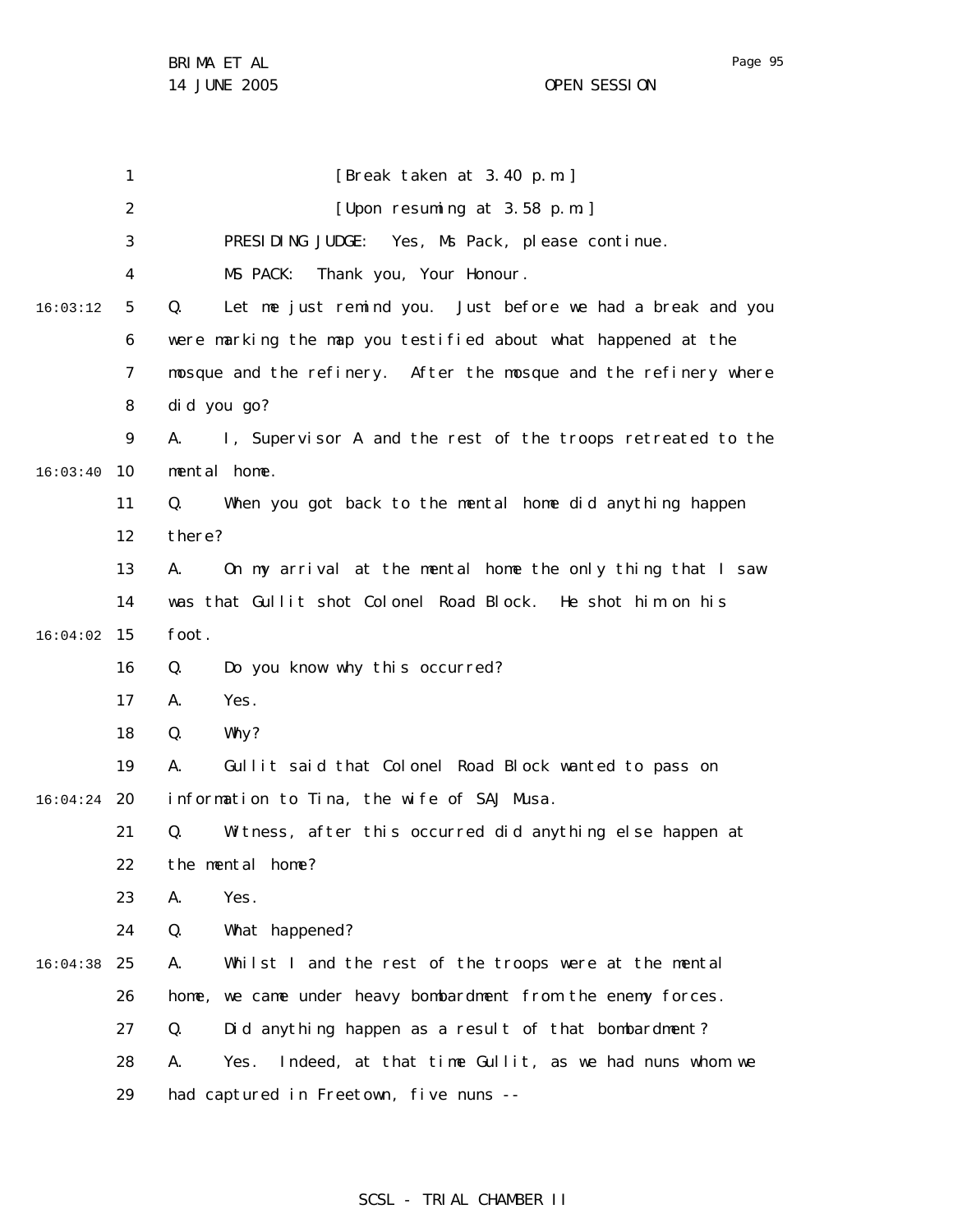[Break taken at 3.40 p.m.]

[Upon resuming at 3.58 p.m.]

PRESIDING JUDGE: Yes, Ms Pack, please continue.

MS PACK: Thank you, Your Honour.

Q. Let me just remind you. Just before we had a break and you were marking the map you testified about what happened at the mosque and the refinery. After the mosque and the refinery where did you go?

A. I, Supervisor A and the rest of the troops retreated to the mental home.

Q. When you got back to the mental home did anything happen there?

A. On my arrival at the mental home the only thing that I saw was that Gullit shot Colonel Road Block. He shot him on his foot.

Q. Do you know why this occurred?

A. Yes.

Q. Why?

A. Gullit said that Colonel Road Block wanted to pass on information to Tina, the wife of SAJ Musa.

Q. Witness, after this occurred did anything else happen at the mental home?

A. Yes.

Q. What happened?

A. Whilst I and the rest of the troops were at the mental home, we came under heavy bombardment from the enemy forces.

Q. Did anything happen as a result of that bombardment?

A. Yes. Indeed, at that time Gullit, as we had nuns whom we had captured in Freetown, five nuns --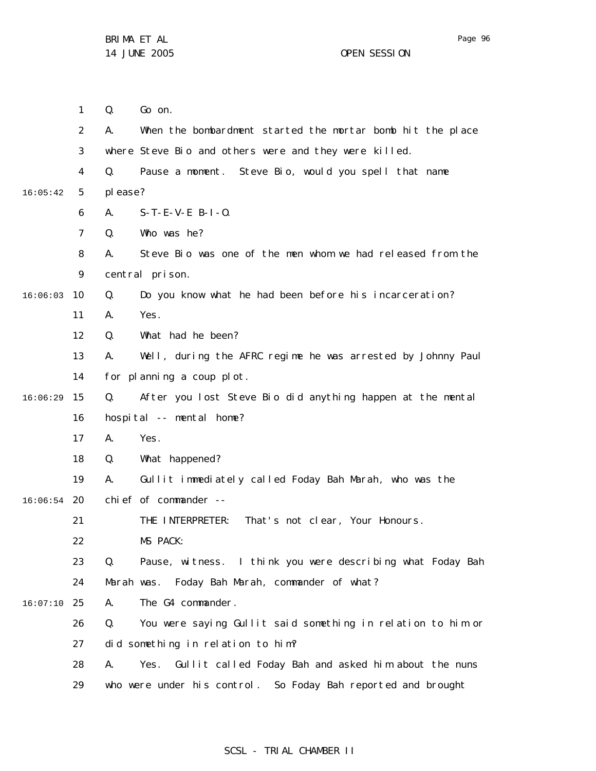Q. Go on.

A. When the bombardment started the mortar bomb hit the place where Steve Bio and others were and they were killed.

Q. Pause a moment. Steve Bio, would you spell that name please?

A. S-T-E-V-E B-I-O.

Q. Who was he?

A. Steve Bio was one of the men whom we had released from the central prison.

Q. Do you know what he had been before his incarceration?

A. Yes.

Q. What had he been?

A. Well, during the AFRC regime he was arrested by Johnny Paul for planning a coup plot.

Q. After you lost Steve Bio did anything happen at the mental hospital -- mental home?

A. Yes.

Q. What happened?

A. Gullit immediately called Foday Bah Marah, who was the chief of commander --

THE INTERPRETER: That's not clear, Your Honours.

MS PACK:

Q. Pause, witness. I think you were describing what Foday Bah Marah was. Foday Bah Marah, commander of what?

A. The G4 commander.

Q. You were saying Gullit said something in relation to him or did something in relation to him?

A. Yes. Gullit called Foday Bah and asked him about the nuns who were under his control. So Foday Bah reported and brought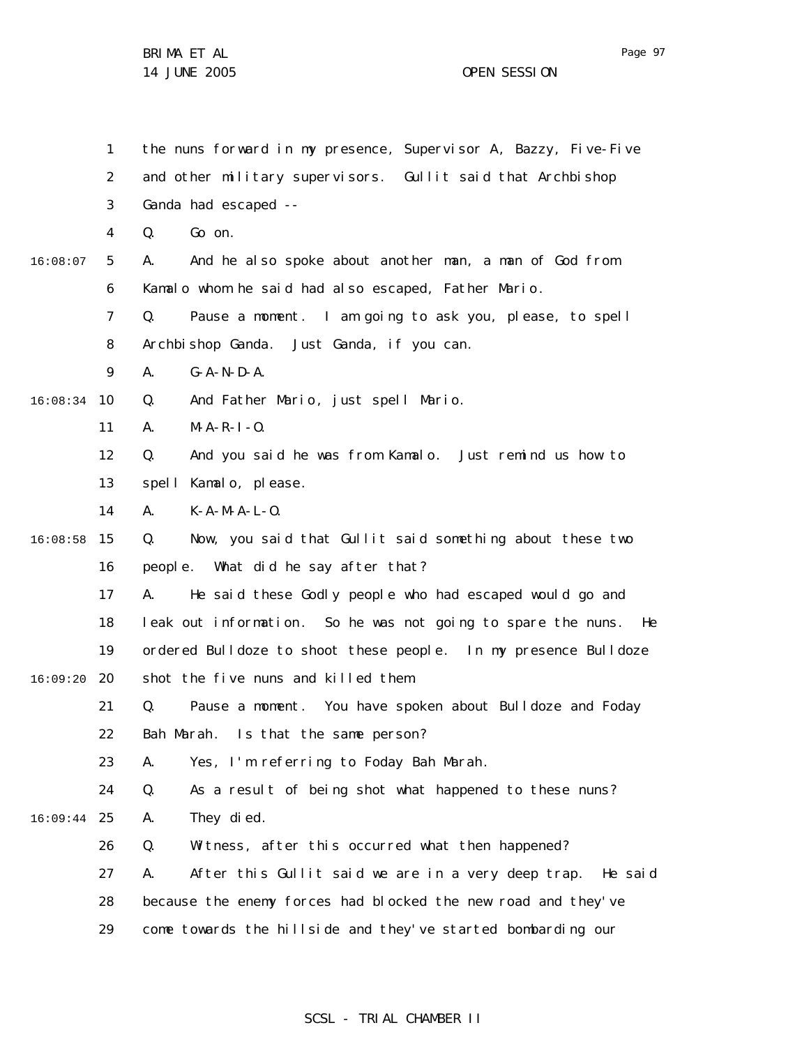the nuns forward in my presence, Supervisor A, Bazzy, Five-Five and other military supervisors. Gullit said that Archbishop Ganda had escaped --

Q. Go on.

A. And he also spoke about another man, a man of God from Kamalo whom he said had also escaped, Father Mario.

Q. Pause a moment. I am going to ask you, please, to spell Archbishop Ganda. Just Ganda, if you can.

A. G-A-N-D-A.

Q. And Father Mario, just spell Mario.

A. M-A-R-I-O.

Q. And you said he was from Kamalo. Just remind us how to spell Kamalo, please.

A. K-A-M-A-L-O.

Q. Now, you said that Gullit said something about these two people. What did he say after that?

A. He said these Godly people who had escaped would go and leak out information. So he was not going to spare the nuns. He ordered Bulldoze to shoot these people. In my presence Bulldoze shot the five nuns and killed them.

Q. Pause a moment. You have spoken about Bulldoze and Foday Bah Marah. Is that the same person?

A. Yes, I'm referring to Foday Bah Marah.

Q. As a result of being shot what happened to these nuns?

A. They died.

Q. Witness, after this occurred what then happened?

A. After this Gullit said we are in a very deep trap. He said because the enemy forces had blocked the new road and they've come towards the hillside and they've started bombarding our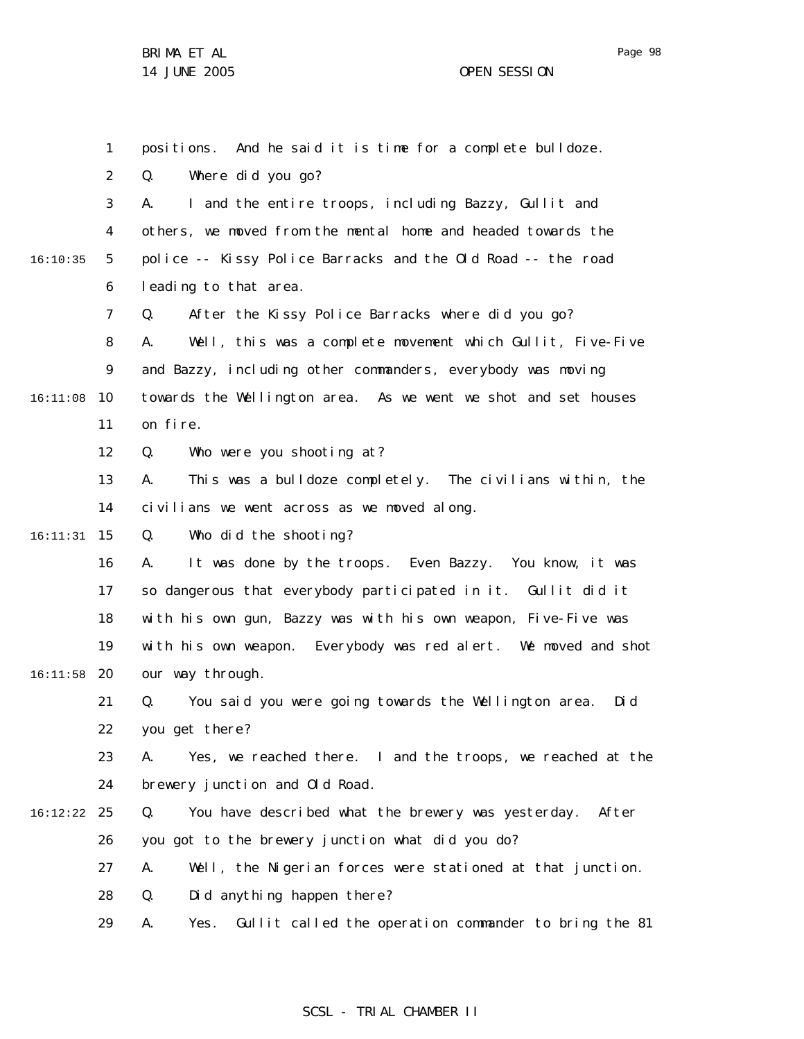positions. And he said it is time for a complete bulldoze.

Q. Where did you go?

A. I and the entire troops, including Bazzy, Gullit and others, we moved from the mental home and headed towards the police -- Kissy Police Barracks and the Old Road -- the road leading to that area.

Q. After the Kissy Police Barracks where did you go?

A. Well, this was a complete movement which Gullit, Five-Five and Bazzy, including other commanders, everybody was moving towards the Wellington area. As we went we shot and set houses on fire.

Q. Who were you shooting at?

A. This was a bulldoze completely. The civilians within, the civilians we went across as we moved along.

Q. Who did the shooting?

A. It was done by the troops. Even Bazzy. You know, it was so dangerous that everybody participated in it. Gullit did it with his own gun, Bazzy was with his own weapon, Five-Five was with his own weapon. Everybody was red alert. We moved and shot our way through.

Q. You said you were going towards the Wellington area. Did you get there?

A. Yes, we reached there. I and the troops, we reached at the brewery junction and Old Road.

Q. You have described what the brewery was yesterday. After you got to the brewery junction what did you do?

A. Well, the Nigerian forces were stationed at that junction.

Q. Did anything happen there?

A. Yes. Gullit called the operation commander to bring the 81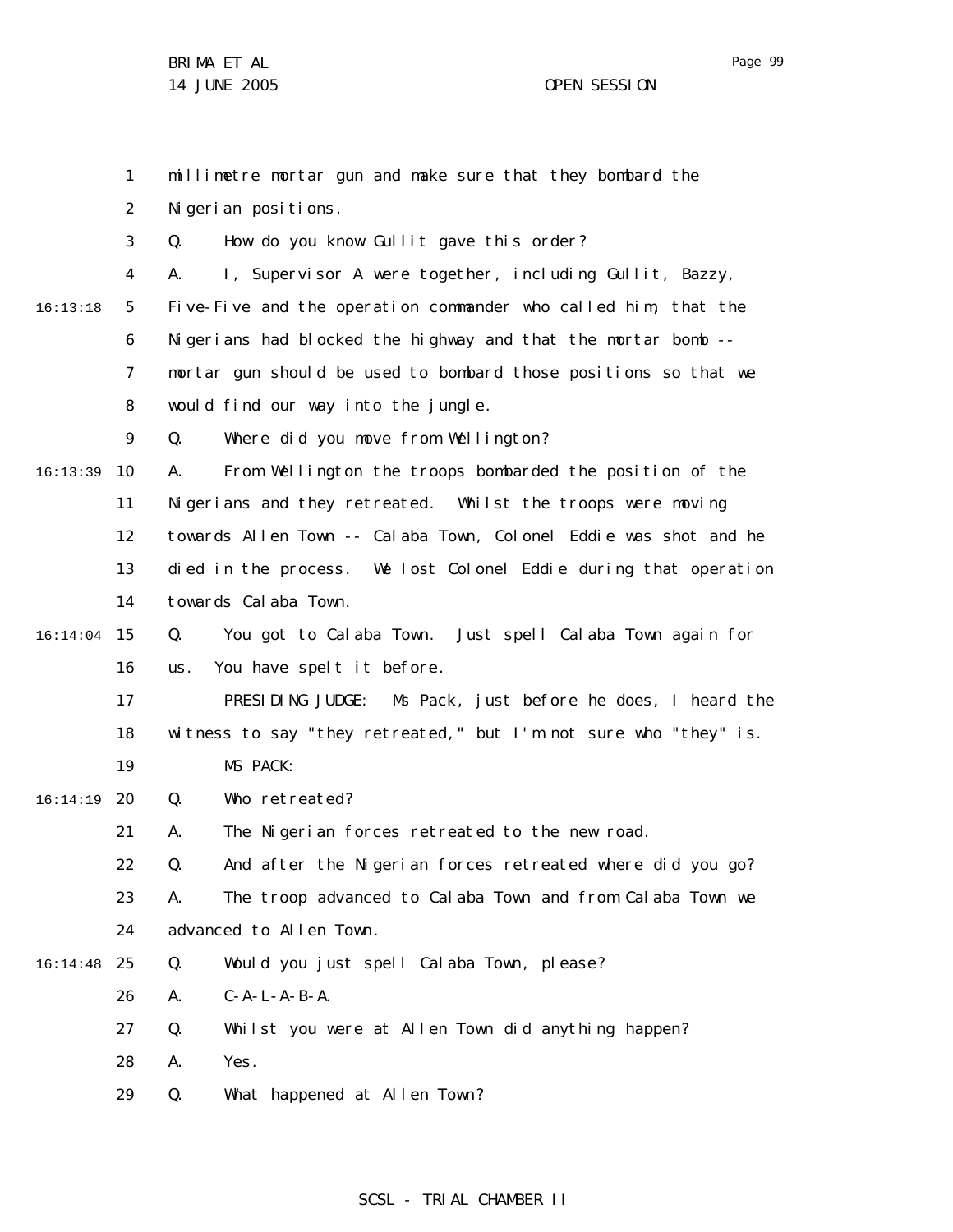millimetre mortar gun and make sure that they bombard the Nigerian positions.

Q. How do you know Gullit gave this order?

A. I, Supervisor A were together, including Gullit, Bazzy, Five-Five and the operation commander who called him, that the Nigerians had blocked the highway and that the mortar bomb -- mortar gun should be used to bombard those positions so that we would find our way into the jungle.

Q. Where did you move from Wellington?

A. From Wellington the troops bombarded the position of the Nigerians and they retreated. Whilst the troops were moving towards Allen Town -- Calaba Town, Colonel Eddie was shot and he died in the process. We lost Colonel Eddie during that operation towards Calaba Town.

Q. You got to Calaba Town. Just spell Calaba Town again for us. You have spelt it before.

PRESIDING JUDGE: Ms Pack, just before he does, I heard the witness to say "they retreated," but I'm not sure who "they" is.

MS PACK:

Q. Who retreated?

A. The Nigerian forces retreated to the new road.

Q. And after the Nigerian forces retreated where did you go?

A. The troop advanced to Calaba Town and from Calaba Town we advanced to Allen Town.

Q. Would you just spell Calaba Town, please?

A. C-A-L-A-B-A.

Q. Whilst you were at Allen Town did anything happen?

A. Yes.

Q. What happened at Allen Town?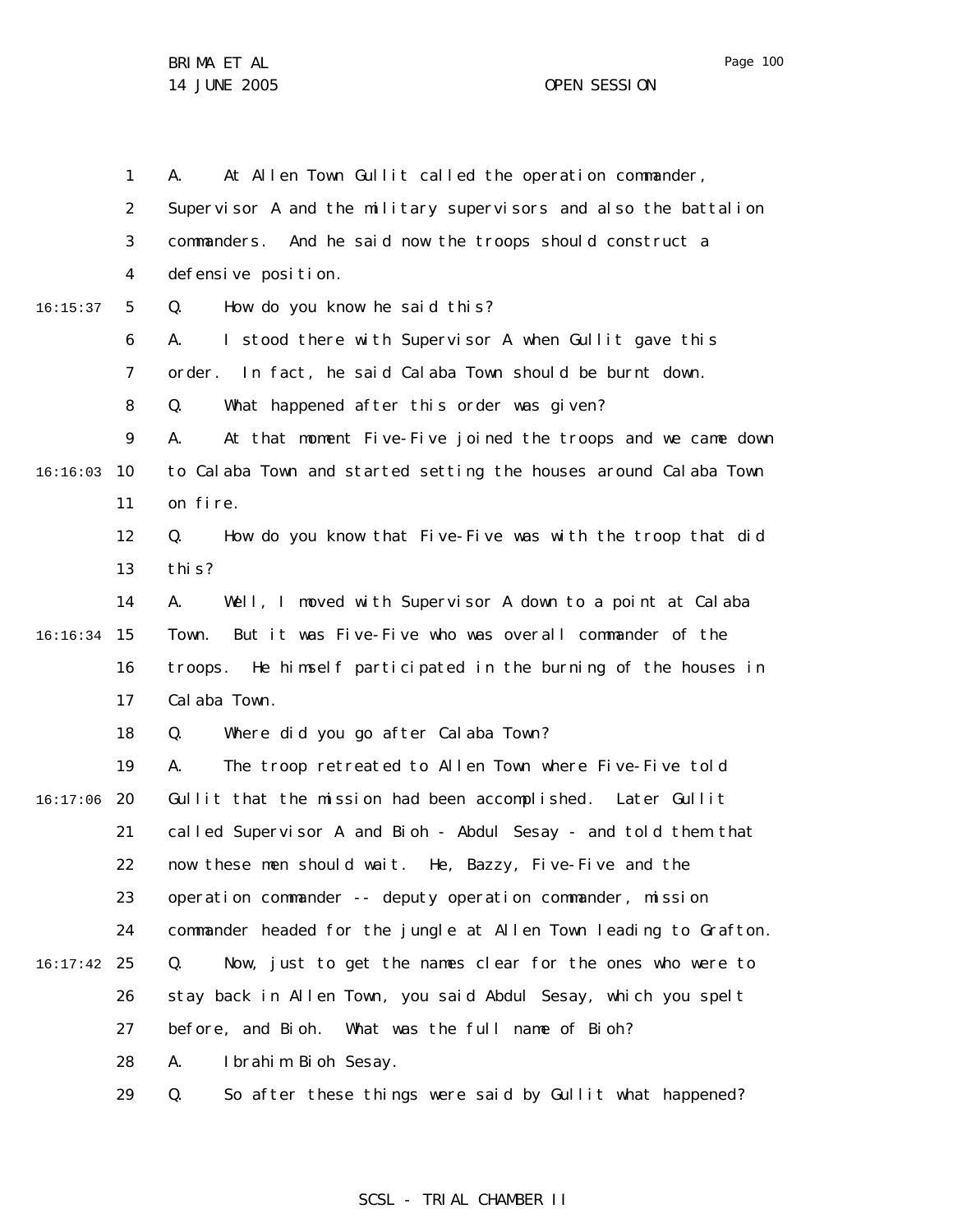A. At Allen Town Gullit called the operation commander, Supervisor A and the military supervisors and also the battalion commanders. And he said now the troops should construct a defensive position.

Q. How do you know he said this?

A. I stood there with Supervisor A when Gullit gave this order. In fact, he said Calaba Town should be burnt down.

Q. What happened after this order was given?

A. At that moment Five-Five joined the troops and we came down to Calaba Town and started setting the houses around Calaba Town on fire.

Q. How do you know that Five-Five was with the troop that did this?

A. Well, I moved with Supervisor A down to a point at Calaba Town. But it was Five-Five who was overall commander of the troops. He himself participated in the burning of the houses in Calaba Town.

Q. Where did you go after Calaba Town?

A. The troop retreated to Allen Town where Five-Five told Gullit that the mission had been accomplished. Later Gullit called Supervisor A and Bioh - Abdul Sesay - and told them that now these men should wait. He, Bazzy, Five-Five and the operation commander -- deputy operation commander, mission commander headed for the jungle at Allen Town leading to Grafton.

Q. Now, just to get the names clear for the ones who were to stay back in Allen Town, you said Abdul Sesay, which you spelt before, and Bioh. What was the full name of Bioh?

A. Ibrahim Bioh Sesay.

Q. So after these things were said by Gullit what happened?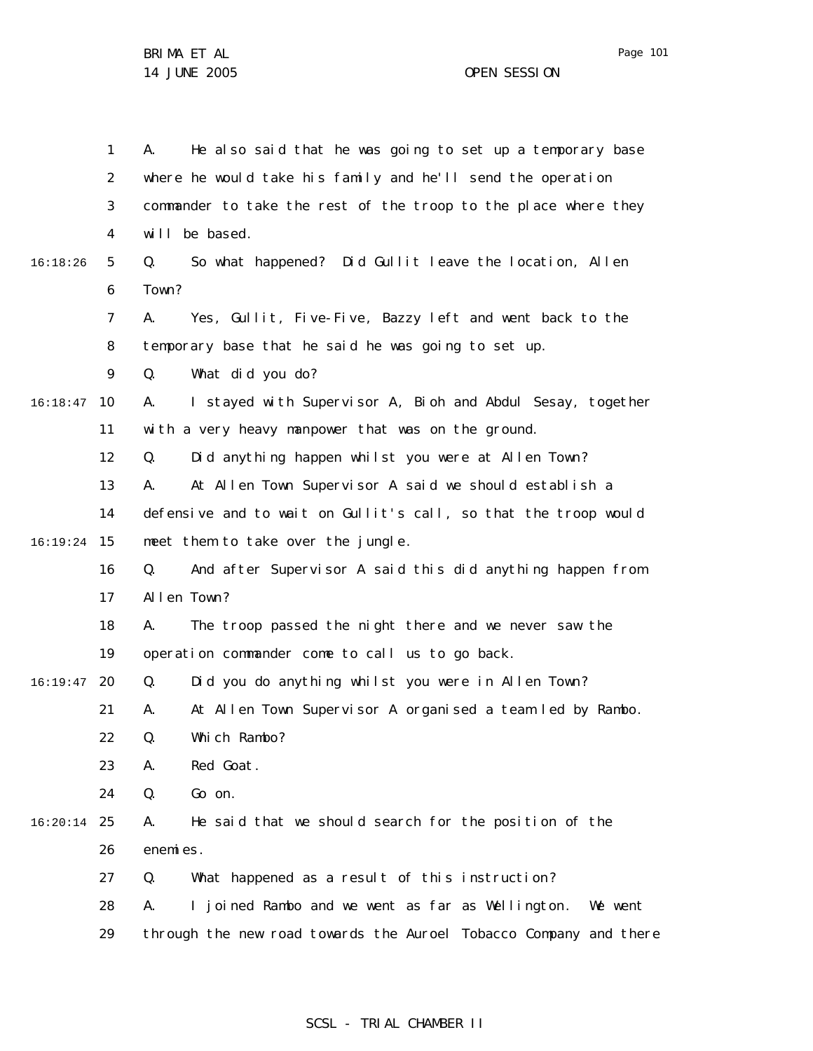A. He also said that he was going to set up a temporary base where he would take his family and he'll send the operation commander to take the rest of the troop to the place where they will be based.

Q. So what happened? Did Gullit leave the location, Allen Town?

A. Yes, Gullit, Five-Five, Bazzy left and went back to the temporary base that he said he was going to set up.

Q. What did you do?

A. I stayed with Supervisor A, Bioh and Abdul Sesay, together with a very heavy manpower that was on the ground.

Q. Did anything happen whilst you were at Allen Town?

A. At Allen Town Supervisor A said we should establish a defensive and to wait on Gullit's call, so that the troop would meet them to take over the jungle.

Q. And after Supervisor A said this did anything happen from Allen Town?

A. The troop passed the night there and we never saw the operation commander come to call us to go back.

Q. Did you do anything whilst you were in Allen Town?

A. At Allen Town Supervisor A organised a team led by Rambo.

Q. Which Rambo?

A. Red Goat.

Q. Go on.

A. He said that we should search for the position of the enemies.

Q. What happened as a result of this instruction?

A. I joined Rambo and we went as far as Wellington. We went through the new road towards the Auroel Tobacco Company and there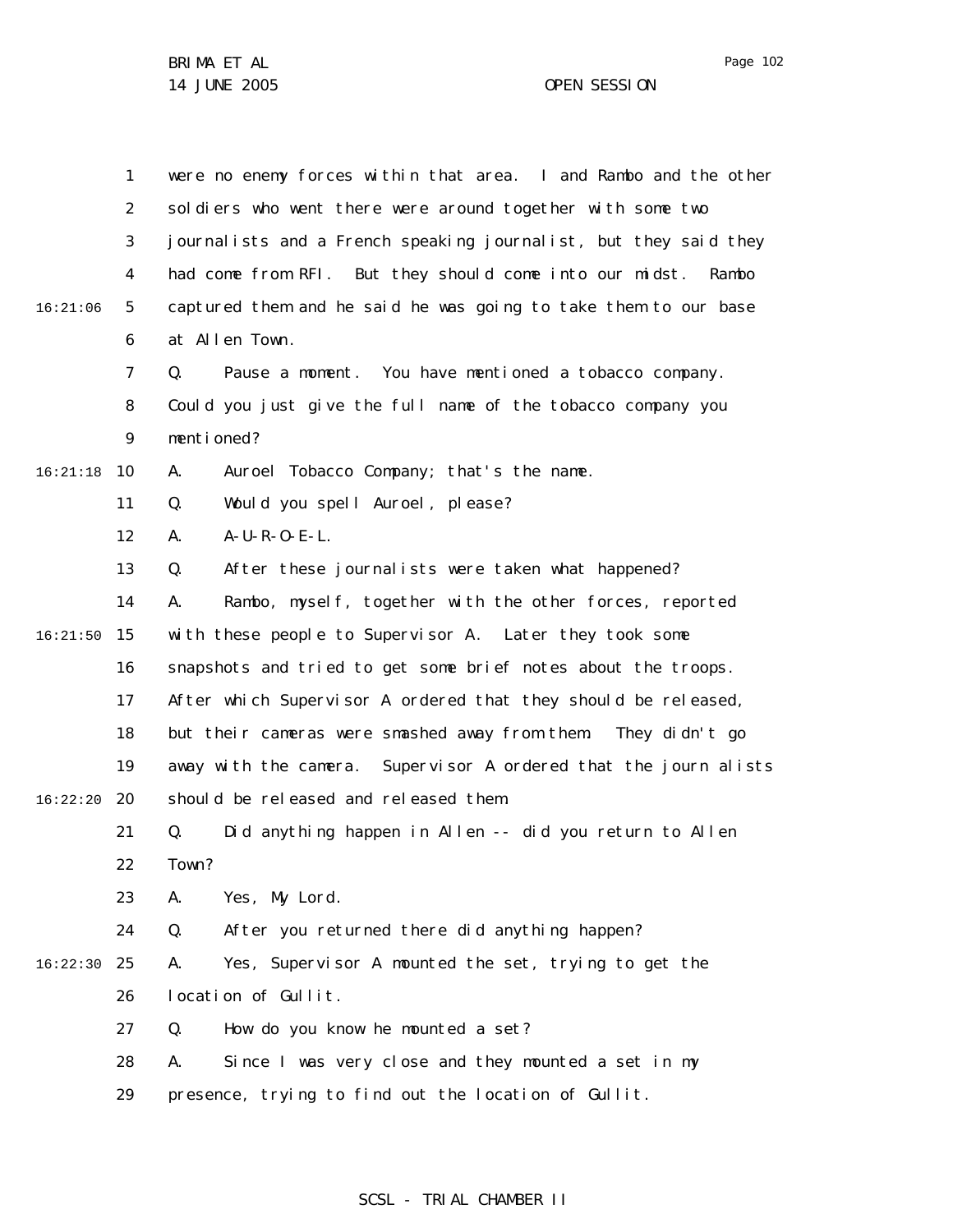were no enemy forces within that area. I and Rambo and the other soldiers who went there were around together with some two journalists and a French speaking journalist, but they said they had come from RFI. But they should come into our midst. Rambo captured them and he said he was going to take them to our base at Allen Town.

Q. Pause a moment. You have mentioned a tobacco company. Could you just give the full name of the tobacco company you mentioned?

A. Auroel Tobacco Company; that's the name.

Q. Would you spell Auroel, please?

A. A-U-R-O-E-L.

Q. After these journalists were taken what happened?

A. Rambo, myself, together with the other forces, reported with these people to Supervisor A. Later they took some snapshots and tried to get some brief notes about the troops. After which Supervisor A ordered that they should be released, but their cameras were smashed away from them. They didn't go away with the camera. Supervisor A ordered that the journ alists should be released and released them.

Q. Did anything happen in Allen -- did you return to Allen Town?

A. Yes, My Lord.

Q. After you returned there did anything happen?

A. Yes, Supervisor A mounted the set, trying to get the location of Gullit.

Q. How do you know he mounted a set?

A. Since I was very close and they mounted a set in my presence, trying to find out the location of Gullit.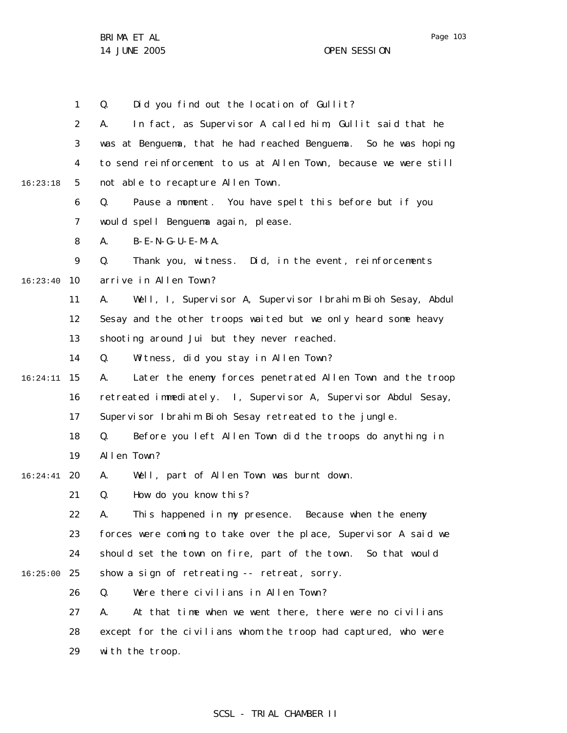Q. Did you find out the location of Gullit?

A. In fact, as Supervisor A called him, Gullit said that he was at Benguema, that he had reached Benguema. So he was hoping to send reinforcement to us at Allen Town, because we were still not able to recapture Allen Town.

Q. Pause a moment. You have spelt this before but if you would spell Benguema again, please.

A. B-E-N-G-U-E-M-A.

Q. Thank you, witness. Did, in the event, reinforcements arrive in Allen Town?

A. Well, I, Supervisor A, Supervisor Ibrahim Bioh Sesay, Abdul Sesay and the other troops waited but we only heard some heavy shooting around Jui but they never reached.

Q. Witness, did you stay in Allen Town?

A. Later the enemy forces penetrated Allen Town and the troop retreated immediately. I, Supervisor A, Supervisor Abdul Sesay, Supervisor Ibrahim Bioh Sesay retreated to the jungle.

Q. Before you left Allen Town did the troops do anything in Allen Town?

A. Well, part of Allen Town was burnt down.

Q. How do you know this?

A. This happened in my presence. Because when the enemy forces were coming to take over the place, Supervisor A said we should set the town on fire, part of the town. So that would show a sign of retreating -- retreat, sorry.

Q. Were there civilians in Allen Town?

A. At that time when we went there, there were no civilians except for the civilians whom the troop had captured, who were with the troop.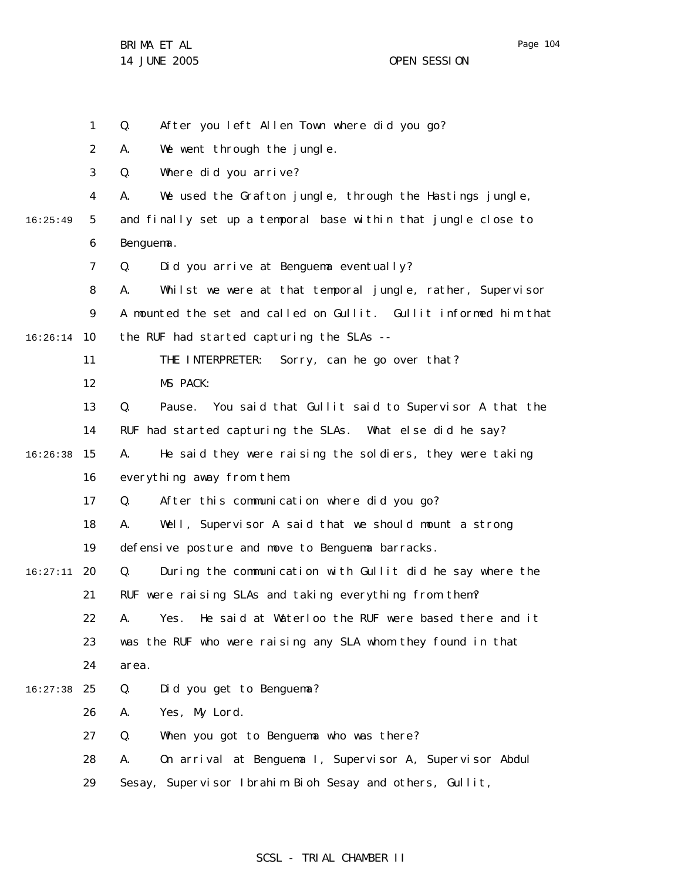Q. After you left Allen Town where did you go?

A. We went through the jungle.

Q. Where did you arrive?

A. We used the Grafton jungle, through the Hastings jungle, and finally set up a temporal base within that jungle close to Benguema.

Q. Did you arrive at Benguema eventually?

A. Whilst we were at that temporal jungle, rather, Supervisor A mounted the set and called on Gullit. Gullit informed him that the RUF had started capturing the SLAs --

THE INTERPRETER: Sorry, can he go over that?

MS PACK:

Q. Pause. You said that Gullit said to Supervisor A that the RUF had started capturing the SLAs. What else did he say?

A. He said they were raising the soldiers, they were taking everything away from them.

Q. After this communication where did you go?

A. Well, Supervisor A said that we should mount a strong defensive posture and move to Benguema barracks.

Q. During the communication with Gullit did he say where the RUF were raising SLAs and taking everything from them?

A. Yes. He said at Waterloo the RUF were based there and it was the RUF who were raising any SLA whom they found in that area.

Q. Did you get to Benguema?

A. Yes, My Lord.

Q. When you got to Benguema who was there?

A. On arrival at Benguema I, Supervisor A, Supervisor Abdul Sesay, Supervisor Ibrahim Bioh Sesay and others, Gullit,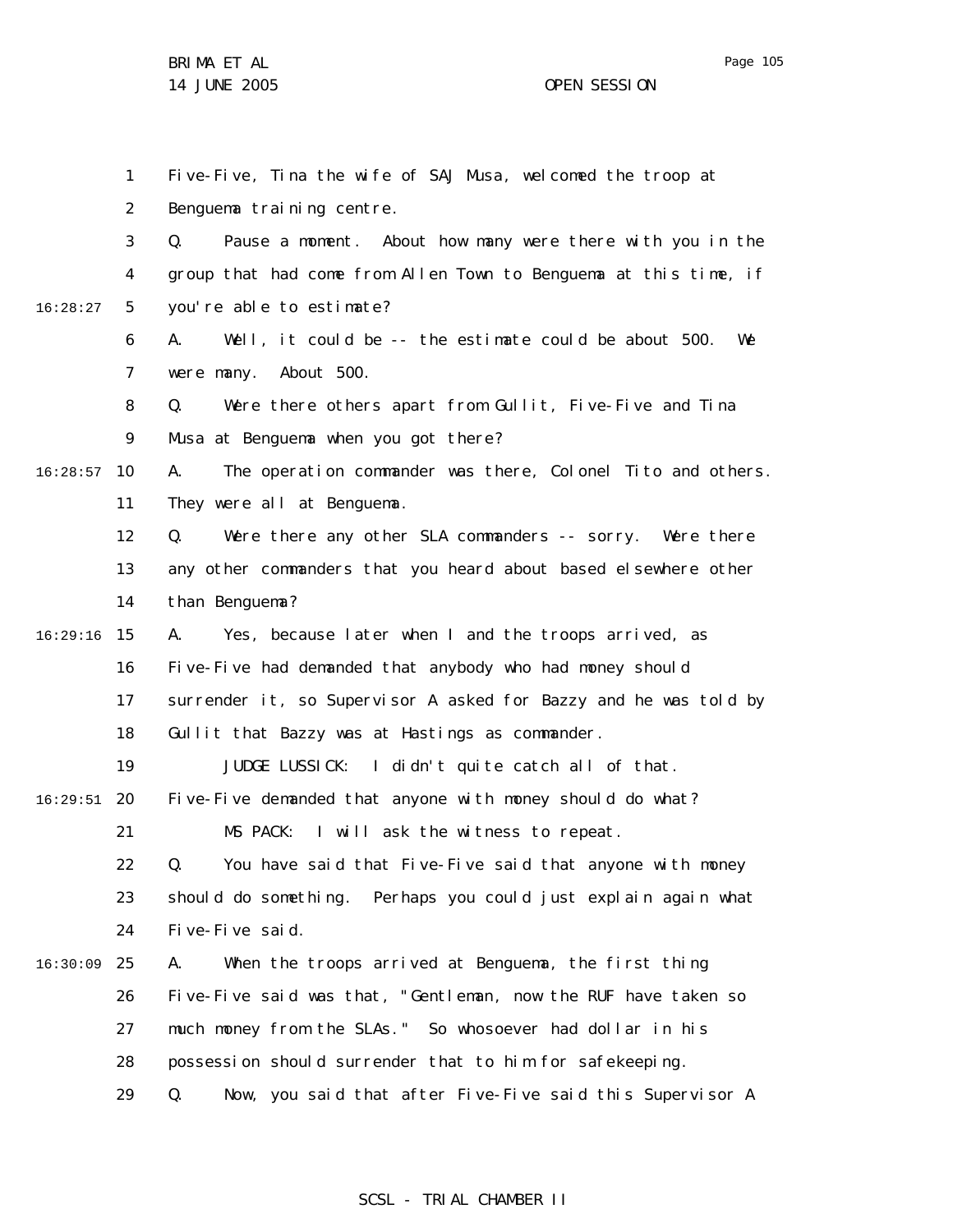Five-Five, Tina the wife of SAJ Musa, welcomed the troop at Benguema training centre.

Q. Pause a moment. About how many were there with you in the group that had come from Allen Town to Benguema at this time, if you're able to estimate?

A. Well, it could be -- the estimate could be about 500. We were many. About 500.

Q. Were there others apart from Gullit, Five-Five and Tina Musa at Benguema when you got there?

A. The operation commander was there, Colonel Tito and others. They were all at Benguema.

Q. Were there any other SLA commanders -- sorry. Were there any other commanders that you heard about based elsewhere other than Benguema?

A. Yes, because later when I and the troops arrived, as Five-Five had demanded that anybody who had money should surrender it, so Supervisor A asked for Bazzy and he was told by Gullit that Bazzy was at Hastings as commander.

JUDGE LUSSICK: I didn't quite catch all of that. Five-Five demanded that anyone with money should do what?

MS PACK: I will ask the witness to repeat.

Q. You have said that Five-Five said that anyone with money should do something. Perhaps you could just explain again what Five-Five said.

A. When the troops arrived at Benguema, the first thing Five-Five said was that, "Gentleman, now the RUF have taken so much money from the SLAs." So whosoever had dollar in his possession should surrender that to him for safekeeping.

Q. Now, you said that after Five-Five said this Supervisor A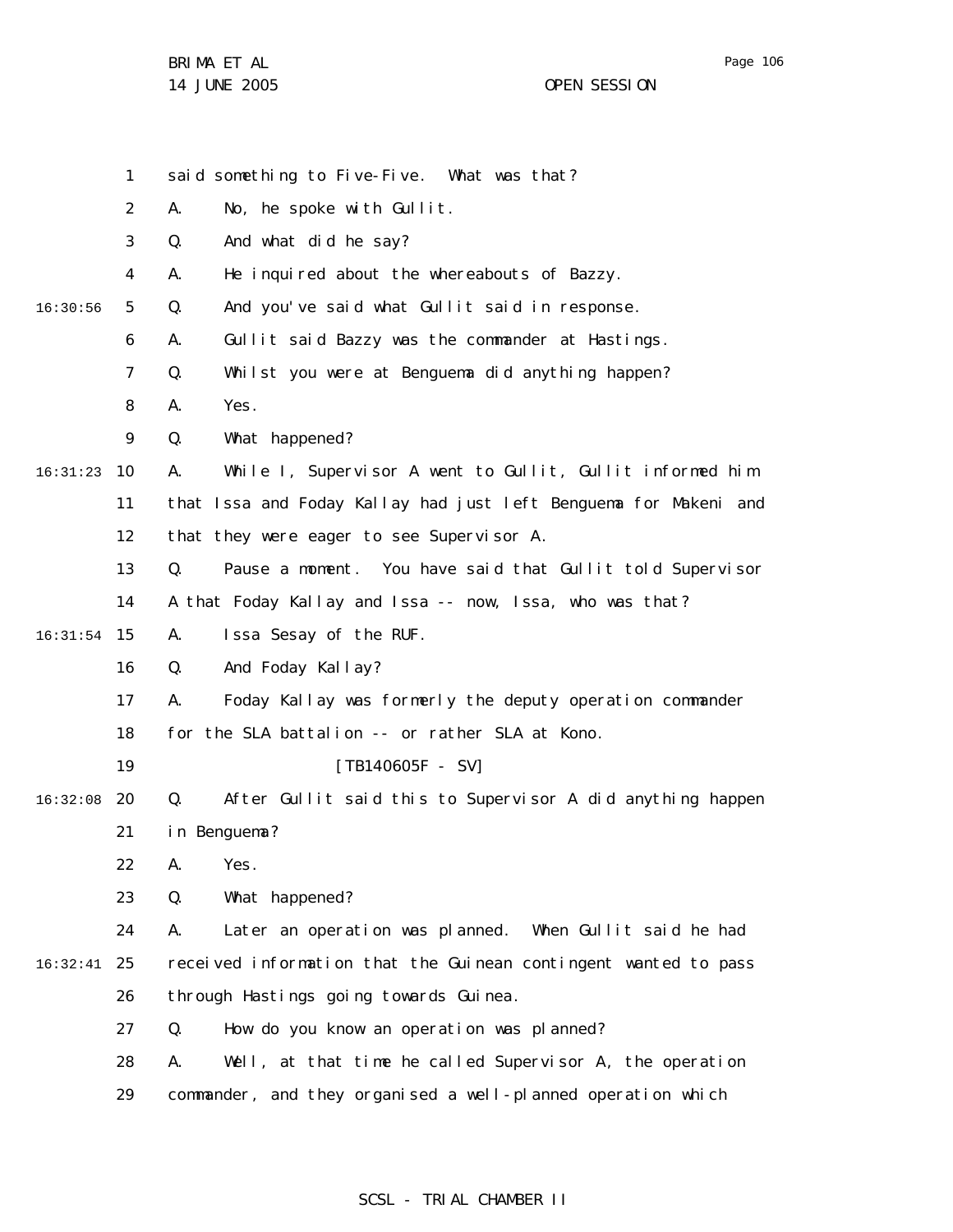said something to Five-Five. What was that?

A. No, he spoke with Gullit.

Q. And what did he say?

A. He inquired about the whereabouts of Bazzy.

Q. And you've said what Gullit said in response.

A. Gullit said Bazzy was the commander at Hastings.

Q. Whilst you were at Benguema did anything happen?

A. Yes.

Q. What happened?

A. While I, Supervisor A went to Gullit, Gullit informed him that Issa and Foday Kallay had just left Benguema for Makeni and that they were eager to see Supervisor A.

Q. Pause a moment. You have said that Gullit told Supervisor A that Foday Kallay and Issa -- now, Issa, who was that?

A. Issa Sesay of the RUF.

Q. And Foday Kallay?

A. Foday Kallay was formerly the deputy operation commander for the SLA battalion -- or rather SLA at Kono.

[TB140605F - SV]

Q. After Gullit said this to Supervisor A did anything happen in Benguema?

A. Yes.

Q. What happened?

A. Later an operation was planned. When Gullit said he had received information that the Guinean contingent wanted to pass through Hastings going towards Guinea.

Q. How do you know an operation was planned?

A. Well, at that time he called Supervisor A, the operation commander, and they organised a well-planned operation which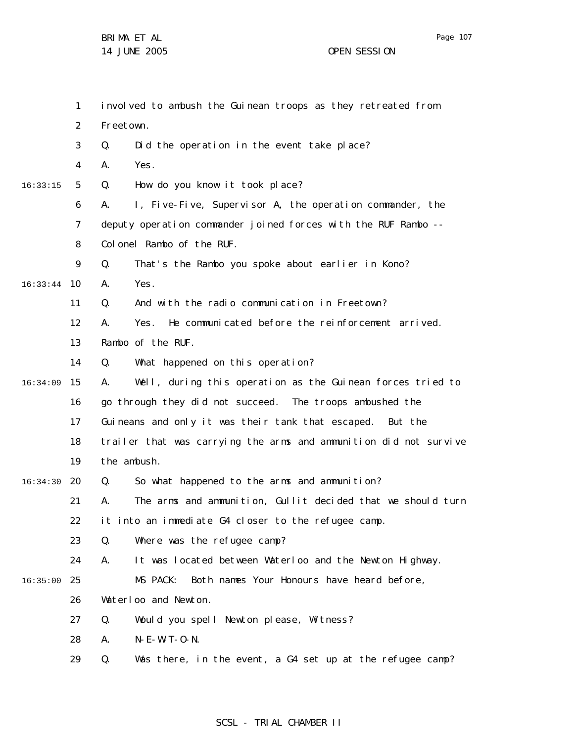involved to ambush the Guinean troops as they retreated from Freetown.

Q. Did the operation in the event take place?

A. Yes.

Q. How do you know it took place?

A. I, Five-Five, Supervisor A, the operation commander, the deputy operation commander joined forces with the RUF Rambo -- Colonel Rambo of the RUF.

Q. That's the Rambo you spoke about earlier in Kono?

A. Yes.

Q. And with the radio communication in Freetown?

A. Yes. He communicated before the reinforcement arrived. Rambo of the RUF.

Q. What happened on this operation?

A. Well, during this operation as the Guinean forces tried to go through they did not succeed. The troops ambushed the Guineans and only it was their tank that escaped. But the trailer that was carrying the arms and ammunition did not survive the ambush.

Q. So what happened to the arms and ammunition?

A. The arms and ammunition, Gullit decided that we should turn it into an immediate G4 closer to the refugee camp.

Q. Where was the refugee camp?

A. It was located between Waterloo and the Newton Highway.

MS PACK: Both names Your Honours have heard before, Waterloo and Newton.

Q. Would you spell Newton please, Witness?

A. N-E-W-T-O-N.

Q. Was there, in the event, a G4 set up at the refugee camp?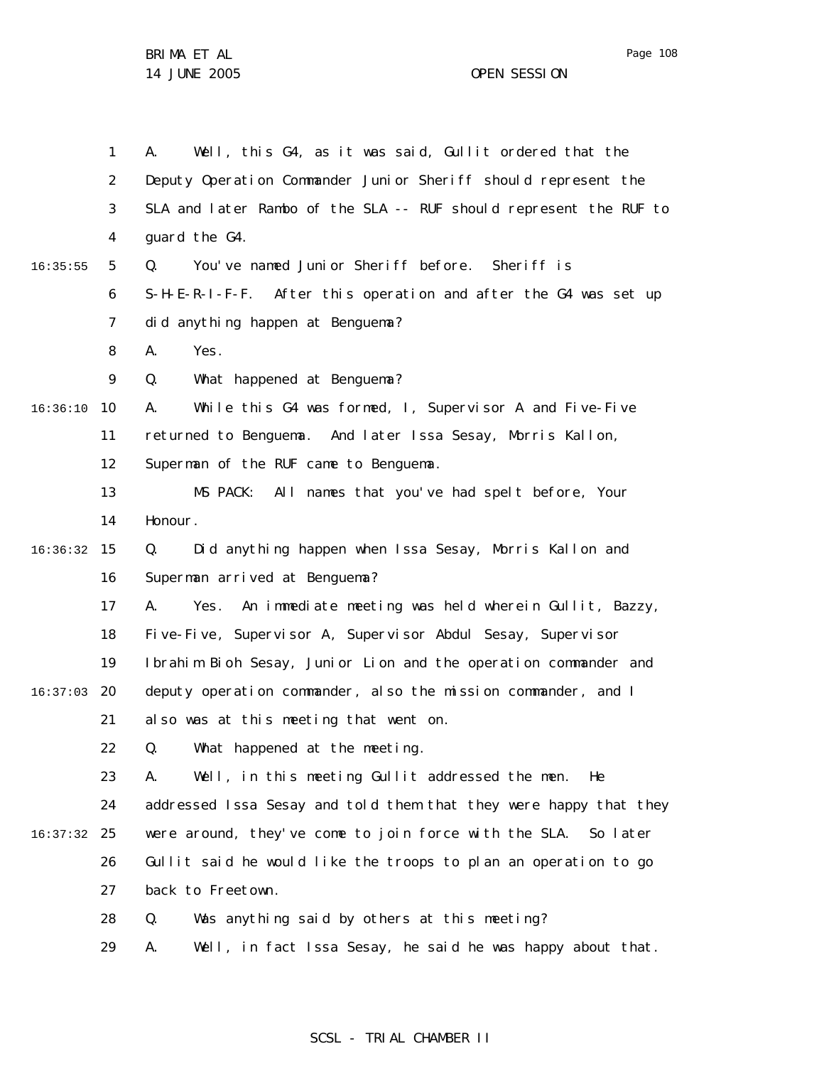A. Well, this G4, as it was said, Gullit ordered that the Deputy Operation Commander Junior Sheriff should represent the SLA and later Rambo of the SLA -- RUF should represent the RUF to guard the G4.

Q. You've named Junior Sheriff before. Sheriff is S-H-E-R-I-F-F. After this operation and after the G4 was set up did anything happen at Benguema?

A. Yes.

Q. What happened at Benguema?

A. While this G4 was formed, I, Supervisor A and Five-Five returned to Benguema. And later Issa Sesay, Morris Kallon, Superman of the RUF came to Benguema.

MS PACK: All names that you've had spelt before, Your Honour.

Q. Did anything happen when Issa Sesay, Morris Kallon and Superman arrived at Benguema?

A. Yes. An immediate meeting was held wherein Gullit, Bazzy, Five-Five, Supervisor A, Supervisor Abdul Sesay, Supervisor Ibrahim Bioh Sesay, Junior Lion and the operation commander and deputy operation commander, also the mission commander, and I also was at this meeting that went on.

Q. What happened at the meeting.

A. Well, in this meeting Gullit addressed the men. He addressed Issa Sesay and told them that they were happy that they were around, they've come to join force with the SLA. So later Gullit said he would like the troops to plan an operation to go back to Freetown.

Q. Was anything said by others at this meeting?

A. Well, in fact Issa Sesay, he said he was happy about that.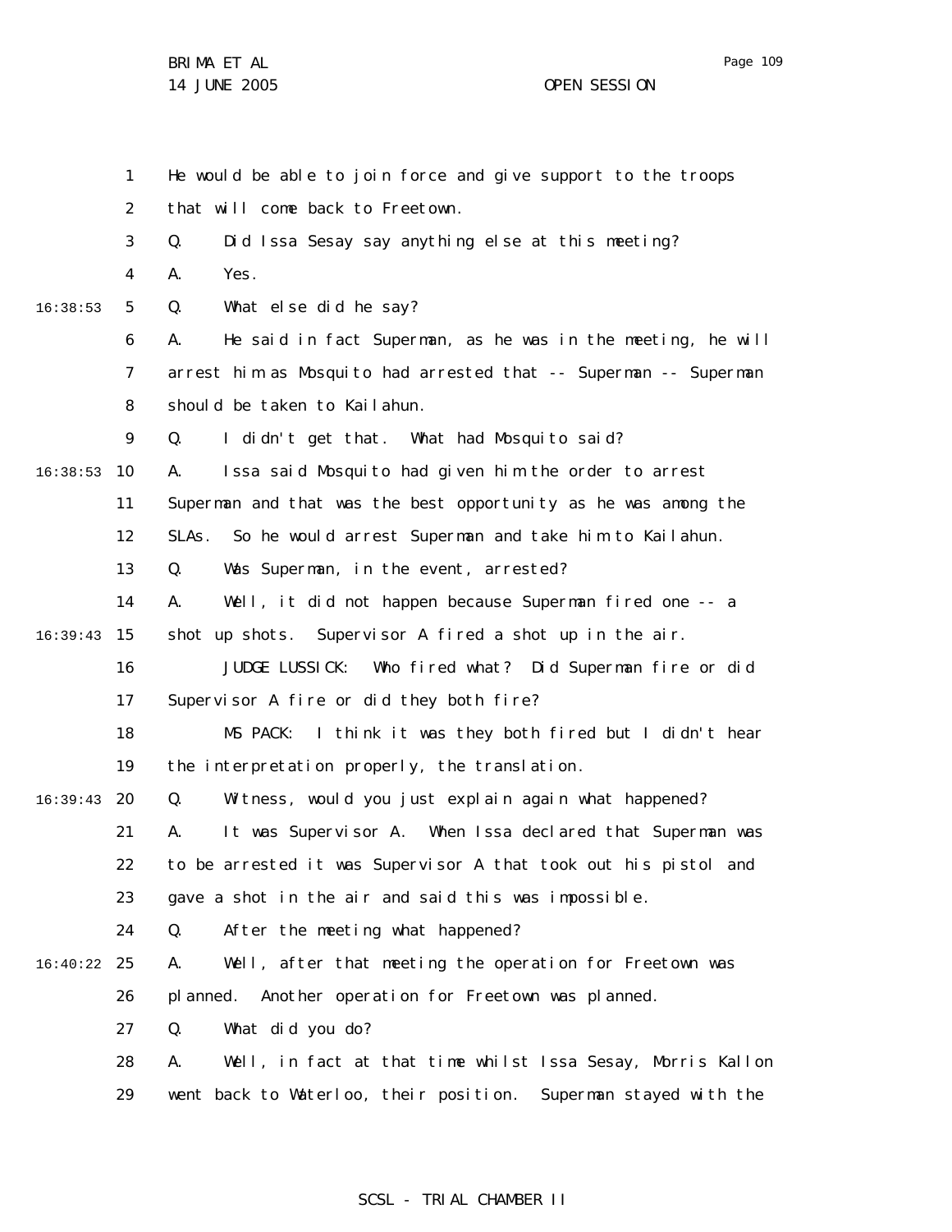He would be able to join force and give support to the troops that will come back to Freetown.

Q. Did Issa Sesay say anything else at this meeting?

A. Yes.

Q. What else did he say?

A. He said in fact Superman, as he was in the meeting, he will arrest him as Mosquito had arrested that -- Superman -- Superman should be taken to Kailahun.

Q. I didn't get that. What had Mosquito said?

A. Issa said Mosquito had given him the order to arrest Superman and that was the best opportunity as he was among the SLAs. So he would arrest Superman and take him to Kailahun.

Q. Was Superman, in the event, arrested?

A. Well, it did not happen because Superman fired one -- a shot up shots. Supervisor A fired a shot up in the air.

JUDGE LUSSICK: Who fired what? Did Superman fire or did Supervisor A fire or did they both fire?

MS PACK: I think it was they both fired but I didn't hear the interpretation properly, the translation.

Q. Witness, would you just explain again what happened?

A. It was Supervisor A. When Issa declared that Superman was to be arrested it was Supervisor A that took out his pistol and gave a shot in the air and said this was impossible.

Q. After the meeting what happened?

A. Well, after that meeting the operation for Freetown was planned. Another operation for Freetown was planned.

Q. What did you do?

A. Well, in fact at that time whilst Issa Sesay, Morris Kallon went back to Waterloo, their position. Superman stayed with the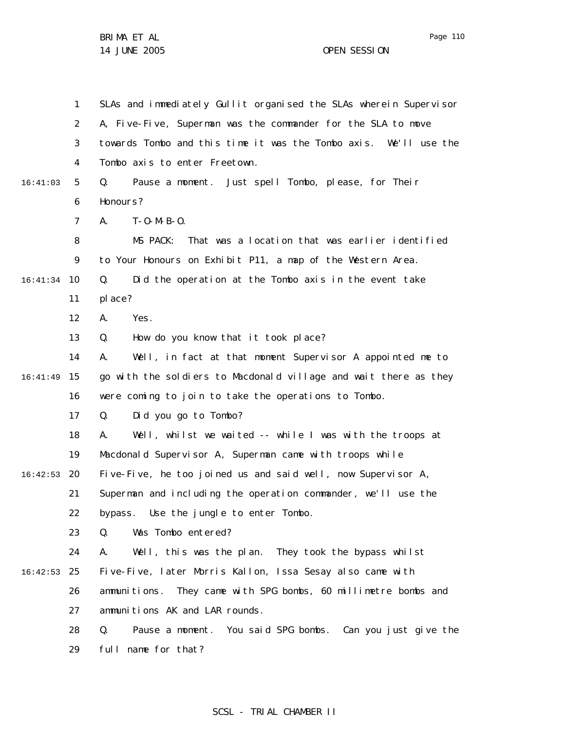SLAs and immediately Gullit organised the SLAs wherein Supervisor A, Five-Five, Superman was the commander for the SLA to move towards Tombo and this time it was the Tombo axis. We'll use the Tombo axis to enter Freetown.

Q. Pause a moment. Just spell Tombo, please, for Their Honours?

A. T-O-M-B-O.

MS PACK: That was a location that was earlier identified to Your Honours on Exhibit P11, a map of the Western Area.

Q. Did the operation at the Tombo axis in the event take place?

A. Yes.

Q. How do you know that it took place?

A. Well, in fact at that moment Supervisor A appointed me to go with the soldiers to Macdonald village and wait there as they were coming to join to take the operations to Tombo.

Q. Did you go to Tombo?

A. Well, whilst we waited -- while I was with the troops at Macdonald Supervisor A, Superman came with troops while Five-Five, he too joined us and said well, now Supervisor A, Superman and including the operation commander, we'll use the bypass. Use the jungle to enter Tombo.

Q. Was Tombo entered?

A. Well, this was the plan. They took the bypass whilst Five-Five, later Morris Kallon, Issa Sesay also came with ammunitions. They came with SPG bombs, 60 millimetre bombs and ammunitions AK and LAR rounds.

Q. Pause a moment. You said SPG bombs. Can you just give the full name for that?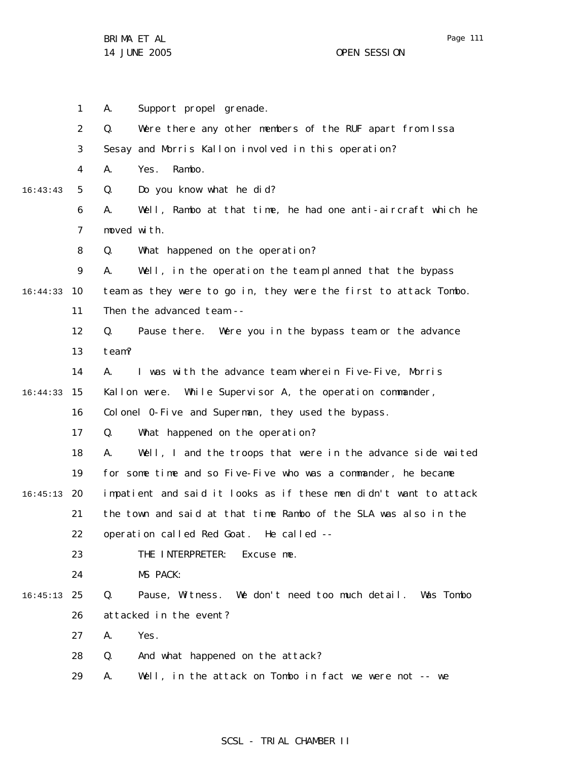A. Support propel grenade.

Q. Were there any other members of the RUF apart from Issa Sesay and Morris Kallon involved in this operation?

A. Yes. Rambo.

Q. Do you know what he did?

A. Well, Rambo at that time, he had one anti-aircraft which he moved with.

Q. What happened on the operation?

A. Well, in the operation the team planned that the bypass team as they were to go in, they were the first to attack Tombo. Then the advanced team --

Q. Pause there. Were you in the bypass team or the advance team?

A. I was with the advance team wherein Five-Five, Morris Kallon were. While Supervisor A, the operation commander, Colonel O-Five and Superman, they used the bypass.

Q. What happened on the operation?

A. Well, I and the troops that were in the advance side waited for some time and so Five-Five who was a commander, he became impatient and said it looks as if these men didn't want to attack the town and said at that time Rambo of the SLA was also in the operation called Red Goat. He called --

THE INTERPRETER: Excuse me.

MS PACK:

Q. Pause, Witness. We don't need too much detail. Was Tombo attacked in the event?

A. Yes.

Q. And what happened on the attack?

A. Well, in the attack on Tombo in fact we were not -- we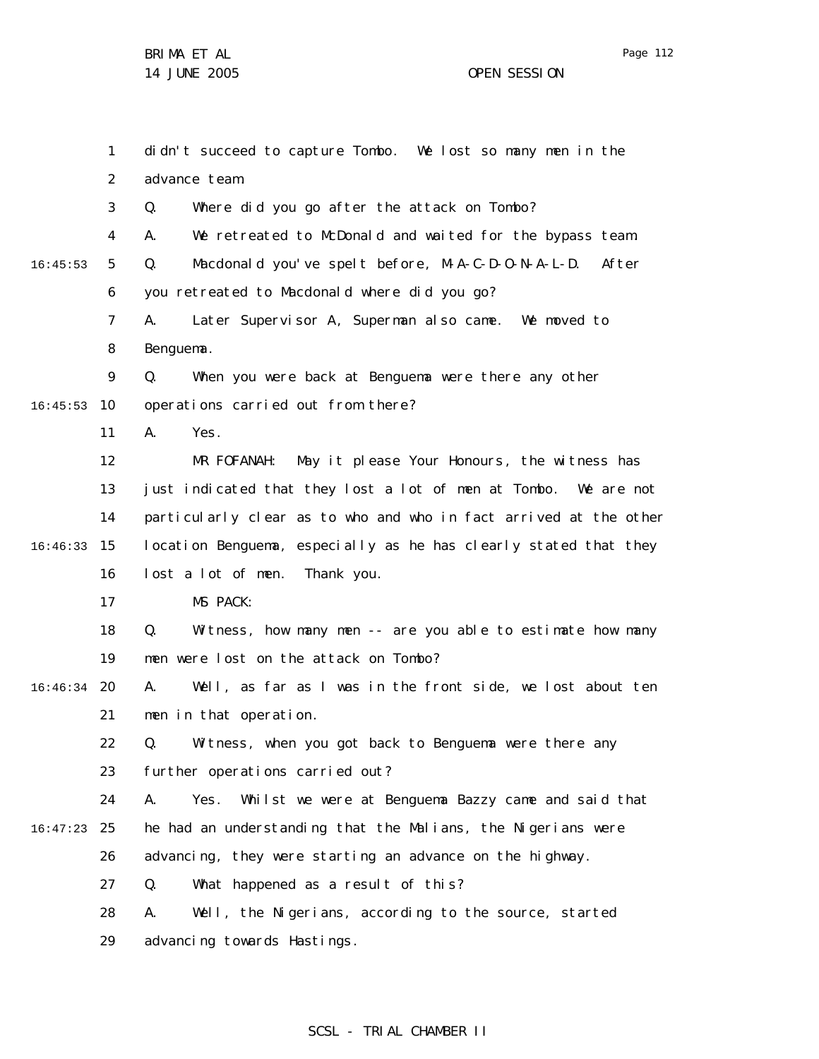didn't succeed to capture Tombo. We lost so many men in the advance team.

Q. Where did you go after the attack on Tombo?

A. We retreated to McDonald and waited for the bypass team.

Q. Macdonald you've spelt before, M-A-C-D-O-N-A-L-D. After you retreated to Macdonald where did you go?

A. Later Supervisor A, Superman also came. We moved to Benguema.

Q. When you were back at Benguema were there any other operations carried out from there?

A. Yes.

MR FOFANAH: May it please Your Honours, the witness has just indicated that they lost a lot of men at Tombo. We are not particularly clear as to who and who in fact arrived at the other location Benguema, especially as he has clearly stated that they lost a lot of men. Thank you.

MS PACK:

Q. Witness, how many men -- are you able to estimate how many men were lost on the attack on Tombo?

A. Well, as far as I was in the front side, we lost about ten men in that operation.

Q. Witness, when you got back to Benguema were there any further operations carried out?

A. Yes. Whilst we were at Benguema Bazzy came and said that he had an understanding that the Malians, the Nigerians were advancing, they were starting an advance on the highway.

Q. What happened as a result of this?

A. Well, the Nigerians, according to the source, started advancing towards Hastings.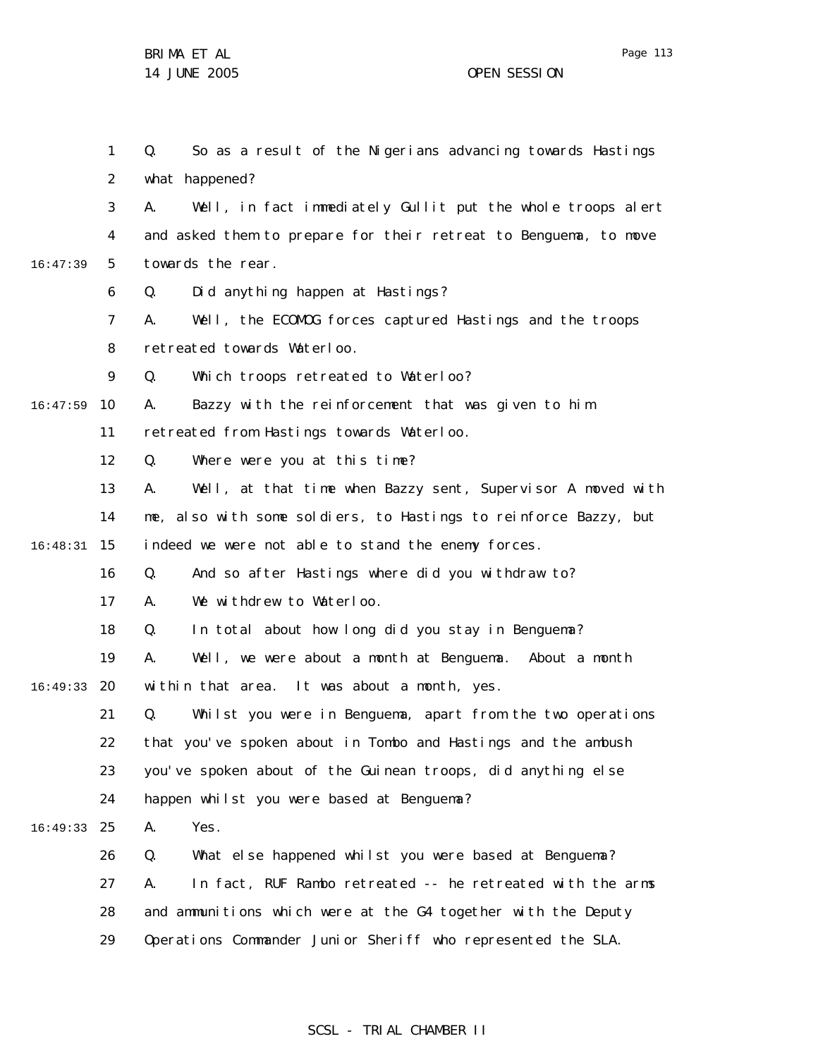Q. So as a result of the Nigerians advancing towards Hastings what happened?

A. Well, in fact immediately Gullit put the whole troops alert and asked them to prepare for their retreat to Benguema, to move towards the rear.

Q. Did anything happen at Hastings?

A. Well, the ECOMOG forces captured Hastings and the troops retreated towards Waterloo.

Q. Which troops retreated to Waterloo?

A. Bazzy with the reinforcement that was given to him retreated from Hastings towards Waterloo.

Q. Where were you at this time?

A. Well, at that time when Bazzy sent, Supervisor A moved with me, also with some soldiers, to Hastings to reinforce Bazzy, but indeed we were not able to stand the enemy forces.

Q. And so after Hastings where did you withdraw to?

A. We withdrew to Waterloo.

Q. In total about how long did you stay in Benguema?

A. Well, we were about a month at Benguema. About a month within that area. It was about a month, yes.

Q. Whilst you were in Benguema, apart from the two operations that you've spoken about in Tombo and Hastings and the ambush you've spoken about of the Guinean troops, did anything else happen whilst you were based at Benguema?

A. Yes.

Q. What else happened whilst you were based at Benguema?

A. In fact, RUF Rambo retreated -- he retreated with the arms and ammunitions which were at the G4 together with the Deputy Operations Commander Junior Sheriff who represented the SLA.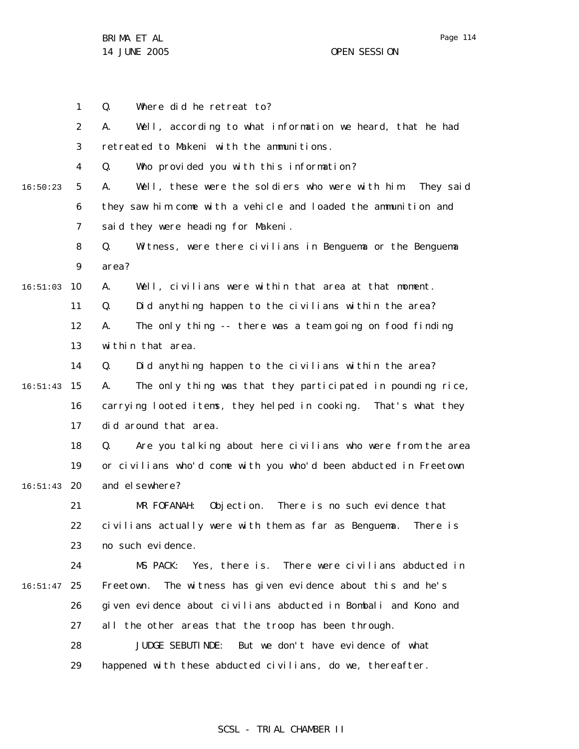Q. Where did he retreat to?

A. Well, according to what information we heard, that he had retreated to Makeni with the ammunitions.

Q. Who provided you with this information?

A. Well, these were the soldiers who were with him. They said they saw him come with a vehicle and loaded the ammunition and said they were heading for Makeni.

Q. Witness, were there civilians in Benguema or the Benguema area?

A. Well, civilians were within that area at that moment.

Q. Did anything happen to the civilians within the area?

A. The only thing -- there was a team going on food finding within that area.

Q. Did anything happen to the civilians within the area?

A. The only thing was that they participated in pounding rice, carrying looted items, they helped in cooking. That's what they did around that area.

Q. Are you talking about here civilians who were from the area or civilians who'd come with you who'd been abducted in Freetown and elsewhere?

MR FOFANAH: Objection. There is no such evidence that civilians actually were with them as far as Benguema. There is no such evidence.

MS PACK: Yes, there is. There were civilians abducted in Freetown. The witness has given evidence about this and he's given evidence about civilians abducted in Bombali and Kono and all the other areas that the troop has been through.

JUDGE SEBUTINDE: But we don't have evidence of what happened with these abducted civilians, do we, thereafter.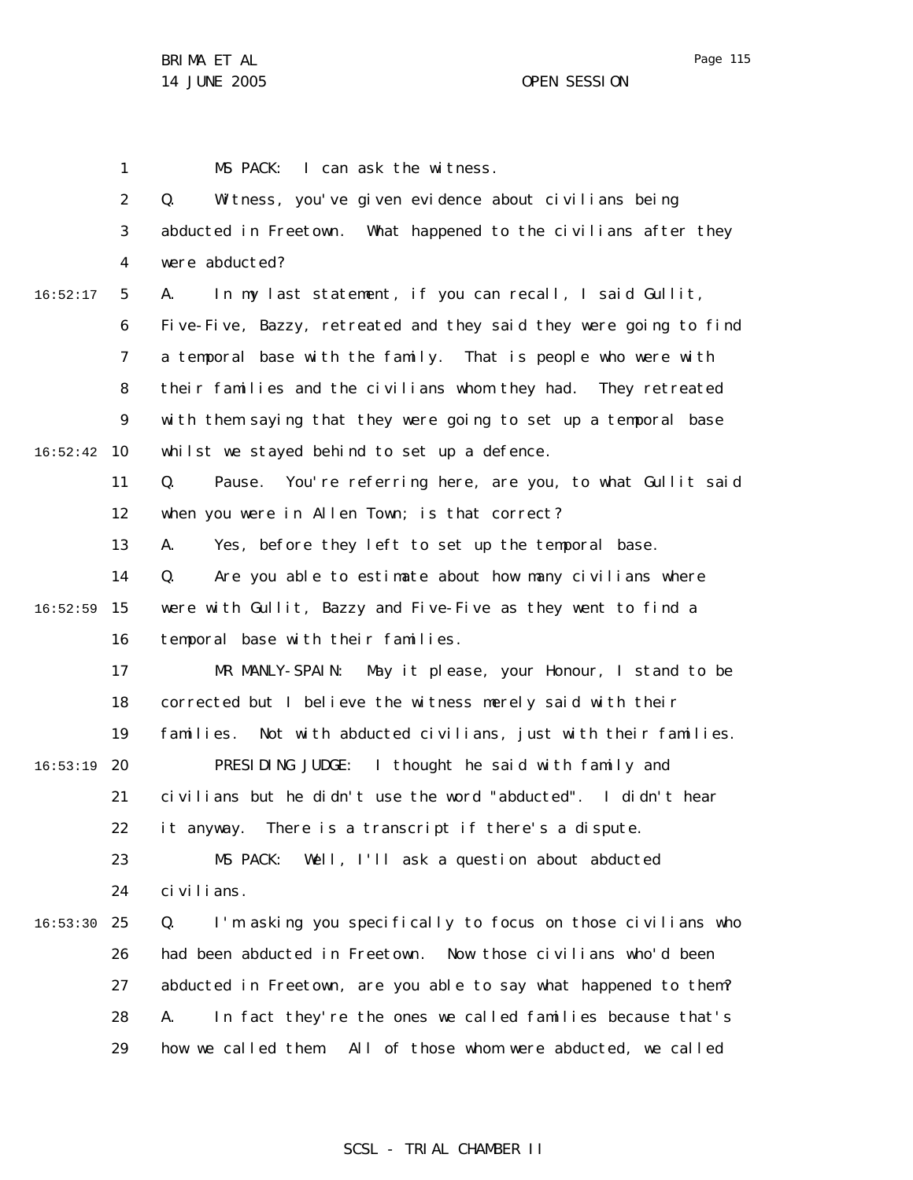MS PACK: I can ask the witness.

Q. Witness, you've given evidence about civilians being abducted in Freetown. What happened to the civilians after they were abducted?

A. In my last statement, if you can recall, I said Gullit, Five-Five, Bazzy, retreated and they said they were going to find a temporal base with the family. That is people who were with their families and the civilians whom they had. They retreated with them saying that they were going to set up a temporal base whilst we stayed behind to set up a defence.

Q. Pause. You're referring here, are you, to what Gullit said when you were in Allen Town; is that correct?

A. Yes, before they left to set up the temporal base.

Q. Are you able to estimate about how many civilians where were with Gullit, Bazzy and Five-Five as they went to find a temporal base with their families.

MR MANLY-SPAIN: May it please, your Honour, I stand to be corrected but I believe the witness merely said with their families. Not with abducted civilians, just with their families.

PRESIDING JUDGE: I thought he said with family and civilians but he didn't use the word "abducted". I didn't hear it anyway. There is a transcript if there's a dispute.

MS PACK: Well, I'll ask a question about abducted civilians.

Q. I'm asking you specifically to focus on those civilians who had been abducted in Freetown. Now those civilians who'd been abducted in Freetown, are you able to say what happened to them?

A. In fact they're the ones we called families because that's how we called them. All of those whom were abducted, we called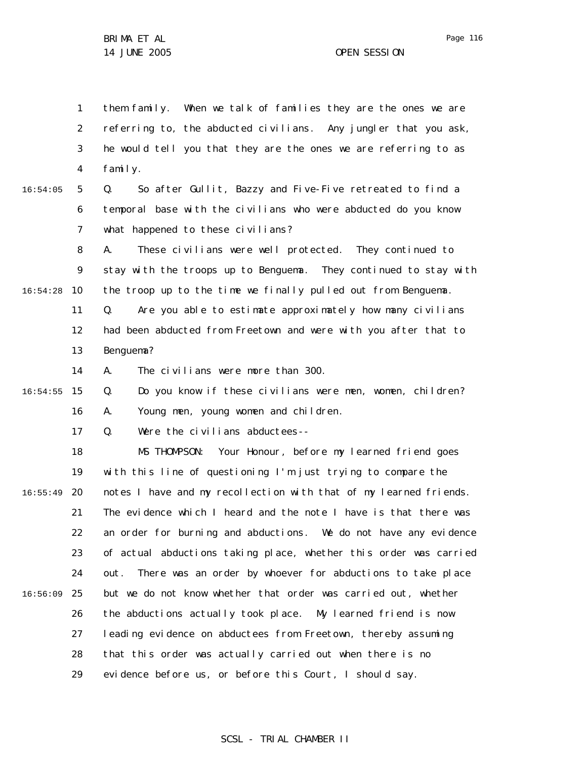them family. When we talk of families they are the ones we are referring to, the abducted civilians. Any jungler that you ask, he would tell you that they are the ones we are referring to as family.

Q. So after Gullit, Bazzy and Five-Five retreated to find a temporal base with the civilians who were abducted do you know what happened to these civilians?

A. These civilians were well protected. They continued to stay with the troops up to Benguema. They continued to stay with the troop up to the time we finally pulled out from Benguema.

Q. Are you able to estimate approximately how many civilians had been abducted from Freetown and were with you after that to Benguema?

A. The civilians were more than 300.

Q. Do you know if these civilians were men, women, children?

A. Young men, young women and children.

Q. Were the civilians abductees--

MS THOMPSON: Your Honour, before my learned friend goes with this line of questioning I'm just trying to compare the notes I have and my recollection with that of my learned friends. The evidence which I heard and the note I have is that there was an order for burning and abductions. We do not have any evidence of actual abductions taking place, whether this order was carried out. There was an order by whoever for abductions to take place but we do not know whether that order was carried out, whether the abductions actually took place. My learned friend is now leading evidence on abductees from Freetown, thereby assuming that this order was actually carried out when there is no evidence before us, or before this Court, I should say.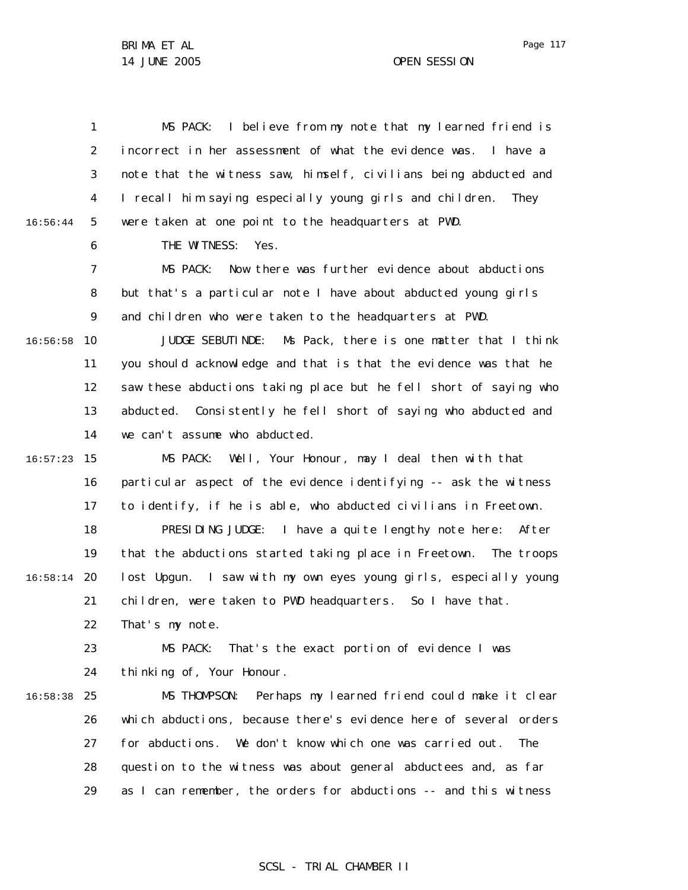MS PACK: I believe from my note that my learned friend is incorrect in her assessment of what the evidence was. I have a note that the witness saw, himself, civilians being abducted and I recall him saying especially young girls and children. They were taken at one point to the headquarters at PWD.

THE WITNESS: Yes.

MS PACK: Now there was further evidence about abductions but that's a particular note I have about abducted young girls and children who were taken to the headquarters at PWD.

JUDGE SEBUTINDE: Ms Pack, there is one matter that I think you should acknowledge and that is that the evidence was that he saw these abductions taking place but he fell short of saying who abducted. Consistently he fell short of saying who abducted and we can't assume who abducted.

MS PACK: Well, Your Honour, may I deal then with that particular aspect of the evidence identifying -- ask the witness to identify, if he is able, who abducted civilians in Freetown.

PRESIDING JUDGE: I have a quite lengthy note here: After that the abductions started taking place in Freetown. The troops lost Upgun. I saw with my own eyes young girls, especially young children, were taken to PWD headquarters. So I have that. That's my note.

MS PACK: That's the exact portion of evidence I was thinking of, Your Honour.

MS THOMPSON: Perhaps my learned friend could make it clear which abductions, because there's evidence here of several orders for abductions. We don't know which one was carried out. The question to the witness was about general abductees and, as far as I can remember, the orders for abductions -- and this witness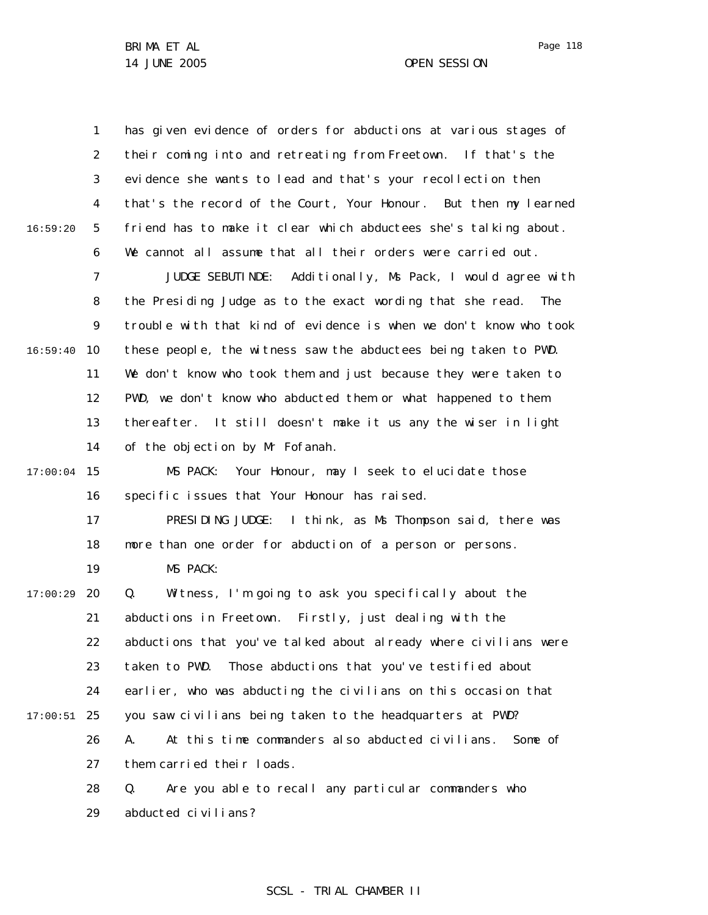has given evidence of orders for abductions at various stages of their coming into and retreating from Freetown. If that's the evidence she wants to lead and that's your recollection then that's the record of the Court, Your Honour. But then my learned friend has to make it clear which abductees she's talking about. We cannot all assume that all their orders were carried out.

JUDGE SEBUTINDE: Additionally, Ms Pack, I would agree with the Presiding Judge as to the exact wording that she read. The trouble with that kind of evidence is when we don't know who took these people, the witness saw the abductees being taken to PWD. We don't know who took them and just because they were taken to PWD, we don't know who abducted them or what happened to them thereafter. It still doesn't make it us any the wiser in light of the objection by Mr Fofanah.

MS PACK: Your Honour, may I seek to elucidate those specific issues that Your Honour has raised.

PRESIDING JUDGE: I think, as Ms Thompson said, there was more than one order for abduction of a person or persons.

MS PACK:

Q. Witness, I'm going to ask you specifically about the abductions in Freetown. Firstly, just dealing with the abductions that you've talked about already where civilians were taken to PWD. Those abductions that you've testified about earlier, who was abducting the civilians on this occasion that you saw civilians being taken to the headquarters at PWD?

A. At this time commanders also abducted civilians. Some of them carried their loads.

Q. Are you able to recall any particular commanders who abducted civilians?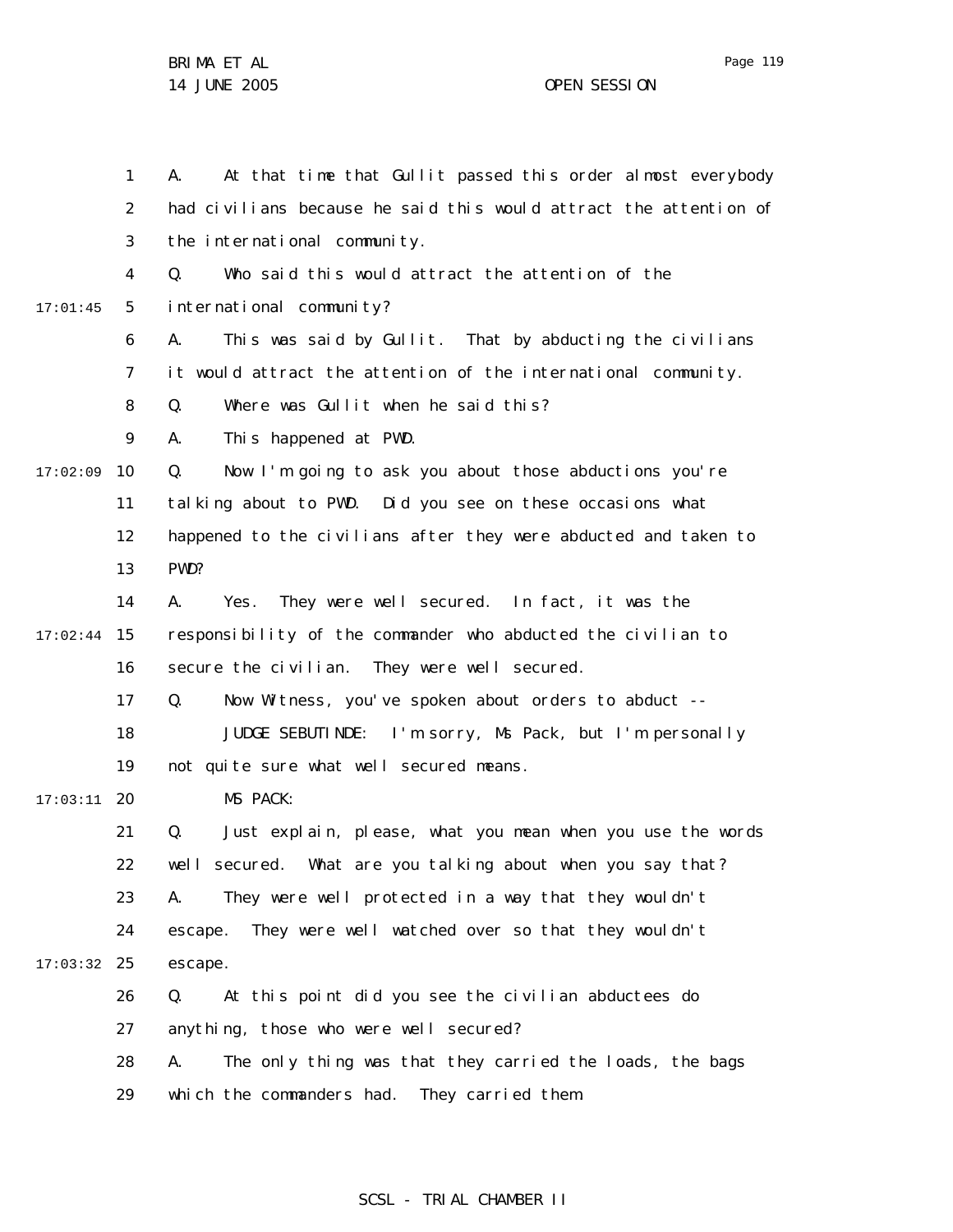A. At that time that Gullit passed this order almost everybody had civilians because he said this would attract the attention of the international community.

Q. Who said this would attract the attention of the international community?

A. This was said by Gullit. That by abducting the civilians it would attract the attention of the international community.

Q. Where was Gullit when he said this?

A. This happened at PWD.

Q. Now I'm going to ask you about those abductions you're talking about to PWD. Did you see on these occasions what happened to the civilians after they were abducted and taken to PWD?

A. Yes. They were well secured. In fact, it was the responsibility of the commander who abducted the civilian to secure the civilian. They were well secured.

Q. Now Witness, you've spoken about orders to abduct --

JUDGE SEBUTINDE: I'm sorry, Ms Pack, but I'm personally not quite sure what well secured means.

MS PACK:

Q. Just explain, please, what you mean when you use the words well secured. What are you talking about when you say that?

A. They were well protected in a way that they wouldn't escape. They were well watched over so that they wouldn't escape.

Q. At this point did you see the civilian abductees do anything, those who were well secured?

A. The only thing was that they carried the loads, the bags which the commanders had. They carried them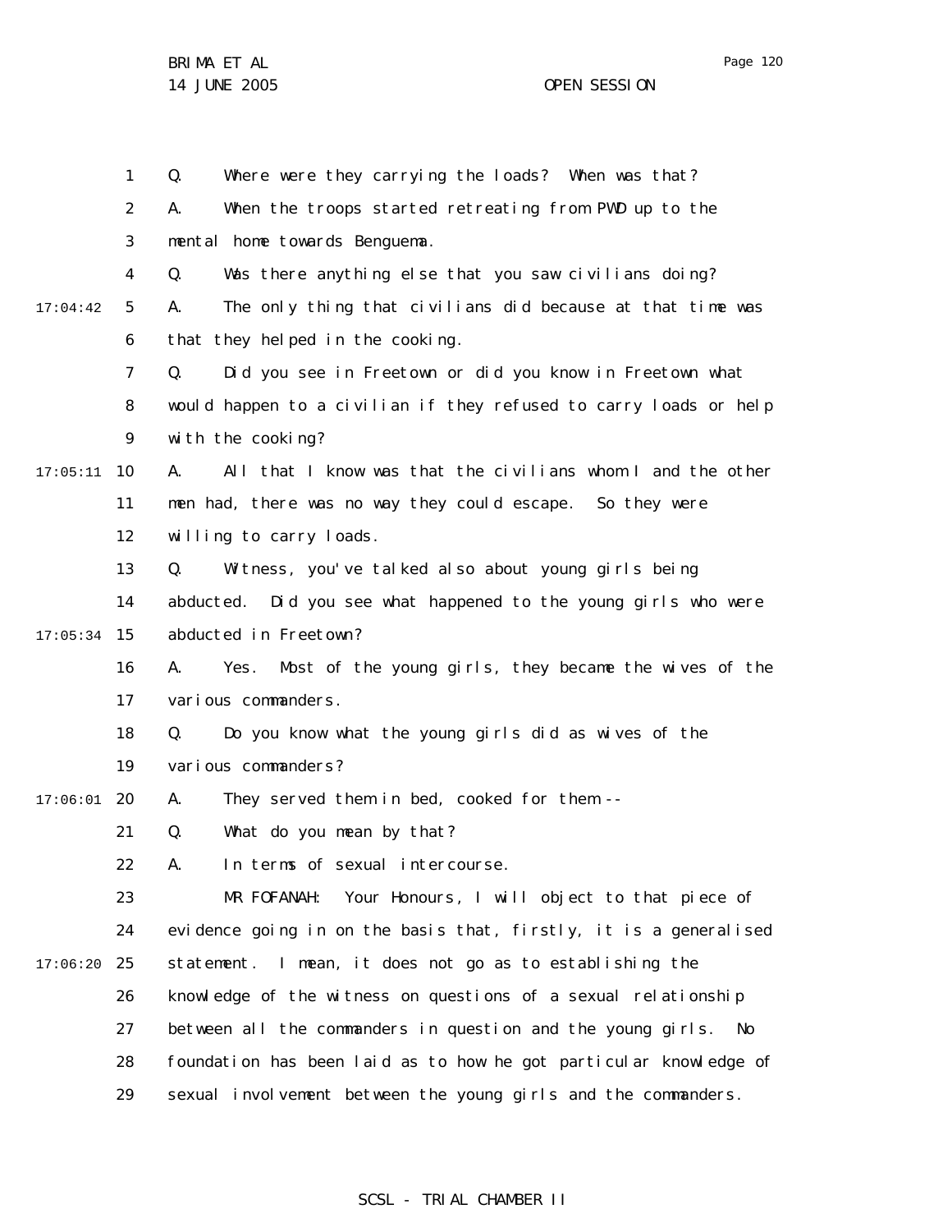Q. Where were they carrying the loads? When was that?

A. When the troops started retreating from PWD up to the mental home towards Benguema.

Q. Was there anything else that you saw civilians doing?

A. The only thing that civilians did because at that time was that they helped in the cooking.

Q. Did you see in Freetown or did you know in Freetown what would happen to a civilian if they refused to carry loads or help with the cooking?

A. All that I know was that the civilians whom I and the other men had, there was no way they could escape. So they were willing to carry loads.

Q. Witness, you've talked also about young girls being abducted. Did you see what happened to the young girls who were abducted in Freetown?

A. Yes. Most of the young girls, they became the wives of the various commanders.

Q. Do you know what the young girls did as wives of the various commanders?

A. They served them in bed, cooked for them --

Q. What do you mean by that?

A. In terms of sexual intercourse.

MR FOFANAH: Your Honours, I will object to that piece of evidence going in on the basis that, firstly, it is a generalised statement. I mean, it does not go as to establishing the knowledge of the witness on questions of a sexual relationship between all the commanders in question and the young girls. No foundation has been laid as to how he got particular knowledge of sexual involvement between the young girls and the commanders.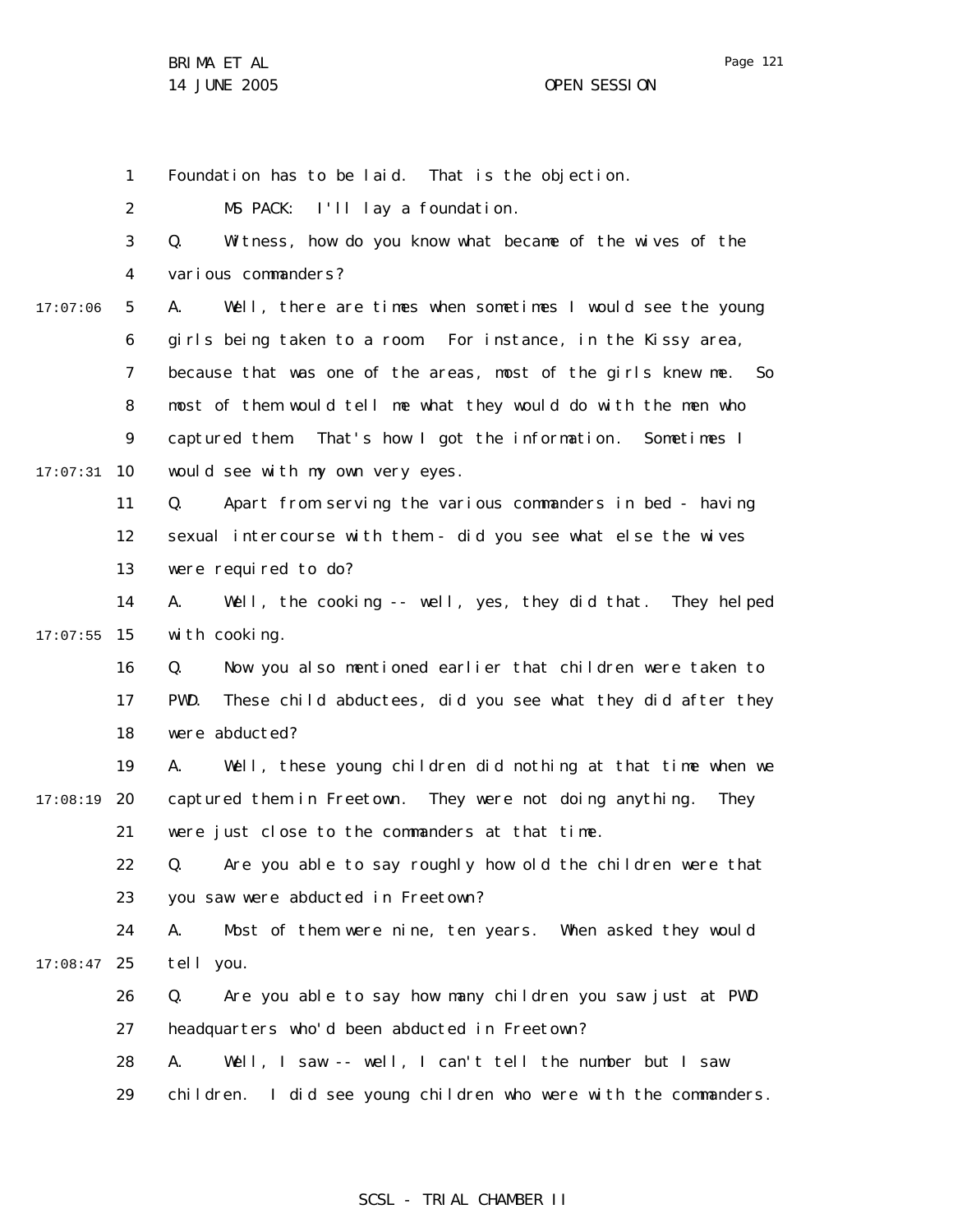Foundation has to be laid. That is the objection.

MS PACK: I'll lay a foundation.

Q. Witness, how do you know what became of the wives of the various commanders?

A. Well, there are times when sometimes I would see the young girls being taken to a room. For instance, in the Kissy area, because that was one of the areas, most of the girls knew me. So most of them would tell me what they would do with the men who captured them. That's how I got the information. Sometimes I would see with my own very eyes.

Q. Apart from serving the various commanders in bed - having sexual intercourse with them - did you see what else the wives were required to do?

A. Well, the cooking -- well, yes, they did that. They helped with cooking.

Q. Now you also mentioned earlier that children were taken to PWD. These child abductees, did you see what they did after they were abducted?

A. Well, these young children did nothing at that time when we captured them in Freetown. They were not doing anything. They were just close to the commanders at that time.

Q. Are you able to say roughly how old the children were that you saw were abducted in Freetown?

A. Most of them were nine, ten years. When asked they would tell you.

Q. Are you able to say how many children you saw just at PWD headquarters who'd been abducted in Freetown?

A. Well, I saw -- well, I can't tell the number but I saw children. I did see young children who were with the commanders.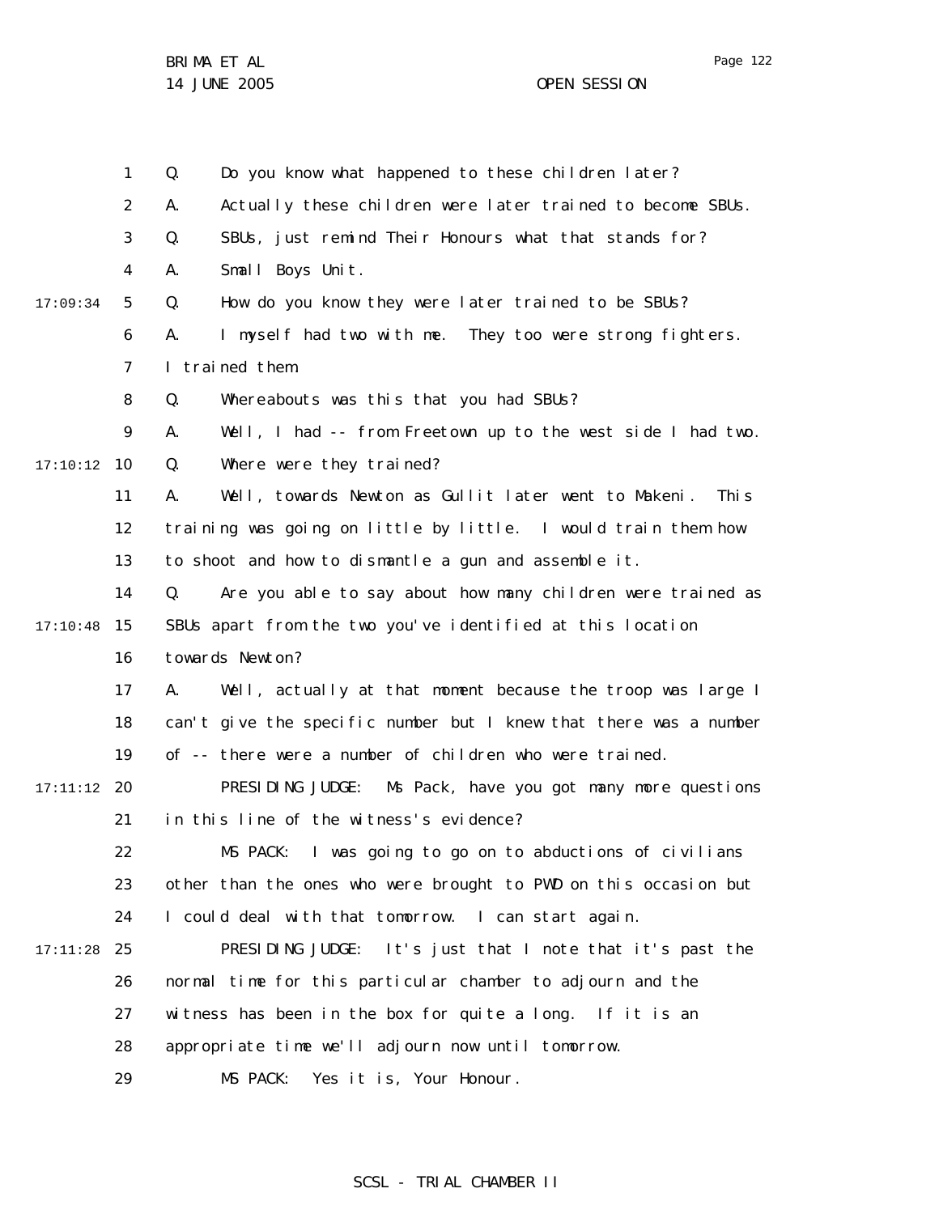Q. Do you know what happened to these children later?

A. Actually these children were later trained to become SBUs.

Q. SBUs, just remind Their Honours what that stands for?

A. Small Boys Unit.

Q. How do you know they were later trained to be SBUs?

A. I myself had two with me. They too were strong fighters. I trained them.

Q. Whereabouts was this that you had SBUs?

A. Well, I had -- from Freetown up to the west side I had two.

Q. Where were they trained?

A. Well, towards Newton as Gullit later went to Makeni. This training was going on little by little. I would train them how to shoot and how to dismantle a gun and assemble it.

Q. Are you able to say about how many children were trained as SBUs apart from the two you've identified at this location towards Newton?

A. Well, actually at that moment because the troop was large I can't give the specific number but I knew that there was a number of -- there were a number of children who were trained.

PRESIDING JUDGE: Ms Pack, have you got many more questions in this line of the witness's evidence?

MS PACK: I was going to go on to abductions of civilians other than the ones who were brought to PWD on this occasion but I could deal with that tomorrow. I can start again.

PRESIDING JUDGE: It's just that I note that it's past the normal time for this particular chamber to adjourn and the witness has been in the box for quite a long. If it is an appropriate time we'll adjourn now until tomorrow.

MS PACK: Yes it is, Your Honour.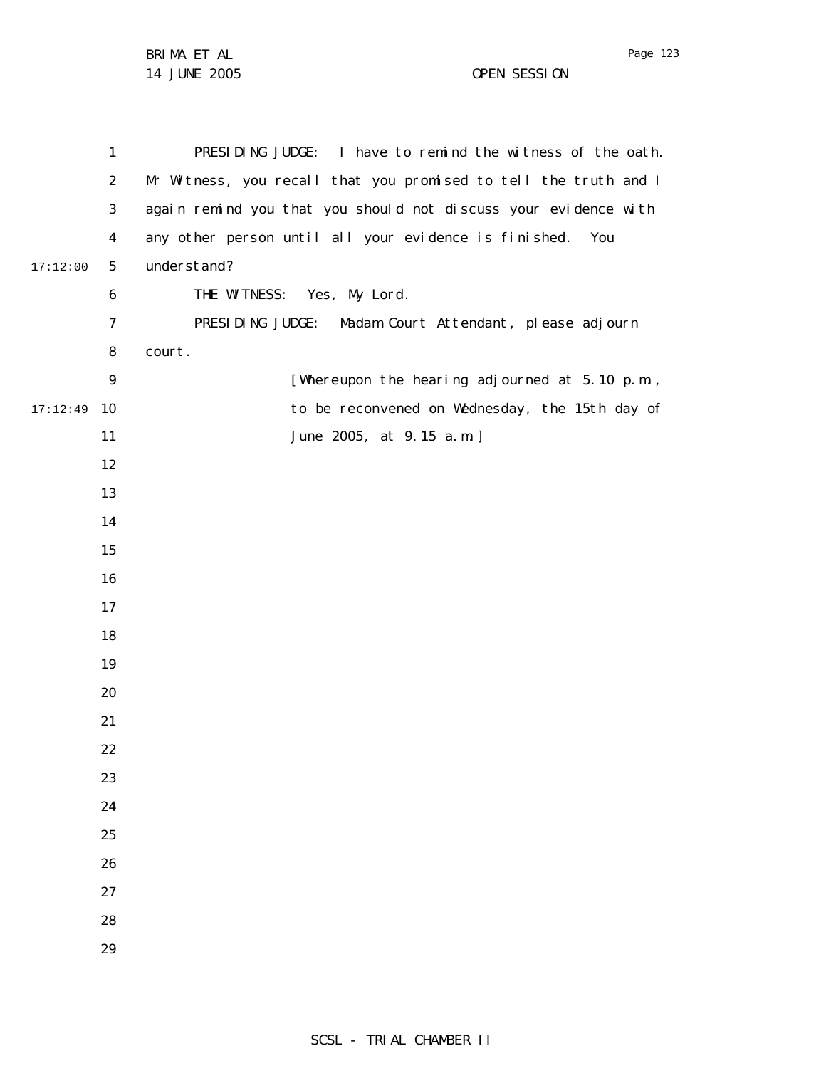PRESIDING JUDGE: I have to remind the witness of the oath. Mr Witness, you recall that you promised to tell the truth and I again remind you that you should not discuss your evidence with any other person until all your evidence is finished. You understand?

THE WITNESS: Yes, My Lord.

PRESIDING JUDGE: Madam Court Attendant, please adjourn court.

[Whereupon the hearing adjourned at 5.10 p.m., to be reconvened on Wednesday, the 15th day of June 2005, at 9.15 a.m.]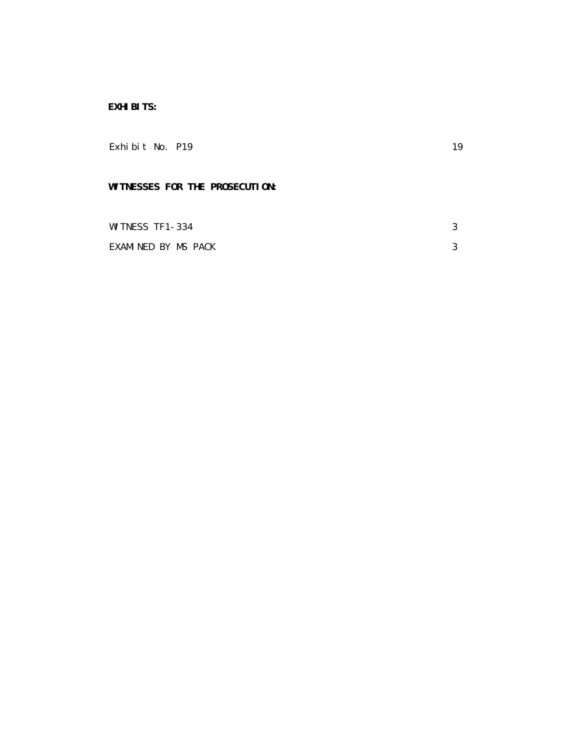**EXHIBITS:**

| | |
|---|---|
| Exhibit No. P19 | 19 |

**WITNESSES FOR THE PROSECUTION:**

| | |
|---|---|
| WITNESS TF1-334 | 3 |
| EXAMINED BY MS PACK | 3 |